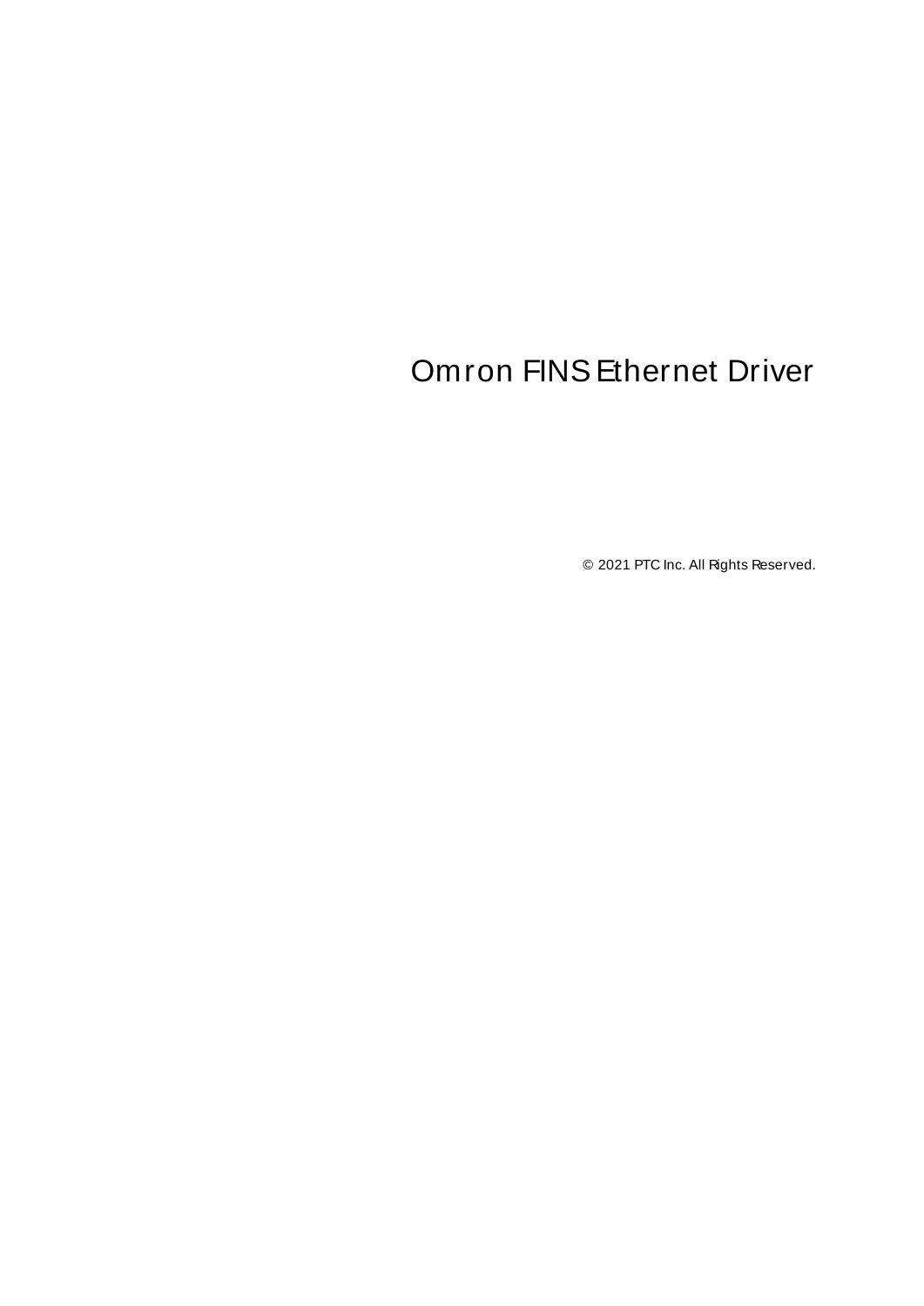# Omron FINS Ethernet Driver

© 2021 PTC Inc. All Rights Reserved.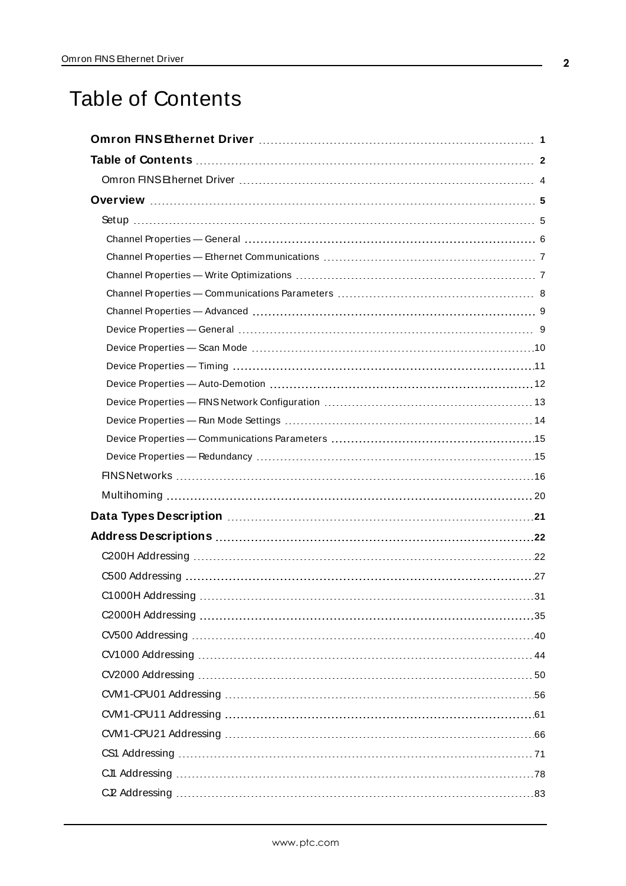# Table of Contents

**Omron FINS Ethernet Driver** 1

**Table of Contents** 2

Omron FINS Ethernet Driver 4

**Overview** 5

Setup 5

Channel Properties — General 6

Channel Properties — Ethernet Communications 7

Channel Properties — Write Optimizations 7

Channel Properties — Communications Parameters 8

Channel Properties — Advanced 9

Device Properties — General 9

Device Properties — Scan Mode 10

Device Properties — Timing 11

Device Properties — Auto-Demotion 12

Device Properties — FINS Network Configuration 13

Device Properties — Run Mode Settings 14

Device Properties — Communications Parameters 15

Device Properties — Redundancy 15

FINS Networks 16

Multihoming 20

**Data Types Description** 21

**Address Descriptions** 22

C200H Addressing 22

C500 Addressing 27

C1000H Addressing 31

C2000H Addressing 35

CV500 Addressing 40

CV1000 Addressing 44

CV2000 Addressing 50

CVM1-CPU01 Addressing 56

CVM1-CPU11 Addressing 61

CVM1-CPU21 Addressing 66

CS1 Addressing 71

CJ1 Addressing 78

CJ2 Addressing 83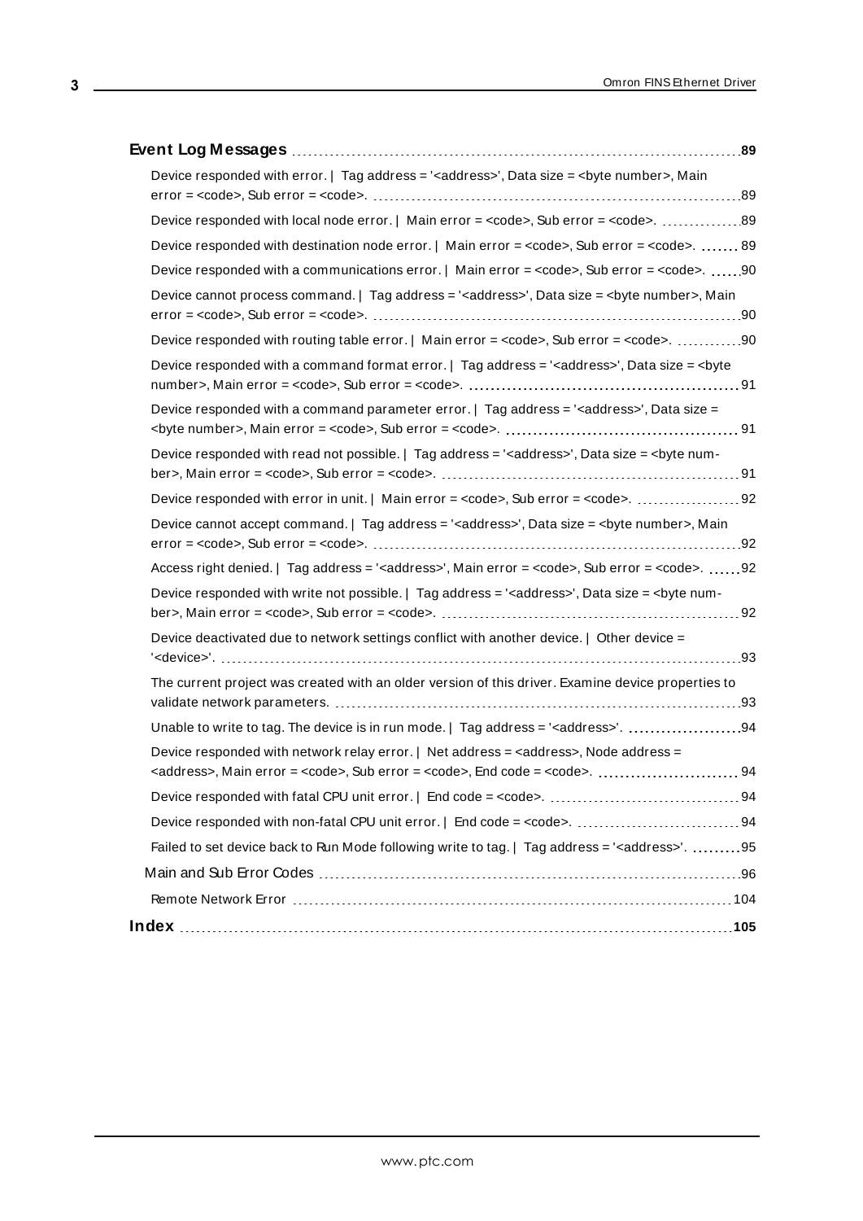**Event Log Messages** 89

Device responded with error. | Tag address = '<address>', Data size = <byte number>, Main error = <code>, Sub error = <code>. 89

Device responded with local node error. | Main error = <code>, Sub error = <code>. 89

Device responded with destination node error. | Main error = <code>, Sub error = <code>. 89

Device responded with a communications error. | Main error = <code>, Sub error = <code>. 90

Device cannot process command. | Tag address = '<address>', Data size = <byte number>, Main error = <code>, Sub error = <code>. 90

Device responded with routing table error. | Main error = <code>, Sub error = <code>. 90

Device responded with a command format error. | Tag address = '<address>', Data size = <byte number>, Main error = <code>, Sub error = <code>. 91

Device responded with a command parameter error. | Tag address = '<address>', Data size = <byte number>, Main error = <code>, Sub error = <code>. 91

Device responded with read not possible. | Tag address = '<address>', Data size = <byte number>, Main error = <code>, Sub error = <code>. 91

Device responded with error in unit. | Main error = <code>, Sub error = <code>. 92

Device cannot accept command. | Tag address = '<address>', Data size = <byte number>, Main error = <code>, Sub error = <code>. 92

Access right denied. | Tag address = '<address>', Main error = <code>, Sub error = <code>. 92

Device responded with write not possible. | Tag address = '<address>', Data size = <byte number>, Main error = <code>, Sub error = <code>. 92

Device deactivated due to network settings conflict with another device. | Other device = '<device>'. 93

The current project was created with an older version of this driver. Examine device properties to validate network parameters. 93

Unable to write to tag. The device is in run mode. | Tag address = '<address>'. 94

Device responded with network relay error. | Net address = <address>, Node address = <address>, Main error = <code>, Sub error = <code>, End code = <code>. 94

Device responded with fatal CPU unit error. | End code = <code>. 94

Device responded with non-fatal CPU unit error. | End code = <code>. 94

Failed to set device back to Run Mode following write to tag. | Tag address = '<address>'. 95

Main and Sub Error Codes 96

Remote Network Error 104

**Index** 105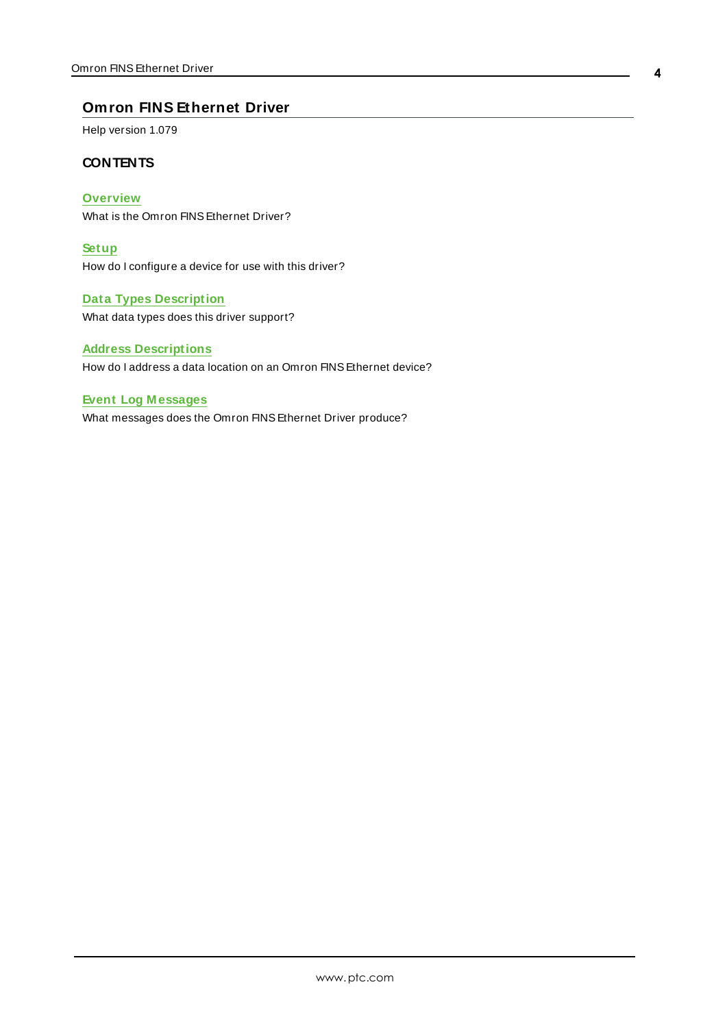# Omron FINS Ethernet Driver

Help version 1.079

## CONTENTS

**Overview**
What is the Omron FINS Ethernet Driver?

**Setup**
How do I configure a device for use with this driver?

**Data Types Description**
What data types does this driver support?

**Address Descriptions**
How do I address a data location on an Omron FINS Ethernet device?

**Event Log Messages**
What messages does the Omron FINS Ethernet Driver produce?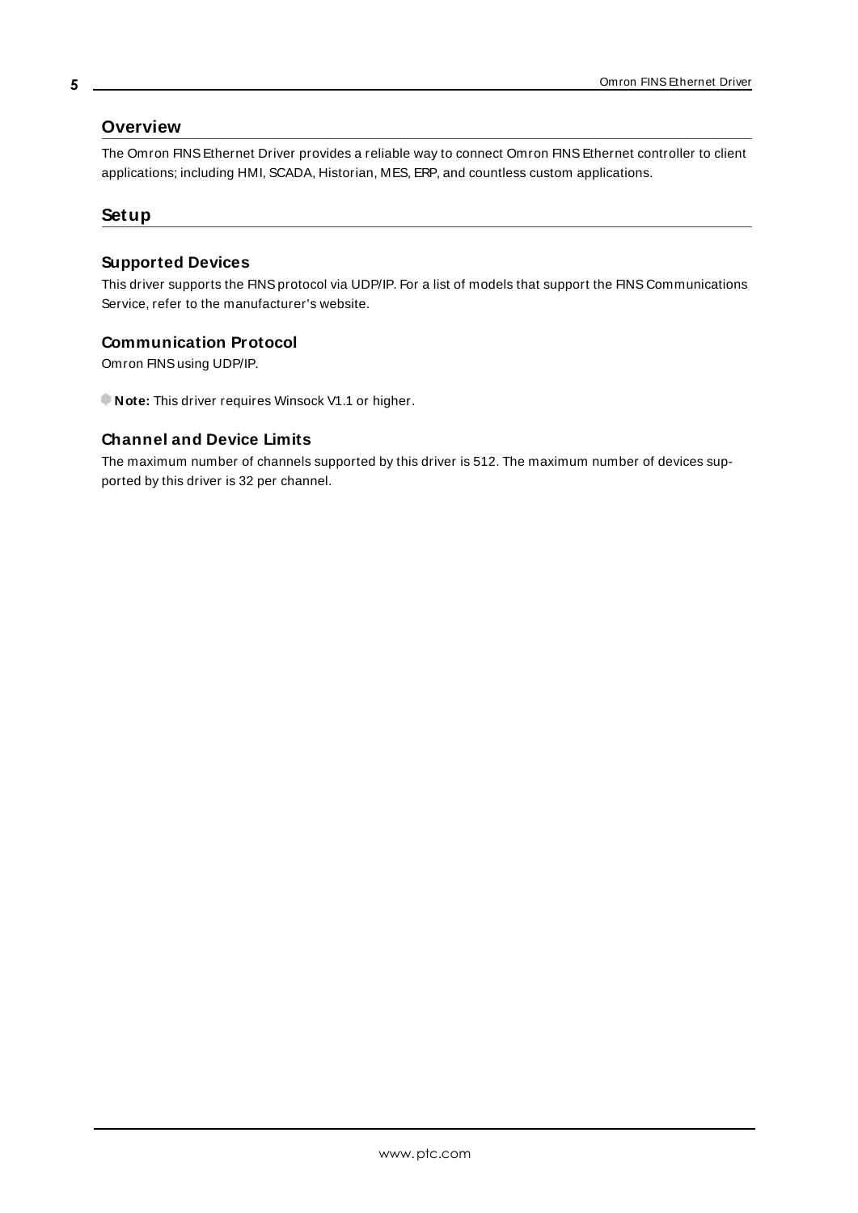## Overview

The Omron FINS Ethernet Driver provides a reliable way to connect Omron FINS Ethernet controller to client applications; including HMI, SCADA, Historian, MES, ERP, and countless custom applications.

## Setup

### Supported Devices

This driver supports the FINS protocol via UDP/IP. For a list of models that support the FINS Communications Service, refer to the manufacturer's website.

### Communication Protocol

Omron FINS using UDP/IP.

**Note:** This driver requires Winsock V1.1 or higher.

### Channel and Device Limits

The maximum number of channels supported by this driver is 512. The maximum number of devices supported by this driver is 32 per channel.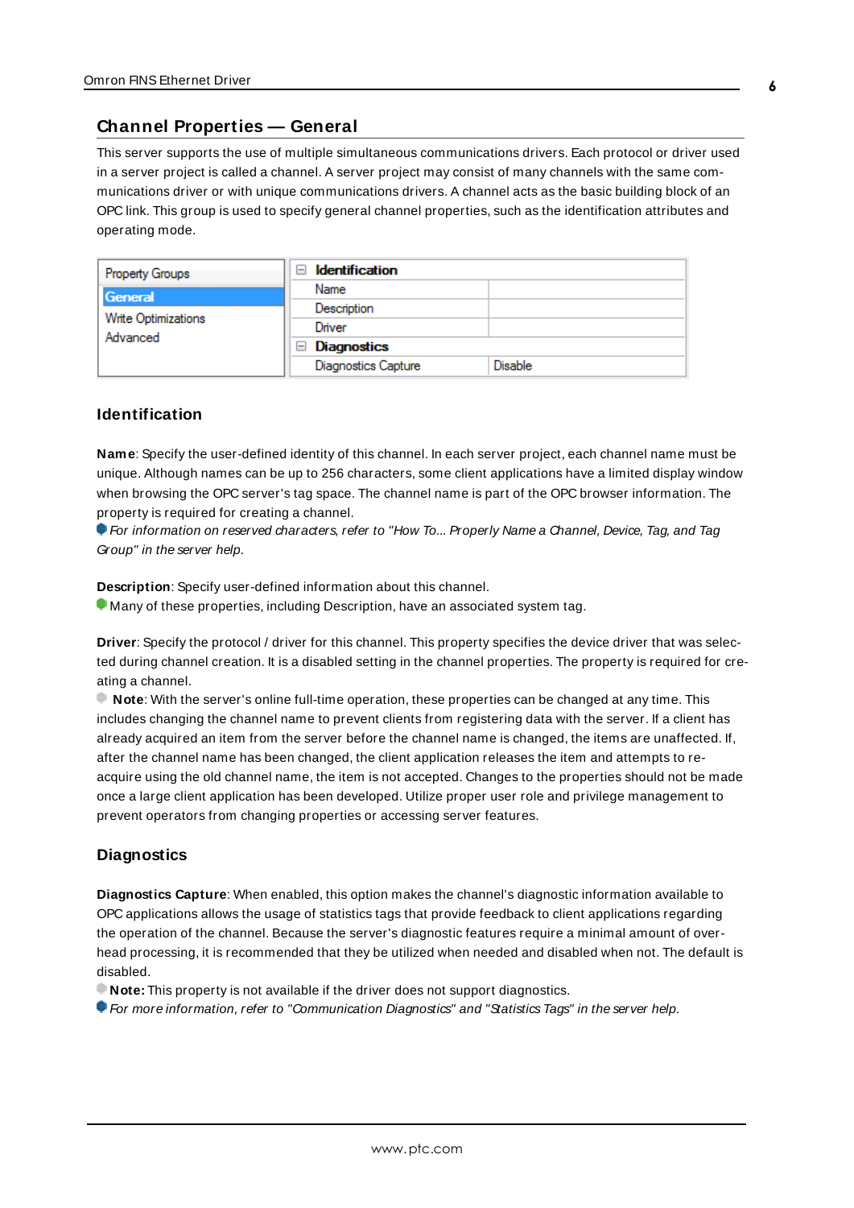## Channel Properties — General

This server supports the use of multiple simultaneous communications drivers. Each protocol or driver used in a server project is called a channel. A server project may consist of many channels with the same communications driver or with unique communications drivers. A channel acts as the basic building block of an OPC link. This group is used to specify general channel properties, such as the identification attributes and operating mode.

| Property Groups | Identification | |
|---|---|---|
| General | Name | |
| Write Optimizations | Description | |
| Advanced | Driver | |
| | **Diagnostics** | |
| | Diagnostics Capture | Disable |

### Identification

**Name**: Specify the user-defined identity of this channel. In each server project, each channel name must be unique. Although names can be up to 256 characters, some client applications have a limited display window when browsing the OPC server's tag space. The channel name is part of the OPC browser information. The property is required for creating a channel.

*For information on reserved characters, refer to "How To... Properly Name a Channel, Device, Tag, and Tag Group" in the server help.*

**Description**: Specify user-defined information about this channel.

Many of these properties, including Description, have an associated system tag.

**Driver**: Specify the protocol / driver for this channel. This property specifies the device driver that was selected during channel creation. It is a disabled setting in the channel properties. The property is required for creating a channel.

**Note**: With the server's online full-time operation, these properties can be changed at any time. This includes changing the channel name to prevent clients from registering data with the server. If a client has already acquired an item from the server before the channel name is changed, the items are unaffected. If, after the channel name has been changed, the client application releases the item and attempts to re-acquire using the old channel name, the item is not accepted. Changes to the properties should not be made once a large client application has been developed. Utilize proper user role and privilege management to prevent operators from changing properties or accessing server features.

### Diagnostics

**Diagnostics Capture**: When enabled, this option makes the channel's diagnostic information available to OPC applications allows the usage of statistics tags that provide feedback to client applications regarding the operation of the channel. Because the server's diagnostic features require a minimal amount of overhead processing, it is recommended that they be utilized when needed and disabled when not. The default is disabled.

**Note:** This property is not available if the driver does not support diagnostics.

*For more information, refer to "Communication Diagnostics" and "Statistics Tags" in the server help.*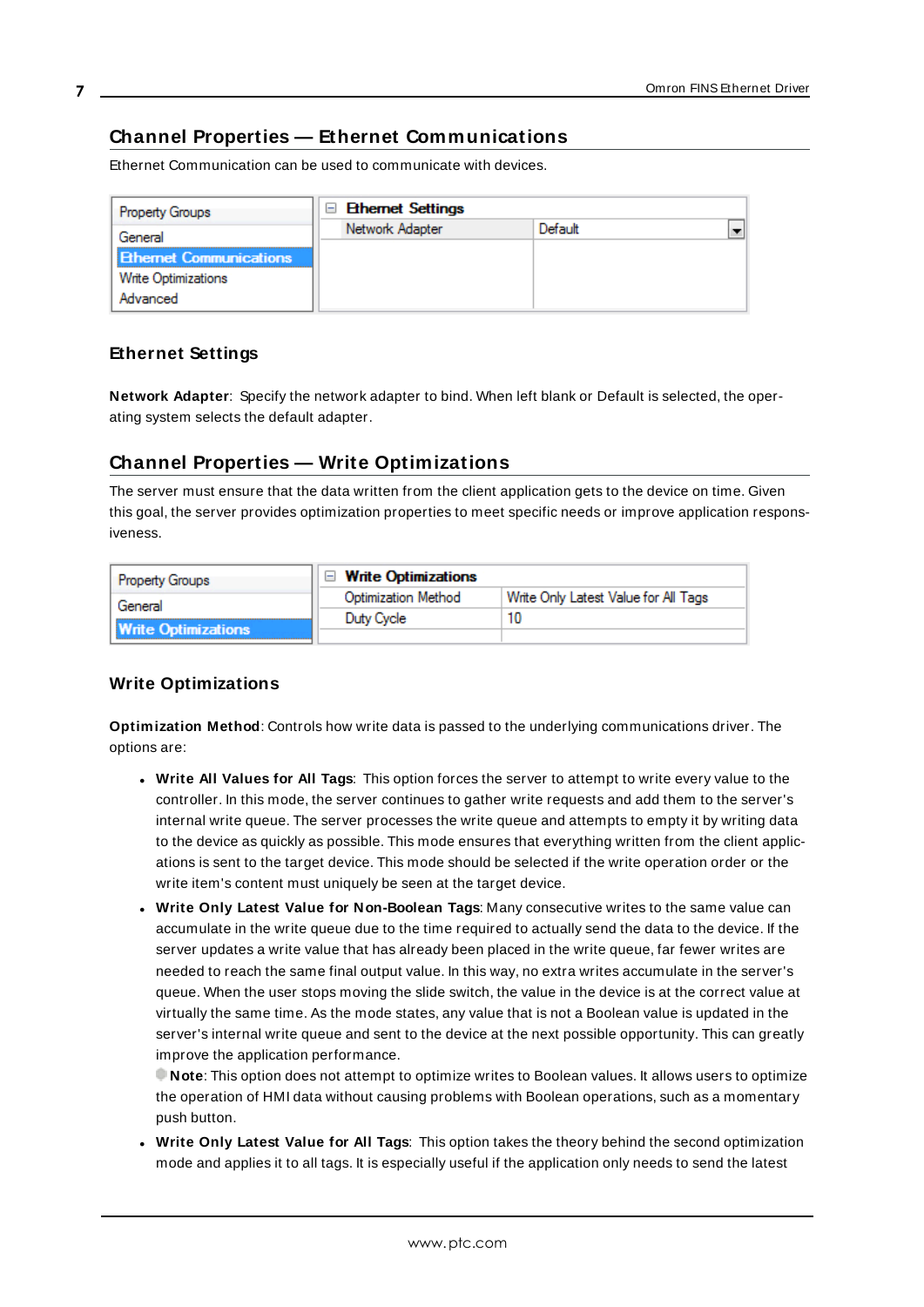## Channel Properties — Ethernet Communications

Ethernet Communication can be used to communicate with devices.

| Property Groups | Ethernet Settings | |
|---|---|---|
| General | Network Adapter | Default |
| Ethernet Communications | | |
| Write Optimizations | | |
| Advanced | | |

### Ethernet Settings

**Network Adapter**: Specify the network adapter to bind. When left blank or Default is selected, the operating system selects the default adapter.

## Channel Properties — Write Optimizations

The server must ensure that the data written from the client application gets to the device on time. Given this goal, the server provides optimization properties to meet specific needs or improve application responsiveness.

| Property Groups | Write Optimizations | |
|---|---|---|
| General | Optimization Method | Write Only Latest Value for All Tags |
| Write Optimizations | Duty Cycle | 10 |

### Write Optimizations

**Optimization Method**: Controls how write data is passed to the underlying communications driver. The options are:

- **Write All Values for All Tags**: This option forces the server to attempt to write every value to the controller. In this mode, the server continues to gather write requests and add them to the server's internal write queue. The server processes the write queue and attempts to empty it by writing data to the device as quickly as possible. This mode ensures that everything written from the client applications is sent to the target device. This mode should be selected if the write operation order or the write item's content must uniquely be seen at the target device.
- **Write Only Latest Value for Non-Boolean Tags**: Many consecutive writes to the same value can accumulate in the write queue due to the time required to actually send the data to the device. If the server updates a write value that has already been placed in the write queue, far fewer writes are needed to reach the same final output value. In this way, no extra writes accumulate in the server's queue. When the user stops moving the slide switch, the value in the device is at the correct value at virtually the same time. As the mode states, any value that is not a Boolean value is updated in the server's internal write queue and sent to the device at the next possible opportunity. This can greatly improve the application performance.
  **Note**: This option does not attempt to optimize writes to Boolean values. It allows users to optimize the operation of HMI data without causing problems with Boolean operations, such as a momentary push button.
- **Write Only Latest Value for All Tags**: This option takes the theory behind the second optimization mode and applies it to all tags. It is especially useful if the application only needs to send the latest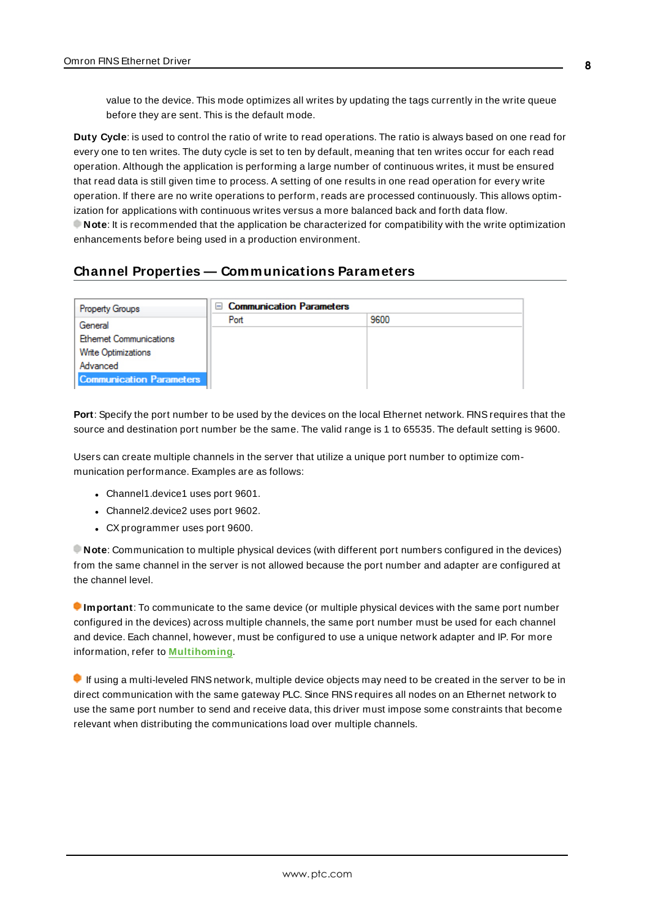value to the device. This mode optimizes all writes by updating the tags currently in the write queue before they are sent. This is the default mode.

**Duty Cycle**: is used to control the ratio of write to read operations. The ratio is always based on one read for every one to ten writes. The duty cycle is set to ten by default, meaning that ten writes occur for each read operation. Although the application is performing a large number of continuous writes, it must be ensured that read data is still given time to process. A setting of one results in one read operation for every write operation. If there are no write operations to perform, reads are processed continuously. This allows optimization for applications with continuous writes versus a more balanced back and forth data flow.

**Note**: It is recommended that the application be characterized for compatibility with the write optimization enhancements before being used in a production environment.

## Channel Properties — Communications Parameters

| Property Groups | Communication Parameters | |
|---|---|---|
| General | Port | 9600 |
| Ethernet Communications | | |
| Write Optimizations | | |
| Advanced | | |
| Communication Parameters | | |

**Port**: Specify the port number to be used by the devices on the local Ethernet network. FINS requires that the source and destination port number be the same. The valid range is 1 to 65535. The default setting is 9600.

Users can create multiple channels in the server that utilize a unique port number to optimize communication performance. Examples are as follows:

- Channel1.device1 uses port 9601.
- Channel2.device2 uses port 9602.
- CX programmer uses port 9600.

**Note**: Communication to multiple physical devices (with different port numbers configured in the devices) from the same channel in the server is not allowed because the port number and adapter are configured at the channel level.

**Important**: To communicate to the same device (or multiple physical devices with the same port number configured in the devices) across multiple channels, the same port number must be used for each channel and device. Each channel, however, must be configured to use a unique network adapter and IP. For more information, refer to **Multihoming**.

If using a multi-leveled FINS network, multiple device objects may need to be created in the server to be in direct communication with the same gateway PLC. Since FINS requires all nodes on an Ethernet network to use the same port number to send and receive data, this driver must impose some constraints that become relevant when distributing the communications load over multiple channels.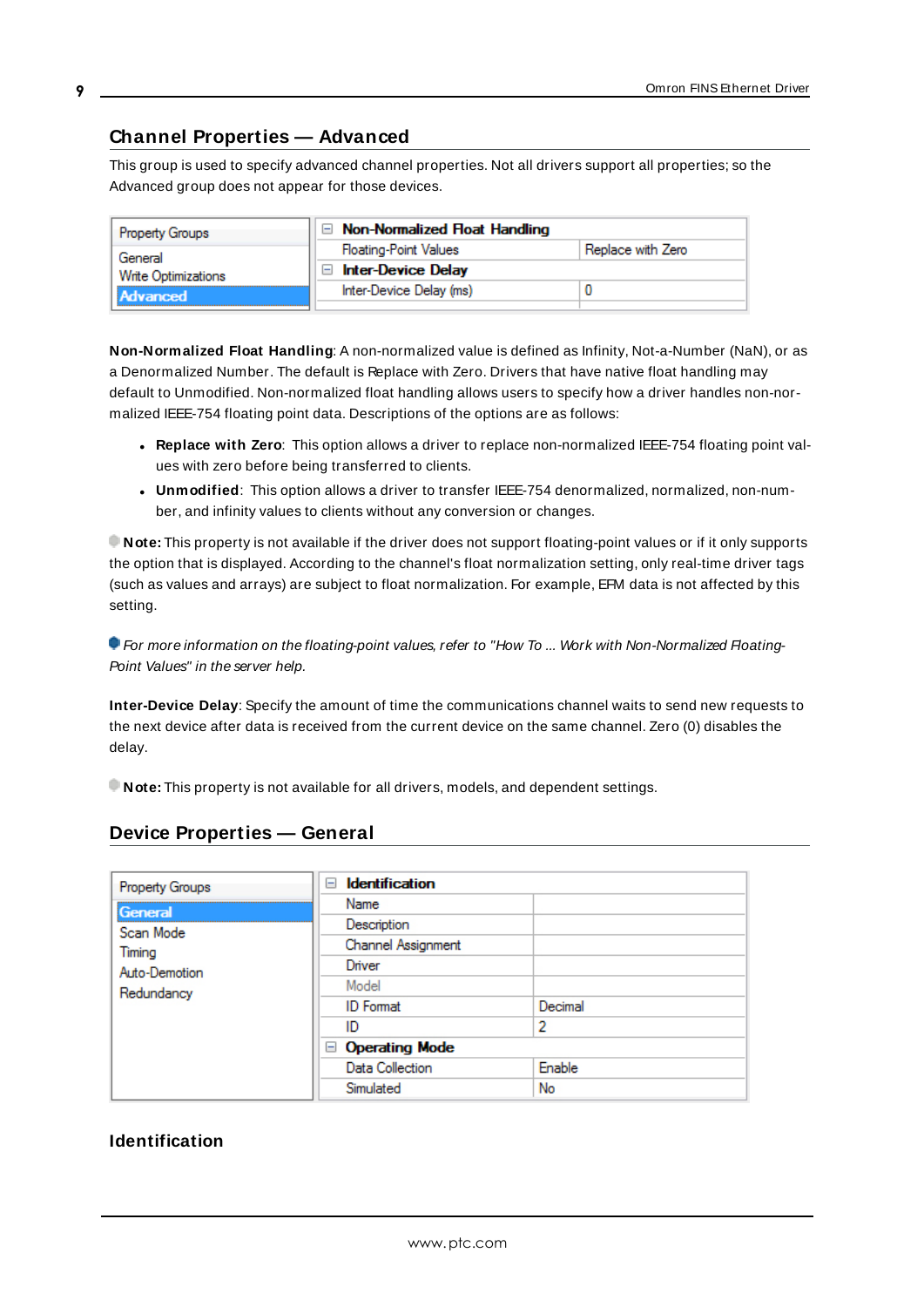## Channel Properties — Advanced

This group is used to specify advanced channel properties. Not all drivers support all properties; so the Advanced group does not appear for those devices.

| Property Groups | | |
|---|---|---|
| General | **Non-Normalized Float Handling** | |
| Write Optimizations | Floating-Point Values | Replace with Zero |
| **Advanced** | **Inter-Device Delay** | |
| | Inter-Device Delay (ms) | 0 |

**Non-Normalized Float Handling**: A non-normalized value is defined as Infinity, Not-a-Number (NaN), or as a Denormalized Number. The default is Replace with Zero. Drivers that have native float handling may default to Unmodified. Non-normalized float handling allows users to specify how a driver handles non-normalized IEEE-754 floating point data. Descriptions of the options are as follows:

- **Replace with Zero**: This option allows a driver to replace non-normalized IEEE-754 floating point values with zero before being transferred to clients.
- **Unmodified**: This option allows a driver to transfer IEEE-754 denormalized, normalized, non-number, and infinity values to clients without any conversion or changes.

**Note:** This property is not available if the driver does not support floating-point values or if it only supports the option that is displayed. According to the channel's float normalization setting, only real-time driver tags (such as values and arrays) are subject to float normalization. For example, EFM data is not affected by this setting.

*For more information on the floating-point values, refer to "How To ... Work with Non-Normalized Floating-Point Values" in the server help.*

**Inter-Device Delay**: Specify the amount of time the communications channel waits to send new requests to the next device after data is received from the current device on the same channel. Zero (0) disables the delay.

**Note:** This property is not available for all drivers, models, and dependent settings.

## Device Properties — General

| Property Groups | | |
|---|---|---|
| **General** | **Identification** | |
| Scan Mode | Name | |
| Timing | Description | |
| Auto-Demotion | Channel Assignment | |
| Redundancy | Driver | |
| | Model | |
| | ID Format | Decimal |
| | ID | 2 |
| | **Operating Mode** | |
| | Data Collection | Enable |
| | Simulated | No |

### Identification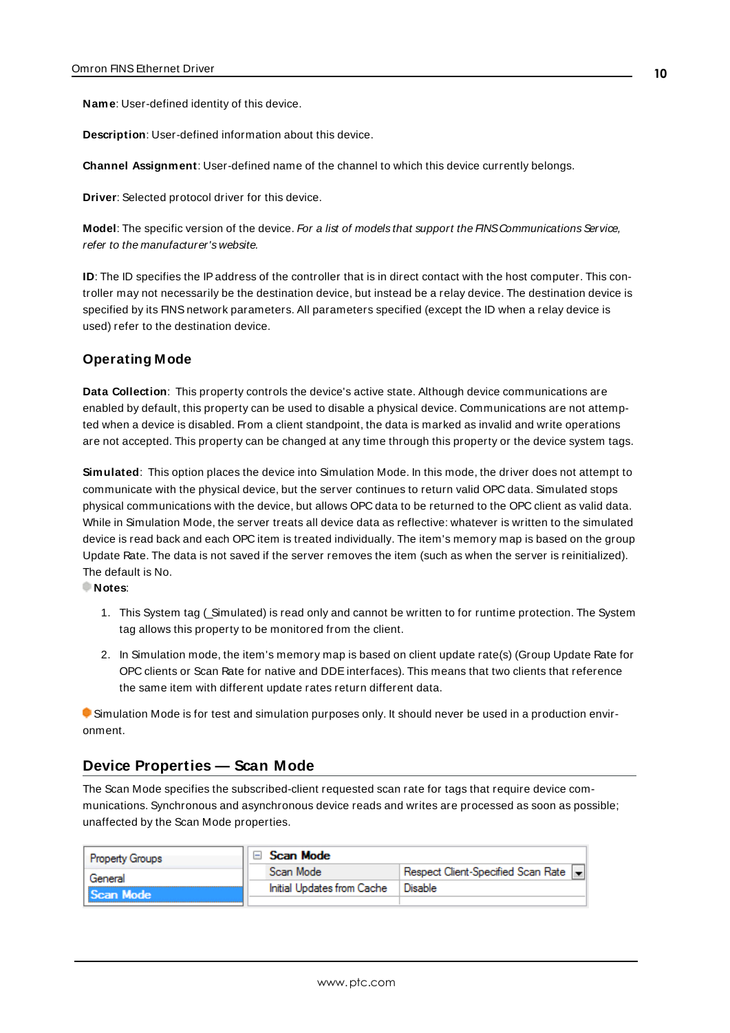**Name**: User-defined identity of this device.

**Description**: User-defined information about this device.

**Channel Assignment**: User-defined name of the channel to which this device currently belongs.

**Driver**: Selected protocol driver for this device.

**Model**: The specific version of the device. *For a list of models that support the FINS Communications Service, refer to the manufacturer's website.*

**ID**: The ID specifies the IP address of the controller that is in direct contact with the host computer. This controller may not necessarily be the destination device, but instead be a relay device. The destination device is specified by its FINS network parameters. All parameters specified (except the ID when a relay device is used) refer to the destination device.

### Operating Mode

**Data Collection**: This property controls the device's active state. Although device communications are enabled by default, this property can be used to disable a physical device. Communications are not attempted when a device is disabled. From a client standpoint, the data is marked as invalid and write operations are not accepted. This property can be changed at any time through this property or the device system tags.

**Simulated**: This option places the device into Simulation Mode. In this mode, the driver does not attempt to communicate with the physical device, but the server continues to return valid OPC data. Simulated stops physical communications with the device, but allows OPC data to be returned to the OPC client as valid data. While in Simulation Mode, the server treats all device data as reflective: whatever is written to the simulated device is read back and each OPC item is treated individually. The item's memory map is based on the group Update Rate. The data is not saved if the server removes the item (such as when the server is reinitialized). The default is No.

**Notes**:

1. This System tag (_Simulated) is read only and cannot be written to for runtime protection. The System tag allows this property to be monitored from the client.
2. In Simulation mode, the item's memory map is based on client update rate(s) (Group Update Rate for OPC clients or Scan Rate for native and DDE interfaces). This means that two clients that reference the same item with different update rates return different data.

Simulation Mode is for test and simulation purposes only. It should never be used in a production environment.

## Device Properties — Scan Mode

The Scan Mode specifies the subscribed-client requested scan rate for tags that require device communications. Synchronous and asynchronous device reads and writes are processed as soon as possible; unaffected by the Scan Mode properties.

| Property Groups | Scan Mode | |
|---|---|---|
| General | Scan Mode | Respect Client-Specified Scan Rate |
| **Scan Mode** | Initial Updates from Cache | Disable |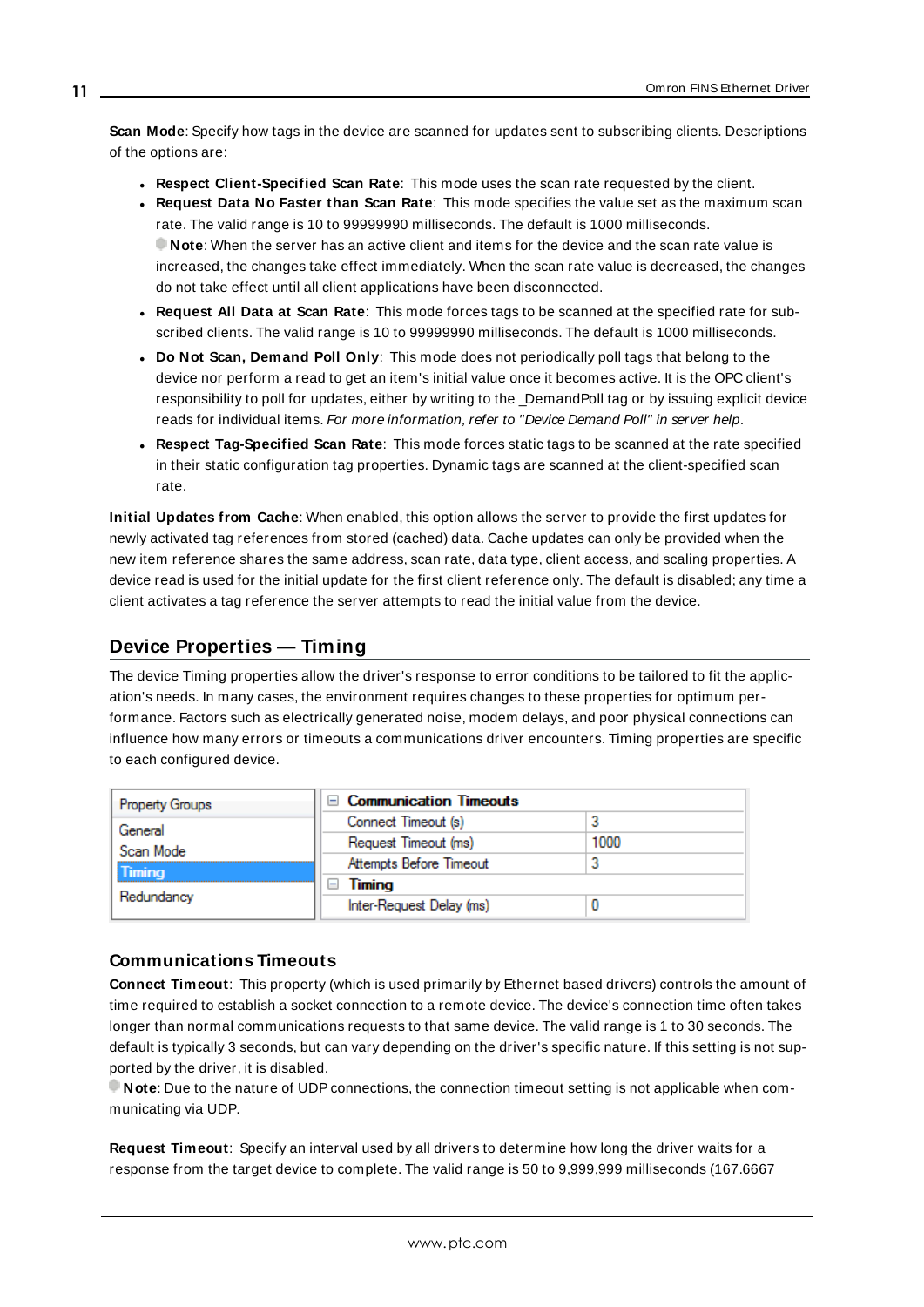**Scan Mode**: Specify how tags in the device are scanned for updates sent to subscribing clients. Descriptions of the options are:

- **Respect Client-Specified Scan Rate**: This mode uses the scan rate requested by the client.
- **Request Data No Faster than Scan Rate**: This mode specifies the value set as the maximum scan rate. The valid range is 10 to 99999990 milliseconds. The default is 1000 milliseconds.
  **Note**: When the server has an active client and items for the device and the scan rate value is increased, the changes take effect immediately. When the scan rate value is decreased, the changes do not take effect until all client applications have been disconnected.
- **Request All Data at Scan Rate**: This mode forces tags to be scanned at the specified rate for subscribed clients. The valid range is 10 to 99999990 milliseconds. The default is 1000 milliseconds.
- **Do Not Scan, Demand Poll Only**: This mode does not periodically poll tags that belong to the device nor perform a read to get an item's initial value once it becomes active. It is the OPC client's responsibility to poll for updates, either by writing to the _DemandPoll tag or by issuing explicit device reads for individual items. *For more information, refer to "Device Demand Poll" in server help.*
- **Respect Tag-Specified Scan Rate**: This mode forces static tags to be scanned at the rate specified in their static configuration tag properties. Dynamic tags are scanned at the client-specified scan rate.

**Initial Updates from Cache**: When enabled, this option allows the server to provide the first updates for newly activated tag references from stored (cached) data. Cache updates can only be provided when the new item reference shares the same address, scan rate, data type, client access, and scaling properties. A device read is used for the initial update for the first client reference only. The default is disabled; any time a client activates a tag reference the server attempts to read the initial value from the device.

## Device Properties — Timing

The device Timing properties allow the driver's response to error conditions to be tailored to fit the application's needs. In many cases, the environment requires changes to these properties for optimum performance. Factors such as electrically generated noise, modem delays, and poor physical connections can influence how many errors or timeouts a communications driver encounters. Timing properties are specific to each configured device.

| Property Groups | Communication Timeouts | |
|---|---|---|
| General | Connect Timeout (s) | 3 |
| Scan Mode | Request Timeout (ms) | 1000 |
| **Timing** | Attempts Before Timeout | 3 |
| Redundancy | **Timing** | |
| | Inter-Request Delay (ms) | 0 |

### Communications Timeouts

**Connect Timeout**: This property (which is used primarily by Ethernet based drivers) controls the amount of time required to establish a socket connection to a remote device. The device's connection time often takes longer than normal communications requests to that same device. The valid range is 1 to 30 seconds. The default is typically 3 seconds, but can vary depending on the driver's specific nature. If this setting is not supported by the driver, it is disabled.
**Note**: Due to the nature of UDP connections, the connection timeout setting is not applicable when communicating via UDP.

**Request Timeout**: Specify an interval used by all drivers to determine how long the driver waits for a response from the target device to complete. The valid range is 50 to 9,999,999 milliseconds (167.6667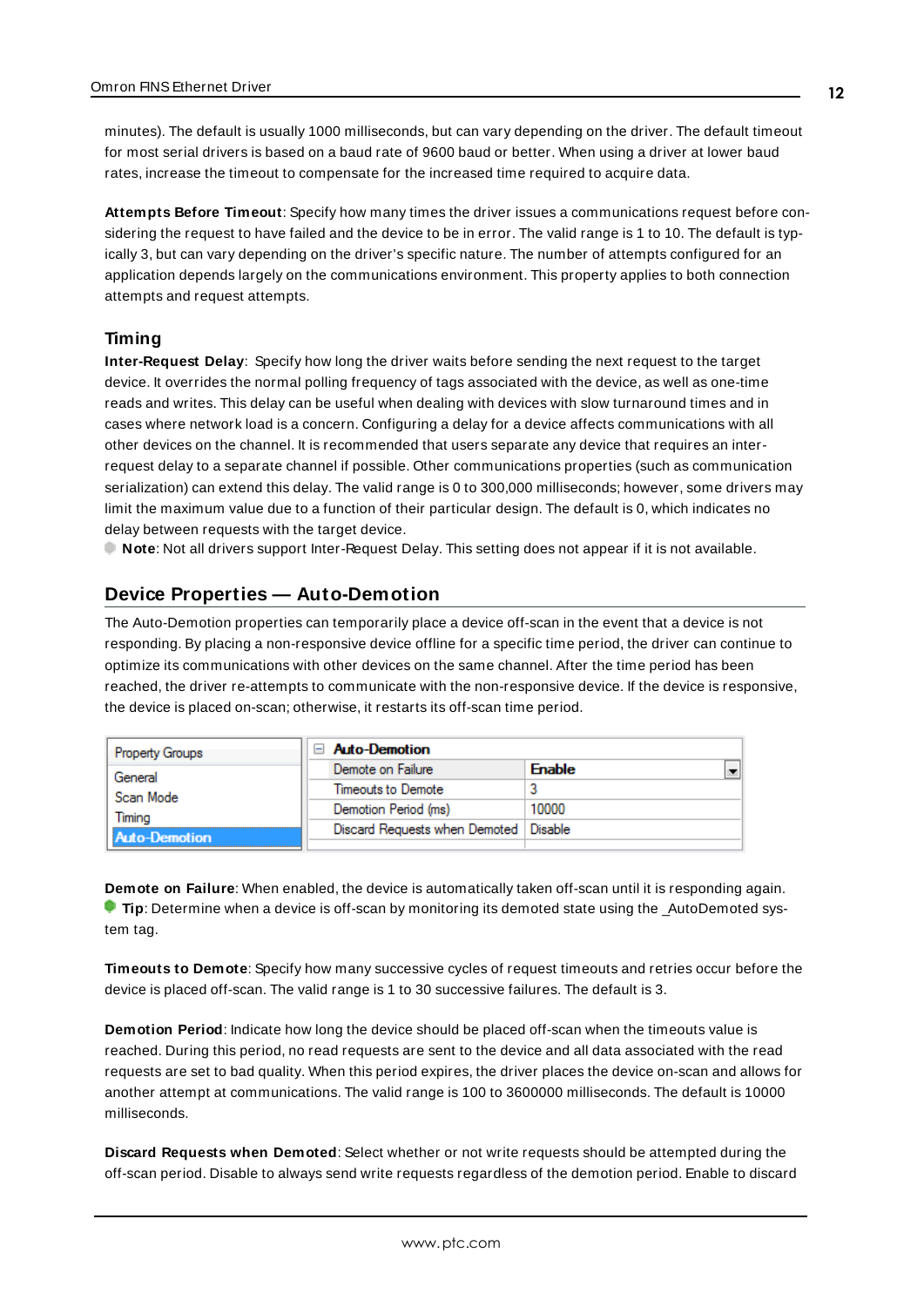minutes). The default is usually 1000 milliseconds, but can vary depending on the driver. The default timeout for most serial drivers is based on a baud rate of 9600 baud or better. When using a driver at lower baud rates, increase the timeout to compensate for the increased time required to acquire data.

**Attempts Before Timeout**: Specify how many times the driver issues a communications request before considering the request to have failed and the device to be in error. The valid range is 1 to 10. The default is typically 3, but can vary depending on the driver's specific nature. The number of attempts configured for an application depends largely on the communications environment. This property applies to both connection attempts and request attempts.

### Timing

**Inter-Request Delay**: Specify how long the driver waits before sending the next request to the target device. It overrides the normal polling frequency of tags associated with the device, as well as one-time reads and writes. This delay can be useful when dealing with devices with slow turnaround times and in cases where network load is a concern. Configuring a delay for a device affects communications with all other devices on the channel. It is recommended that users separate any device that requires an inter-request delay to a separate channel if possible. Other communications properties (such as communication serialization) can extend this delay. The valid range is 0 to 300,000 milliseconds; however, some drivers may limit the maximum value due to a function of their particular design. The default is 0, which indicates no delay between requests with the target device.

**Note**: Not all drivers support Inter-Request Delay. This setting does not appear if it is not available.

## Device Properties — Auto-Demotion

The Auto-Demotion properties can temporarily place a device off-scan in the event that a device is not responding. By placing a non-responsive device offline for a specific time period, the driver can continue to optimize its communications with other devices on the same channel. After the time period has been reached, the driver re-attempts to communicate with the non-responsive device. If the device is responsive, the device is placed on-scan; otherwise, it restarts its off-scan time period.

| Property Groups | Auto-Demotion | |
|---|---|---|
| General | Demote on Failure | Enable |
| Scan Mode | Timeouts to Demote | 3 |
| Timing | Demotion Period (ms) | 10000 |
| **Auto-Demotion** | Discard Requests when Demoted | Disable |

**Demote on Failure**: When enabled, the device is automatically taken off-scan until it is responding again.

**Tip**: Determine when a device is off-scan by monitoring its demoted state using the _AutoDemoted system tag.

**Timeouts to Demote**: Specify how many successive cycles of request timeouts and retries occur before the device is placed off-scan. The valid range is 1 to 30 successive failures. The default is 3.

**Demotion Period**: Indicate how long the device should be placed off-scan when the timeouts value is reached. During this period, no read requests are sent to the device and all data associated with the read requests are set to bad quality. When this period expires, the driver places the device on-scan and allows for another attempt at communications. The valid range is 100 to 3600000 milliseconds. The default is 10000 milliseconds.

**Discard Requests when Demoted**: Select whether or not write requests should be attempted during the off-scan period. Disable to always send write requests regardless of the demotion period. Enable to discard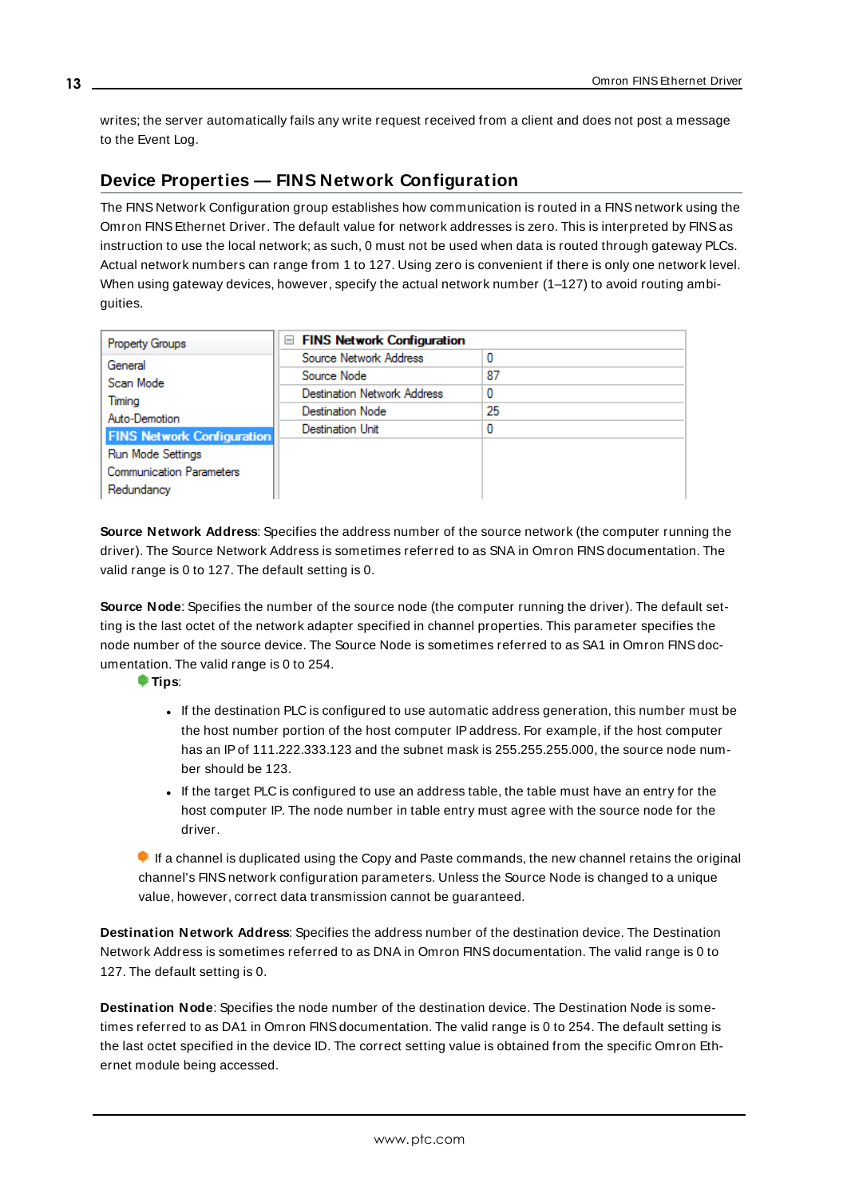writes; the server automatically fails any write request received from a client and does not post a message to the Event Log.

## Device Properties — FINS Network Configuration

The FINS Network Configuration group establishes how communication is routed in a FINS network using the Omron FINS Ethernet Driver. The default value for network addresses is zero. This is interpreted by FINS as instruction to use the local network; as such, 0 must not be used when data is routed through gateway PLCs. Actual network numbers can range from 1 to 127. Using zero is convenient if there is only one network level. When using gateway devices, however, specify the actual network number (1–127) to avoid routing ambiguities.

| Property Groups | FINS Network Configuration | |
|---|---|---|
| General | Source Network Address | 0 |
| Scan Mode | Source Node | 87 |
| Timing | Destination Network Address | 0 |
| Auto-Demotion | Destination Node | 25 |
| **FINS Network Configuration** | Destination Unit | 0 |
| Run Mode Settings | | |
| Communication Parameters | | |
| Redundancy | | |

**Source Network Address**: Specifies the address number of the source network (the computer running the driver). The Source Network Address is sometimes referred to as SNA in Omron FINS documentation. The valid range is 0 to 127. The default setting is 0.

**Source Node**: Specifies the number of the source node (the computer running the driver). The default setting is the last octet of the network adapter specified in channel properties. This parameter specifies the node number of the source device. The Source Node is sometimes referred to as SA1 in Omron FINS documentation. The valid range is 0 to 254.

**Tips**:

- If the destination PLC is configured to use automatic address generation, this number must be the host number portion of the host computer IP address. For example, if the host computer has an IP of 111.222.333.123 and the subnet mask is 255.255.255.000, the source node number should be 123.
- If the target PLC is configured to use an address table, the table must have an entry for the host computer IP. The node number in table entry must agree with the source node for the driver.

If a channel is duplicated using the Copy and Paste commands, the new channel retains the original channel's FINS network configuration parameters. Unless the Source Node is changed to a unique value, however, correct data transmission cannot be guaranteed.

**Destination Network Address**: Specifies the address number of the destination device. The Destination Network Address is sometimes referred to as DNA in Omron FINS documentation. The valid range is 0 to 127. The default setting is 0.

**Destination Node**: Specifies the node number of the destination device. The Destination Node is sometimes referred to as DA1 in Omron FINS documentation. The valid range is 0 to 254. The default setting is the last octet specified in the device ID. The correct setting value is obtained from the specific Omron Ethernet module being accessed.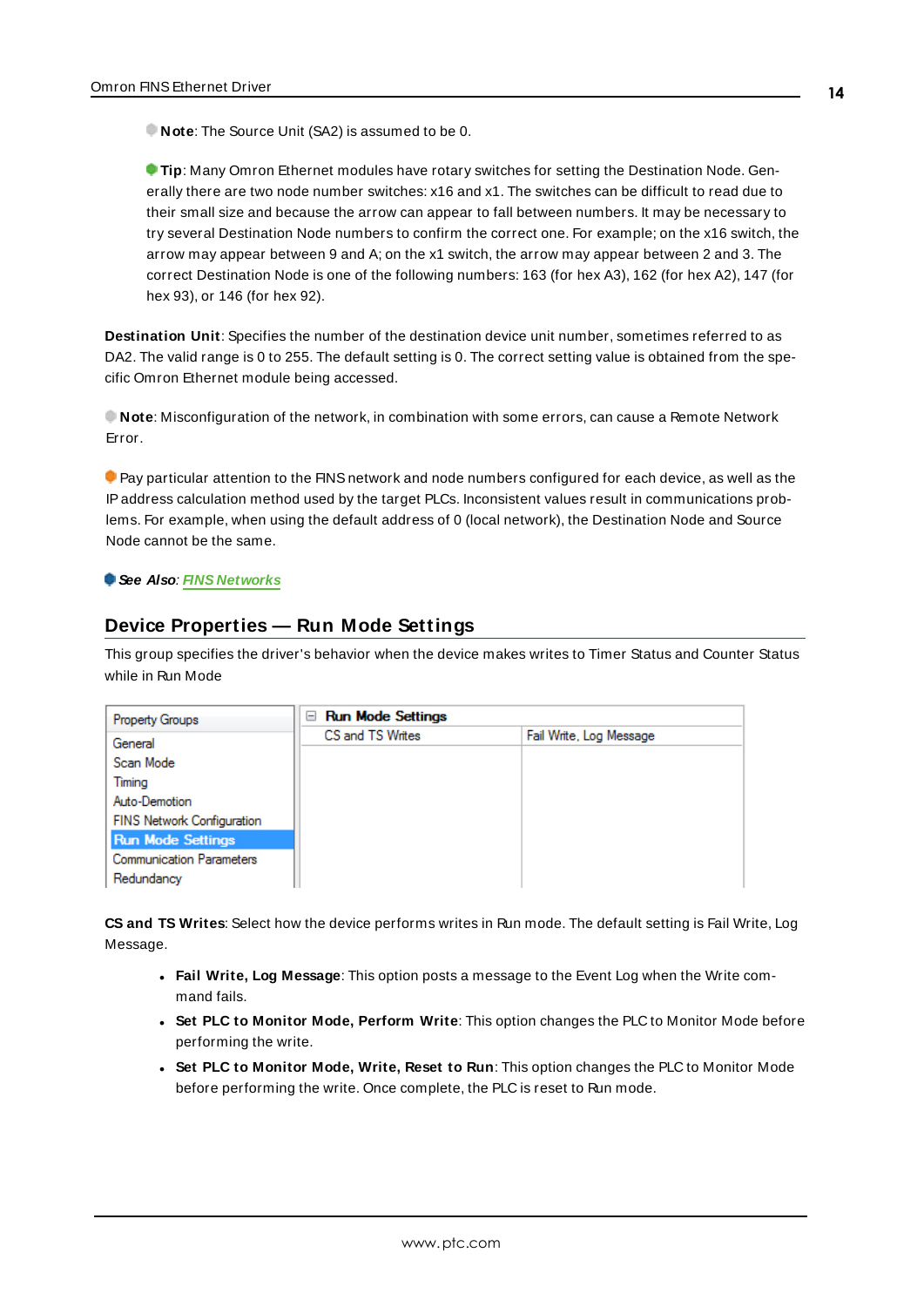**Note**: The Source Unit (SA2) is assumed to be 0.

**Tip**: Many Omron Ethernet modules have rotary switches for setting the Destination Node. Generally there are two node number switches: x16 and x1. The switches can be difficult to read due to their small size and because the arrow can appear to fall between numbers. It may be necessary to try several Destination Node numbers to confirm the correct one. For example; on the x16 switch, the arrow may appear between 9 and A; on the x1 switch, the arrow may appear between 2 and 3. The correct Destination Node is one of the following numbers: 163 (for hex A3), 162 (for hex A2), 147 (for hex 93), or 146 (for hex 92).

**Destination Unit**: Specifies the number of the destination device unit number, sometimes referred to as DA2. The valid range is 0 to 255. The default setting is 0. The correct setting value is obtained from the specific Omron Ethernet module being accessed.

**Note**: Misconfiguration of the network, in combination with some errors, can cause a Remote Network Error.

Pay particular attention to the FINS network and node numbers configured for each device, as well as the IP address calculation method used by the target PLCs. Inconsistent values result in communications problems. For example, when using the default address of 0 (local network), the Destination Node and Source Node cannot be the same.

***See Also***: FINS Networks

## Device Properties — Run Mode Settings

This group specifies the driver's behavior when the device makes writes to Timer Status and Counter Status while in Run Mode

| Property Groups | Run Mode Settings | |
|---|---|---|
| General | CS and TS Writes | Fail Write, Log Message |
| Scan Mode | | |
| Timing | | |
| Auto-Demotion | | |
| FINS Network Configuration | | |
| Run Mode Settings | | |
| Communication Parameters | | |
| Redundancy | | |

**CS and TS Writes**: Select how the device performs writes in Run mode. The default setting is Fail Write, Log Message.

- **Fail Write, Log Message**: This option posts a message to the Event Log when the Write command fails.
- **Set PLC to Monitor Mode, Perform Write**: This option changes the PLC to Monitor Mode before performing the write.
- **Set PLC to Monitor Mode, Write, Reset to Run**: This option changes the PLC to Monitor Mode before performing the write. Once complete, the PLC is reset to Run mode.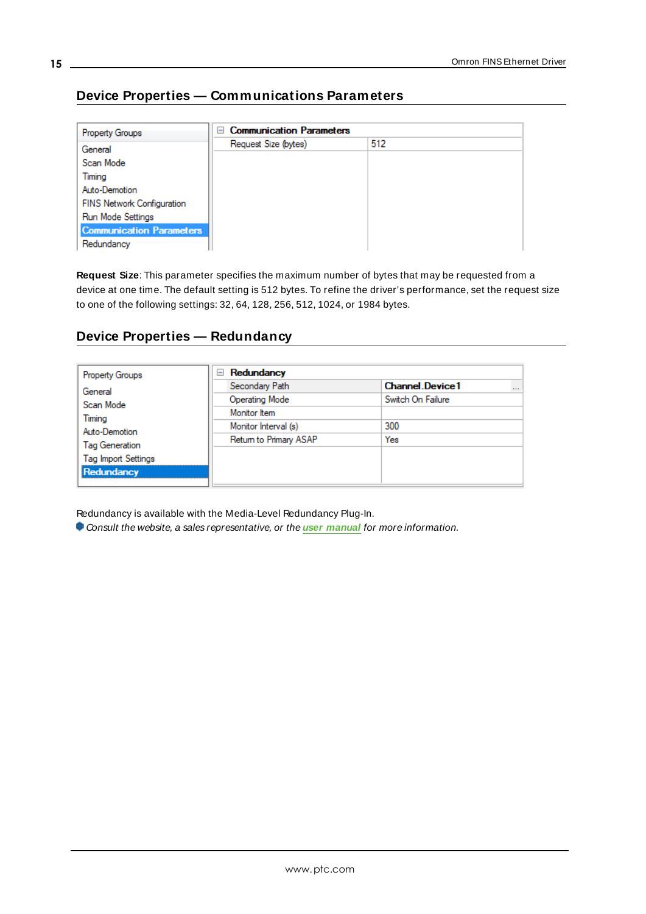## Device Properties — Communications Parameters

| Property Groups | Communication Parameters | |
|---|---|---|
| General | Request Size (bytes) | 512 |
| Scan Mode | | |
| Timing | | |
| Auto-Demotion | | |
| FINS Network Configuration | | |
| Run Mode Settings | | |
| Communication Parameters | | |
| Redundancy | | |

**Request Size**: This parameter specifies the maximum number of bytes that may be requested from a device at one time. The default setting is 512 bytes. To refine the driver's performance, set the request size to one of the following settings: 32, 64, 128, 256, 512, 1024, or 1984 bytes.

## Device Properties — Redundancy

| Property Groups | Redundancy | |
|---|---|---|
| General | Secondary Path | Channel.Device1 |
| Scan Mode | Operating Mode | Switch On Failure |
| Timing | Monitor Item | |
| Auto-Demotion | Monitor Interval (s) | 300 |
| Tag Generation | Return to Primary ASAP | Yes |
| Tag Import Settings | | |
| Redundancy | | |

Redundancy is available with the Media-Level Redundancy Plug-In.

*Consult the website, a sales representative, or the* ***user manual*** *for more information.*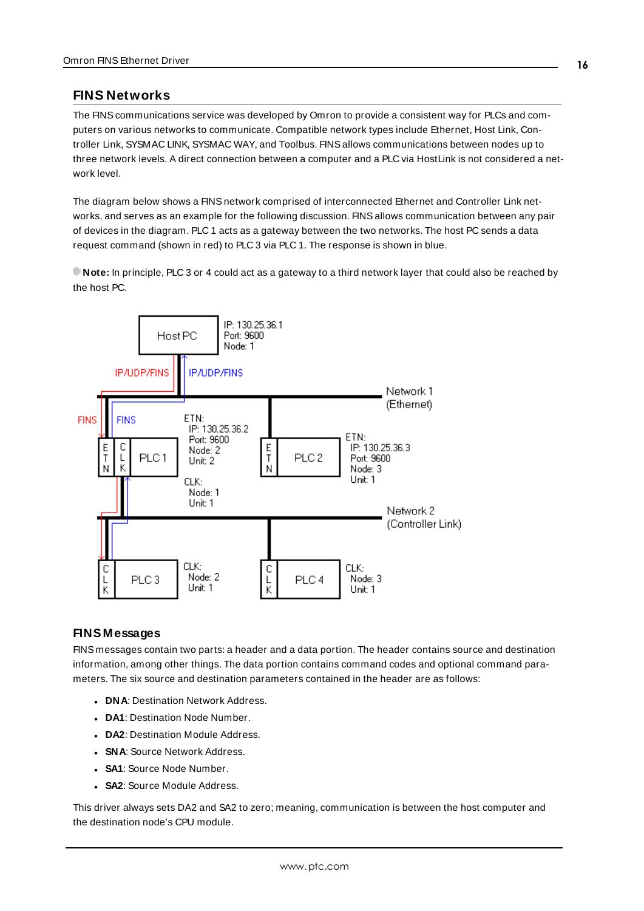## FINS Networks

The FINS communications service was developed by Omron to provide a consistent way for PLCs and computers on various networks to communicate. Compatible network types include Ethernet, Host Link, Controller Link, SYSMAC LINK, SYSMAC WAY, and Toolbus. FINS allows communications between nodes up to three network levels. A direct connection between a computer and a PLC via HostLink is not considered a network level.

The diagram below shows a FINS network comprised of interconnected Ethernet and Controller Link networks, and serves as an example for the following discussion. FINS allows communication between any pair of devices in the diagram. PLC 1 acts as a gateway between the two networks. The host PC sends a data request command (shown in red) to PLC 3 via PLC 1. The response is shown in blue.

**Note:** In principle, PLC 3 or 4 could act as a gateway to a third network layer that could also be reached by the host PC.

## FINS Messages

FINS messages contain two parts: a header and a data portion. The header contains source and destination information, among other things. The data portion contains command codes and optional command parameters. The six source and destination parameters contained in the header are as follows:

- **DNA**: Destination Network Address.
- **DA1**: Destination Node Number.
- **DA2**: Destination Module Address.
- **SNA**: Source Network Address.
- **SA1**: Source Node Number.
- **SA2**: Source Module Address.

This driver always sets DA2 and SA2 to zero; meaning, communication is between the host computer and the destination node's CPU module.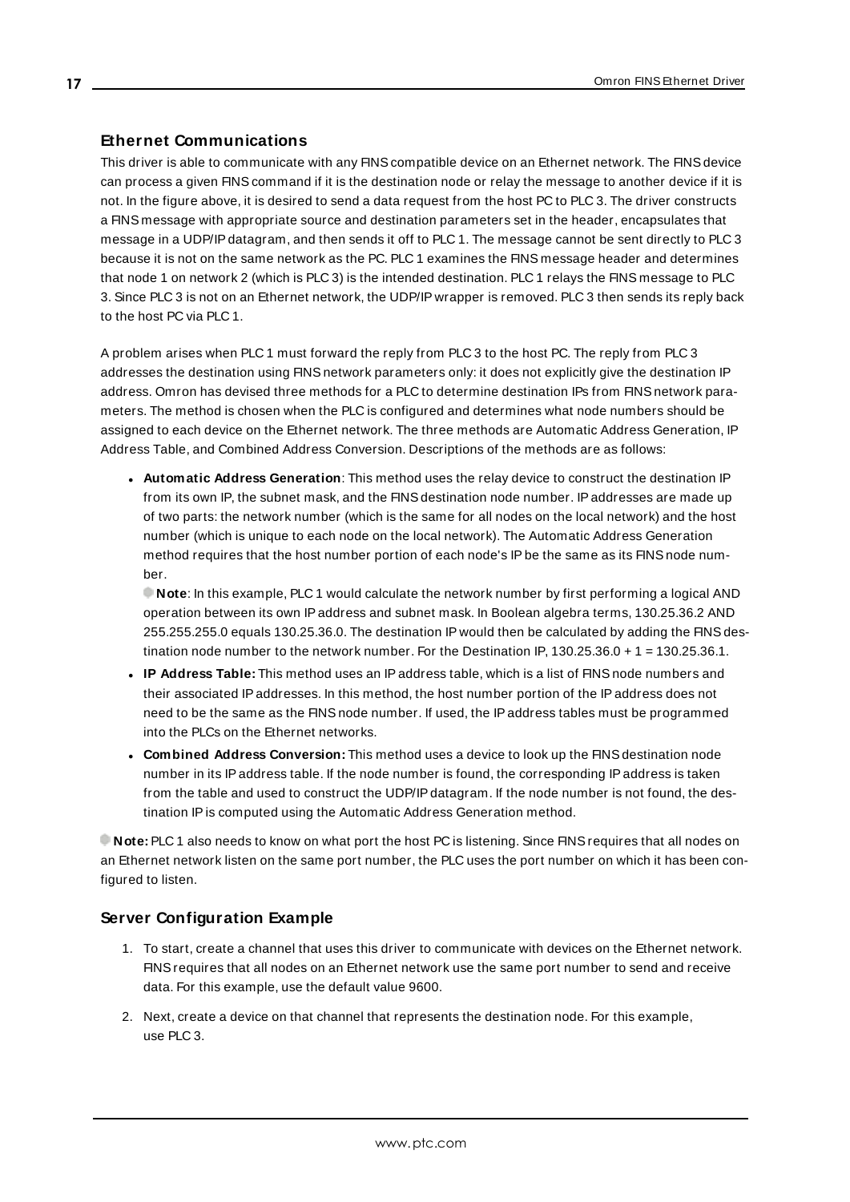## Ethernet Communications

This driver is able to communicate with any FINS compatible device on an Ethernet network. The FINS device can process a given FINS command if it is the destination node or relay the message to another device if it is not. In the figure above, it is desired to send a data request from the host PC to PLC 3. The driver constructs a FINS message with appropriate source and destination parameters set in the header, encapsulates that message in a UDP/IP datagram, and then sends it off to PLC 1. The message cannot be sent directly to PLC 3 because it is not on the same network as the PC. PLC 1 examines the FINS message header and determines that node 1 on network 2 (which is PLC 3) is the intended destination. PLC 1 relays the FINS message to PLC 3. Since PLC 3 is not on an Ethernet network, the UDP/IP wrapper is removed. PLC 3 then sends its reply back to the host PC via PLC 1.

A problem arises when PLC 1 must forward the reply from PLC 3 to the host PC. The reply from PLC 3 addresses the destination using FINS network parameters only: it does not explicitly give the destination IP address. Omron has devised three methods for a PLC to determine destination IPs from FINS network parameters. The method is chosen when the PLC is configured and determines what node numbers should be assigned to each device on the Ethernet network. The three methods are Automatic Address Generation, IP Address Table, and Combined Address Conversion. Descriptions of the methods are as follows:

- **Automatic Address Generation**: This method uses the relay device to construct the destination IP from its own IP, the subnet mask, and the FINS destination node number. IP addresses are made up of two parts: the network number (which is the same for all nodes on the local network) and the host number (which is unique to each node on the local network). The Automatic Address Generation method requires that the host number portion of each node's IP be the same as its FINS node number.

  **Note**: In this example, PLC 1 would calculate the network number by first performing a logical AND operation between its own IP address and subnet mask. In Boolean algebra terms, 130.25.36.2 AND 255.255.255.0 equals 130.25.36.0. The destination IP would then be calculated by adding the FINS destination node number to the network number. For the Destination IP, 130.25.36.0 + 1 = 130.25.36.1.
- **IP Address Table:** This method uses an IP address table, which is a list of FINS node numbers and their associated IP addresses. In this method, the host number portion of the IP address does not need to be the same as the FINS node number. If used, the IP address tables must be programmed into the PLCs on the Ethernet networks.
- **Combined Address Conversion:** This method uses a device to look up the FINS destination node number in its IP address table. If the node number is found, the corresponding IP address is taken from the table and used to construct the UDP/IP datagram. If the node number is not found, the destination IP is computed using the Automatic Address Generation method.

**Note:** PLC 1 also needs to know on what port the host PC is listening. Since FINS requires that all nodes on an Ethernet network listen on the same port number, the PLC uses the port number on which it has been configured to listen.

## Server Configuration Example

1. To start, create a channel that uses this driver to communicate with devices on the Ethernet network. FINS requires that all nodes on an Ethernet network use the same port number to send and receive data. For this example, use the default value 9600.
2. Next, create a device on that channel that represents the destination node. For this example, use PLC 3.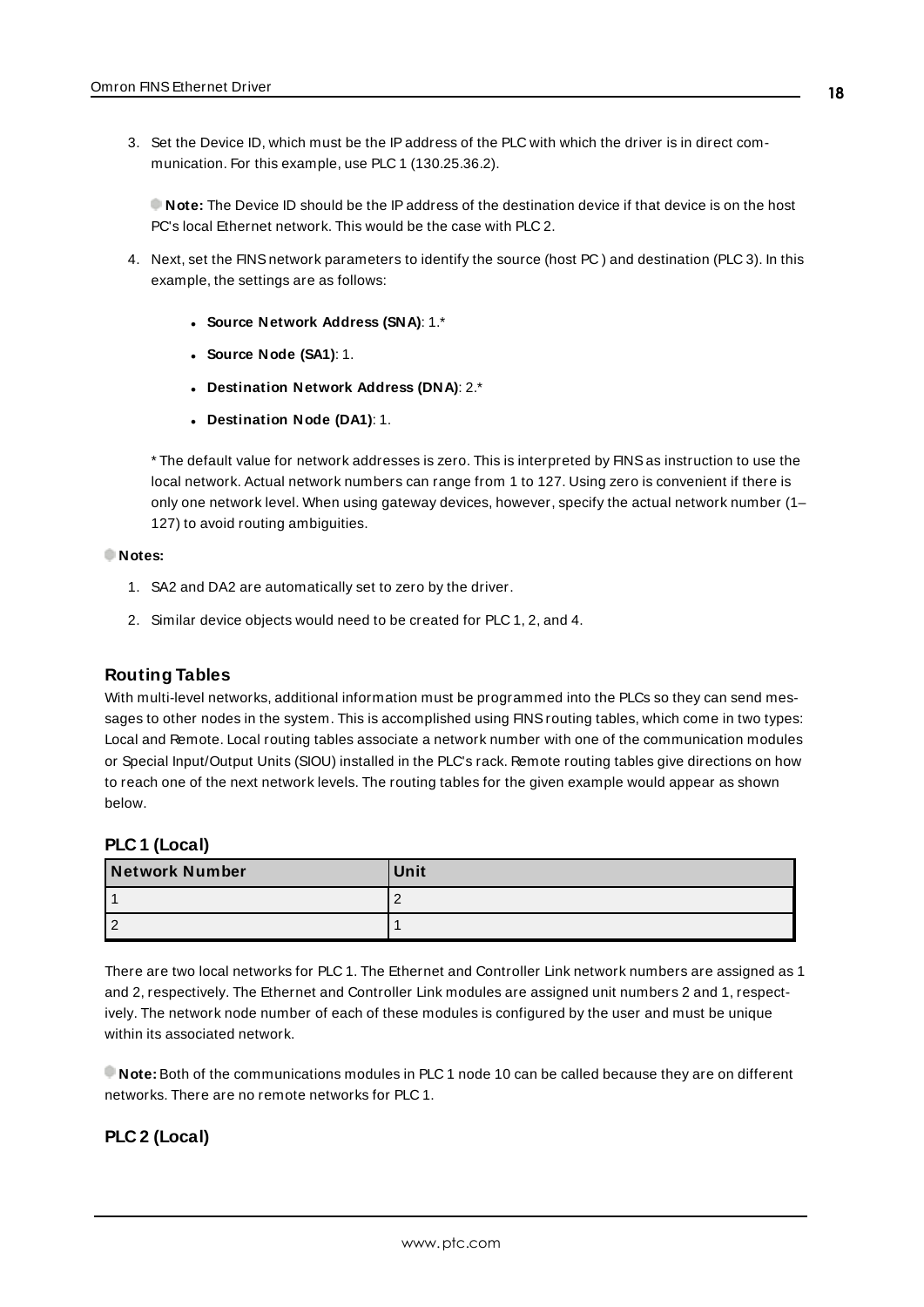3. Set the Device ID, which must be the IP address of the PLC with which the driver is in direct communication. For this example, use PLC 1 (130.25.36.2).

   **Note:** The Device ID should be the IP address of the destination device if that device is on the host PC's local Ethernet network. This would be the case with PLC 2.

4. Next, set the FINS network parameters to identify the source (host PC ) and destination (PLC 3). In this example, the settings are as follows:

   - **Source Network Address (SNA)**: 1.*
   - **Source Node (SA1)**: 1.
   - **Destination Network Address (DNA)**: 2.*
   - **Destination Node (DA1)**: 1.

   * The default value for network addresses is zero. This is interpreted by FINS as instruction to use the local network. Actual network numbers can range from 1 to 127. Using zero is convenient if there is only one network level. When using gateway devices, however, specify the actual network number (1–127) to avoid routing ambiguities.

**Notes:**

1. SA2 and DA2 are automatically set to zero by the driver.
2. Similar device objects would need to be created for PLC 1, 2, and 4.

### Routing Tables

With multi-level networks, additional information must be programmed into the PLCs so they can send messages to other nodes in the system. This is accomplished using FINS routing tables, which come in two types: Local and Remote. Local routing tables associate a network number with one of the communication modules or Special Input/Output Units (SIOU) installed in the PLC's rack. Remote routing tables give directions on how to reach one of the next network levels. The routing tables for the given example would appear as shown below.

#### PLC 1 (Local)

| Network Number | Unit |
| --- | --- |
| 1 | 2 |
| 2 | 1 |

There are two local networks for PLC 1. The Ethernet and Controller Link network numbers are assigned as 1 and 2, respectively. The Ethernet and Controller Link modules are assigned unit numbers 2 and 1, respectively. The network node number of each of these modules is configured by the user and must be unique within its associated network.

**Note:** Both of the communications modules in PLC 1 node 10 can be called because they are on different networks. There are no remote networks for PLC 1.

#### PLC 2 (Local)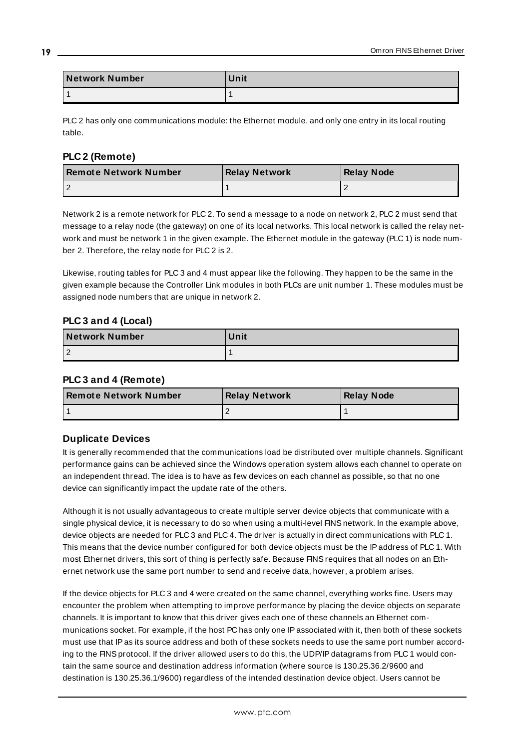| Network Number | Unit |
| --- | --- |
| 1 | 1 |

PLC 2 has only one communications module: the Ethernet module, and only one entry in its local routing table.

### PLC 2 (Remote)

| Remote Network Number | Relay Network | Relay Node |
| --- | --- | --- |
| 2 | 1 | 2 |

Network 2 is a remote network for PLC 2. To send a message to a node on network 2, PLC 2 must send that message to a relay node (the gateway) on one of its local networks. This local network is called the relay network and must be network 1 in the given example. The Ethernet module in the gateway (PLC 1) is node number 2. Therefore, the relay node for PLC 2 is 2.

Likewise, routing tables for PLC 3 and 4 must appear like the following. They happen to be the same in the given example because the Controller Link modules in both PLCs are unit number 1. These modules must be assigned node numbers that are unique in network 2.

### PLC 3 and 4 (Local)

| Network Number | Unit |
| --- | --- |
| 2 | 1 |

### PLC 3 and 4 (Remote)

| Remote Network Number | Relay Network | Relay Node |
| --- | --- | --- |
| 1 | 2 | 1 |

### Duplicate Devices

It is generally recommended that the communications load be distributed over multiple channels. Significant performance gains can be achieved since the Windows operation system allows each channel to operate on an independent thread. The idea is to have as few devices on each channel as possible, so that no one device can significantly impact the update rate of the others.

Although it is not usually advantageous to create multiple server device objects that communicate with a single physical device, it is necessary to do so when using a multi-level FINS network. In the example above, device objects are needed for PLC 3 and PLC 4. The driver is actually in direct communications with PLC 1. This means that the device number configured for both device objects must be the IP address of PLC 1. With most Ethernet drivers, this sort of thing is perfectly safe. Because FINS requires that all nodes on an Ethernet network use the same port number to send and receive data, however, a problem arises.

If the device objects for PLC 3 and 4 were created on the same channel, everything works fine. Users may encounter the problem when attempting to improve performance by placing the device objects on separate channels. It is important to know that this driver gives each one of these channels an Ethernet communications socket. For example, if the host PC has only one IP associated with it, then both of these sockets must use that IP as its source address and both of these sockets needs to use the same port number according to the FINS protocol. If the driver allowed users to do this, the UDP/IP datagrams from PLC 1 would contain the same source and destination address information (where source is 130.25.36.2/9600 and destination is 130.25.36.1/9600) regardless of the intended destination device object. Users cannot be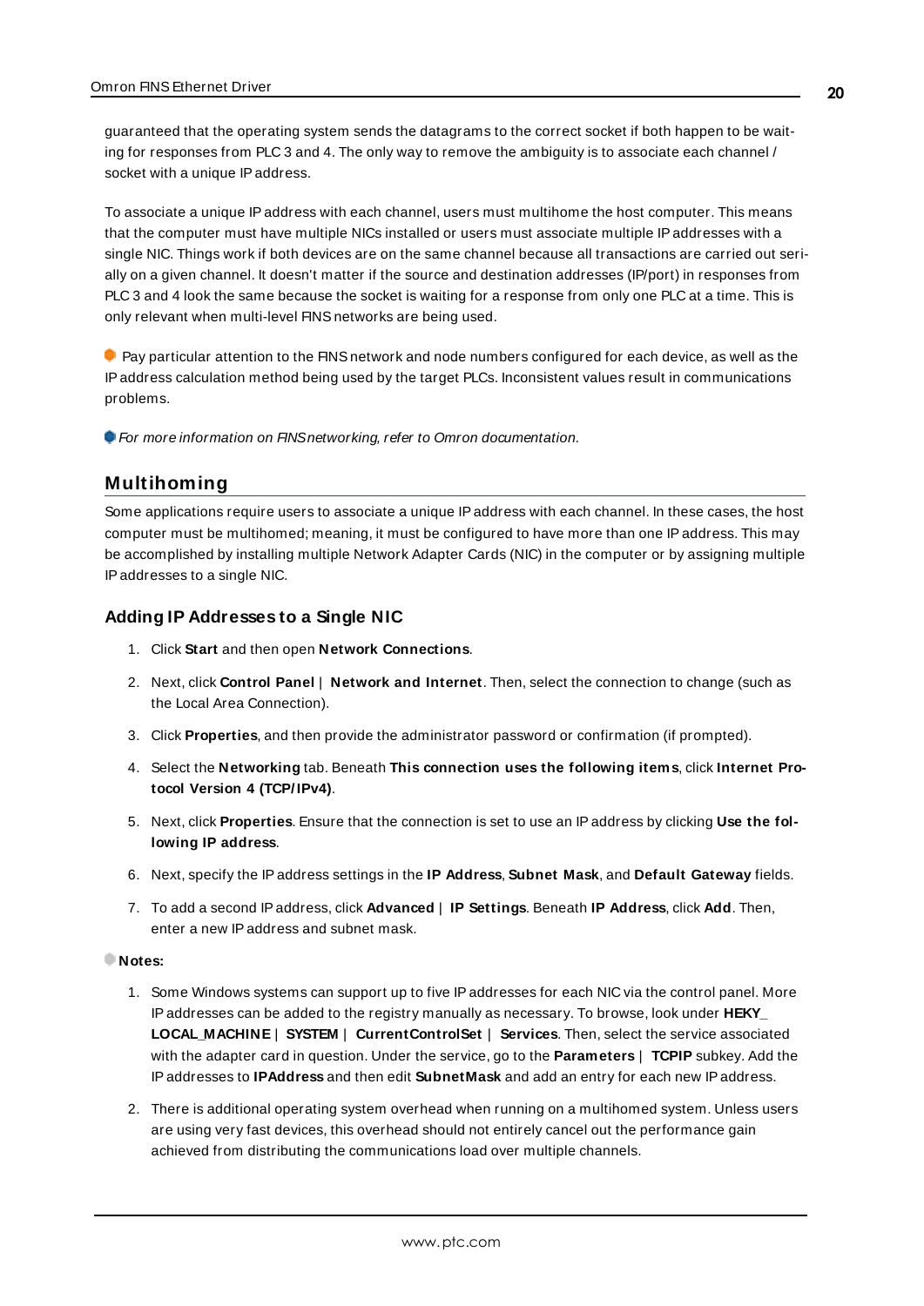guaranteed that the operating system sends the datagrams to the correct socket if both happen to be waiting for responses from PLC 3 and 4. The only way to remove the ambiguity is to associate each channel / socket with a unique IP address.

To associate a unique IP address with each channel, users must multihome the host computer. This means that the computer must have multiple NICs installed or users must associate multiple IP addresses with a single NIC. Things work if both devices are on the same channel because all transactions are carried out serially on a given channel. It doesn't matter if the source and destination addresses (IP/port) in responses from PLC 3 and 4 look the same because the socket is waiting for a response from only one PLC at a time. This is only relevant when multi-level FINS networks are being used.

Pay particular attention to the FINS network and node numbers configured for each device, as well as the IP address calculation method being used by the target PLCs. Inconsistent values result in communications problems.

*For more information on FINS networking, refer to Omron documentation.*

## Multihoming

Some applications require users to associate a unique IP address with each channel. In these cases, the host computer must be multihomed; meaning, it must be configured to have more than one IP address. This may be accomplished by installing multiple Network Adapter Cards (NIC) in the computer or by assigning multiple IP addresses to a single NIC.

### Adding IP Addresses to a Single NIC

1. Click **Start** and then open **Network Connections**.
2. Next, click **Control Panel** | **Network and Internet**. Then, select the connection to change (such as the Local Area Connection).
3. Click **Properties**, and then provide the administrator password or confirmation (if prompted).
4. Select the **Networking** tab. Beneath **This connection uses the following items**, click **Internet Protocol Version 4 (TCP/IPv4)**.
5. Next, click **Properties**. Ensure that the connection is set to use an IP address by clicking **Use the following IP address**.
6. Next, specify the IP address settings in the **IP Address**, **Subnet Mask**, and **Default Gateway** fields.
7. To add a second IP address, click **Advanced** | **IP Settings**. Beneath **IP Address**, click **Add**. Then, enter a new IP address and subnet mask.

**Notes:**

1. Some Windows systems can support up to five IP addresses for each NIC via the control panel. More IP addresses can be added to the registry manually as necessary. To browse, look under **HEKY_LOCAL_MACHINE** | **SYSTEM** | **CurrentControlSet** | **Services**. Then, select the service associated with the adapter card in question. Under the service, go to the **Parameters** | **TCPIP** subkey. Add the IP addresses to **IPAddress** and then edit **SubnetMask** and add an entry for each new IP address.
2. There is additional operating system overhead when running on a multihomed system. Unless users are using very fast devices, this overhead should not entirely cancel out the performance gain achieved from distributing the communications load over multiple channels.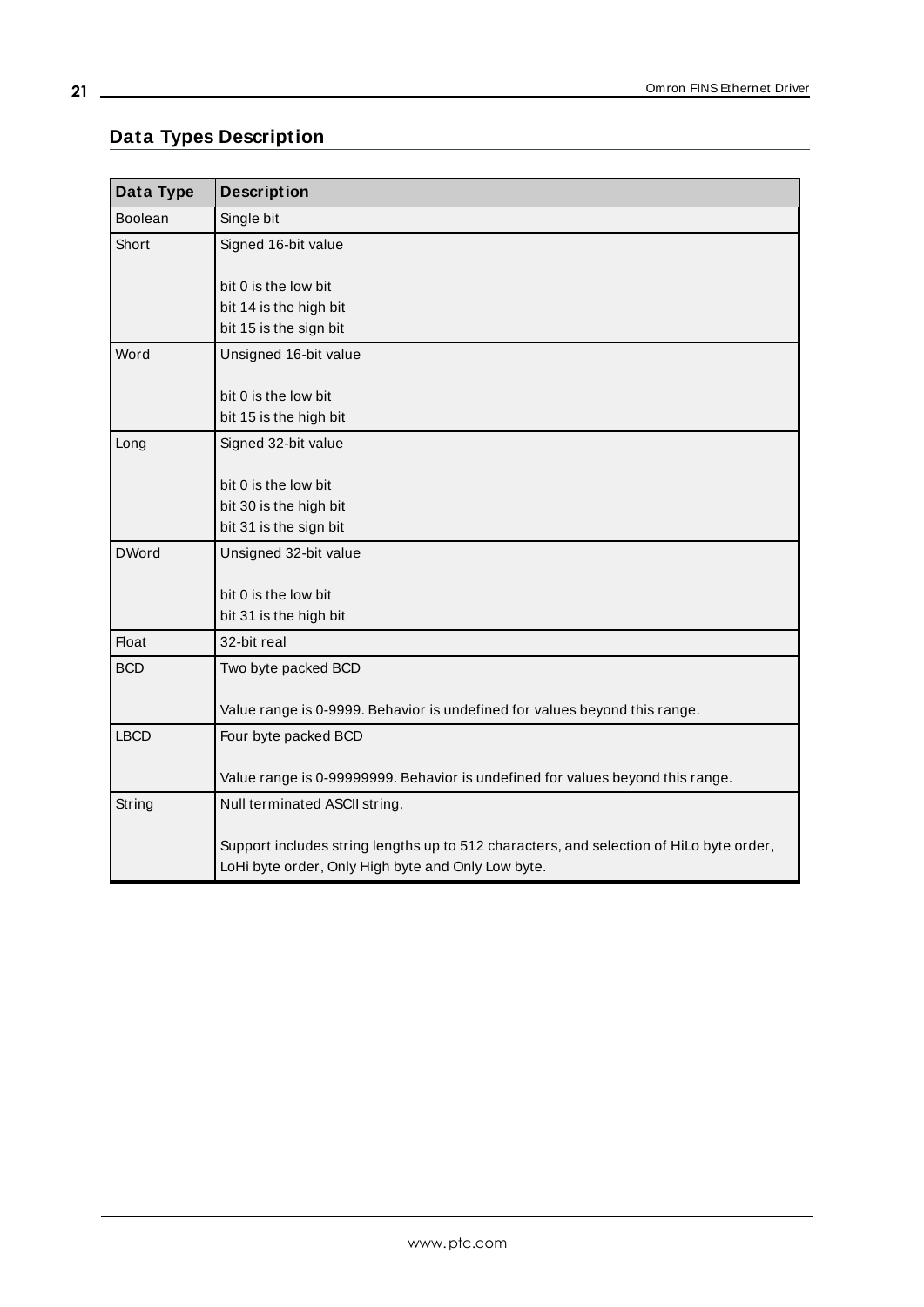## Data Types Description

| Data Type | Description |
| --- | --- |
| Boolean | Single bit |
| Short | Signed 16-bit value<br><br>bit 0 is the low bit<br>bit 14 is the high bit<br>bit 15 is the sign bit |
| Word | Unsigned 16-bit value<br><br>bit 0 is the low bit<br>bit 15 is the high bit |
| Long | Signed 32-bit value<br><br>bit 0 is the low bit<br>bit 30 is the high bit<br>bit 31 is the sign bit |
| DWord | Unsigned 32-bit value<br><br>bit 0 is the low bit<br>bit 31 is the high bit |
| Float | 32-bit real |
| BCD | Two byte packed BCD<br><br>Value range is 0-9999. Behavior is undefined for values beyond this range. |
| LBCD | Four byte packed BCD<br><br>Value range is 0-99999999. Behavior is undefined for values beyond this range. |
| String | Null terminated ASCII string.<br><br>Support includes string lengths up to 512 characters, and selection of HiLo byte order, LoHi byte order, Only High byte and Only Low byte. |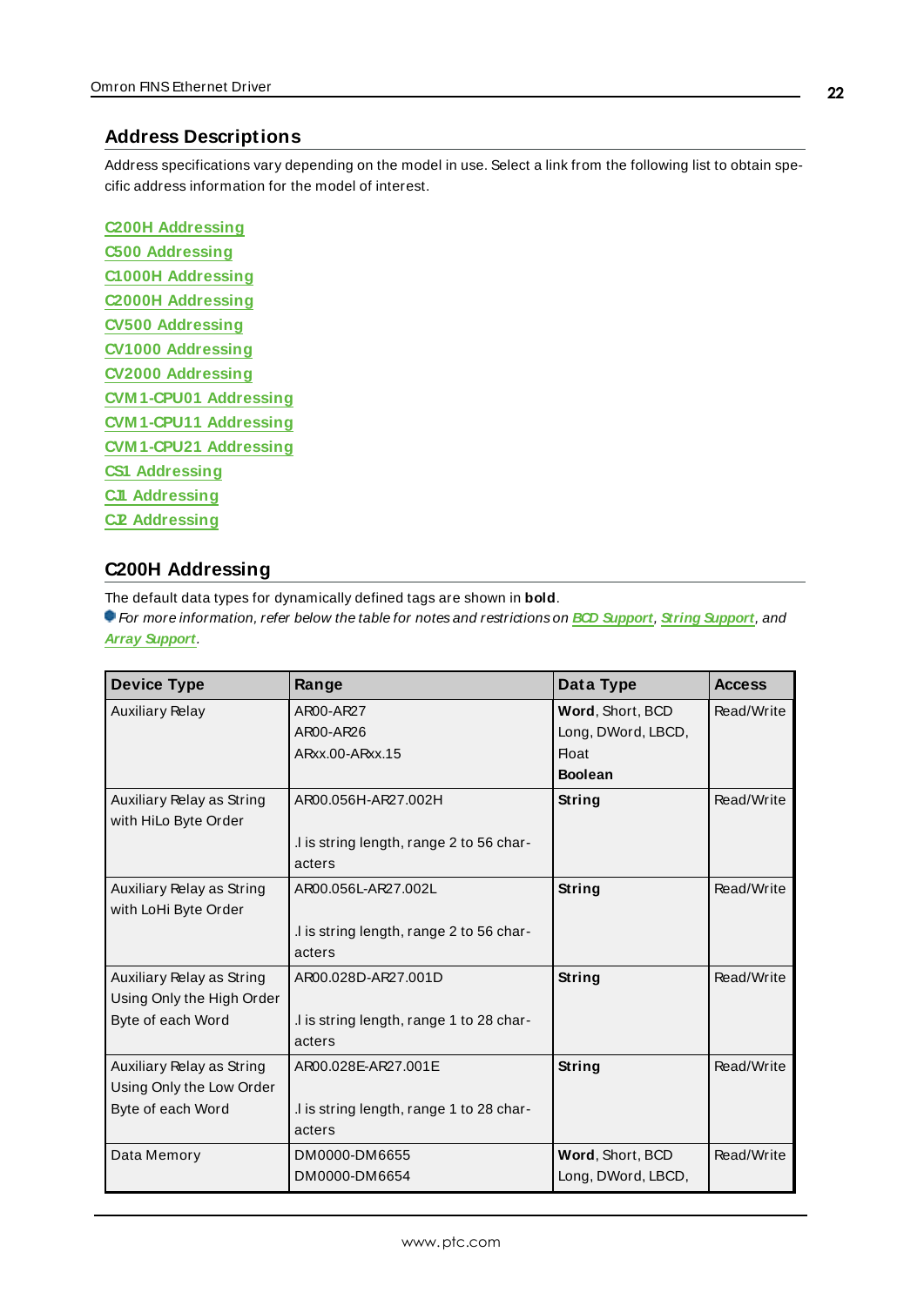## Address Descriptions

Address specifications vary depending on the model in use. Select a link from the following list to obtain specific address information for the model of interest.

C200H Addressing
C500 Addressing
C1000H Addressing
C2000H Addressing
CV500 Addressing
CV1000 Addressing
CV2000 Addressing
CVM1-CPU01 Addressing
CVM1-CPU11 Addressing
CVM1-CPU21 Addressing
CS1 Addressing
CJ1 Addressing
CJ2 Addressing

## C200H Addressing

The default data types for dynamically defined tags are shown in **bold**.

*For more information, refer below the table for notes and restrictions on BCD Support, String Support, and Array Support.*

| Device Type | Range | Data Type | Access |
|---|---|---|---|
| Auxiliary Relay | AR00-AR27<br>AR00-AR26<br>ARxx.00-ARxx.15 | **Word**, Short, BCD<br>Long, DWord, LBCD, Float<br>**Boolean** | Read/Write |
| Auxiliary Relay as String with HiLo Byte Order | AR00.056H-AR27.002H<br><br>.l is string length, range 2 to 56 characters | **String** | Read/Write |
| Auxiliary Relay as String with LoHi Byte Order | AR00.056L-AR27.002L<br><br>.l is string length, range 2 to 56 characters | **String** | Read/Write |
| Auxiliary Relay as String Using Only the High Order Byte of each Word | AR00.028D-AR27.001D<br><br>.l is string length, range 1 to 28 characters | **String** | Read/Write |
| Auxiliary Relay as String Using Only the Low Order Byte of each Word | AR00.028E-AR27.001E<br><br>.l is string length, range 1 to 28 characters | **String** | Read/Write |
| Data Memory | DM0000-DM6655<br>DM0000-DM6654 | **Word**, Short, BCD<br>Long, DWord, LBCD, | Read/Write |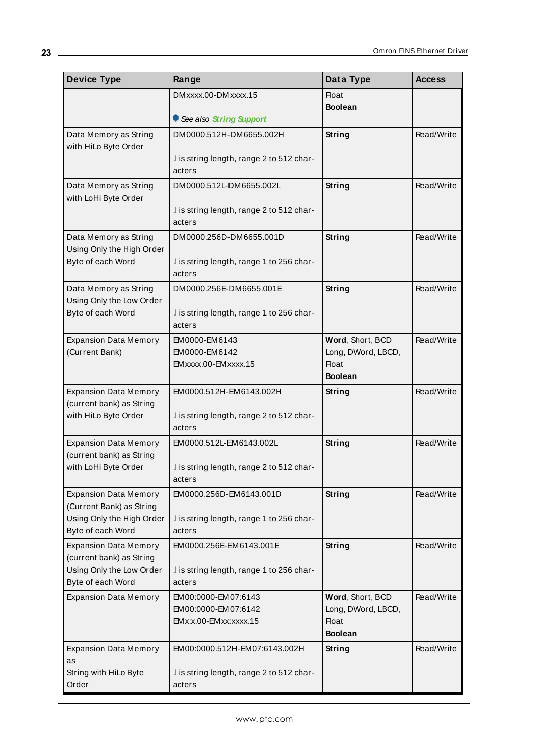| Device Type | Range | Data Type | Access |
|---|---|---|---|
| | DMxxxx.00-DMxxxx.15<br><br>See also String Support | Float<br>**Boolean** | |
| Data Memory as String with HiLo Byte Order | DM0000.512H-DM6655.002H<br><br>.l is string length, range 2 to 512 characters | **String** | Read/Write |
| Data Memory as String with LoHi Byte Order | DM0000.512L-DM6655.002L<br><br>.l is string length, range 2 to 512 characters | **String** | Read/Write |
| Data Memory as String Using Only the High Order Byte of each Word | DM0000.256D-DM6655.001D<br><br>.l is string length, range 1 to 256 characters | **String** | Read/Write |
| Data Memory as String Using Only the Low Order Byte of each Word | DM0000.256E-DM6655.001E<br><br>.l is string length, range 1 to 256 characters | **String** | Read/Write |
| Expansion Data Memory (Current Bank) | EM0000-EM6143<br>EM0000-EM6142<br>EMxxxx.00-EMxxxx.15 | **Word**, Short, BCD<br>Long, DWord, LBCD, Float<br>**Boolean** | Read/Write |
| Expansion Data Memory (current bank) as String with HiLo Byte Order | EM0000.512H-EM6143.002H<br><br>.l is string length, range 2 to 512 characters | **String** | Read/Write |
| Expansion Data Memory (current bank) as String with LoHi Byte Order | EM0000.512L-EM6143.002L<br><br>.l is string length, range 2 to 512 characters | **String** | Read/Write |
| Expansion Data Memory (Current Bank) as String Using Only the High Order Byte of each Word | EM0000.256D-EM6143.001D<br><br>.l is string length, range 1 to 256 characters | **String** | Read/Write |
| Expansion Data Memory (current bank) as String Using Only the Low Order Byte of each Word | EM0000.256E-EM6143.001E<br><br>.l is string length, range 1 to 256 characters | **String** | Read/Write |
| Expansion Data Memory | EM00:0000-EM07:6143<br>EM00:0000-EM07:6142<br>EMx:x.00-EMxx:xxxx.15 | **Word**, Short, BCD<br>Long, DWord, LBCD, Float<br>**Boolean** | Read/Write |
| Expansion Data Memory as String with HiLo Byte Order | EM00:0000.512H-EM07:6143.002H<br><br>.l is string length, range 2 to 512 characters | **String** | Read/Write |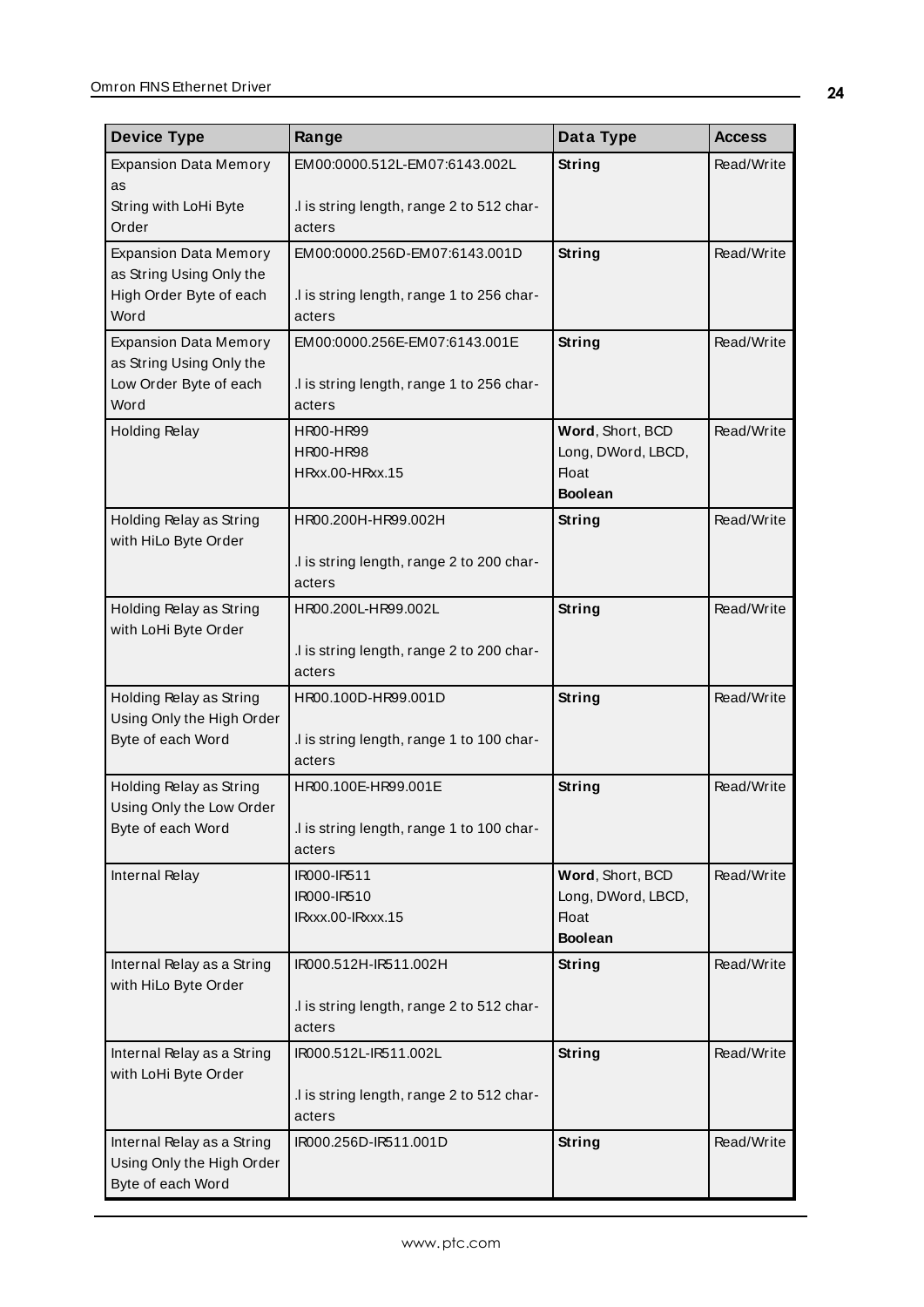| Device Type | Range | Data Type | Access |
|---|---|---|---|
| Expansion Data Memory as String with LoHi Byte Order | EM00:0000.512L-EM07:6143.002L<br><br>.l is string length, range 2 to 512 characters | **String** | Read/Write |
| Expansion Data Memory as String Using Only the High Order Byte of each Word | EM00:0000.256D-EM07:6143.001D<br><br>.l is string length, range 1 to 256 characters | **String** | Read/Write |
| Expansion Data Memory as String Using Only the Low Order Byte of each Word | EM00:0000.256E-EM07:6143.001E<br><br>.l is string length, range 1 to 256 characters | **String** | Read/Write |
| Holding Relay | HR00-HR99<br>HR00-HR98<br>HRxx.00-HRxx.15 | **Word**, Short, BCD<br>Long, DWord, LBCD, Float<br>**Boolean** | Read/Write |
| Holding Relay as String with HiLo Byte Order | HR00.200H-HR99.002H<br><br>.l is string length, range 2 to 200 characters | **String** | Read/Write |
| Holding Relay as String with LoHi Byte Order | HR00.200L-HR99.002L<br><br>.l is string length, range 2 to 200 characters | **String** | Read/Write |
| Holding Relay as String Using Only the High Order Byte of each Word | HR00.100D-HR99.001D<br><br>.l is string length, range 1 to 100 characters | **String** | Read/Write |
| Holding Relay as String Using Only the Low Order Byte of each Word | HR00.100E-HR99.001E<br><br>.l is string length, range 1 to 100 characters | **String** | Read/Write |
| Internal Relay | IR000-IR511<br>IR000-IR510<br>IRxxx.00-IRxxx.15 | **Word**, Short, BCD<br>Long, DWord, LBCD, Float<br>**Boolean** | Read/Write |
| Internal Relay as a String with HiLo Byte Order | IR000.512H-IR511.002H<br><br>.l is string length, range 2 to 512 characters | **String** | Read/Write |
| Internal Relay as a String with LoHi Byte Order | IR000.512L-IR511.002L<br><br>.l is string length, range 2 to 512 characters | **String** | Read/Write |
| Internal Relay as a String Using Only the High Order Byte of each Word | IR000.256D-IR511.001D | **String** | Read/Write |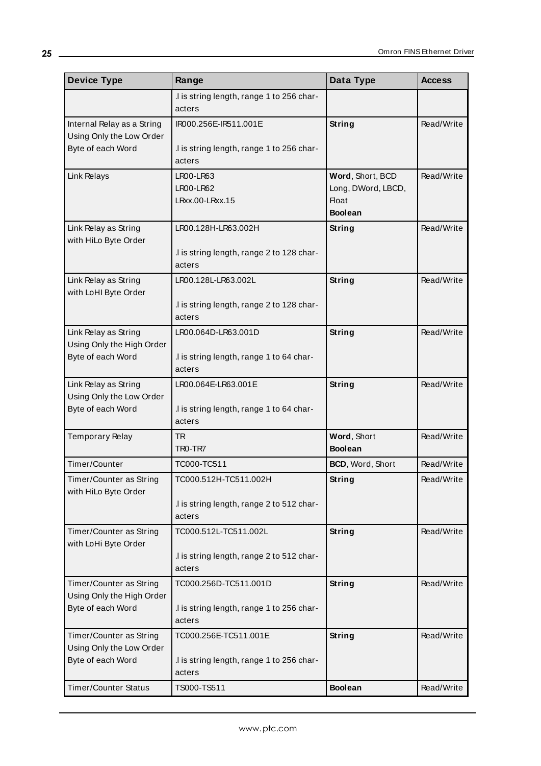| Device Type | Range | Data Type | Access |
|---|---|---|---|
| | .l is string length, range 1 to 256 characters | | |
| Internal Relay as a String Using Only the Low Order Byte of each Word | IR000.256E-IR511.001E<br><br>.l is string length, range 1 to 256 characters | **String** | Read/Write |
| Link Relays | LR00-LR63<br>LR00-LR62<br>LRxx.00-LRxx.15 | **Word**, Short, BCD<br>Long, DWord, LBCD, Float<br>**Boolean** | Read/Write |
| Link Relay as String with HiLo Byte Order | LR00.128H-LR63.002H<br><br>.l is string length, range 2 to 128 characters | **String** | Read/Write |
| Link Relay as String with LoHI Byte Order | LR00.128L-LR63.002L<br><br>.l is string length, range 2 to 128 characters | **String** | Read/Write |
| Link Relay as String Using Only the High Order Byte of each Word | LR00.064D-LR63.001D<br><br>.l is string length, range 1 to 64 characters | **String** | Read/Write |
| Link Relay as String Using Only the Low Order Byte of each Word | LR00.064E-LR63.001E<br><br>.l is string length, range 1 to 64 characters | **String** | Read/Write |
| Temporary Relay | TR<br>TR0-TR7 | **Word**, Short<br>**Boolean** | Read/Write |
| Timer/Counter | TC000-TC511 | **BCD**, Word, Short | Read/Write |
| Timer/Counter as String with HiLo Byte Order | TC000.512H-TC511.002H<br><br>.l is string length, range 2 to 512 characters | **String** | Read/Write |
| Timer/Counter as String with LoHi Byte Order | TC000.512L-TC511.002L<br><br>.l is string length, range 2 to 512 characters | **String** | Read/Write |
| Timer/Counter as String Using Only the High Order Byte of each Word | TC000.256D-TC511.001D<br><br>.l is string length, range 1 to 256 characters | **String** | Read/Write |
| Timer/Counter as String Using Only the Low Order Byte of each Word | TC000.256E-TC511.001E<br><br>.l is string length, range 1 to 256 characters | **String** | Read/Write |
| Timer/Counter Status | TS000-TS511 | **Boolean** | Read/Write |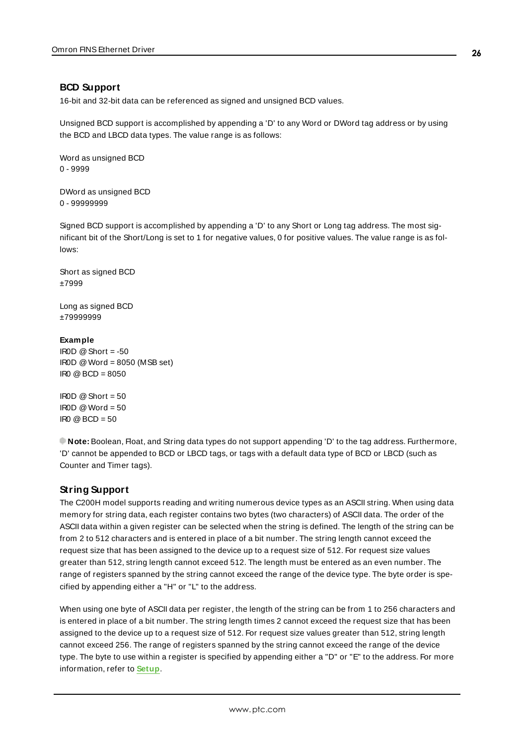## BCD Support

16-bit and 32-bit data can be referenced as signed and unsigned BCD values.

Unsigned BCD support is accomplished by appending a 'D' to any Word or DWord tag address or by using the BCD and LBCD data types. The value range is as follows:

Word as unsigned BCD
0 - 9999

DWord as unsigned BCD
0 - 99999999

Signed BCD support is accomplished by appending a 'D' to any Short or Long tag address. The most significant bit of the Short/Long is set to 1 for negative values, 0 for positive values. The value range is as follows:

Short as signed BCD
±7999

Long as signed BCD
±79999999

**Example**
IR0D @ Short = -50
IR0D @ Word = 8050 (MSB set)
IR0 @ BCD = 8050

IR0D @ Short = 50
IR0D @ Word = 50
IR0 @ BCD = 50

**Note:** Boolean, Float, and String data types do not support appending 'D' to the tag address. Furthermore, 'D' cannot be appended to BCD or LBCD tags, or tags with a default data type of BCD or LBCD (such as Counter and Timer tags).

## String Support

The C200H model supports reading and writing numerous device types as an ASCII string. When using data memory for string data, each register contains two bytes (two characters) of ASCII data. The order of the ASCII data within a given register can be selected when the string is defined. The length of the string can be from 2 to 512 characters and is entered in place of a bit number. The string length cannot exceed the request size that has been assigned to the device up to a request size of 512. For request size values greater than 512, string length cannot exceed 512. The length must be entered as an even number. The range of registers spanned by the string cannot exceed the range of the device type. The byte order is specified by appending either a "H" or "L" to the address.

When using one byte of ASCII data per register, the length of the string can be from 1 to 256 characters and is entered in place of a bit number. The string length times 2 cannot exceed the request size that has been assigned to the device up to a request size of 512. For request size values greater than 512, string length cannot exceed 256. The range of registers spanned by the string cannot exceed the range of the device type. The byte to use within a register is specified by appending either a "D" or "E" to the address. For more information, refer to **Setup**.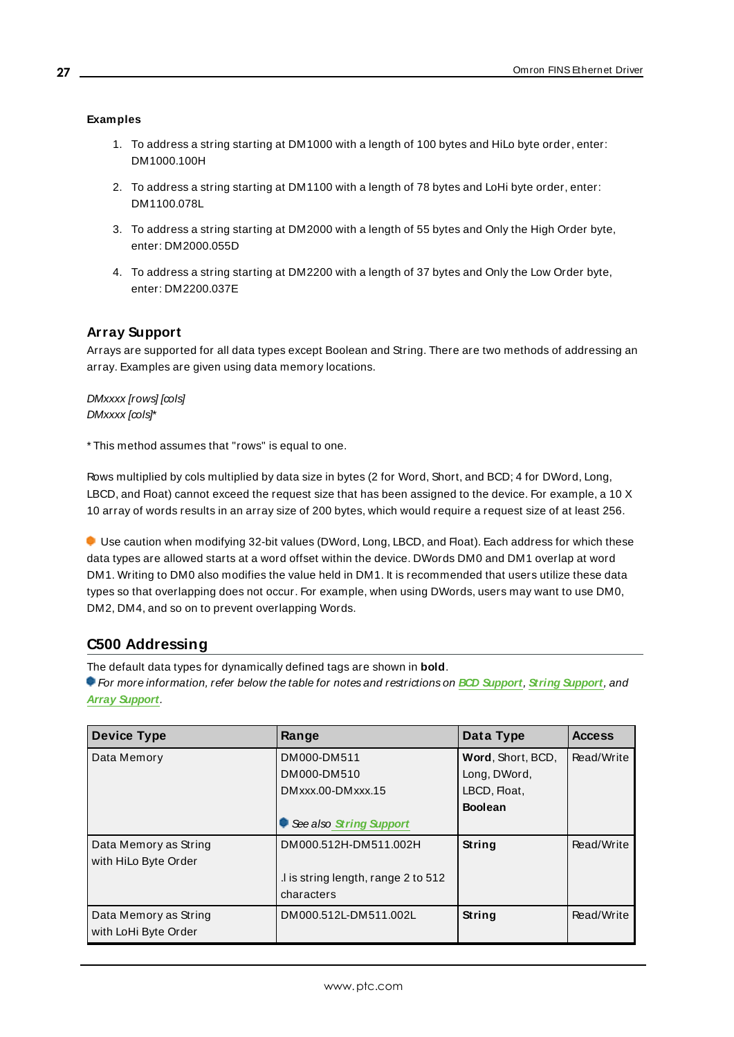**Examples**

1. To address a string starting at DM1000 with a length of 100 bytes and HiLo byte order, enter: DM1000.100H
2. To address a string starting at DM1100 with a length of 78 bytes and LoHi byte order, enter: DM1100.078L
3. To address a string starting at DM2000 with a length of 55 bytes and Only the High Order byte, enter: DM2000.055D
4. To address a string starting at DM2200 with a length of 37 bytes and Only the Low Order byte, enter: DM2200.037E

### Array Support

Arrays are supported for all data types except Boolean and String. There are two methods of addressing an array. Examples are given using data memory locations.

*DMxxxx [rows] [cols]*
*DMxxxx [cols]**

* This method assumes that "rows" is equal to one.

Rows multiplied by cols multiplied by data size in bytes (2 for Word, Short, and BCD; 4 for DWord, Long, LBCD, and Float) cannot exceed the request size that has been assigned to the device. For example, a 10 X 10 array of words results in an array size of 200 bytes, which would require a request size of at least 256.

Use caution when modifying 32-bit values (DWord, Long, LBCD, and Float). Each address for which these data types are allowed starts at a word offset within the device. DWords DM0 and DM1 overlap at word DM1. Writing to DM0 also modifies the value held in DM1. It is recommended that users utilize these data types so that overlapping does not occur. For example, when using DWords, users may want to use DM0, DM2, DM4, and so on to prevent overlapping Words.

## C500 Addressing

The default data types for dynamically defined tags are shown in **bold**.
*For more information, refer below the table for notes and restrictions on BCD Support, String Support, and Array Support.*

| Device Type | Range | Data Type | Access |
|---|---|---|---|
| Data Memory | DM000-DM511<br>DM000-DM510<br>DMxxx.00-DMxxx.15<br><br>*See also String Support* | **Word**, Short, BCD, Long, DWord, LBCD, Float, **Boolean** | Read/Write |
| Data Memory as String with HiLo Byte Order | DM000.512H-DM511.002H<br><br>.l is string length, range 2 to 512 characters | **String** | Read/Write |
| Data Memory as String with LoHi Byte Order | DM000.512L-DM511.002L | **String** | Read/Write |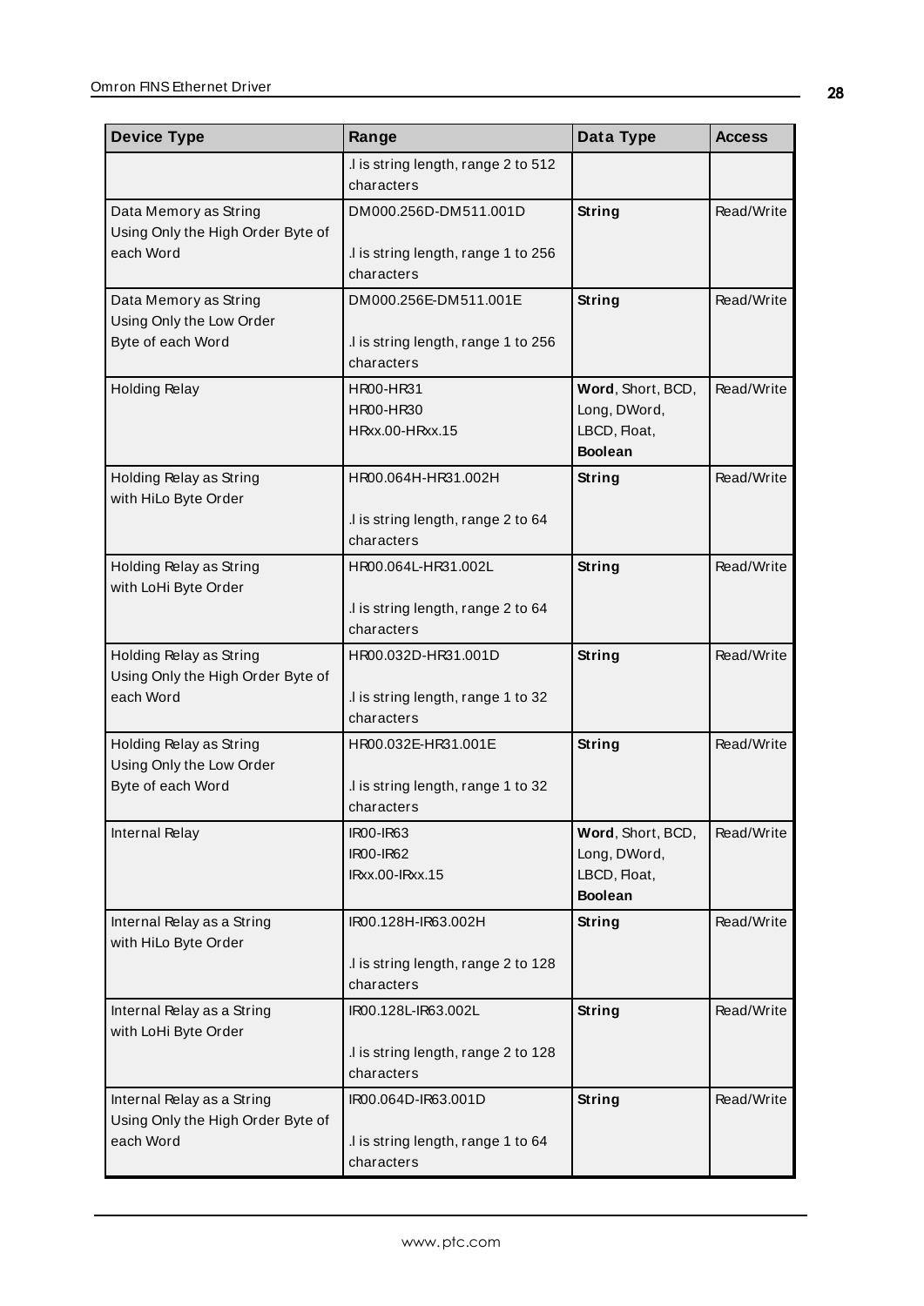| Device Type | Range | Data Type | Access |
|---|---|---|---|
| | .l is string length, range 2 to 512 characters | | |
| Data Memory as String Using Only the High Order Byte of each Word | DM000.256D-DM511.001D<br><br>.l is string length, range 1 to 256 characters | **String** | Read/Write |
| Data Memory as String Using Only the Low Order Byte of each Word | DM000.256E-DM511.001E<br><br>.l is string length, range 1 to 256 characters | **String** | Read/Write |
| Holding Relay | HR00-HR31<br>HR00-HR30<br>HRxx.00-HRxx.15 | **Word**, Short, BCD, Long, DWord, LBCD, Float, **Boolean** | Read/Write |
| Holding Relay as String with HiLo Byte Order | HR00.064H-HR31.002H<br><br>.l is string length, range 2 to 64 characters | **String** | Read/Write |
| Holding Relay as String with LoHi Byte Order | HR00.064L-HR31.002L<br><br>.l is string length, range 2 to 64 characters | **String** | Read/Write |
| Holding Relay as String Using Only the High Order Byte of each Word | HR00.032D-HR31.001D<br><br>.l is string length, range 1 to 32 characters | **String** | Read/Write |
| Holding Relay as String Using Only the Low Order Byte of each Word | HR00.032E-HR31.001E<br><br>.l is string length, range 1 to 32 characters | **String** | Read/Write |
| Internal Relay | IR00-IR63<br>IR00-IR62<br>IRxx.00-IRxx.15 | **Word**, Short, BCD, Long, DWord, LBCD, Float, **Boolean** | Read/Write |
| Internal Relay as a String with HiLo Byte Order | IR00.128H-IR63.002H<br><br>.l is string length, range 2 to 128 characters | **String** | Read/Write |
| Internal Relay as a String with LoHi Byte Order | IR00.128L-IR63.002L<br><br>.l is string length, range 2 to 128 characters | **String** | Read/Write |
| Internal Relay as a String Using Only the High Order Byte of each Word | IR00.064D-IR63.001D<br><br>.l is string length, range 1 to 64 characters | **String** | Read/Write |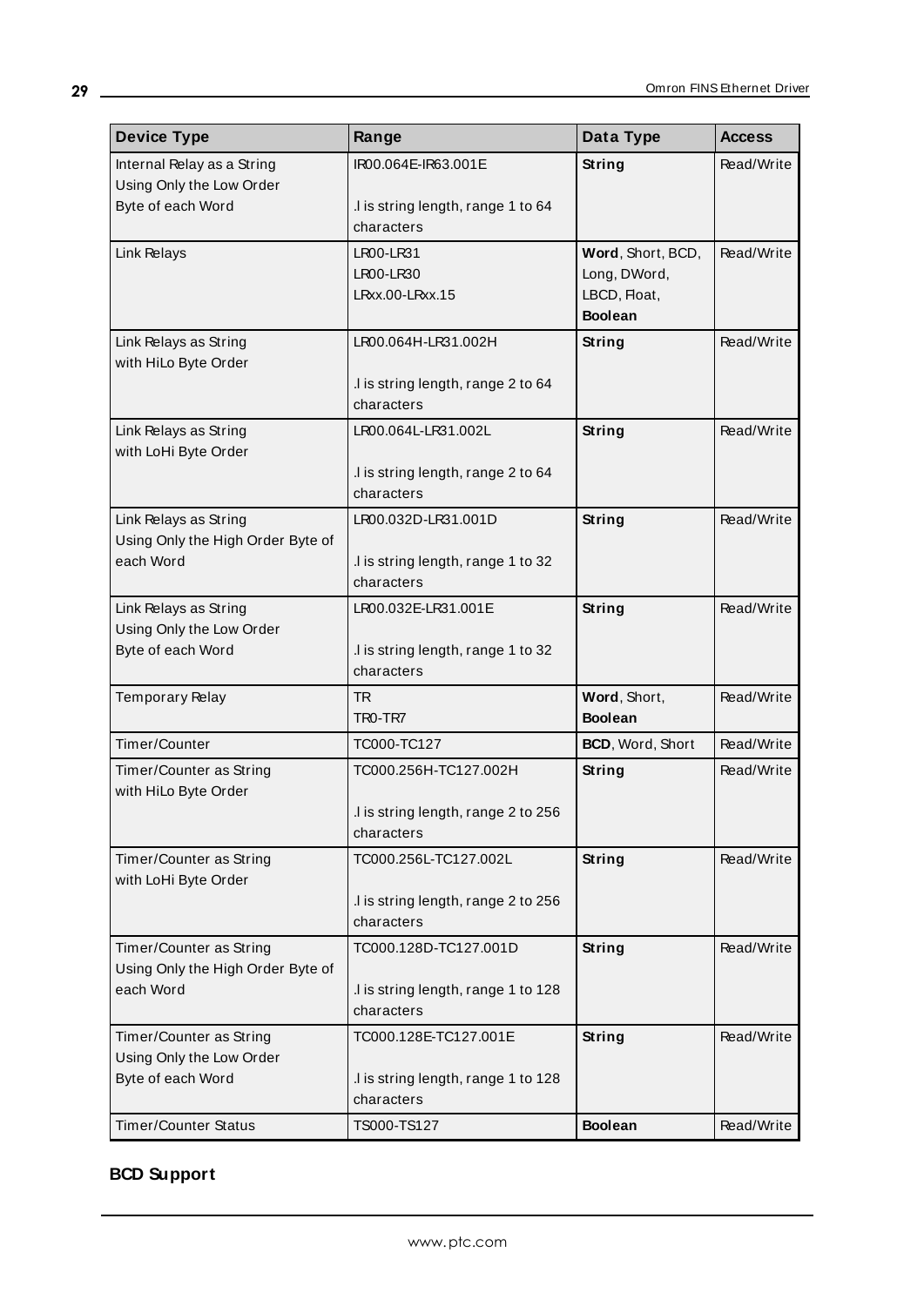| Device Type | Range | Data Type | Access |
|---|---|---|---|
| Internal Relay as a String Using Only the Low Order Byte of each Word | IR00.064E-IR63.001E<br><br>.l is string length, range 1 to 64 characters | **String** | Read/Write |
| Link Relays | LR00-LR31<br>LR00-LR30<br>LRxx.00-LRxx.15 | **Word**, Short, BCD, Long, DWord, LBCD, Float, **Boolean** | Read/Write |
| Link Relays as String with HiLo Byte Order | LR00.064H-LR31.002H<br><br>.l is string length, range 2 to 64 characters | **String** | Read/Write |
| Link Relays as String with LoHi Byte Order | LR00.064L-LR31.002L<br><br>.l is string length, range 2 to 64 characters | **String** | Read/Write |
| Link Relays as String Using Only the High Order Byte of each Word | LR00.032D-LR31.001D<br><br>.l is string length, range 1 to 32 characters | **String** | Read/Write |
| Link Relays as String Using Only the Low Order Byte of each Word | LR00.032E-LR31.001E<br><br>.l is string length, range 1 to 32 characters | **String** | Read/Write |
| Temporary Relay | TR<br>TR0-TR7 | **Word**, Short, **Boolean** | Read/Write |
| Timer/Counter | TC000-TC127 | **BCD**, Word, Short | Read/Write |
| Timer/Counter as String with HiLo Byte Order | TC000.256H-TC127.002H<br><br>.l is string length, range 2 to 256 characters | **String** | Read/Write |
| Timer/Counter as String with LoHi Byte Order | TC000.256L-TC127.002L<br><br>.l is string length, range 2 to 256 characters | **String** | Read/Write |
| Timer/Counter as String Using Only the High Order Byte of each Word | TC000.128D-TC127.001D<br><br>.l is string length, range 1 to 128 characters | **String** | Read/Write |
| Timer/Counter as String Using Only the Low Order Byte of each Word | TC000.128E-TC127.001E<br><br>.l is string length, range 1 to 128 characters | **String** | Read/Write |
| Timer/Counter Status | TS000-TS127 | **Boolean** | Read/Write |

## BCD Support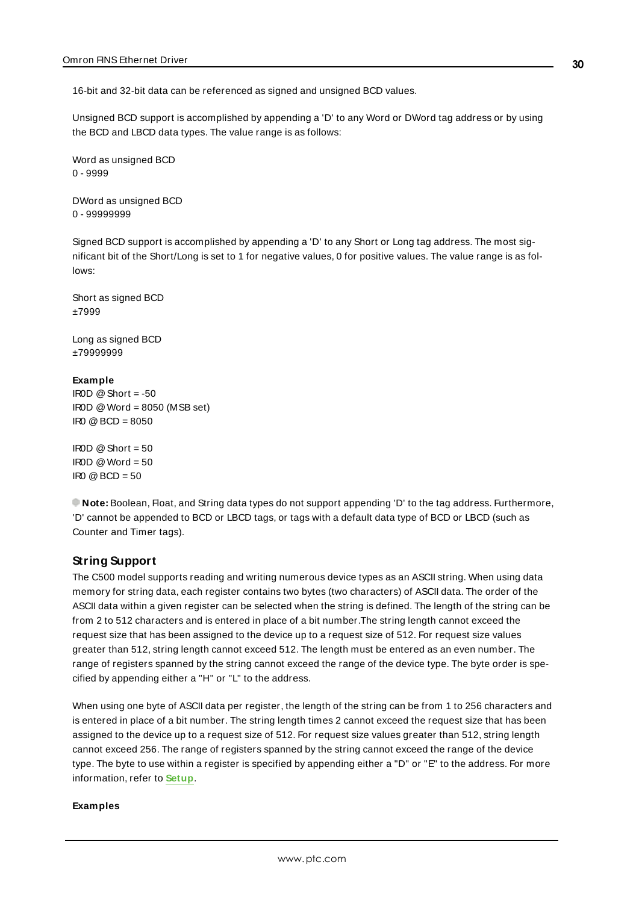16-bit and 32-bit data can be referenced as signed and unsigned BCD values.

Unsigned BCD support is accomplished by appending a 'D' to any Word or DWord tag address or by using the BCD and LBCD data types. The value range is as follows:

Word as unsigned BCD
0 - 9999

DWord as unsigned BCD
0 - 99999999

Signed BCD support is accomplished by appending a 'D' to any Short or Long tag address. The most significant bit of the Short/Long is set to 1 for negative values, 0 for positive values. The value range is as follows:

Short as signed BCD
±7999

Long as signed BCD
±79999999

**Example**
IR0D @ Short = -50
IR0D @ Word = 8050 (MSB set)
IR0 @ BCD = 8050

IR0D @ Short = 50
IR0D @ Word = 50
IR0 @ BCD = 50

**Note:** Boolean, Float, and String data types do not support appending 'D' to the tag address. Furthermore, 'D' cannot be appended to BCD or LBCD tags, or tags with a default data type of BCD or LBCD (such as Counter and Timer tags).

## String Support

The C500 model supports reading and writing numerous device types as an ASCII string. When using data memory for string data, each register contains two bytes (two characters) of ASCII data. The order of the ASCII data within a given register can be selected when the string is defined. The length of the string can be from 2 to 512 characters and is entered in place of a bit number.The string length cannot exceed the request size that has been assigned to the device up to a request size of 512. For request size values greater than 512, string length cannot exceed 512. The length must be entered as an even number. The range of registers spanned by the string cannot exceed the range of the device type. The byte order is specified by appending either a "H" or "L" to the address.

When using one byte of ASCII data per register, the length of the string can be from 1 to 256 characters and is entered in place of a bit number. The string length times 2 cannot exceed the request size that has been assigned to the device up to a request size of 512. For request size values greater than 512, string length cannot exceed 256. The range of registers spanned by the string cannot exceed the range of the device type. The byte to use within a register is specified by appending either a "D" or "E" to the address. For more information, refer to **Setup**.

**Examples**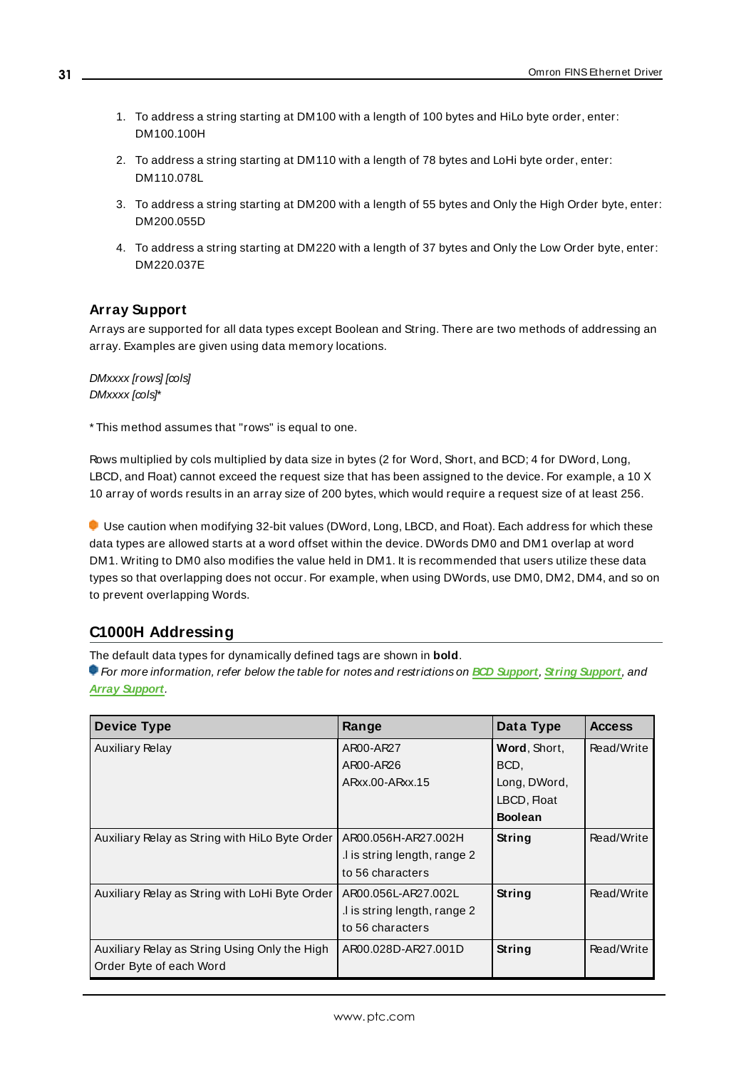1. To address a string starting at DM100 with a length of 100 bytes and HiLo byte order, enter: DM100.100H
2. To address a string starting at DM110 with a length of 78 bytes and LoHi byte order, enter: DM110.078L
3. To address a string starting at DM200 with a length of 55 bytes and Only the High Order byte, enter: DM200.055D
4. To address a string starting at DM220 with a length of 37 bytes and Only the Low Order byte, enter: DM220.037E

### Array Support

Arrays are supported for all data types except Boolean and String. There are two methods of addressing an array. Examples are given using data memory locations.

*DMxxxx [rows] [cols]*
*DMxxxx [cols]**

* This method assumes that "rows" is equal to one.

Rows multiplied by cols multiplied by data size in bytes (2 for Word, Short, and BCD; 4 for DWord, Long, LBCD, and Float) cannot exceed the request size that has been assigned to the device. For example, a 10 X 10 array of words results in an array size of 200 bytes, which would require a request size of at least 256.

Use caution when modifying 32-bit values (DWord, Long, LBCD, and Float). Each address for which these data types are allowed starts at a word offset within the device. DWords DM0 and DM1 overlap at word DM1. Writing to DM0 also modifies the value held in DM1. It is recommended that users utilize these data types so that overlapping does not occur. For example, when using DWords, use DM0, DM2, DM4, and so on to prevent overlapping Words.

## C1000H Addressing

The default data types for dynamically defined tags are shown in **bold**.
*For more information, refer below the table for notes and restrictions on BCD Support, String Support, and Array Support.*

| Device Type | Range | Data Type | Access |
|---|---|---|---|
| Auxiliary Relay | AR00-AR27<br>AR00-AR26<br>ARxx.00-ARxx.15 | **Word**, Short, BCD,<br>Long, DWord, LBCD, Float<br>**Boolean** | Read/Write |
| Auxiliary Relay as String with HiLo Byte Order | AR00.056H-AR27.002H<br>.l is string length, range 2 to 56 characters | **String** | Read/Write |
| Auxiliary Relay as String with LoHi Byte Order | AR00.056L-AR27.002L<br>.l is string length, range 2 to 56 characters | **String** | Read/Write |
| Auxiliary Relay as String Using Only the High Order Byte of each Word | AR00.028D-AR27.001D | **String** | Read/Write |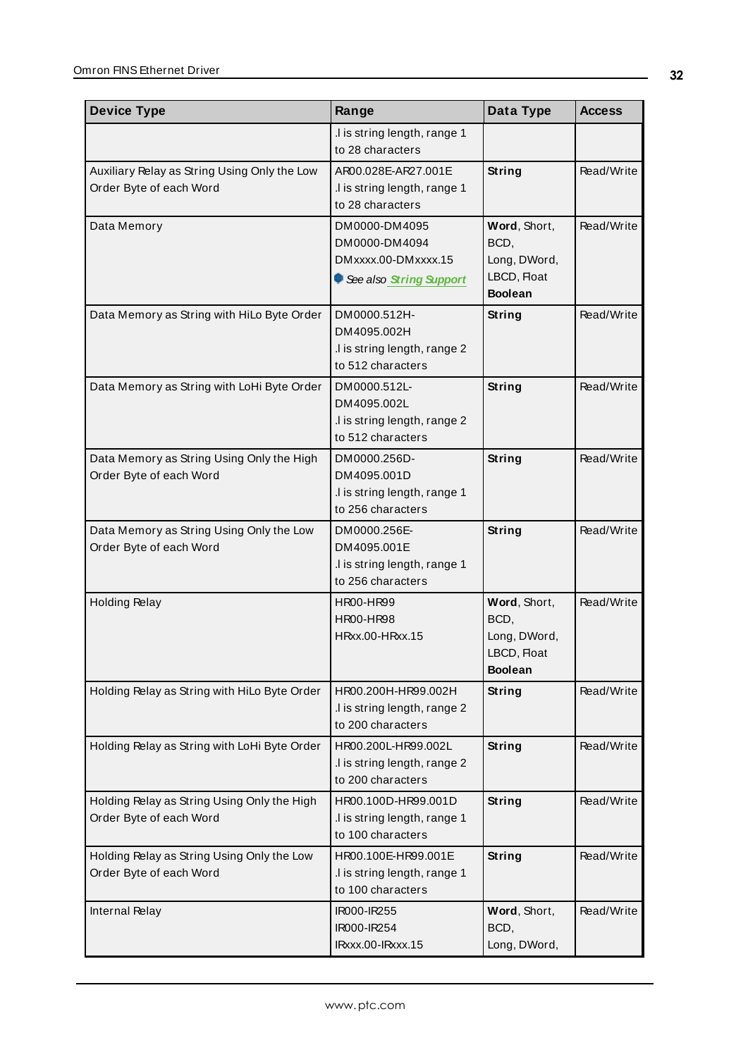| Device Type | Range | Data Type | Access |
|---|---|---|---|
| | .l is string length, range 1 to 28 characters | | |
| Auxiliary Relay as String Using Only the Low Order Byte of each Word | AR00.028E-AR27.001E<br>.l is string length, range 1 to 28 characters | **String** | Read/Write |
| Data Memory | DM0000-DM4095<br>DM0000-DM4094<br>DMxxxx.00-DMxxxx.15<br>*See also String Support* | **Word**, Short, BCD, Long, DWord, LBCD, Float<br>**Boolean** | Read/Write |
| Data Memory as String with HiLo Byte Order | DM0000.512H-DM4095.002H<br>.l is string length, range 2 to 512 characters | **String** | Read/Write |
| Data Memory as String with LoHi Byte Order | DM0000.512L-DM4095.002L<br>.l is string length, range 2 to 512 characters | **String** | Read/Write |
| Data Memory as String Using Only the High Order Byte of each Word | DM0000.256D-DM4095.001D<br>.l is string length, range 1 to 256 characters | **String** | Read/Write |
| Data Memory as String Using Only the Low Order Byte of each Word | DM0000.256E-DM4095.001E<br>.l is string length, range 1 to 256 characters | **String** | Read/Write |
| Holding Relay | HR00-HR99<br>HR00-HR98<br>HRxx.00-HRxx.15 | **Word**, Short, BCD, Long, DWord, LBCD, Float<br>**Boolean** | Read/Write |
| Holding Relay as String with HiLo Byte Order | HR00.200H-HR99.002H<br>.l is string length, range 2 to 200 characters | **String** | Read/Write |
| Holding Relay as String with LoHi Byte Order | HR00.200L-HR99.002L<br>.l is string length, range 2 to 200 characters | **String** | Read/Write |
| Holding Relay as String Using Only the High Order Byte of each Word | HR00.100D-HR99.001D<br>.l is string length, range 1 to 100 characters | **String** | Read/Write |
| Holding Relay as String Using Only the Low Order Byte of each Word | HR00.100E-HR99.001E<br>.l is string length, range 1 to 100 characters | **String** | Read/Write |
| Internal Relay | IR000-IR255<br>IR000-IR254<br>IRxxx.00-IRxxx.15 | **Word**, Short, BCD, Long, DWord, | Read/Write |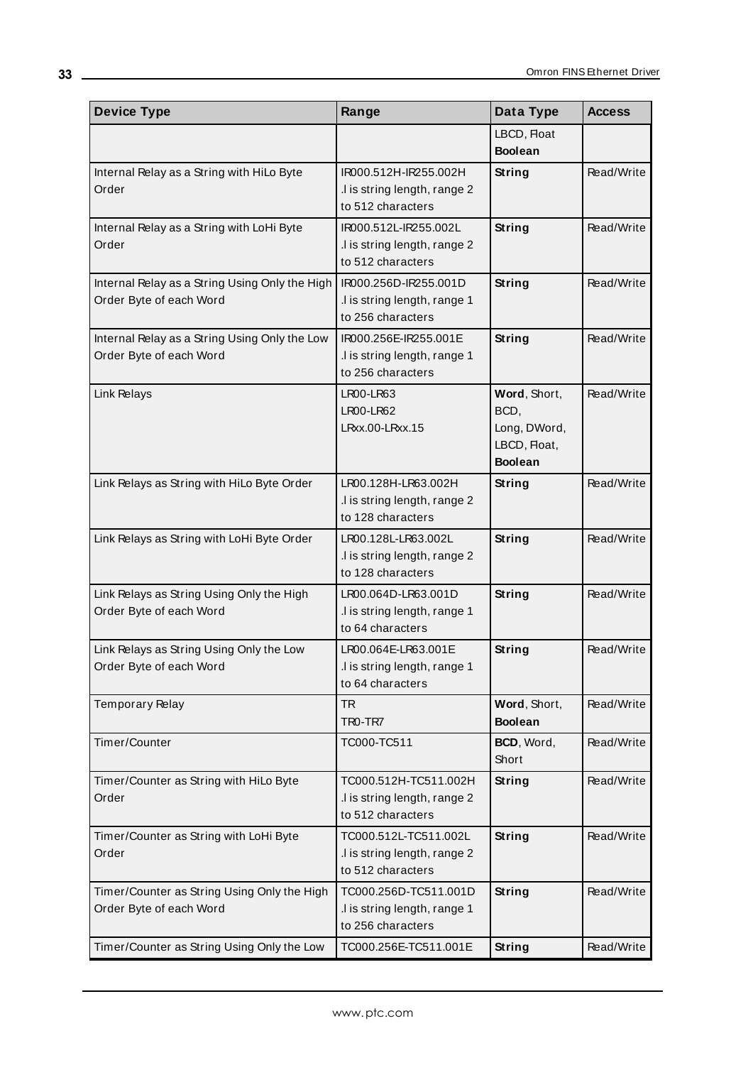| Device Type | Range | Data Type | Access |
|---|---|---|---|
| | | LBCD, Float<br>**Boolean** | |
| Internal Relay as a String with HiLo Byte Order | IR000.512H-IR255.002H<br>.l is string length, range 2 to 512 characters | **String** | Read/Write |
| Internal Relay as a String with LoHi Byte Order | IR000.512L-IR255.002L<br>.l is string length, range 2 to 512 characters | **String** | Read/Write |
| Internal Relay as a String Using Only the High Order Byte of each Word | IR000.256D-IR255.001D<br>.l is string length, range 1 to 256 characters | **String** | Read/Write |
| Internal Relay as a String Using Only the Low Order Byte of each Word | IR000.256E-IR255.001E<br>.l is string length, range 1 to 256 characters | **String** | Read/Write |
| Link Relays | LR00-LR63<br>LR00-LR62<br>LRxx.00-LRxx.15 | **Word**, Short, BCD,<br>Long, DWord, LBCD, Float,<br>**Boolean** | Read/Write |
| Link Relays as String with HiLo Byte Order | LR00.128H-LR63.002H<br>.l is string length, range 2 to 128 characters | **String** | Read/Write |
| Link Relays as String with LoHi Byte Order | LR00.128L-LR63.002L<br>.l is string length, range 2 to 128 characters | **String** | Read/Write |
| Link Relays as String Using Only the High Order Byte of each Word | LR00.064D-LR63.001D<br>.l is string length, range 1 to 64 characters | **String** | Read/Write |
| Link Relays as String Using Only the Low Order Byte of each Word | LR00.064E-LR63.001E<br>.l is string length, range 1 to 64 characters | **String** | Read/Write |
| Temporary Relay | TR<br>TR0-TR7 | **Word**, Short,<br>**Boolean** | Read/Write |
| Timer/Counter | TC000-TC511 | **BCD**, Word, Short | Read/Write |
| Timer/Counter as String with HiLo Byte Order | TC000.512H-TC511.002H<br>.l is string length, range 2 to 512 characters | **String** | Read/Write |
| Timer/Counter as String with LoHi Byte Order | TC000.512L-TC511.002L<br>.l is string length, range 2 to 512 characters | **String** | Read/Write |
| Timer/Counter as String Using Only the High Order Byte of each Word | TC000.256D-TC511.001D<br>.l is string length, range 1 to 256 characters | **String** | Read/Write |
| Timer/Counter as String Using Only the Low | TC000.256E-TC511.001E | **String** | Read/Write |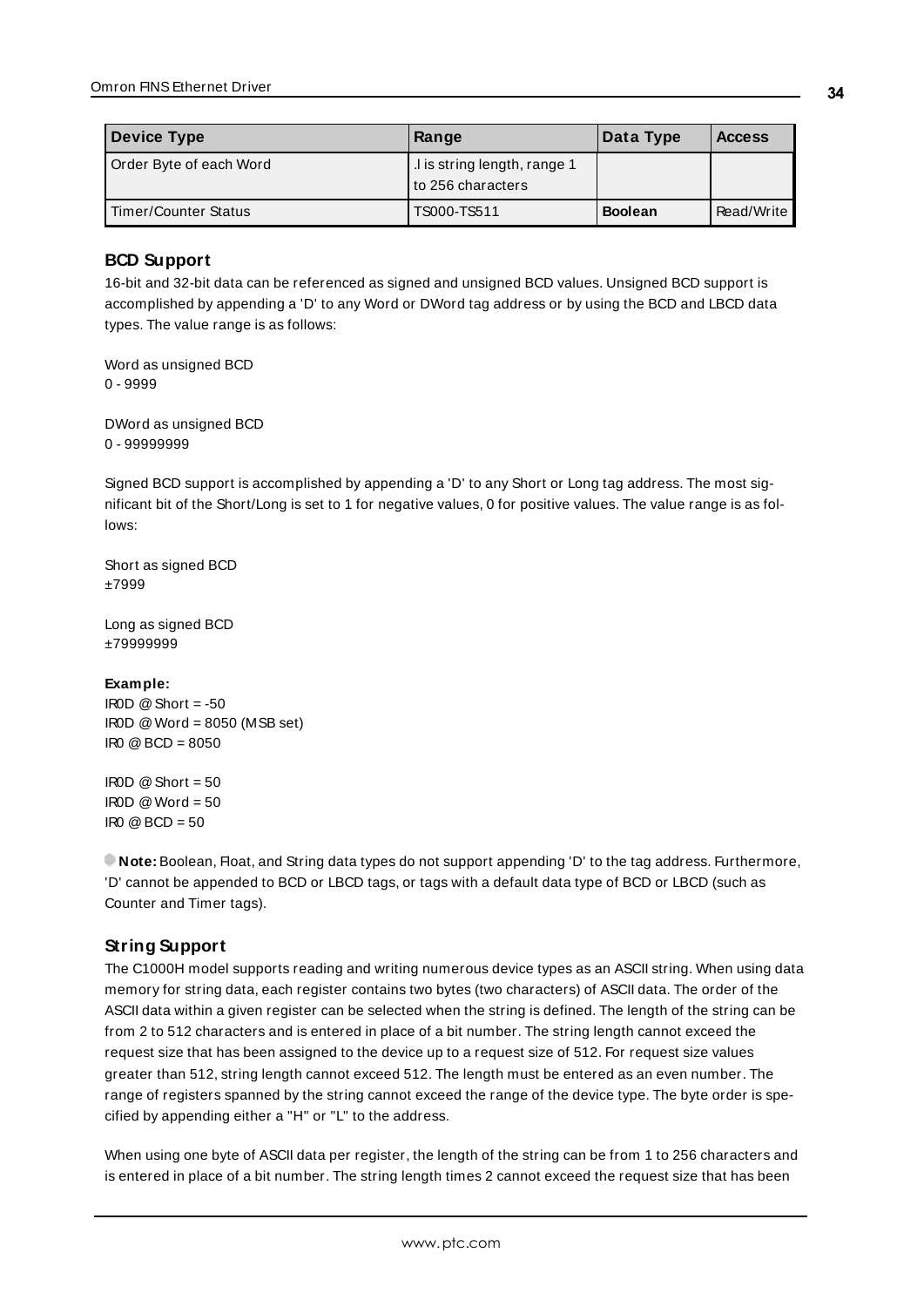| Device Type | Range | Data Type | Access |
| --- | --- | --- | --- |
| Order Byte of each Word | .l is string length, range 1 to 256 characters | | |
| Timer/Counter Status | TS000-TS511 | **Boolean** | Read/Write |

## BCD Support

16-bit and 32-bit data can be referenced as signed and unsigned BCD values. Unsigned BCD support is accomplished by appending a 'D' to any Word or DWord tag address or by using the BCD and LBCD data types. The value range is as follows:

Word as unsigned BCD
0 - 9999

DWord as unsigned BCD
0 - 99999999

Signed BCD support is accomplished by appending a 'D' to any Short or Long tag address. The most significant bit of the Short/Long is set to 1 for negative values, 0 for positive values. The value range is as follows:

Short as signed BCD
±7999

Long as signed BCD
±79999999

**Example:**
IR0D @ Short = -50
IR0D @ Word = 8050 (MSB set)
IR0 @ BCD = 8050

IR0D @ Short = 50
IR0D @ Word = 50
IR0 @ BCD = 50

**Note:** Boolean, Float, and String data types do not support appending 'D' to the tag address. Furthermore, 'D' cannot be appended to BCD or LBCD tags, or tags with a default data type of BCD or LBCD (such as Counter and Timer tags).

## String Support

The C1000H model supports reading and writing numerous device types as an ASCII string. When using data memory for string data, each register contains two bytes (two characters) of ASCII data. The order of the ASCII data within a given register can be selected when the string is defined. The length of the string can be from 2 to 512 characters and is entered in place of a bit number. The string length cannot exceed the request size that has been assigned to the device up to a request size of 512. For request size values greater than 512, string length cannot exceed 512. The length must be entered as an even number. The range of registers spanned by the string cannot exceed the range of the device type. The byte order is specified by appending either a "H" or "L" to the address.

When using one byte of ASCII data per register, the length of the string can be from 1 to 256 characters and is entered in place of a bit number. The string length times 2 cannot exceed the request size that has been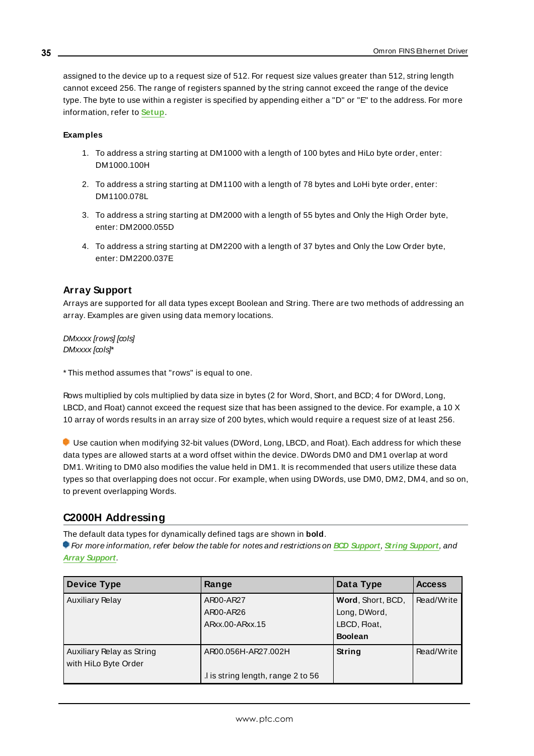assigned to the device up to a request size of 512. For request size values greater than 512, string length cannot exceed 256. The range of registers spanned by the string cannot exceed the range of the device type. The byte to use within a register is specified by appending either a "D" or "E" to the address. For more information, refer to **Setup**.

**Examples**

1. To address a string starting at DM1000 with a length of 100 bytes and HiLo byte order, enter: DM1000.100H
2. To address a string starting at DM1100 with a length of 78 bytes and LoHi byte order, enter: DM1100.078L
3. To address a string starting at DM2000 with a length of 55 bytes and Only the High Order byte, enter: DM2000.055D
4. To address a string starting at DM2200 with a length of 37 bytes and Only the Low Order byte, enter: DM2200.037E

### Array Support

Arrays are supported for all data types except Boolean and String. There are two methods of addressing an array. Examples are given using data memory locations.

*DMxxxx [rows] [cols]*
*DMxxxx [cols]**

* This method assumes that "rows" is equal to one.

Rows multiplied by cols multiplied by data size in bytes (2 for Word, Short, and BCD; 4 for DWord, Long, LBCD, and Float) cannot exceed the request size that has been assigned to the device. For example, a 10 X 10 array of words results in an array size of 200 bytes, which would require a request size of at least 256.

Use caution when modifying 32-bit values (DWord, Long, LBCD, and Float). Each address for which these data types are allowed starts at a word offset within the device. DWords DM0 and DM1 overlap at word DM1. Writing to DM0 also modifies the value held in DM1. It is recommended that users utilize these data types so that overlapping does not occur. For example, when using DWords, use DM0, DM2, DM4, and so on, to prevent overlapping Words.

## C2000H Addressing

The default data types for dynamically defined tags are shown in **bold**.
*For more information, refer below the table for notes and restrictions on* ***BCD Support****,* ***String Support****, and* ***Array Support****.*

| Device Type | Range | Data Type | Access |
|---|---|---|---|
| Auxiliary Relay | AR00-AR27<br>AR00-AR26<br>ARxx.00-ARxx.15 | **Word**, Short, BCD, Long, DWord, LBCD, Float, **Boolean** | Read/Write |
| Auxiliary Relay as String with HiLo Byte Order | AR00.056H-AR27.002H<br><br>.l is string length, range 2 to 56 | **String** | Read/Write |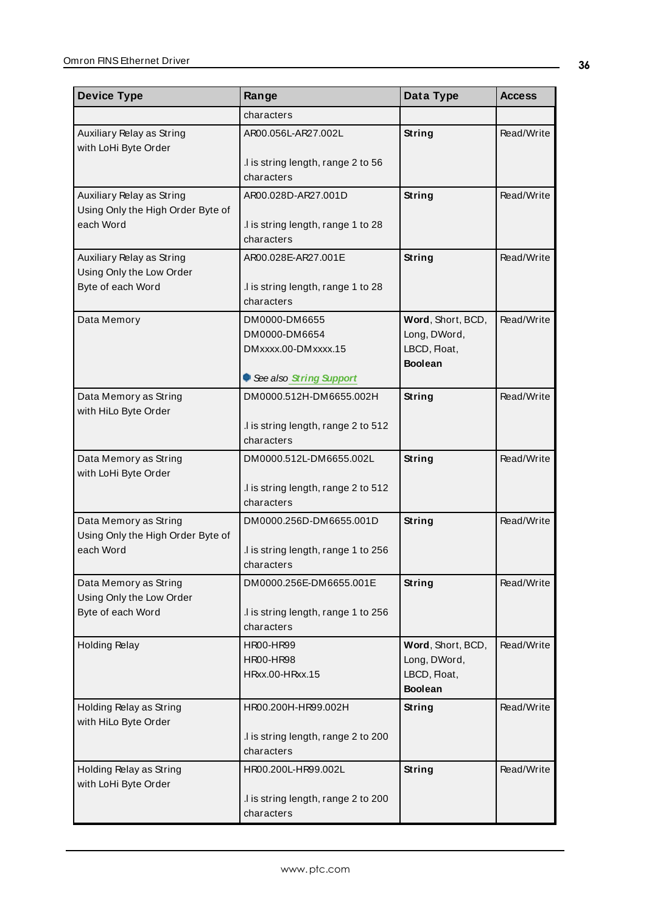| Device Type | Range | Data Type | Access |
|---|---|---|---|
| | characters | | |
| Auxiliary Relay as String with LoHi Byte Order | AR00.056L-AR27.002L<br><br>.l is string length, range 2 to 56 characters | **String** | Read/Write |
| Auxiliary Relay as String Using Only the High Order Byte of each Word | AR00.028D-AR27.001D<br><br>.l is string length, range 1 to 28 characters | **String** | Read/Write |
| Auxiliary Relay as String Using Only the Low Order Byte of each Word | AR00.028E-AR27.001E<br><br>.l is string length, range 1 to 28 characters | **String** | Read/Write |
| Data Memory | DM0000-DM6655<br>DM0000-DM6654<br>DMxxxx.00-DMxxxx.15<br><br>*See also String Support* | **Word**, Short, BCD, Long, DWord, LBCD, Float, **Boolean** | Read/Write |
| Data Memory as String with HiLo Byte Order | DM0000.512H-DM6655.002H<br><br>.l is string length, range 2 to 512 characters | **String** | Read/Write |
| Data Memory as String with LoHi Byte Order | DM0000.512L-DM6655.002L<br><br>.l is string length, range 2 to 512 characters | **String** | Read/Write |
| Data Memory as String Using Only the High Order Byte of each Word | DM0000.256D-DM6655.001D<br><br>.l is string length, range 1 to 256 characters | **String** | Read/Write |
| Data Memory as String Using Only the Low Order Byte of each Word | DM0000.256E-DM6655.001E<br><br>.l is string length, range 1 to 256 characters | **String** | Read/Write |
| Holding Relay | HR00-HR99<br>HR00-HR98<br>HRxx.00-HRxx.15 | **Word**, Short, BCD, Long, DWord, LBCD, Float, **Boolean** | Read/Write |
| Holding Relay as String with HiLo Byte Order | HR00.200H-HR99.002H<br><br>.l is string length, range 2 to 200 characters | **String** | Read/Write |
| Holding Relay as String with LoHi Byte Order | HR00.200L-HR99.002L<br><br>.l is string length, range 2 to 200 characters | **String** | Read/Write |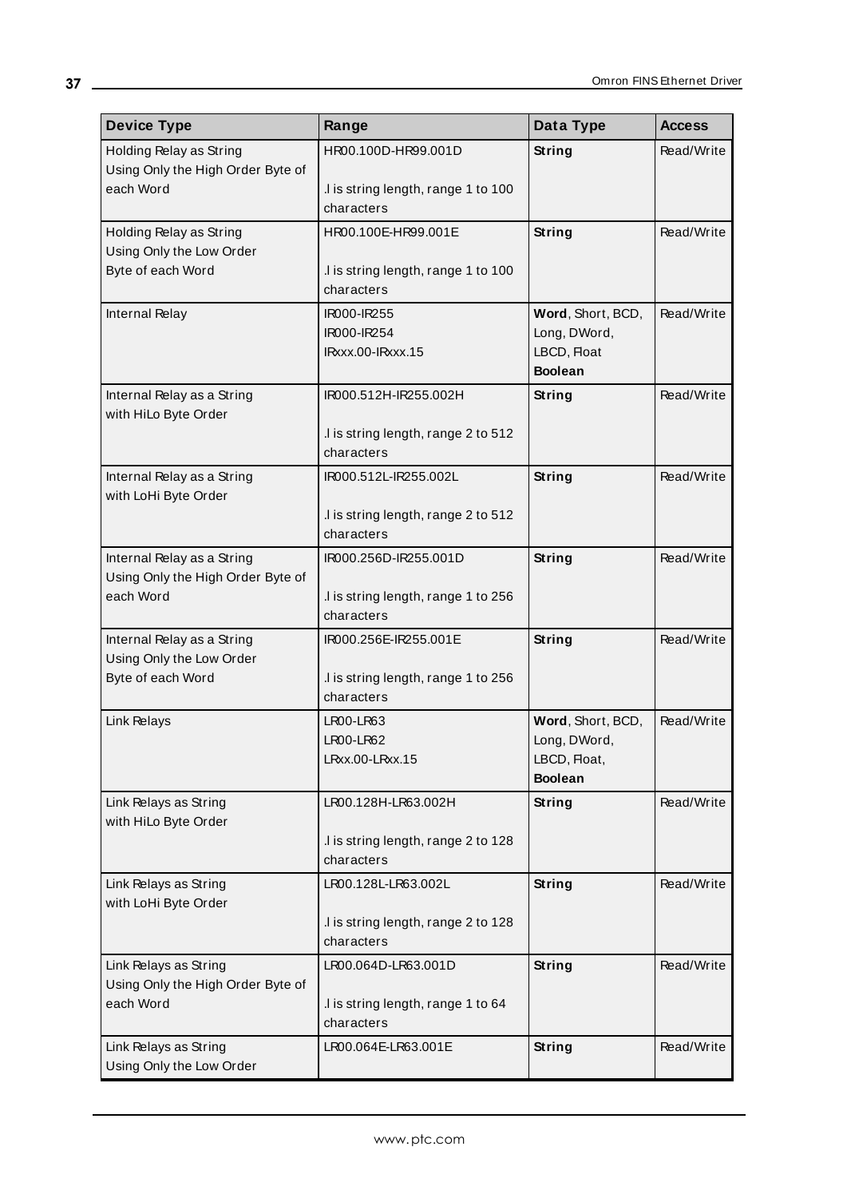| Device Type | Range | Data Type | Access |
|---|---|---|---|
| Holding Relay as String Using Only the High Order Byte of each Word | HR00.100D-HR99.001D<br><br>.l is string length, range 1 to 100 characters | **String** | Read/Write |
| Holding Relay as String Using Only the Low Order Byte of each Word | HR00.100E-HR99.001E<br><br>.l is string length, range 1 to 100 characters | **String** | Read/Write |
| Internal Relay | IR000-IR255<br>IR000-IR254<br>IRxxx.00-IRxxx.15 | **Word**, Short, BCD,<br>Long, DWord,<br>LBCD, Float<br>**Boolean** | Read/Write |
| Internal Relay as a String with HiLo Byte Order | IR000.512H-IR255.002H<br><br>.l is string length, range 2 to 512 characters | **String** | Read/Write |
| Internal Relay as a String with LoHi Byte Order | IR000.512L-IR255.002L<br><br>.l is string length, range 2 to 512 characters | **String** | Read/Write |
| Internal Relay as a String Using Only the High Order Byte of each Word | IR000.256D-IR255.001D<br><br>.l is string length, range 1 to 256 characters | **String** | Read/Write |
| Internal Relay as a String Using Only the Low Order Byte of each Word | IR000.256E-IR255.001E<br><br>.l is string length, range 1 to 256 characters | **String** | Read/Write |
| Link Relays | LR00-LR63<br>LR00-LR62<br>LRxx.00-LRxx.15 | **Word**, Short, BCD,<br>Long, DWord,<br>LBCD, Float,<br>**Boolean** | Read/Write |
| Link Relays as String with HiLo Byte Order | LR00.128H-LR63.002H<br><br>.l is string length, range 2 to 128 characters | **String** | Read/Write |
| Link Relays as String with LoHi Byte Order | LR00.128L-LR63.002L<br><br>.l is string length, range 2 to 128 characters | **String** | Read/Write |
| Link Relays as String Using Only the High Order Byte of each Word | LR00.064D-LR63.001D<br><br>.l is string length, range 1 to 64 characters | **String** | Read/Write |
| Link Relays as String Using Only the Low Order | LR00.064E-LR63.001E | **String** | Read/Write |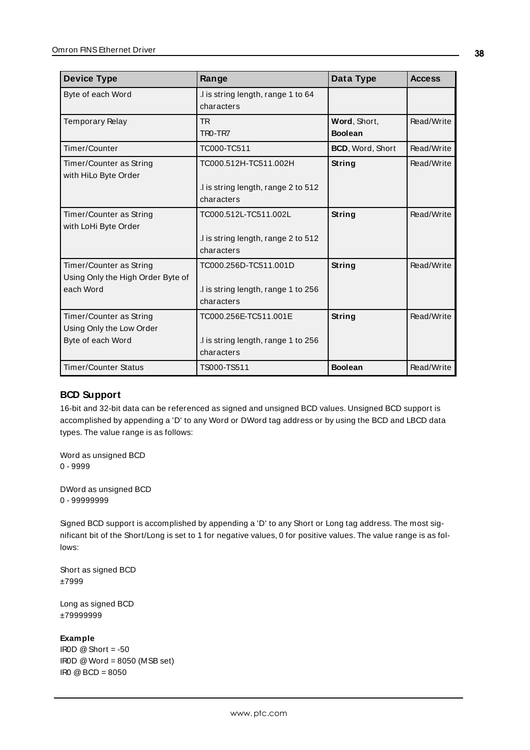| Device Type | Range | Data Type | Access |
|---|---|---|---|
| Byte of each Word | .l is string length, range 1 to 64 characters | | |
| Temporary Relay | TR<br>TR0-TR7 | **Word**, Short, **Boolean** | Read/Write |
| Timer/Counter | TC000-TC511 | **BCD**, Word, Short | Read/Write |
| Timer/Counter as String with HiLo Byte Order | TC000.512H-TC511.002H<br><br>.l is string length, range 2 to 512 characters | **String** | Read/Write |
| Timer/Counter as String with LoHi Byte Order | TC000.512L-TC511.002L<br><br>.l is string length, range 2 to 512 characters | **String** | Read/Write |
| Timer/Counter as String Using Only the High Order Byte of each Word | TC000.256D-TC511.001D<br><br>.l is string length, range 1 to 256 characters | **String** | Read/Write |
| Timer/Counter as String Using Only the Low Order Byte of each Word | TC000.256E-TC511.001E<br><br>.l is string length, range 1 to 256 characters | **String** | Read/Write |
| Timer/Counter Status | TS000-TS511 | **Boolean** | Read/Write |

## BCD Support

16-bit and 32-bit data can be referenced as signed and unsigned BCD values. Unsigned BCD support is accomplished by appending a 'D' to any Word or DWord tag address or by using the BCD and LBCD data types. The value range is as follows:

Word as unsigned BCD
0 - 9999

DWord as unsigned BCD
0 - 99999999

Signed BCD support is accomplished by appending a 'D' to any Short or Long tag address. The most significant bit of the Short/Long is set to 1 for negative values, 0 for positive values. The value range is as follows:

Short as signed BCD
±7999

Long as signed BCD
±79999999

**Example**
IR0D @ Short = -50
IR0D @ Word = 8050 (MSB set)
IR0 @ BCD = 8050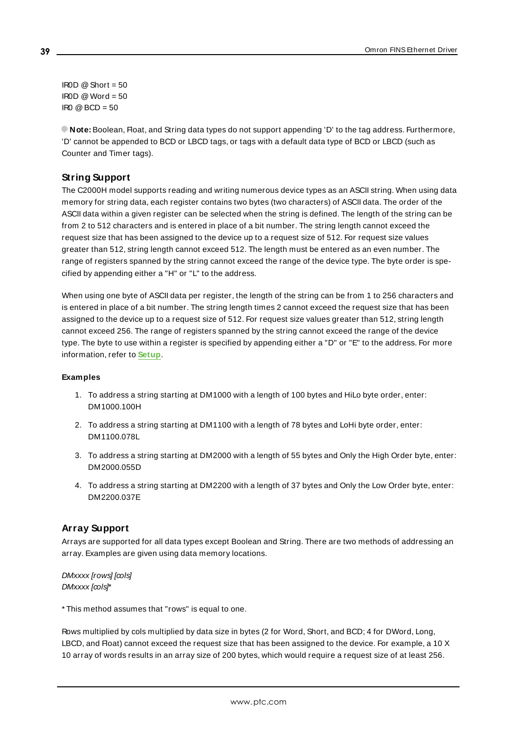IR0D @ Short = 50
IR0D @ Word = 50
IR0 @ BCD = 50

**Note:** Boolean, Float, and String data types do not support appending 'D' to the tag address. Furthermore, 'D' cannot be appended to BCD or LBCD tags, or tags with a default data type of BCD or LBCD (such as Counter and Timer tags).

### String Support

The C2000H model supports reading and writing numerous device types as an ASCII string. When using data memory for string data, each register contains two bytes (two characters) of ASCII data. The order of the ASCII data within a given register can be selected when the string is defined. The length of the string can be from 2 to 512 characters and is entered in place of a bit number. The string length cannot exceed the request size that has been assigned to the device up to a request size of 512. For request size values greater than 512, string length cannot exceed 512. The length must be entered as an even number. The range of registers spanned by the string cannot exceed the range of the device type. The byte order is specified by appending either a "H" or "L" to the address.

When using one byte of ASCII data per register, the length of the string can be from 1 to 256 characters and is entered in place of a bit number. The string length times 2 cannot exceed the request size that has been assigned to the device up to a request size of 512. For request size values greater than 512, string length cannot exceed 256. The range of registers spanned by the string cannot exceed the range of the device type. The byte to use within a register is specified by appending either a "D" or "E" to the address. For more information, refer to **Setup**.

#### Examples

1. To address a string starting at DM1000 with a length of 100 bytes and HiLo byte order, enter: DM1000.100H
2. To address a string starting at DM1100 with a length of 78 bytes and LoHi byte order, enter: DM1100.078L
3. To address a string starting at DM2000 with a length of 55 bytes and Only the High Order byte, enter: DM2000.055D
4. To address a string starting at DM2200 with a length of 37 bytes and Only the Low Order byte, enter: DM2200.037E

### Array Support

Arrays are supported for all data types except Boolean and String. There are two methods of addressing an array. Examples are given using data memory locations.

*DMxxxx [rows] [cols]*
*DMxxxx [cols]**

* This method assumes that "rows" is equal to one.

Rows multiplied by cols multiplied by data size in bytes (2 for Word, Short, and BCD; 4 for DWord, Long, LBCD, and Float) cannot exceed the request size that has been assigned to the device. For example, a 10 X 10 array of words results in an array size of 200 bytes, which would require a request size of at least 256.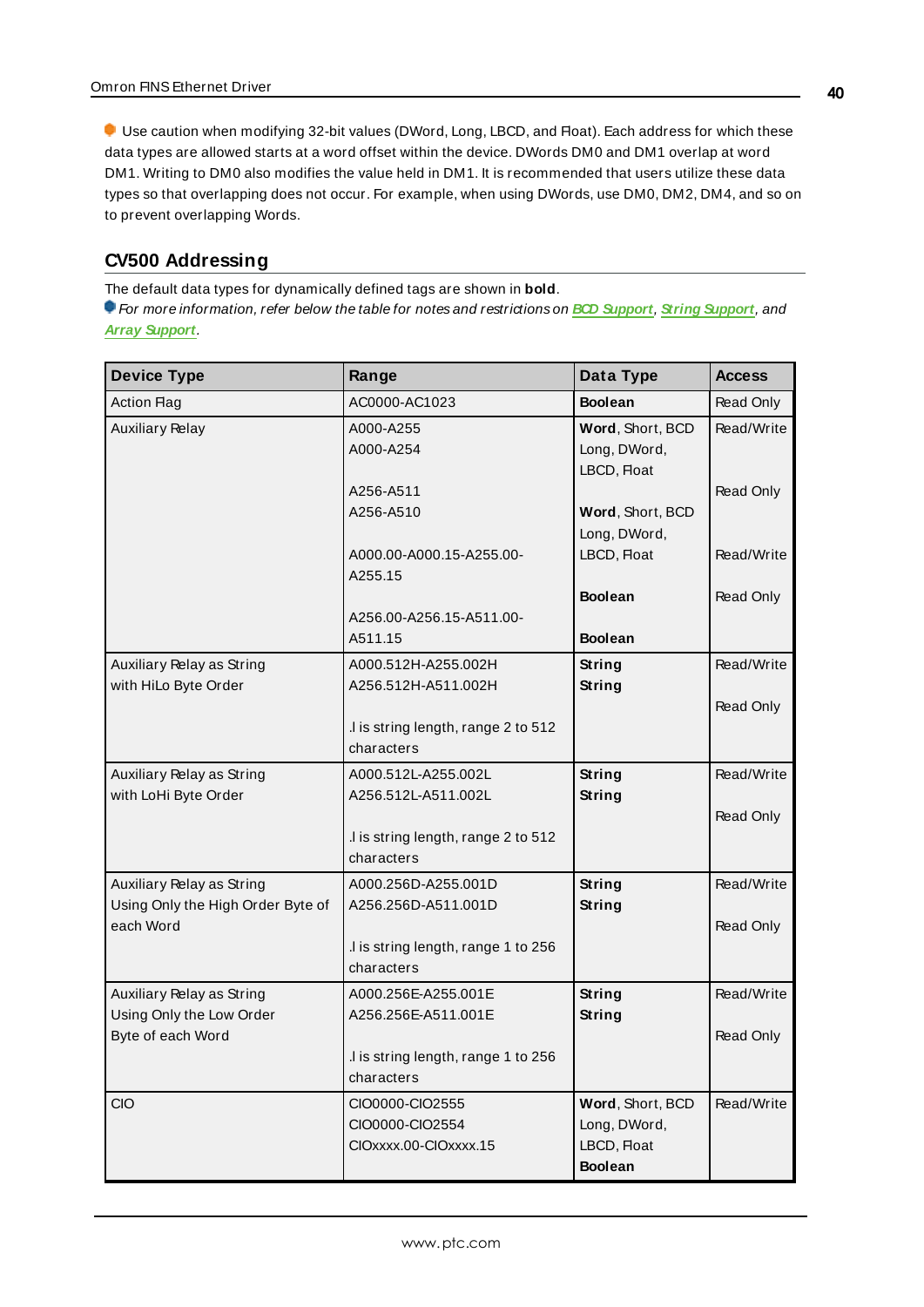Use caution when modifying 32-bit values (DWord, Long, LBCD, and Float). Each address for which these data types are allowed starts at a word offset within the device. DWords DM0 and DM1 overlap at word DM1. Writing to DM0 also modifies the value held in DM1. It is recommended that users utilize these data types so that overlapping does not occur. For example, when using DWords, use DM0, DM2, DM4, and so on to prevent overlapping Words.

## CV500 Addressing

The default data types for dynamically defined tags are shown in **bold**.

*For more information, refer below the table for notes and restrictions on* ***BCD Support****,* ***String Support****, and* ***Array Support****.*

| Device Type | Range | Data Type | Access |
|---|---|---|---|
| Action Flag | AC0000-AC1023 | **Boolean** | Read Only |
| Auxiliary Relay | A000-A255<br>A000-A254<br><br>A256-A511<br>A256-A510<br><br>A000.00-A000.15-A255.00-A255.15<br><br>A256.00-A256.15-A511.00-A511.15 | **Word**, Short, BCD<br>Long, DWord, LBCD, Float<br><br>**Word**, Short, BCD<br>Long, DWord, LBCD, Float<br><br>**Boolean**<br><br>**Boolean** | Read/Write<br><br>Read Only<br><br>Read/Write<br><br>Read Only |
| Auxiliary Relay as String with HiLo Byte Order | A000.512H-A255.002H<br>A256.512H-A511.002H<br><br>.l is string length, range 2 to 512 characters | **String**<br>**String** | Read/Write<br>Read Only |
| Auxiliary Relay as String with LoHi Byte Order | A000.512L-A255.002L<br>A256.512L-A511.002L<br><br>.l is string length, range 2 to 512 characters | **String**<br>**String** | Read/Write<br>Read Only |
| Auxiliary Relay as String Using Only the High Order Byte of each Word | A000.256D-A255.001D<br>A256.256D-A511.001D<br><br>.l is string length, range 1 to 256 characters | **String**<br>**String** | Read/Write<br>Read Only |
| Auxiliary Relay as String Using Only the Low Order Byte of each Word | A000.256E-A255.001E<br>A256.256E-A511.001E<br><br>.l is string length, range 1 to 256 characters | **String**<br>**String** | Read/Write<br>Read Only |
| CIO | CIO0000-CIO2555<br>CIO0000-CIO2554<br>CIOxxxx.00-CIOxxxx.15 | **Word**, Short, BCD<br>Long, DWord, LBCD, Float<br>**Boolean** | Read/Write |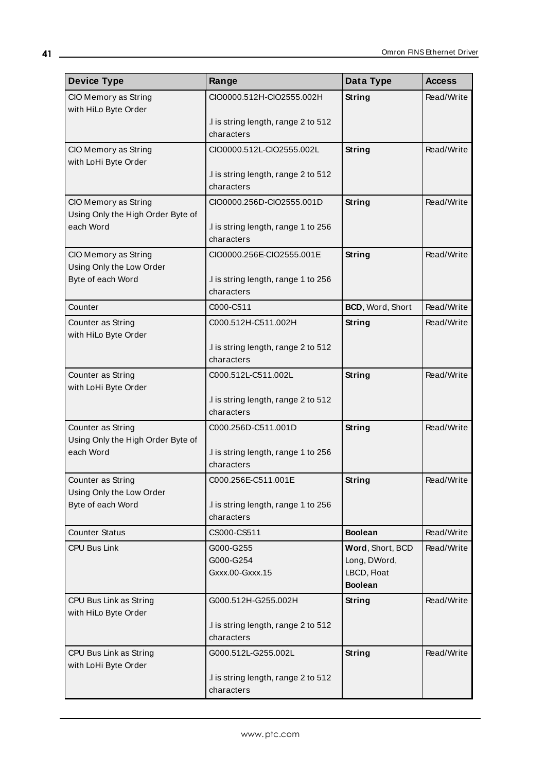| Device Type | Range | Data Type | Access |
|---|---|---|---|
| CIO Memory as String with HiLo Byte Order | CIO0000.512H-CIO2555.002H<br><br>.l is string length, range 2 to 512 characters | **String** | Read/Write |
| CIO Memory as String with LoHi Byte Order | CIO0000.512L-CIO2555.002L<br><br>.l is string length, range 2 to 512 characters | **String** | Read/Write |
| CIO Memory as String Using Only the High Order Byte of each Word | CIO0000.256D-CIO2555.001D<br><br>.l is string length, range 1 to 256 characters | **String** | Read/Write |
| CIO Memory as String Using Only the Low Order Byte of each Word | CIO0000.256E-CIO2555.001E<br><br>.l is string length, range 1 to 256 characters | **String** | Read/Write |
| Counter | C000-C511 | **BCD**, Word, Short | Read/Write |
| Counter as String with HiLo Byte Order | C000.512H-C511.002H<br><br>.l is string length, range 2 to 512 characters | **String** | Read/Write |
| Counter as String with LoHi Byte Order | C000.512L-C511.002L<br><br>.l is string length, range 2 to 512 characters | **String** | Read/Write |
| Counter as String Using Only the High Order Byte of each Word | C000.256D-C511.001D<br><br>.l is string length, range 1 to 256 characters | **String** | Read/Write |
| Counter as String Using Only the Low Order Byte of each Word | C000.256E-C511.001E<br><br>.l is string length, range 1 to 256 characters | **String** | Read/Write |
| Counter Status | CS000-CS511 | **Boolean** | Read/Write |
| CPU Bus Link | G000-G255<br>G000-G254<br>Gxxx.00-Gxxx.15 | **Word**, Short, BCD<br>Long, DWord, LBCD, Float<br>**Boolean** | Read/Write |
| CPU Bus Link as String with HiLo Byte Order | G000.512H-G255.002H<br><br>.l is string length, range 2 to 512 characters | **String** | Read/Write |
| CPU Bus Link as String with LoHi Byte Order | G000.512L-G255.002L<br><br>.l is string length, range 2 to 512 characters | **String** | Read/Write |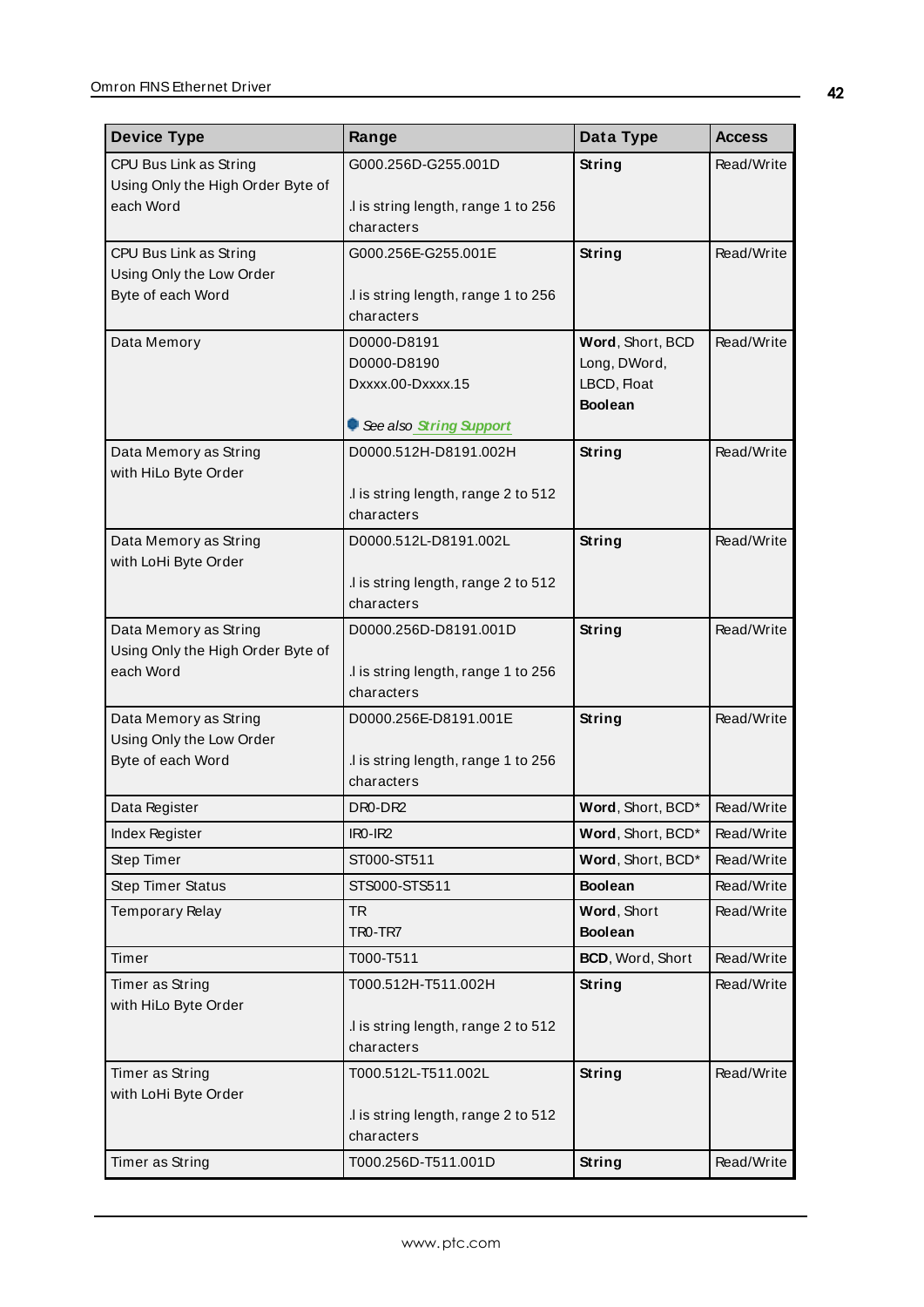| Device Type | Range | Data Type | Access |
|---|---|---|---|
| CPU Bus Link as String Using Only the High Order Byte of each Word | G000.256D-G255.001D<br><br>.l is string length, range 1 to 256 characters | **String** | Read/Write |
| CPU Bus Link as String Using Only the Low Order Byte of each Word | G000.256E-G255.001E<br><br>.l is string length, range 1 to 256 characters | **String** | Read/Write |
| Data Memory | D0000-D8191<br>D0000-D8190<br>Dxxxx.00-Dxxxx.15<br><br>*See also String Support* | **Word**, Short, BCD<br>Long, DWord, LBCD, Float<br>**Boolean** | Read/Write |
| Data Memory as String with HiLo Byte Order | D0000.512H-D8191.002H<br><br>.l is string length, range 2 to 512 characters | **String** | Read/Write |
| Data Memory as String with LoHi Byte Order | D0000.512L-D8191.002L<br><br>.l is string length, range 2 to 512 characters | **String** | Read/Write |
| Data Memory as String Using Only the High Order Byte of each Word | D0000.256D-D8191.001D<br><br>.l is string length, range 1 to 256 characters | **String** | Read/Write |
| Data Memory as String Using Only the Low Order Byte of each Word | D0000.256E-D8191.001E<br><br>.l is string length, range 1 to 256 characters | **String** | Read/Write |
| Data Register | DR0-DR2 | **Word**, Short, BCD* | Read/Write |
| Index Register | IR0-IR2 | **Word**, Short, BCD* | Read/Write |
| Step Timer | ST000-ST511 | **Word**, Short, BCD* | Read/Write |
| Step Timer Status | STS000-STS511 | **Boolean** | Read/Write |
| Temporary Relay | TR<br>TR0-TR7 | **Word**, Short<br>**Boolean** | Read/Write |
| Timer | T000-T511 | **BCD**, Word, Short | Read/Write |
| Timer as String with HiLo Byte Order | T000.512H-T511.002H<br><br>.l is string length, range 2 to 512 characters | **String** | Read/Write |
| Timer as String with LoHi Byte Order | T000.512L-T511.002L<br><br>.l is string length, range 2 to 512 characters | **String** | Read/Write |
| Timer as String | T000.256D-T511.001D | **String** | Read/Write |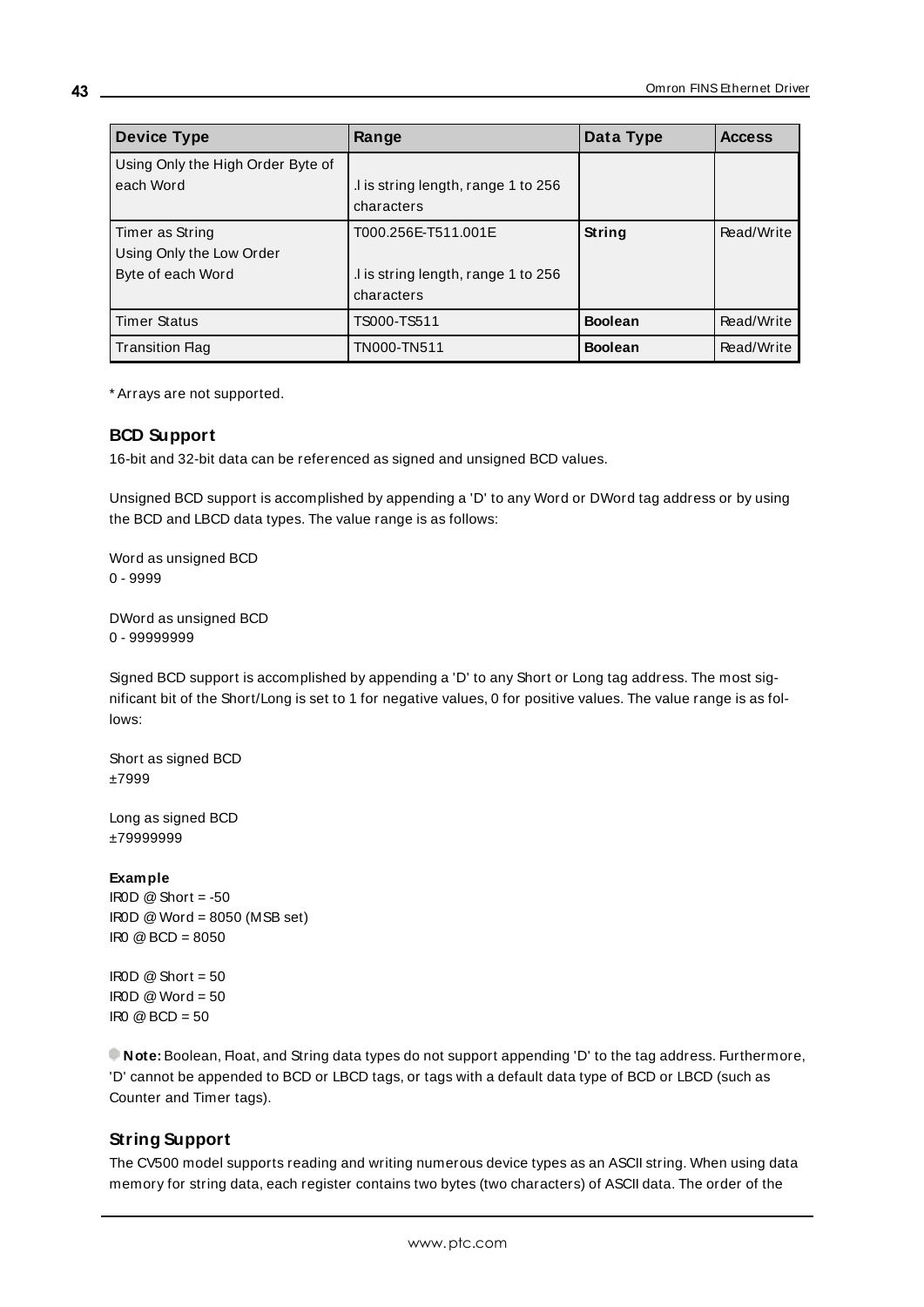| Device Type | Range | Data Type | Access |
|---|---|---|---|
| Using Only the High Order Byte of each Word | .l is string length, range 1 to 256 characters | | |
| Timer as String Using Only the Low Order Byte of each Word | T000.256E-T511.001E<br><br>.l is string length, range 1 to 256 characters | **String** | Read/Write |
| Timer Status | TS000-TS511 | **Boolean** | Read/Write |
| Transition Flag | TN000-TN511 | **Boolean** | Read/Write |

* Arrays are not supported.

## BCD Support

16-bit and 32-bit data can be referenced as signed and unsigned BCD values.

Unsigned BCD support is accomplished by appending a 'D' to any Word or DWord tag address or by using the BCD and LBCD data types. The value range is as follows:

Word as unsigned BCD
0 - 9999

DWord as unsigned BCD
0 - 99999999

Signed BCD support is accomplished by appending a 'D' to any Short or Long tag address. The most significant bit of the Short/Long is set to 1 for negative values, 0 for positive values. The value range is as follows:

Short as signed BCD
±7999

Long as signed BCD
±79999999

**Example**
IR0D @ Short = -50
IR0D @ Word = 8050 (MSB set)
IR0 @ BCD = 8050

IR0D @ Short = 50
IR0D @ Word = 50
IR0 @ BCD = 50

**Note:** Boolean, Float, and String data types do not support appending 'D' to the tag address. Furthermore, 'D' cannot be appended to BCD or LBCD tags, or tags with a default data type of BCD or LBCD (such as Counter and Timer tags).

## String Support

The CV500 model supports reading and writing numerous device types as an ASCII string. When using data memory for string data, each register contains two bytes (two characters) of ASCII data. The order of the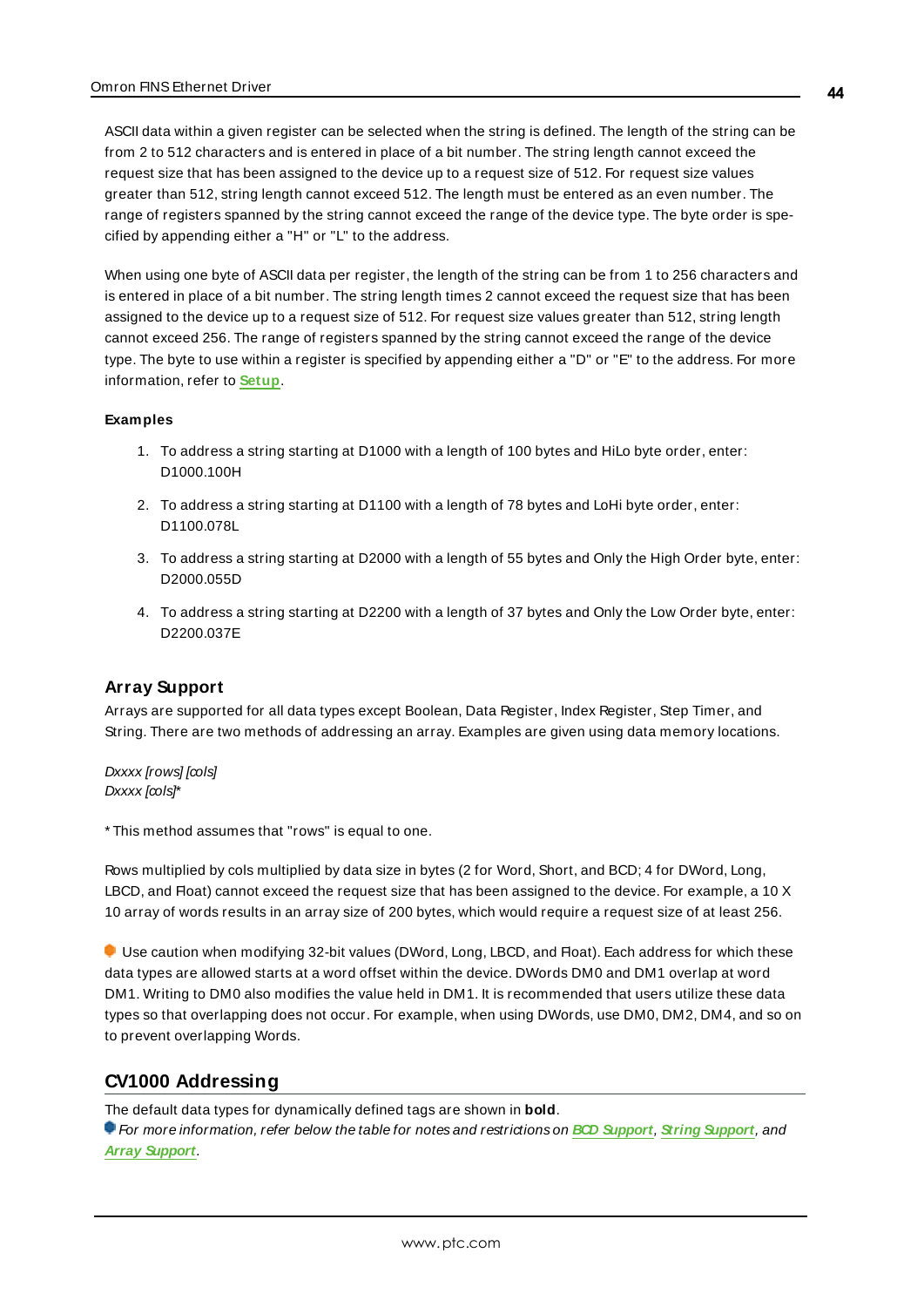ASCII data within a given register can be selected when the string is defined. The length of the string can be from 2 to 512 characters and is entered in place of a bit number. The string length cannot exceed the request size that has been assigned to the device up to a request size of 512. For request size values greater than 512, string length cannot exceed 512. The length must be entered as an even number. The range of registers spanned by the string cannot exceed the range of the device type. The byte order is specified by appending either a "H" or "L" to the address.

When using one byte of ASCII data per register, the length of the string can be from 1 to 256 characters and is entered in place of a bit number. The string length times 2 cannot exceed the request size that has been assigned to the device up to a request size of 512. For request size values greater than 512, string length cannot exceed 256. The range of registers spanned by the string cannot exceed the range of the device type. The byte to use within a register is specified by appending either a "D" or "E" to the address. For more information, refer to **Setup**.

**Examples**

1. To address a string starting at D1000 with a length of 100 bytes and HiLo byte order, enter: D1000.100H
2. To address a string starting at D1100 with a length of 78 bytes and LoHi byte order, enter: D1100.078L
3. To address a string starting at D2000 with a length of 55 bytes and Only the High Order byte, enter: D2000.055D
4. To address a string starting at D2200 with a length of 37 bytes and Only the Low Order byte, enter: D2200.037E

### Array Support

Arrays are supported for all data types except Boolean, Data Register, Index Register, Step Timer, and String. There are two methods of addressing an array. Examples are given using data memory locations.

*Dxxxx [rows] [cols]*
*Dxxxx [cols]**

* This method assumes that "rows" is equal to one.

Rows multiplied by cols multiplied by data size in bytes (2 for Word, Short, and BCD; 4 for DWord, Long, LBCD, and Float) cannot exceed the request size that has been assigned to the device. For example, a 10 X 10 array of words results in an array size of 200 bytes, which would require a request size of at least 256.

Use caution when modifying 32-bit values (DWord, Long, LBCD, and Float). Each address for which these data types are allowed starts at a word offset within the device. DWords DM0 and DM1 overlap at word DM1. Writing to DM0 also modifies the value held in DM1. It is recommended that users utilize these data types so that overlapping does not occur. For example, when using DWords, use DM0, DM2, DM4, and so on to prevent overlapping Words.

## CV1000 Addressing

The default data types for dynamically defined tags are shown in **bold**.

*For more information, refer below the table for notes and restrictions on **BCD Support**, **String Support**, and **Array Support**.*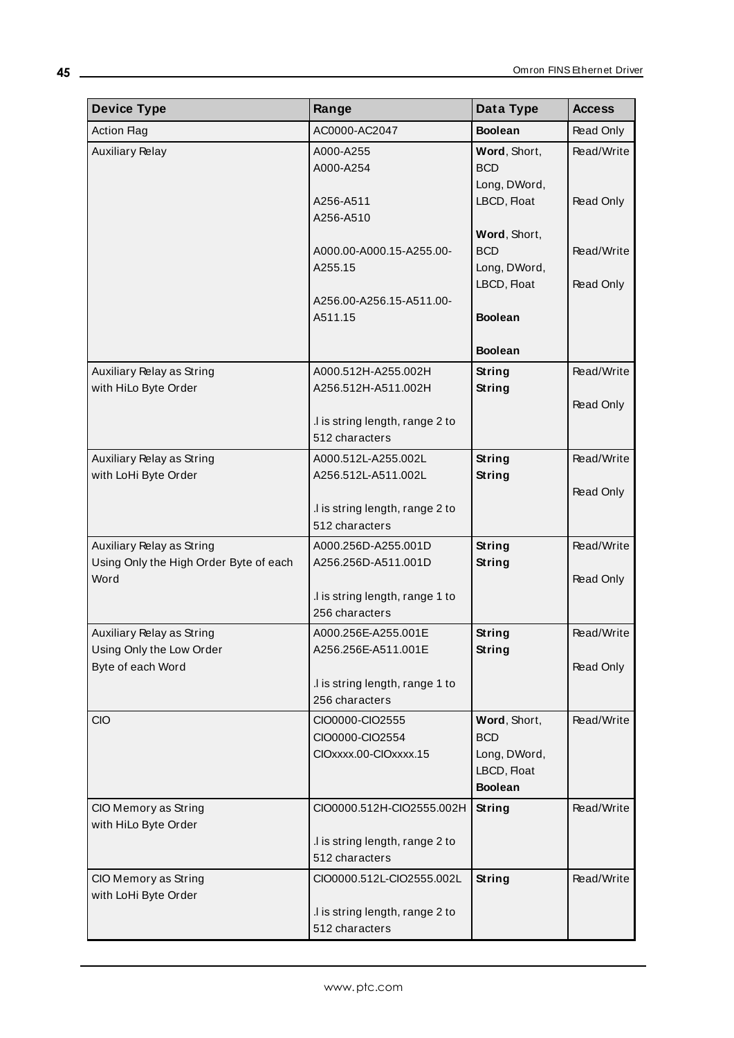| Device Type | Range | Data Type | Access |
|---|---|---|---|
| Action Flag | AC0000-AC2047 | **Boolean** | Read Only |
| Auxiliary Relay | A000-A255<br>A000-A254<br><br>A256-A511<br>A256-A510<br><br>A000.00-A000.15-A255.00-A255.15<br><br>A256.00-A256.15-A511.00-A511.15 | **Word**, Short, BCD<br>Long, DWord, LBCD, Float<br><br>**Word**, Short, BCD<br>Long, DWord, LBCD, Float<br><br>**Boolean**<br><br>**Boolean** | Read/Write<br><br>Read Only<br><br>Read/Write<br><br>Read Only |
| Auxiliary Relay as String with HiLo Byte Order | A000.512H-A255.002H<br>A256.512H-A511.002H<br><br>.l is string length, range 2 to 512 characters | **String**<br>**String** | Read/Write<br><br>Read Only |
| Auxiliary Relay as String with LoHi Byte Order | A000.512L-A255.002L<br>A256.512L-A511.002L<br><br>.l is string length, range 2 to 512 characters | **String**<br>**String** | Read/Write<br><br>Read Only |
| Auxiliary Relay as String Using Only the High Order Byte of each Word | A000.256D-A255.001D<br>A256.256D-A511.001D<br><br>.l is string length, range 1 to 256 characters | **String**<br>**String** | Read/Write<br><br>Read Only |
| Auxiliary Relay as String Using Only the Low Order Byte of each Word | A000.256E-A255.001E<br>A256.256E-A511.001E<br><br>.l is string length, range 1 to 256 characters | **String**<br>**String** | Read/Write<br><br>Read Only |
| CIO | CIO0000-CIO2555<br>CIO0000-CIO2554<br>CIOxxxx.00-CIOxxxx.15 | **Word**, Short, BCD<br>Long, DWord, LBCD, Float<br>**Boolean** | Read/Write |
| CIO Memory as String with HiLo Byte Order | CIO0000.512H-CIO2555.002H<br><br>.l is string length, range 2 to 512 characters | **String** | Read/Write |
| CIO Memory as String with LoHi Byte Order | CIO0000.512L-CIO2555.002L<br><br>.l is string length, range 2 to 512 characters | **String** | Read/Write |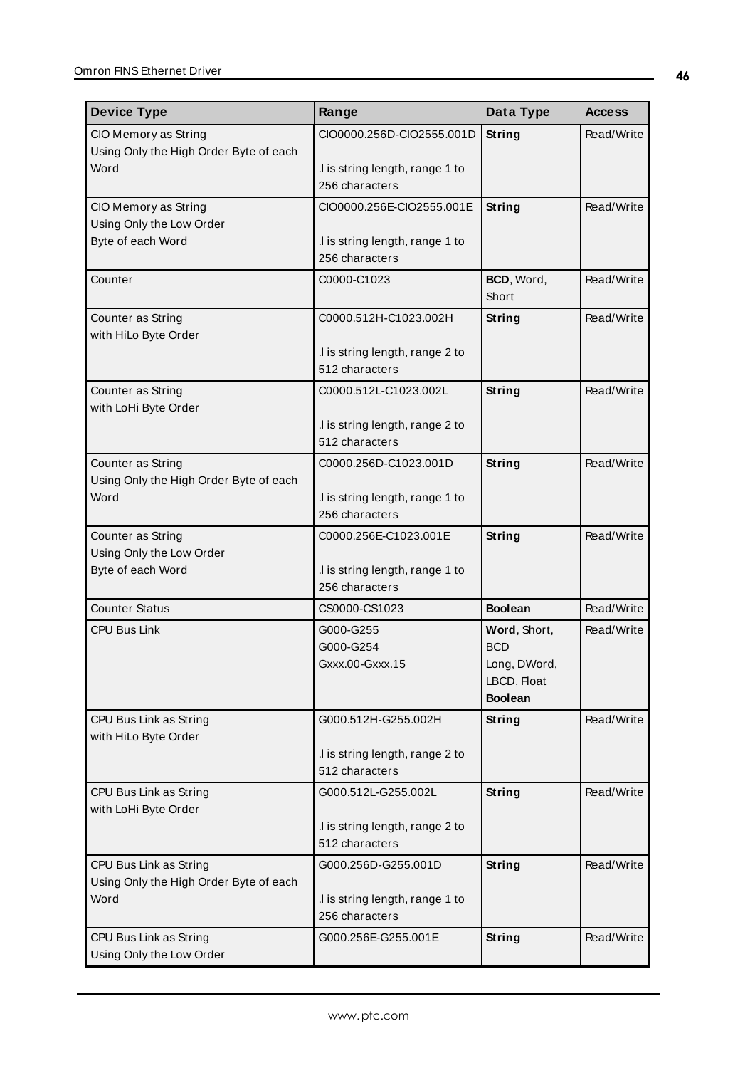| Device Type | Range | Data Type | Access |
|---|---|---|---|
| CIO Memory as String Using Only the High Order Byte of each Word | CIO0000.256D-CIO2555.001D<br><br>.l is string length, range 1 to 256 characters | **String** | Read/Write |
| CIO Memory as String Using Only the Low Order Byte of each Word | CIO0000.256E-CIO2555.001E<br><br>.l is string length, range 1 to 256 characters | **String** | Read/Write |
| Counter | C0000-C1023 | **BCD**, Word, Short | Read/Write |
| Counter as String with HiLo Byte Order | C0000.512H-C1023.002H<br><br>.l is string length, range 2 to 512 characters | **String** | Read/Write |
| Counter as String with LoHi Byte Order | C0000.512L-C1023.002L<br><br>.l is string length, range 2 to 512 characters | **String** | Read/Write |
| Counter as String Using Only the High Order Byte of each Word | C0000.256D-C1023.001D<br><br>.l is string length, range 1 to 256 characters | **String** | Read/Write |
| Counter as String Using Only the Low Order Byte of each Word | C0000.256E-C1023.001E<br><br>.l is string length, range 1 to 256 characters | **String** | Read/Write |
| Counter Status | CS0000-CS1023 | **Boolean** | Read/Write |
| CPU Bus Link | G000-G255<br>G000-G254<br>Gxxx.00-Gxxx.15 | **Word**, Short, BCD<br>Long, DWord, LBCD, Float<br>**Boolean** | Read/Write |
| CPU Bus Link as String with HiLo Byte Order | G000.512H-G255.002H<br><br>.l is string length, range 2 to 512 characters | **String** | Read/Write |
| CPU Bus Link as String with LoHi Byte Order | G000.512L-G255.002L<br><br>.l is string length, range 2 to 512 characters | **String** | Read/Write |
| CPU Bus Link as String Using Only the High Order Byte of each Word | G000.256D-G255.001D<br><br>.l is string length, range 1 to 256 characters | **String** | Read/Write |
| CPU Bus Link as String Using Only the Low Order | G000.256E-G255.001E | **String** | Read/Write |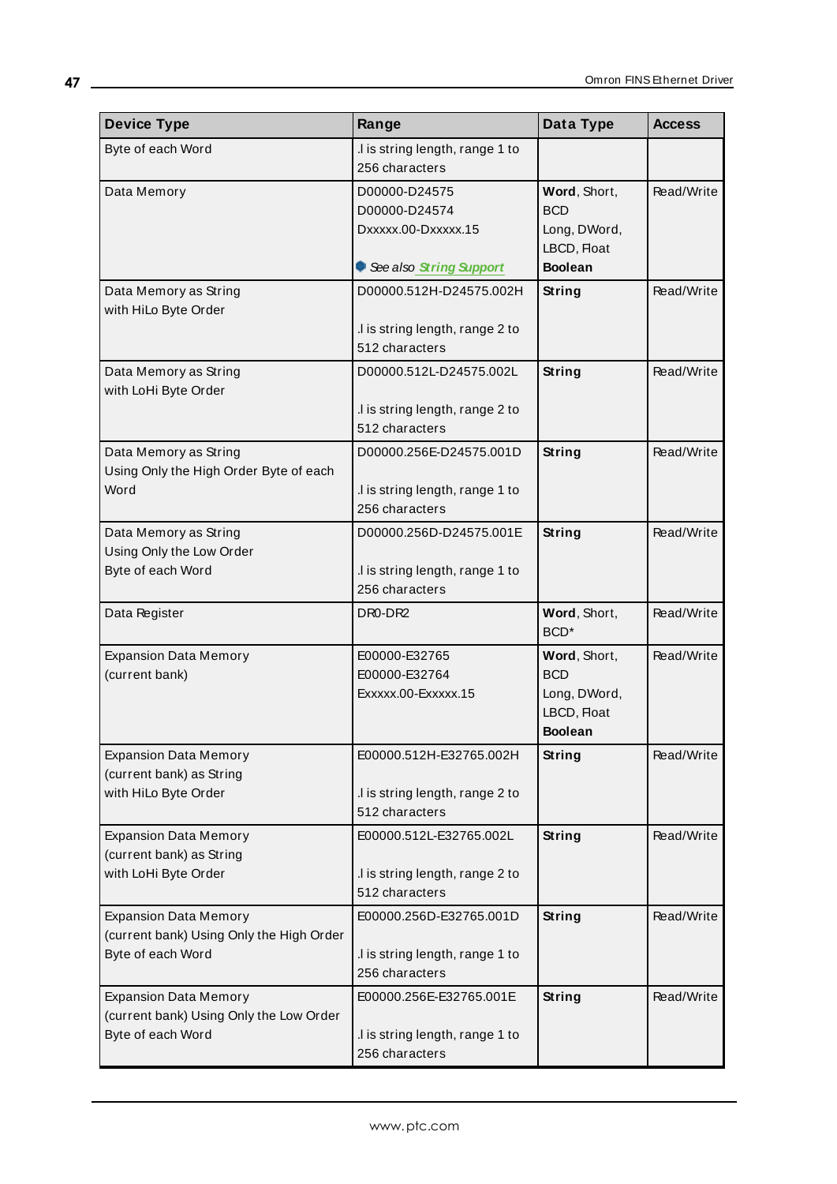| Device Type | Range | Data Type | Access |
|---|---|---|---|
| Byte of each Word | .l is string length, range 1 to 256 characters | | |
| Data Memory | D00000-D24575<br>D00000-D24574<br>Dxxxxx.00-Dxxxxx.15<br><br>*See also String Support* | **Word**, Short, BCD<br>Long, DWord, LBCD, Float<br>**Boolean** | Read/Write |
| Data Memory as String with HiLo Byte Order | D00000.512H-D24575.002H<br><br>.l is string length, range 2 to 512 characters | **String** | Read/Write |
| Data Memory as String with LoHi Byte Order | D00000.512L-D24575.002L<br><br>.l is string length, range 2 to 512 characters | **String** | Read/Write |
| Data Memory as String Using Only the High Order Byte of each Word | D00000.256E-D24575.001D<br><br>.l is string length, range 1 to 256 characters | **String** | Read/Write |
| Data Memory as String Using Only the Low Order Byte of each Word | D00000.256D-D24575.001E<br><br>.l is string length, range 1 to 256 characters | **String** | Read/Write |
| Data Register | DR0-DR2 | **Word**, Short, BCD* | Read/Write |
| Expansion Data Memory (current bank) | E00000-E32765<br>E00000-E32764<br>Exxxxx.00-Exxxxx.15 | **Word**, Short, BCD<br>Long, DWord, LBCD, Float<br>**Boolean** | Read/Write |
| Expansion Data Memory (current bank) as String with HiLo Byte Order | E00000.512H-E32765.002H<br><br>.l is string length, range 2 to 512 characters | **String** | Read/Write |
| Expansion Data Memory (current bank) as String with LoHi Byte Order | E00000.512L-E32765.002L<br><br>.l is string length, range 2 to 512 characters | **String** | Read/Write |
| Expansion Data Memory (current bank) Using Only the High Order Byte of each Word | E00000.256D-E32765.001D<br><br>.l is string length, range 1 to 256 characters | **String** | Read/Write |
| Expansion Data Memory (current bank) Using Only the Low Order Byte of each Word | E00000.256E-E32765.001E<br><br>.l is string length, range 1 to 256 characters | **String** | Read/Write |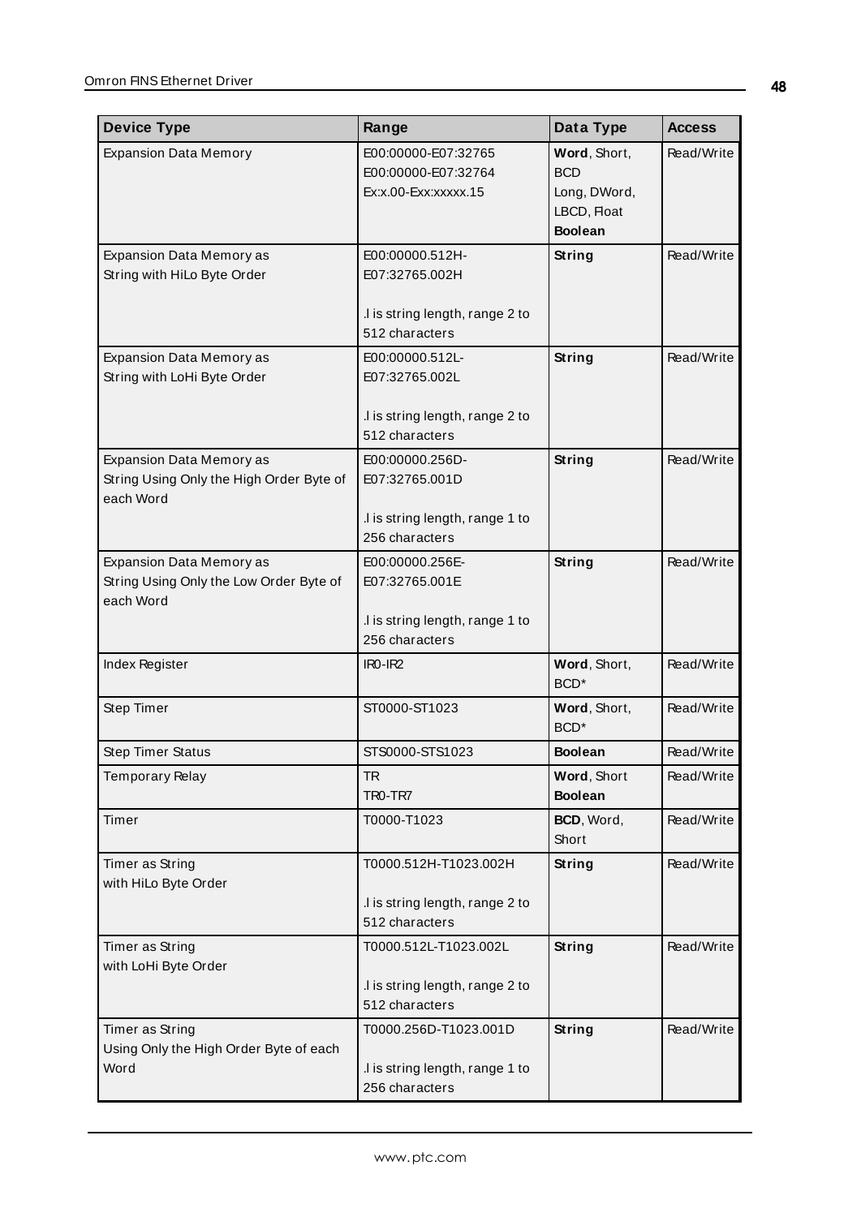| Device Type | Range | Data Type | Access |
|---|---|---|---|
| Expansion Data Memory | E00:00000-E07:32765<br>E00:00000-E07:32764<br>Ex:x.00-Exx:xxxxx.15 | **Word**, Short, BCD<br>Long, DWord, LBCD, Float<br>**Boolean** | Read/Write |
| Expansion Data Memory as String with HiLo Byte Order | E00:00000.512H-E07:32765.002H<br><br>.l is string length, range 2 to 512 characters | **String** | Read/Write |
| Expansion Data Memory as String with LoHi Byte Order | E00:00000.512L-E07:32765.002L<br><br>.l is string length, range 2 to 512 characters | **String** | Read/Write |
| Expansion Data Memory as String Using Only the High Order Byte of each Word | E00:00000.256D-E07:32765.001D<br><br>.l is string length, range 1 to 256 characters | **String** | Read/Write |
| Expansion Data Memory as String Using Only the Low Order Byte of each Word | E00:00000.256E-E07:32765.001E<br><br>.l is string length, range 1 to 256 characters | **String** | Read/Write |
| Index Register | IR0-IR2 | **Word**, Short, BCD* | Read/Write |
| Step Timer | ST0000-ST1023 | **Word**, Short, BCD* | Read/Write |
| Step Timer Status | STS0000-STS1023 | **Boolean** | Read/Write |
| Temporary Relay | TR<br>TR0-TR7 | **Word**, Short<br>**Boolean** | Read/Write |
| Timer | T0000-T1023 | **BCD**, Word, Short | Read/Write |
| Timer as String with HiLo Byte Order | T0000.512H-T1023.002H<br><br>.l is string length, range 2 to 512 characters | **String** | Read/Write |
| Timer as String with LoHi Byte Order | T0000.512L-T1023.002L<br><br>.l is string length, range 2 to 512 characters | **String** | Read/Write |
| Timer as String Using Only the High Order Byte of each Word | T0000.256D-T1023.001D<br><br>.l is string length, range 1 to 256 characters | **String** | Read/Write |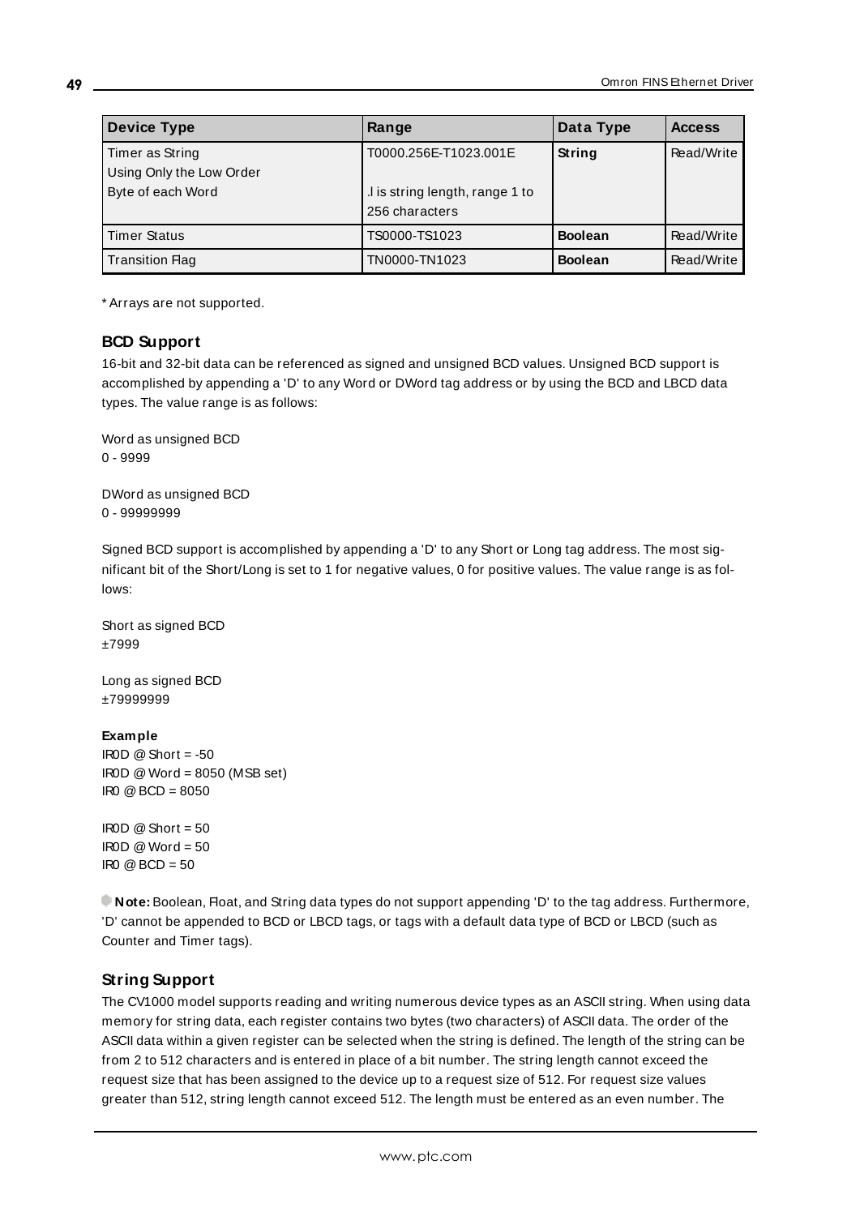| Device Type | Range | Data Type | Access |
|---|---|---|---|
| Timer as String Using Only the Low Order Byte of each Word | T0000.256E-T1023.001E<br><br>.l is string length, range 1 to 256 characters | **String** | Read/Write |
| Timer Status | TS0000-TS1023 | **Boolean** | Read/Write |
| Transition Flag | TN0000-TN1023 | **Boolean** | Read/Write |

* Arrays are not supported.

### BCD Support

16-bit and 32-bit data can be referenced as signed and unsigned BCD values. Unsigned BCD support is accomplished by appending a 'D' to any Word or DWord tag address or by using the BCD and LBCD data types. The value range is as follows:

Word as unsigned BCD
0 - 9999

DWord as unsigned BCD
0 - 99999999

Signed BCD support is accomplished by appending a 'D' to any Short or Long tag address. The most significant bit of the Short/Long is set to 1 for negative values, 0 for positive values. The value range is as follows:

Short as signed BCD
±7999

Long as signed BCD
±79999999

**Example**
IR0D @ Short = -50
IR0D @ Word = 8050 (MSB set)
IR0 @ BCD = 8050

IR0D @ Short = 50
IR0D @ Word = 50
IR0 @ BCD = 50

**Note:** Boolean, Float, and String data types do not support appending 'D' to the tag address. Furthermore, 'D' cannot be appended to BCD or LBCD tags, or tags with a default data type of BCD or LBCD (such as Counter and Timer tags).

### String Support

The CV1000 model supports reading and writing numerous device types as an ASCII string. When using data memory for string data, each register contains two bytes (two characters) of ASCII data. The order of the ASCII data within a given register can be selected when the string is defined. The length of the string can be from 2 to 512 characters and is entered in place of a bit number. The string length cannot exceed the request size that has been assigned to the device up to a request size of 512. For request size values greater than 512, string length cannot exceed 512. The length must be entered as an even number. The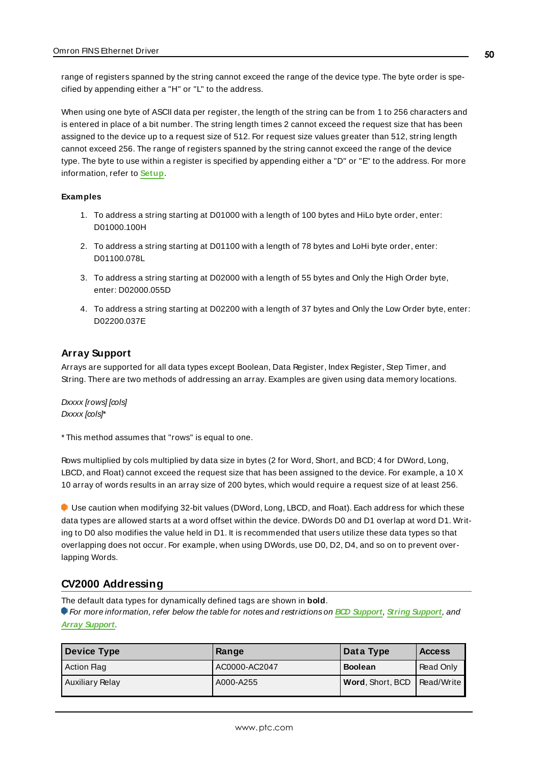range of registers spanned by the string cannot exceed the range of the device type. The byte order is specified by appending either a "H" or "L" to the address.

When using one byte of ASCII data per register, the length of the string can be from 1 to 256 characters and is entered in place of a bit number. The string length times 2 cannot exceed the request size that has been assigned to the device up to a request size of 512. For request size values greater than 512, string length cannot exceed 256. The range of registers spanned by the string cannot exceed the range of the device type. The byte to use within a register is specified by appending either a "D" or "E" to the address. For more information, refer to **Setup**.

**Examples**

1. To address a string starting at D01000 with a length of 100 bytes and HiLo byte order, enter: D01000.100H
2. To address a string starting at D01100 with a length of 78 bytes and LoHi byte order, enter: D01100.078L
3. To address a string starting at D02000 with a length of 55 bytes and Only the High Order byte, enter: D02000.055D
4. To address a string starting at D02200 with a length of 37 bytes and Only the Low Order byte, enter: D02200.037E

### Array Support

Arrays are supported for all data types except Boolean, Data Register, Index Register, Step Timer, and String. There are two methods of addressing an array. Examples are given using data memory locations.

*Dxxxx [rows] [cols]*
*Dxxxx [cols]**

* This method assumes that "rows" is equal to one.

Rows multiplied by cols multiplied by data size in bytes (2 for Word, Short, and BCD; 4 for DWord, Long, LBCD, and Float) cannot exceed the request size that has been assigned to the device. For example, a 10 X 10 array of words results in an array size of 200 bytes, which would require a request size of at least 256.

Use caution when modifying 32-bit values (DWord, Long, LBCD, and Float). Each address for which these data types are allowed starts at a word offset within the device. DWords D0 and D1 overlap at word D1. Writing to D0 also modifies the value held in D1. It is recommended that users utilize these data types so that overlapping does not occur. For example, when using DWords, use D0, D2, D4, and so on to prevent overlapping Words.

## CV2000 Addressing

The default data types for dynamically defined tags are shown in **bold**.
*For more information, refer below the table for notes and restrictions on* ***BCD Support****,* ***String Support****, and* ***Array Support****.*

| Device Type | Range | Data Type | Access |
|---|---|---|---|
| Action Flag | AC0000-AC2047 | **Boolean** | Read Only |
| Auxiliary Relay | A000-A255 | **Word**, Short, BCD | Read/Write |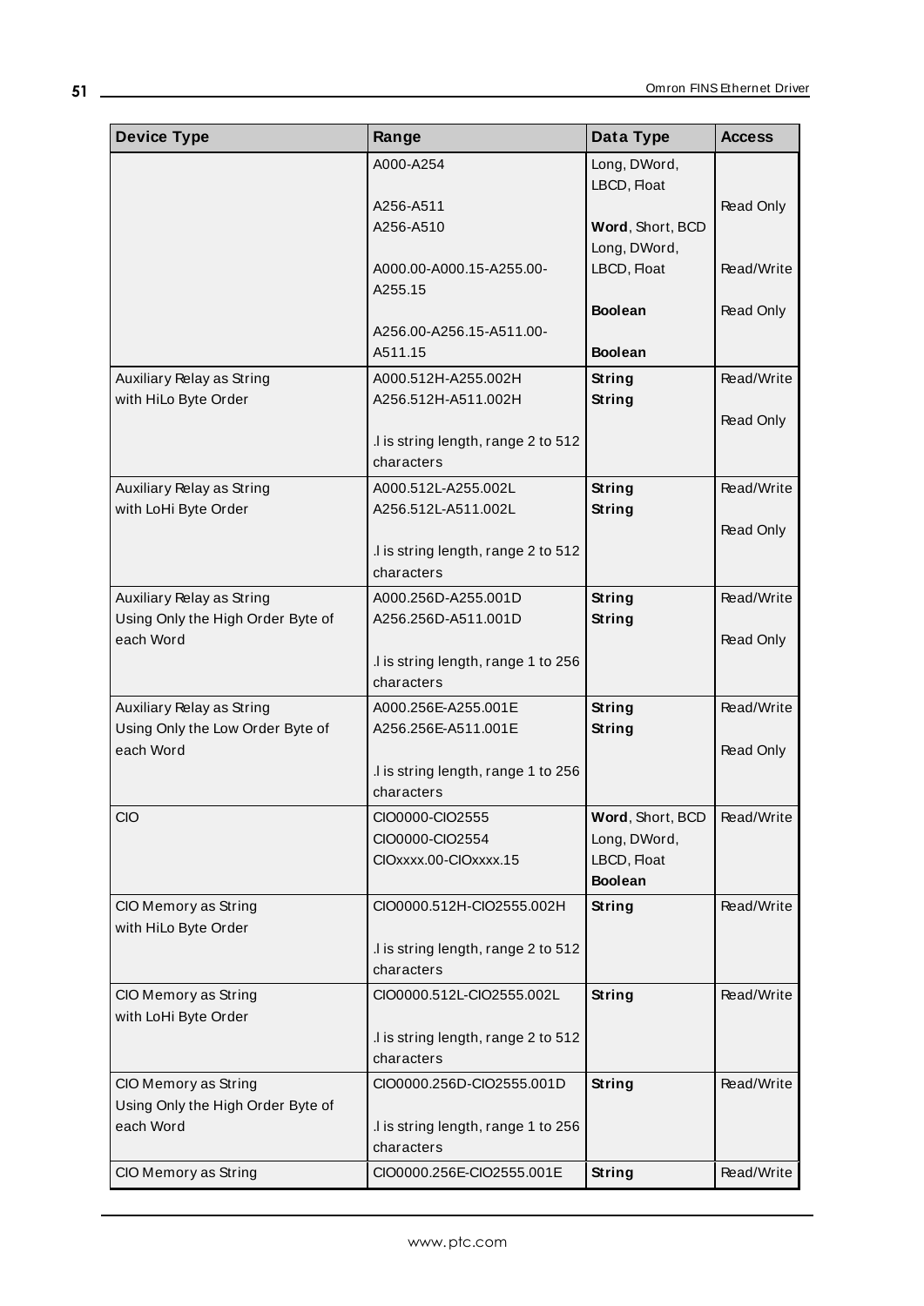| Device Type | Range | Data Type | Access |
|---|---|---|---|
| | A000-A254<br><br>A256-A511<br>A256-A510<br><br>A000.00-A000.15-A255.00-A255.15<br><br>A256.00-A256.15-A511.00-A511.15 | Long, DWord, LBCD, Float<br><br>**Word**, Short, BCD<br>Long, DWord, LBCD, Float<br><br>**Boolean**<br><br>**Boolean** | <br><br>Read Only<br><br>Read/Write<br><br>Read Only |
| Auxiliary Relay as String with HiLo Byte Order | A000.512H-A255.002H<br>A256.512H-A511.002H<br><br>.l is string length, range 2 to 512 characters | **String**<br>**String** | Read/Write<br><br>Read Only |
| Auxiliary Relay as String with LoHi Byte Order | A000.512L-A255.002L<br>A256.512L-A511.002L<br><br>.l is string length, range 2 to 512 characters | **String**<br>**String** | Read/Write<br><br>Read Only |
| Auxiliary Relay as String Using Only the High Order Byte of each Word | A000.256D-A255.001D<br>A256.256D-A511.001D<br><br>.l is string length, range 1 to 256 characters | **String**<br>**String** | Read/Write<br><br>Read Only |
| Auxiliary Relay as String Using Only the Low Order Byte of each Word | A000.256E-A255.001E<br>A256.256E-A511.001E<br><br>.l is string length, range 1 to 256 characters | **String**<br>**String** | Read/Write<br><br>Read Only |
| CIO | CIO0000-CIO2555<br>CIO0000-CIO2554<br>CIOxxxx.00-CIOxxxx.15 | **Word**, Short, BCD<br>Long, DWord, LBCD, Float<br>**Boolean** | Read/Write |
| CIO Memory as String with HiLo Byte Order | CIO0000.512H-CIO2555.002H<br><br>.l is string length, range 2 to 512 characters | **String** | Read/Write |
| CIO Memory as String with LoHi Byte Order | CIO0000.512L-CIO2555.002L<br><br>.l is string length, range 2 to 512 characters | **String** | Read/Write |
| CIO Memory as String Using Only the High Order Byte of each Word | CIO0000.256D-CIO2555.001D<br><br>.l is string length, range 1 to 256 characters | **String** | Read/Write |
| CIO Memory as String | CIO0000.256E-CIO2555.001E | **String** | Read/Write |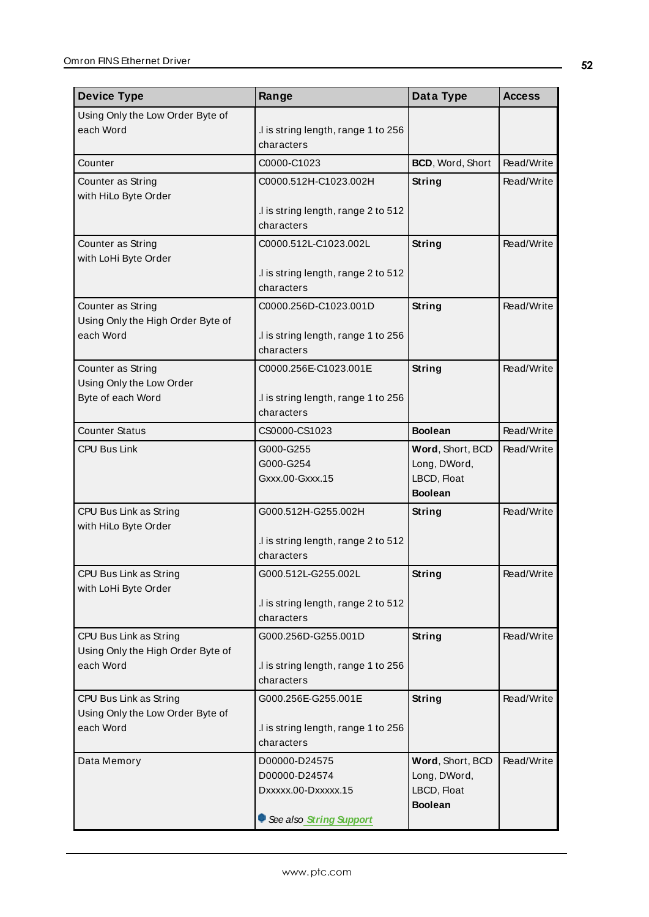| Device Type | Range | Data Type | Access |
|---|---|---|---|
| Using Only the Low Order Byte of each Word | .l is string length, range 1 to 256 characters | | |
| Counter | C0000-C1023 | **BCD**, Word, Short | Read/Write |
| Counter as String with HiLo Byte Order | C0000.512H-C1023.002H<br><br>.l is string length, range 2 to 512 characters | **String** | Read/Write |
| Counter as String with LoHi Byte Order | C0000.512L-C1023.002L<br><br>.l is string length, range 2 to 512 characters | **String** | Read/Write |
| Counter as String Using Only the High Order Byte of each Word | C0000.256D-C1023.001D<br><br>.l is string length, range 1 to 256 characters | **String** | Read/Write |
| Counter as String Using Only the Low Order Byte of each Word | C0000.256E-C1023.001E<br><br>.l is string length, range 1 to 256 characters | **String** | Read/Write |
| Counter Status | CS0000-CS1023 | **Boolean** | Read/Write |
| CPU Bus Link | G000-G255<br>G000-G254<br>Gxxx.00-Gxxx.15 | **Word**, Short, BCD<br>Long, DWord, LBCD, Float<br>**Boolean** | Read/Write |
| CPU Bus Link as String with HiLo Byte Order | G000.512H-G255.002H<br><br>.l is string length, range 2 to 512 characters | **String** | Read/Write |
| CPU Bus Link as String with LoHi Byte Order | G000.512L-G255.002L<br><br>.l is string length, range 2 to 512 characters | **String** | Read/Write |
| CPU Bus Link as String Using Only the High Order Byte of each Word | G000.256D-G255.001D<br><br>.l is string length, range 1 to 256 characters | **String** | Read/Write |
| CPU Bus Link as String Using Only the Low Order Byte of each Word | G000.256E-G255.001E<br><br>.l is string length, range 1 to 256 characters | **String** | Read/Write |
| Data Memory | D00000-D24575<br>D00000-D24574<br>Dxxxxx.00-Dxxxxx.15<br><br>*See also String Support* | **Word**, Short, BCD<br>Long, DWord, LBCD, Float<br>**Boolean** | Read/Write |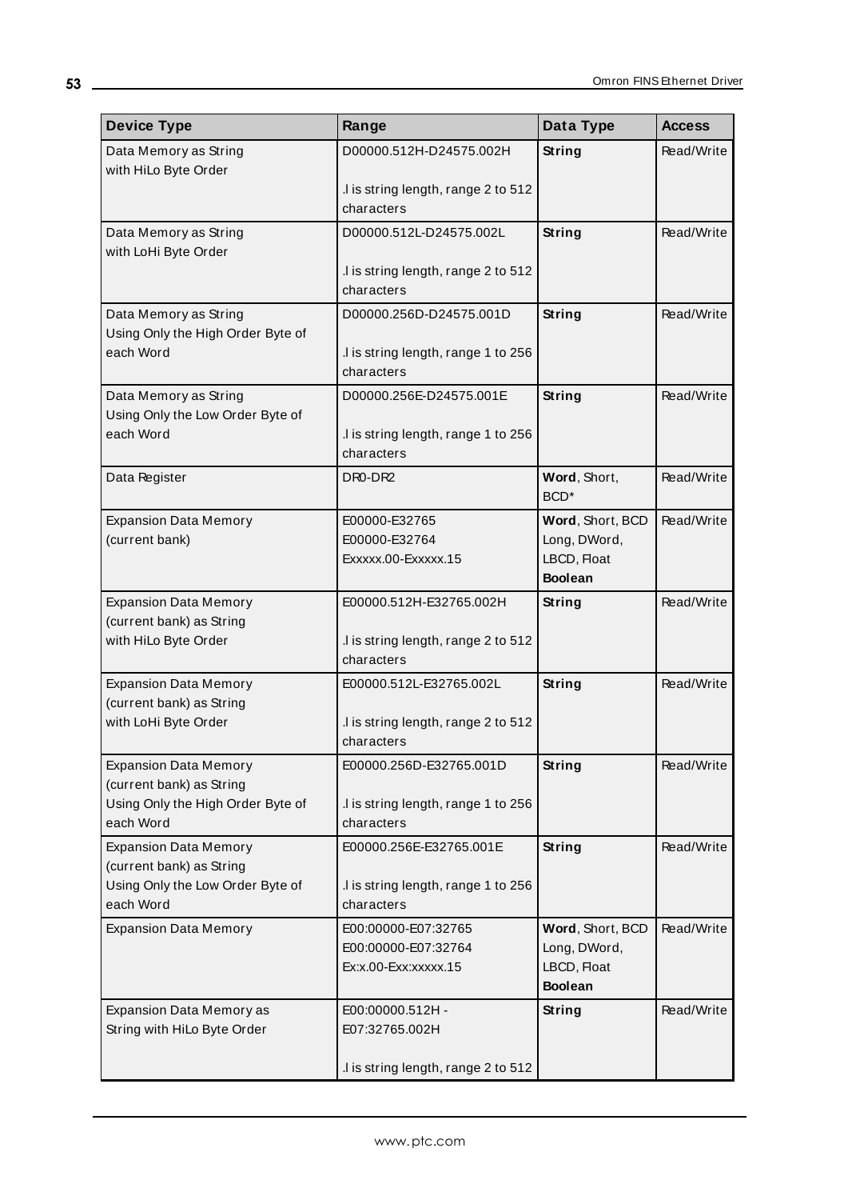| Device Type | Range | Data Type | Access |
|---|---|---|---|
| Data Memory as String with HiLo Byte Order | D00000.512H-D24575.002H<br><br>.l is string length, range 2 to 512 characters | **String** | Read/Write |
| Data Memory as String with LoHi Byte Order | D00000.512L-D24575.002L<br><br>.l is string length, range 2 to 512 characters | **String** | Read/Write |
| Data Memory as String Using Only the High Order Byte of each Word | D00000.256D-D24575.001D<br><br>.l is string length, range 1 to 256 characters | **String** | Read/Write |
| Data Memory as String Using Only the Low Order Byte of each Word | D00000.256E-D24575.001E<br><br>.l is string length, range 1 to 256 characters | **String** | Read/Write |
| Data Register | DR0-DR2 | **Word**, Short, BCD* | Read/Write |
| Expansion Data Memory (current bank) | E00000-E32765<br>E00000-E32764<br>Exxxxx.00-Exxxxx.15 | **Word**, Short, BCD<br>Long, DWord, LBCD, Float<br>**Boolean** | Read/Write |
| Expansion Data Memory (current bank) as String with HiLo Byte Order | E00000.512H-E32765.002H<br><br>.l is string length, range 2 to 512 characters | **String** | Read/Write |
| Expansion Data Memory (current bank) as String with LoHi Byte Order | E00000.512L-E32765.002L<br><br>.l is string length, range 2 to 512 characters | **String** | Read/Write |
| Expansion Data Memory (current bank) as String Using Only the High Order Byte of each Word | E00000.256D-E32765.001D<br><br>.l is string length, range 1 to 256 characters | **String** | Read/Write |
| Expansion Data Memory (current bank) as String Using Only the Low Order Byte of each Word | E00000.256E-E32765.001E<br><br>.l is string length, range 1 to 256 characters | **String** | Read/Write |
| Expansion Data Memory | E00:00000-E07:32765<br>E00:00000-E07:32764<br>Ex:x.00-Exx:xxxxx.15 | **Word**, Short, BCD<br>Long, DWord, LBCD, Float<br>**Boolean** | Read/Write |
| Expansion Data Memory as String with HiLo Byte Order | E00:00000.512H - E07:32765.002H<br><br>.l is string length, range 2 to 512 | **String** | Read/Write |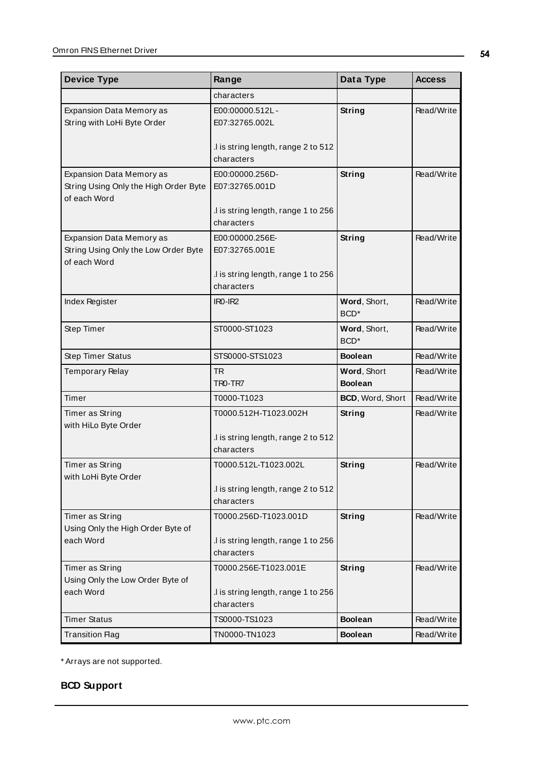| Device Type | Range | Data Type | Access |
|---|---|---|---|
| | characters | | |
| Expansion Data Memory as String with LoHi Byte Order | E00:00000.512L - E07:32765.002L<br><br>.l is string length, range 2 to 512 characters | **String** | Read/Write |
| Expansion Data Memory as String Using Only the High Order Byte of each Word | E00:00000.256D- E07:32765.001D<br><br>.l is string length, range 1 to 256 characters | **String** | Read/Write |
| Expansion Data Memory as String Using Only the Low Order Byte of each Word | E00:00000.256E- E07:32765.001E<br><br>.l is string length, range 1 to 256 characters | **String** | Read/Write |
| Index Register | IR0-IR2 | **Word**, Short, BCD* | Read/Write |
| Step Timer | ST0000-ST1023 | **Word**, Short, BCD* | Read/Write |
| Step Timer Status | STS0000-STS1023 | **Boolean** | Read/Write |
| Temporary Relay | TR<br>TR0-TR7 | **Word**, Short<br>**Boolean** | Read/Write |
| Timer | T0000-T1023 | **BCD**, Word, Short | Read/Write |
| Timer as String with HiLo Byte Order | T0000.512H-T1023.002H<br><br>.l is string length, range 2 to 512 characters | **String** | Read/Write |
| Timer as String with LoHi Byte Order | T0000.512L-T1023.002L<br><br>.l is string length, range 2 to 512 characters | **String** | Read/Write |
| Timer as String Using Only the High Order Byte of each Word | T0000.256D-T1023.001D<br><br>.l is string length, range 1 to 256 characters | **String** | Read/Write |
| Timer as String Using Only the Low Order Byte of each Word | T0000.256E-T1023.001E<br><br>.l is string length, range 1 to 256 characters | **String** | Read/Write |
| Timer Status | TS0000-TS1023 | **Boolean** | Read/Write |
| Transition Flag | TN0000-TN1023 | **Boolean** | Read/Write |

* Arrays are not supported.

**BCD Support**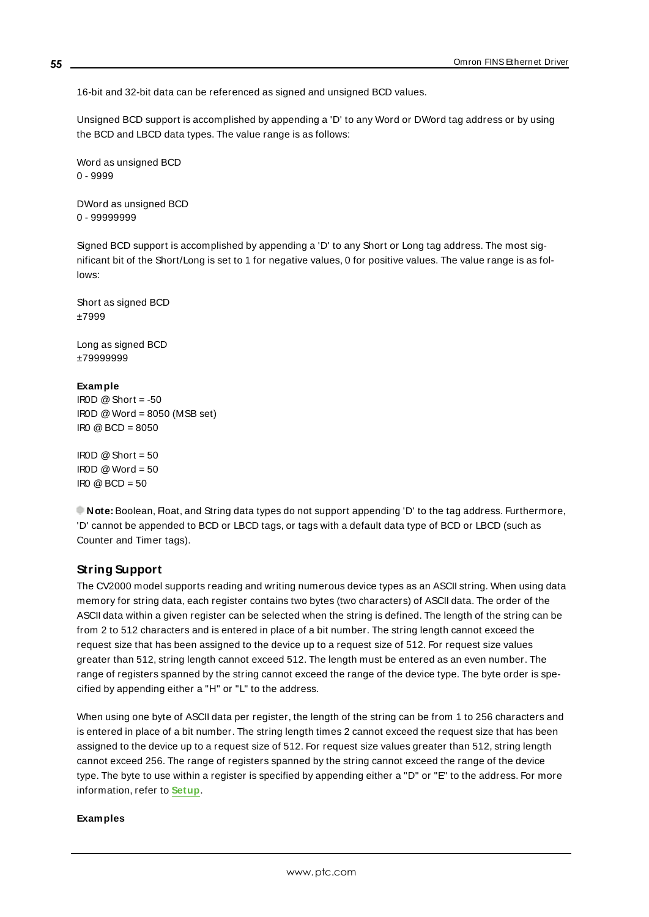16-bit and 32-bit data can be referenced as signed and unsigned BCD values.

Unsigned BCD support is accomplished by appending a 'D' to any Word or DWord tag address or by using the BCD and LBCD data types. The value range is as follows:

Word as unsigned BCD
0 - 9999

DWord as unsigned BCD
0 - 99999999

Signed BCD support is accomplished by appending a 'D' to any Short or Long tag address. The most significant bit of the Short/Long is set to 1 for negative values, 0 for positive values. The value range is as follows:

Short as signed BCD
±7999

Long as signed BCD
±79999999

**Example**
IR0D @ Short = -50
IR0D @ Word = 8050 (MSB set)
IR0 @ BCD = 8050

IR0D @ Short = 50
IR0D @ Word = 50
IR0 @ BCD = 50

**Note:** Boolean, Float, and String data types do not support appending 'D' to the tag address. Furthermore, 'D' cannot be appended to BCD or LBCD tags, or tags with a default data type of BCD or LBCD (such as Counter and Timer tags).

## String Support

The CV2000 model supports reading and writing numerous device types as an ASCII string. When using data memory for string data, each register contains two bytes (two characters) of ASCII data. The order of the ASCII data within a given register can be selected when the string is defined. The length of the string can be from 2 to 512 characters and is entered in place of a bit number. The string length cannot exceed the request size that has been assigned to the device up to a request size of 512. For request size values greater than 512, string length cannot exceed 512. The length must be entered as an even number. The range of registers spanned by the string cannot exceed the range of the device type. The byte order is specified by appending either a "H" or "L" to the address.

When using one byte of ASCII data per register, the length of the string can be from 1 to 256 characters and is entered in place of a bit number. The string length times 2 cannot exceed the request size that has been assigned to the device up to a request size of 512. For request size values greater than 512, string length cannot exceed 256. The range of registers spanned by the string cannot exceed the range of the device type. The byte to use within a register is specified by appending either a "D" or "E" to the address. For more information, refer to **Setup**.

**Examples**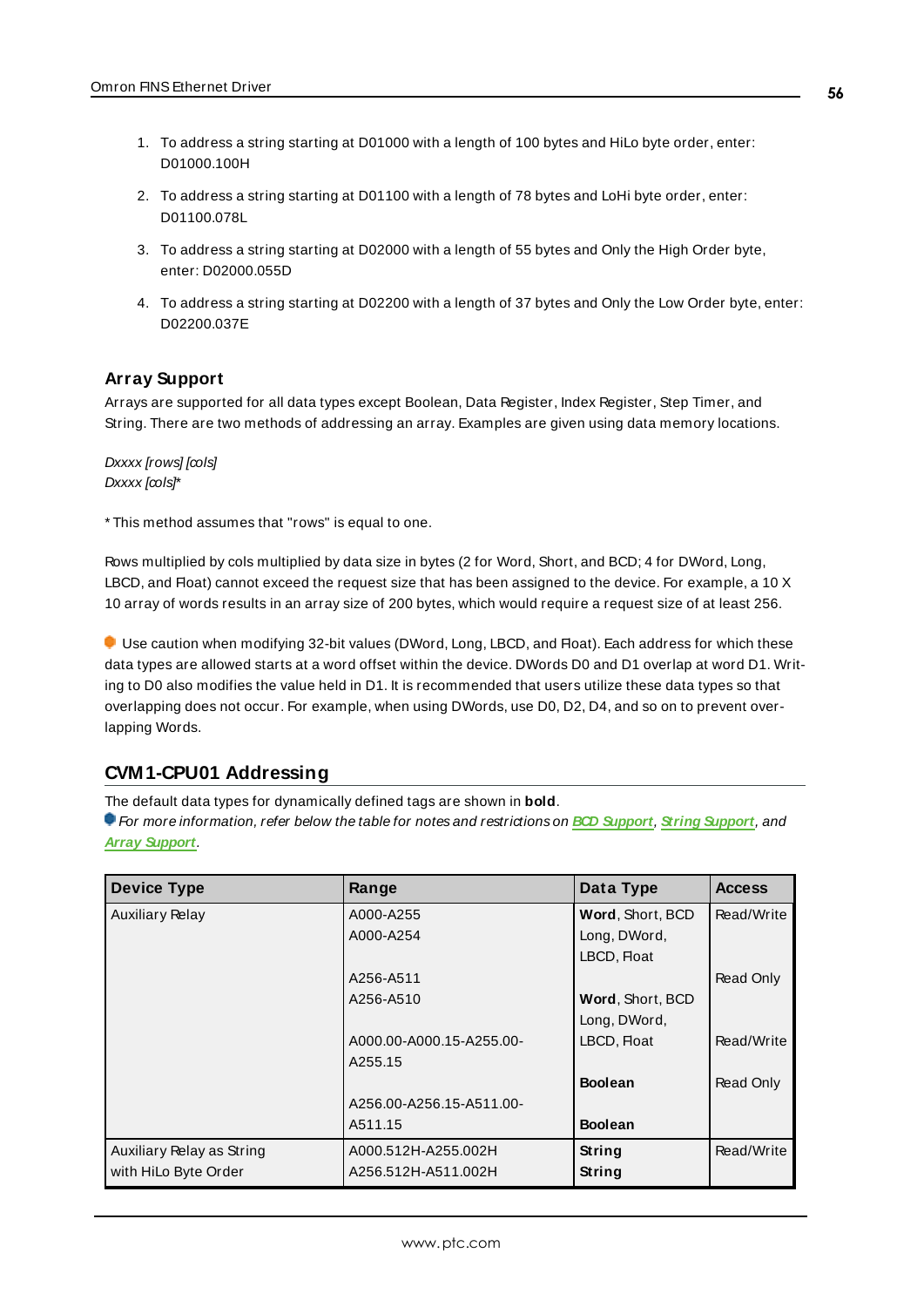1. To address a string starting at D01000 with a length of 100 bytes and HiLo byte order, enter: D01000.100H
2. To address a string starting at D01100 with a length of 78 bytes and LoHi byte order, enter: D01100.078L
3. To address a string starting at D02000 with a length of 55 bytes and Only the High Order byte, enter: D02000.055D
4. To address a string starting at D02200 with a length of 37 bytes and Only the Low Order byte, enter: D02200.037E

### Array Support

Arrays are supported for all data types except Boolean, Data Register, Index Register, Step Timer, and String. There are two methods of addressing an array. Examples are given using data memory locations.

*Dxxxx [rows] [cols]*
*Dxxxx [cols]**

* This method assumes that "rows" is equal to one.

Rows multiplied by cols multiplied by data size in bytes (2 for Word, Short, and BCD; 4 for DWord, Long, LBCD, and Float) cannot exceed the request size that has been assigned to the device. For example, a 10 X 10 array of words results in an array size of 200 bytes, which would require a request size of at least 256.

Use caution when modifying 32-bit values (DWord, Long, LBCD, and Float). Each address for which these data types are allowed starts at a word offset within the device. DWords D0 and D1 overlap at word D1. Writing to D0 also modifies the value held in D1. It is recommended that users utilize these data types so that overlapping does not occur. For example, when using DWords, use D0, D2, D4, and so on to prevent overlapping Words.

## CVM1-CPU01 Addressing

The default data types for dynamically defined tags are shown in **bold**.

*For more information, refer below the table for notes and restrictions on **BCD Support**, **String Support**, and **Array Support**.*

| Device Type | Range | Data Type | Access |
|---|---|---|---|
| Auxiliary Relay | A000-A255<br>A000-A254<br><br>A256-A511<br>A256-A510<br><br>A000.00-A000.15-A255.00-A255.15<br><br>A256.00-A256.15-A511.00-A511.15 | **Word**, Short, BCD<br>Long, DWord, LBCD, Float<br><br>**Word**, Short, BCD<br>Long, DWord, LBCD, Float<br><br>**Boolean**<br><br>**Boolean** | Read/Write<br><br>Read Only<br><br>Read/Write<br><br>Read Only |
| Auxiliary Relay as String with HiLo Byte Order | A000.512H-A255.002H<br>A256.512H-A511.002H | **String**<br>**String** | Read/Write |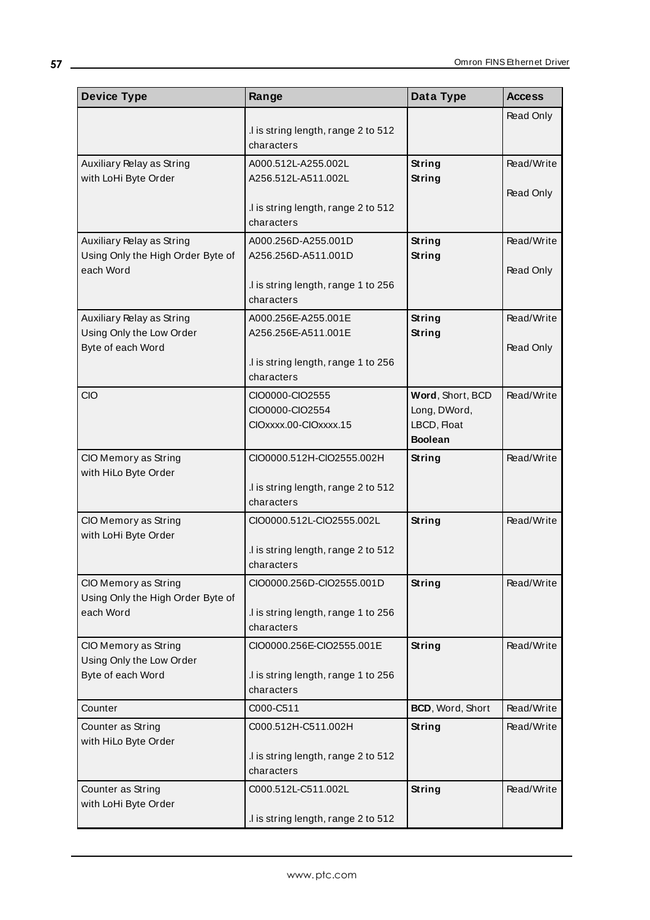| Device Type | Range | Data Type | Access |
|---|---|---|---|
| | .l is string length, range 2 to 512 characters | | Read Only |
| Auxiliary Relay as String with LoHi Byte Order | A000.512L-A255.002L<br>A256.512L-A511.002L<br><br>.l is string length, range 2 to 512 characters | **String**<br>**String** | Read/Write<br>Read Only |
| Auxiliary Relay as String Using Only the High Order Byte of each Word | A000.256D-A255.001D<br>A256.256D-A511.001D<br><br>.l is string length, range 1 to 256 characters | **String**<br>**String** | Read/Write<br>Read Only |
| Auxiliary Relay as String Using Only the Low Order Byte of each Word | A000.256E-A255.001E<br>A256.256E-A511.001E<br><br>.l is string length, range 1 to 256 characters | **String**<br>**String** | Read/Write<br>Read Only |
| CIO | CIO0000-CIO2555<br>CIO0000-CIO2554<br>CIOxxxx.00-CIOxxxx.15 | **Word**, Short, BCD<br>Long, DWord, LBCD, Float<br>**Boolean** | Read/Write |
| CIO Memory as String with HiLo Byte Order | CIO0000.512H-CIO2555.002H<br><br>.l is string length, range 2 to 512 characters | **String** | Read/Write |
| CIO Memory as String with LoHi Byte Order | CIO0000.512L-CIO2555.002L<br><br>.l is string length, range 2 to 512 characters | **String** | Read/Write |
| CIO Memory as String Using Only the High Order Byte of each Word | CIO0000.256D-CIO2555.001D<br><br>.l is string length, range 1 to 256 characters | **String** | Read/Write |
| CIO Memory as String Using Only the Low Order Byte of each Word | CIO0000.256E-CIO2555.001E<br><br>.l is string length, range 1 to 256 characters | **String** | Read/Write |
| Counter | C000-C511 | **BCD**, Word, Short | Read/Write |
| Counter as String with HiLo Byte Order | C000.512H-C511.002H<br><br>.l is string length, range 2 to 512 characters | **String** | Read/Write |
| Counter as String with LoHi Byte Order | C000.512L-C511.002L<br><br>.l is string length, range 2 to 512 | **String** | Read/Write |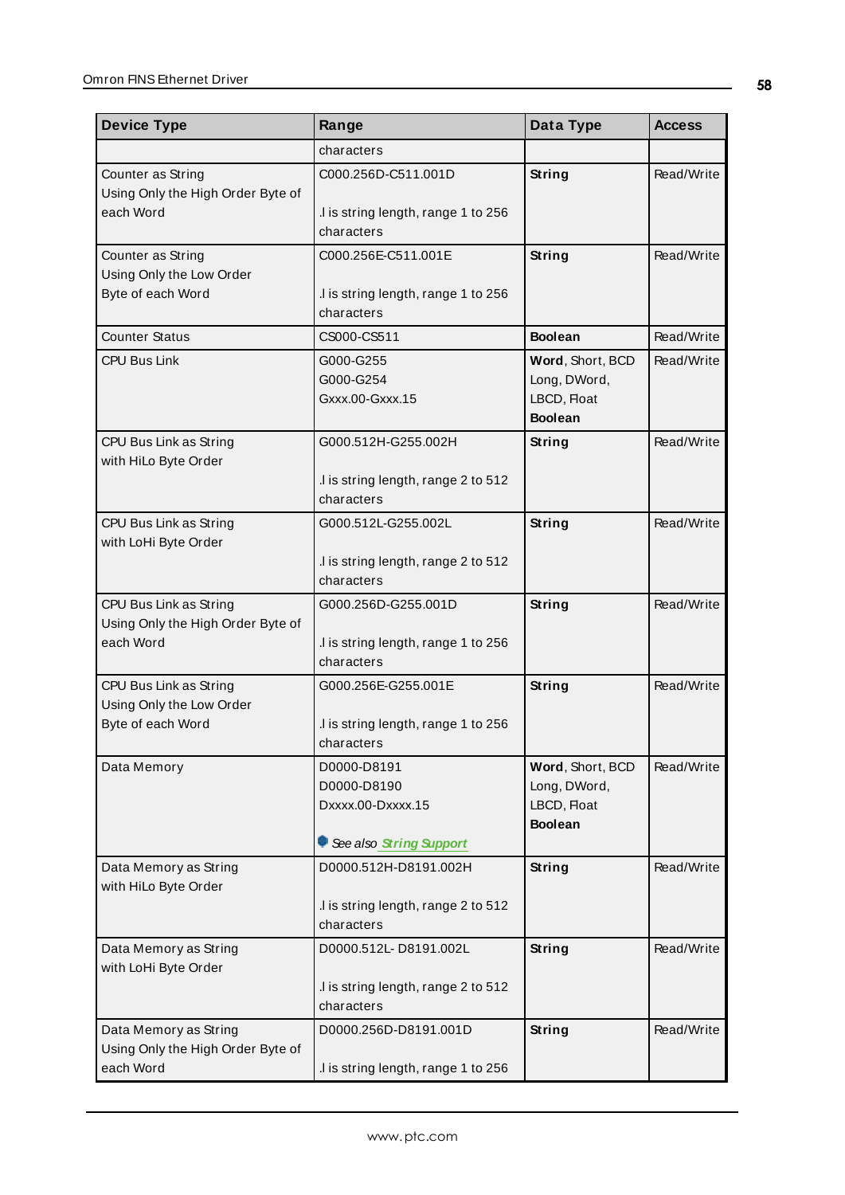| Device Type | Range | Data Type | Access |
|---|---|---|---|
| | characters | | |
| Counter as String Using Only the High Order Byte of each Word | C000.256D-C511.001D<br><br>.l is string length, range 1 to 256 characters | **String** | Read/Write |
| Counter as String Using Only the Low Order Byte of each Word | C000.256E-C511.001E<br><br>.l is string length, range 1 to 256 characters | **String** | Read/Write |
| Counter Status | CS000-CS511 | **Boolean** | Read/Write |
| CPU Bus Link | G000-G255<br>G000-G254<br>Gxxx.00-Gxxx.15 | **Word**, Short, BCD<br>Long, DWord, LBCD, Float<br>**Boolean** | Read/Write |
| CPU Bus Link as String with HiLo Byte Order | G000.512H-G255.002H<br><br>.l is string length, range 2 to 512 characters | **String** | Read/Write |
| CPU Bus Link as String with LoHi Byte Order | G000.512L-G255.002L<br><br>.l is string length, range 2 to 512 characters | **String** | Read/Write |
| CPU Bus Link as String Using Only the High Order Byte of each Word | G000.256D-G255.001D<br><br>.l is string length, range 1 to 256 characters | **String** | Read/Write |
| CPU Bus Link as String Using Only the Low Order Byte of each Word | G000.256E-G255.001E<br><br>.l is string length, range 1 to 256 characters | **String** | Read/Write |
| Data Memory | D0000-D8191<br>D0000-D8190<br>Dxxxx.00-Dxxxx.15<br><br>*See also String Support* | **Word**, Short, BCD<br>Long, DWord, LBCD, Float<br>**Boolean** | Read/Write |
| Data Memory as String with HiLo Byte Order | D0000.512H-D8191.002H<br><br>.l is string length, range 2 to 512 characters | **String** | Read/Write |
| Data Memory as String with LoHi Byte Order | D0000.512L- D8191.002L<br><br>.l is string length, range 2 to 512 characters | **String** | Read/Write |
| Data Memory as String Using Only the High Order Byte of each Word | D0000.256D-D8191.001D<br><br>.l is string length, range 1 to 256 | **String** | Read/Write |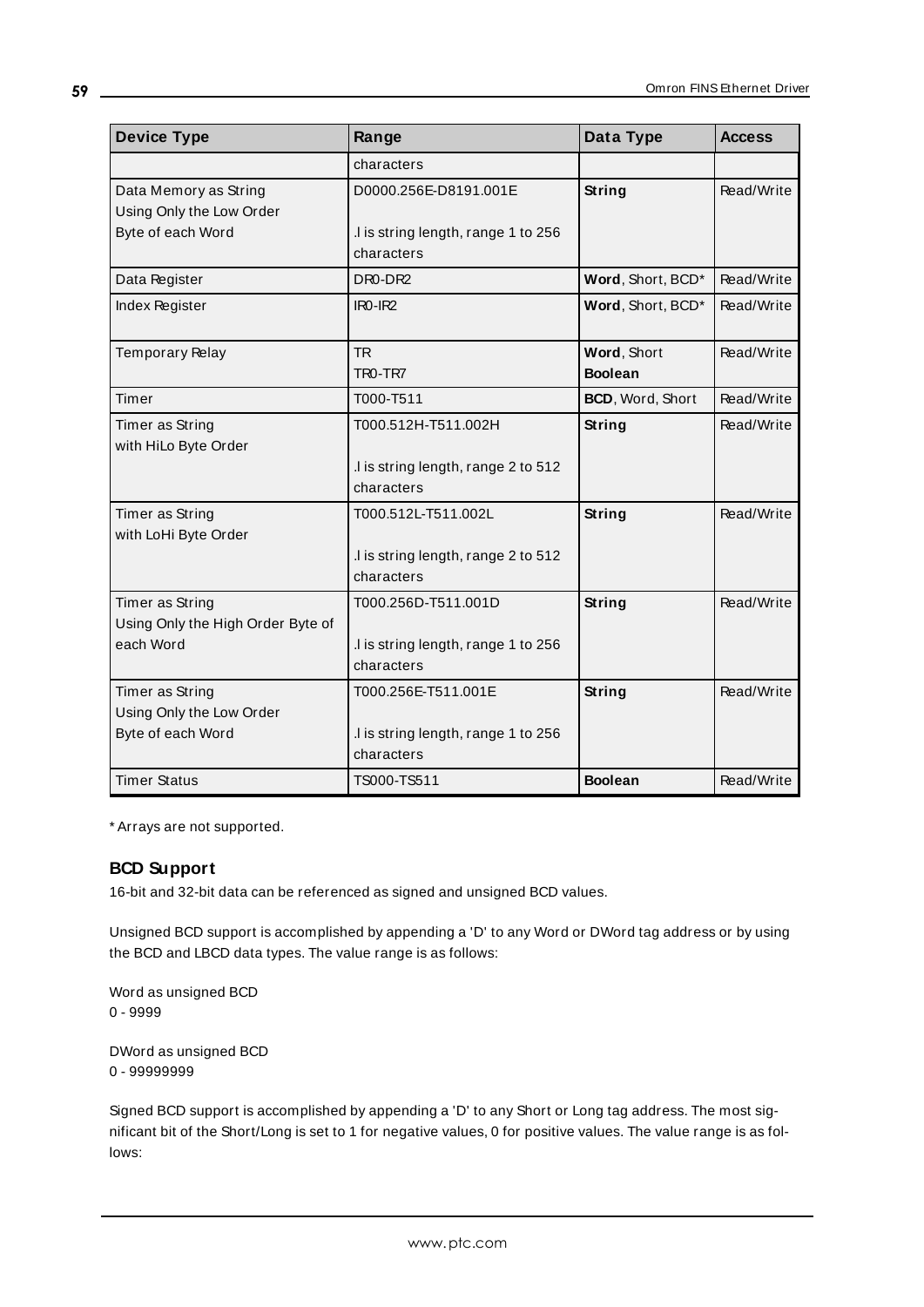| Device Type | Range | Data Type | Access |
|---|---|---|---|
| | characters | | |
| Data Memory as String Using Only the Low Order Byte of each Word | D0000.256E-D8191.001E<br><br>.l is string length, range 1 to 256 characters | **String** | Read/Write |
| Data Register | DR0-DR2 | **Word**, Short, BCD* | Read/Write |
| Index Register | IR0-IR2 | **Word**, Short, BCD* | Read/Write |
| Temporary Relay | TR<br>TR0-TR7 | **Word**, Short<br>**Boolean** | Read/Write |
| Timer | T000-T511 | **BCD**, Word, Short | Read/Write |
| Timer as String with HiLo Byte Order | T000.512H-T511.002H<br><br>.l is string length, range 2 to 512 characters | **String** | Read/Write |
| Timer as String with LoHi Byte Order | T000.512L-T511.002L<br><br>.l is string length, range 2 to 512 characters | **String** | Read/Write |
| Timer as String Using Only the High Order Byte of each Word | T000.256D-T511.001D<br><br>.l is string length, range 1 to 256 characters | **String** | Read/Write |
| Timer as String Using Only the Low Order Byte of each Word | T000.256E-T511.001E<br><br>.l is string length, range 1 to 256 characters | **String** | Read/Write |
| Timer Status | TS000-TS511 | **Boolean** | Read/Write |

* Arrays are not supported.

### BCD Support

16-bit and 32-bit data can be referenced as signed and unsigned BCD values.

Unsigned BCD support is accomplished by appending a 'D' to any Word or DWord tag address or by using the BCD and LBCD data types. The value range is as follows:

Word as unsigned BCD
0 - 9999

DWord as unsigned BCD
0 - 99999999

Signed BCD support is accomplished by appending a 'D' to any Short or Long tag address. The most significant bit of the Short/Long is set to 1 for negative values, 0 for positive values. The value range is as follows: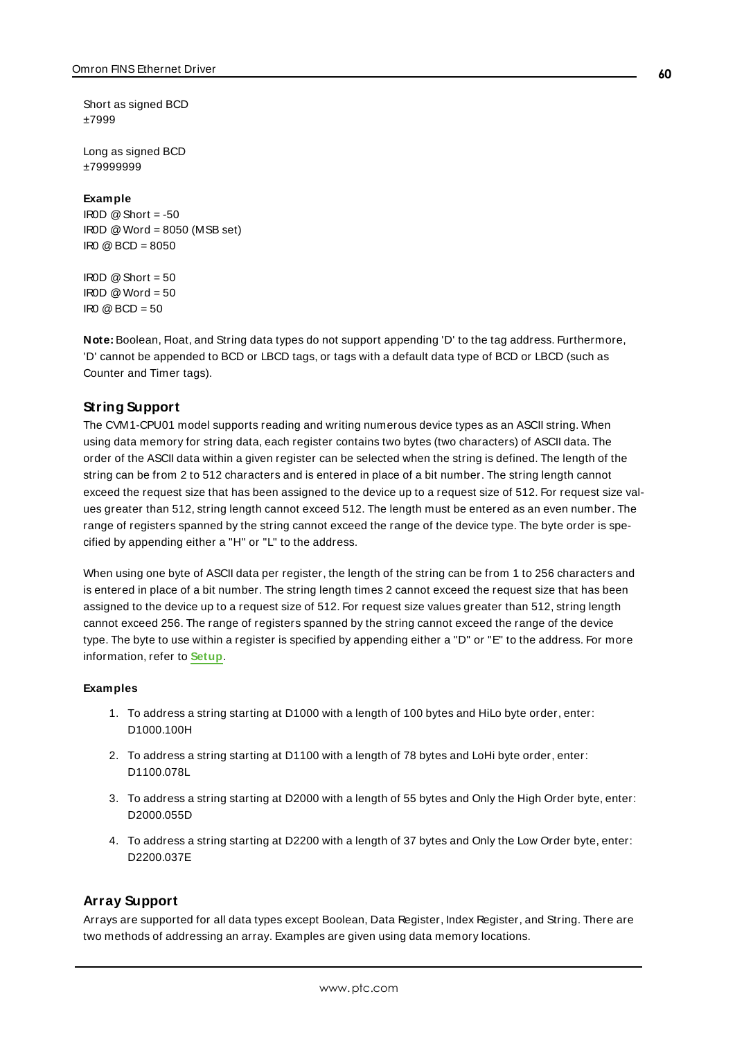Short as signed BCD
±7999

Long as signed BCD
±79999999

**Example**
IR0D @ Short = -50
IR0D @ Word = 8050 (MSB set)
IR0 @ BCD = 8050

IR0D @ Short = 50
IR0D @ Word = 50
IR0 @ BCD = 50

**Note:** Boolean, Float, and String data types do not support appending 'D' to the tag address. Furthermore, 'D' cannot be appended to BCD or LBCD tags, or tags with a default data type of BCD or LBCD (such as Counter and Timer tags).

## String Support

The CVM1-CPU01 model supports reading and writing numerous device types as an ASCII string. When using data memory for string data, each register contains two bytes (two characters) of ASCII data. The order of the ASCII data within a given register can be selected when the string is defined. The length of the string can be from 2 to 512 characters and is entered in place of a bit number. The string length cannot exceed the request size that has been assigned to the device up to a request size of 512. For request size values greater than 512, string length cannot exceed 512. The length must be entered as an even number. The range of registers spanned by the string cannot exceed the range of the device type. The byte order is specified by appending either a "H" or "L" to the address.

When using one byte of ASCII data per register, the length of the string can be from 1 to 256 characters and is entered in place of a bit number. The string length times 2 cannot exceed the request size that has been assigned to the device up to a request size of 512. For request size values greater than 512, string length cannot exceed 256. The range of registers spanned by the string cannot exceed the range of the device type. The byte to use within a register is specified by appending either a "D" or "E" to the address. For more information, refer to **Setup**.

**Examples**

1. To address a string starting at D1000 with a length of 100 bytes and HiLo byte order, enter: D1000.100H
2. To address a string starting at D1100 with a length of 78 bytes and LoHi byte order, enter: D1100.078L
3. To address a string starting at D2000 with a length of 55 bytes and Only the High Order byte, enter: D2000.055D
4. To address a string starting at D2200 with a length of 37 bytes and Only the Low Order byte, enter: D2200.037E

## Array Support

Arrays are supported for all data types except Boolean, Data Register, Index Register, and String. There are two methods of addressing an array. Examples are given using data memory locations.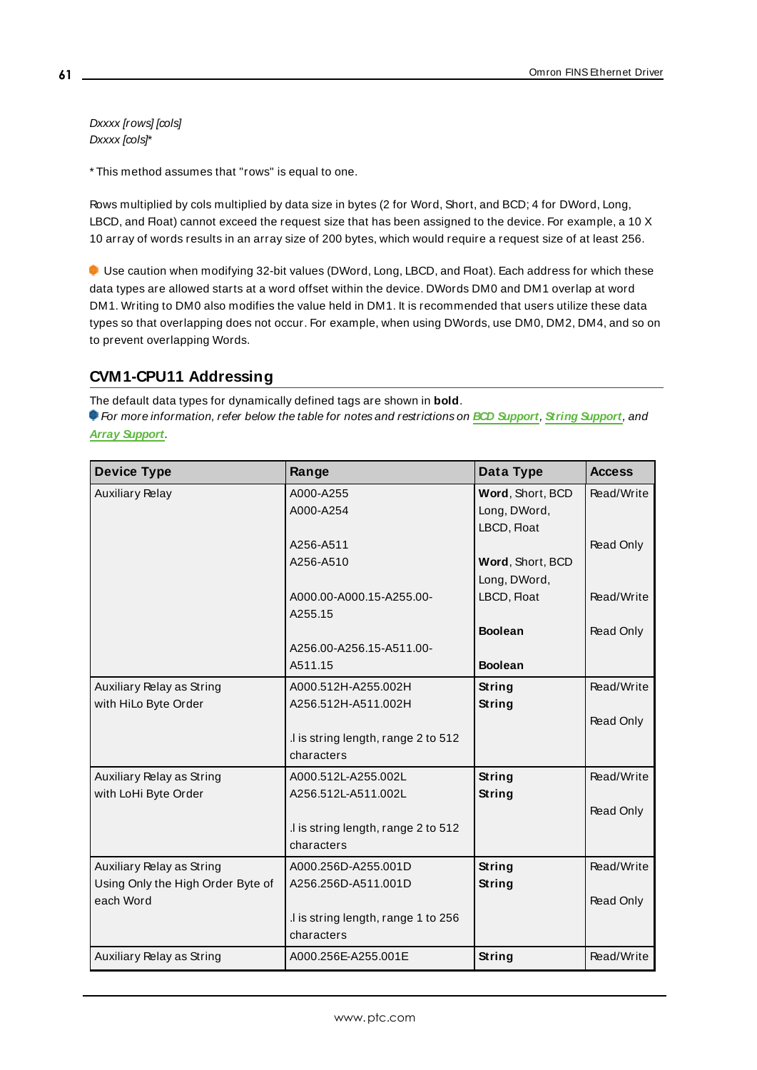*Dxxxx [rows] [cols]*
*Dxxxx [cols]**

* This method assumes that "rows" is equal to one.

Rows multiplied by cols multiplied by data size in bytes (2 for Word, Short, and BCD; 4 for DWord, Long, LBCD, and Float) cannot exceed the request size that has been assigned to the device. For example, a 10 X 10 array of words results in an array size of 200 bytes, which would require a request size of at least 256.

Use caution when modifying 32-bit values (DWord, Long, LBCD, and Float). Each address for which these data types are allowed starts at a word offset within the device. DWords DM0 and DM1 overlap at word DM1. Writing to DM0 also modifies the value held in DM1. It is recommended that users utilize these data types so that overlapping does not occur. For example, when using DWords, use DM0, DM2, DM4, and so on to prevent overlapping Words.

## CVM1-CPU11 Addressing

The default data types for dynamically defined tags are shown in **bold**.
*For more information, refer below the table for notes and restrictions on* ***BCD Support****,* ***String Support****, and* ***Array Support****.*

| Device Type | Range | Data Type | Access |
|---|---|---|---|
| Auxiliary Relay | A000-A255<br>A000-A254<br><br>A256-A511<br>A256-A510<br><br>A000.00-A000.15-A255.00-A255.15<br><br>A256.00-A256.15-A511.00-A511.15 | **Word**, Short, BCD<br>Long, DWord, LBCD, Float<br><br>**Word**, Short, BCD<br>Long, DWord, LBCD, Float<br><br>**Boolean**<br><br>**Boolean** | Read/Write<br><br>Read Only<br><br>Read/Write<br><br>Read Only |
| Auxiliary Relay as String with HiLo Byte Order | A000.512H-A255.002H<br>A256.512H-A511.002H<br><br>.l is string length, range 2 to 512 characters | **String**<br>**String** | Read/Write<br><br>Read Only |
| Auxiliary Relay as String with LoHi Byte Order | A000.512L-A255.002L<br>A256.512L-A511.002L<br><br>.l is string length, range 2 to 512 characters | **String**<br>**String** | Read/Write<br><br>Read Only |
| Auxiliary Relay as String Using Only the High Order Byte of each Word | A000.256D-A255.001D<br>A256.256D-A511.001D<br><br>.l is string length, range 1 to 256 characters | **String**<br>**String** | Read/Write<br><br>Read Only |
| Auxiliary Relay as String | A000.256E-A255.001E | **String** | Read/Write |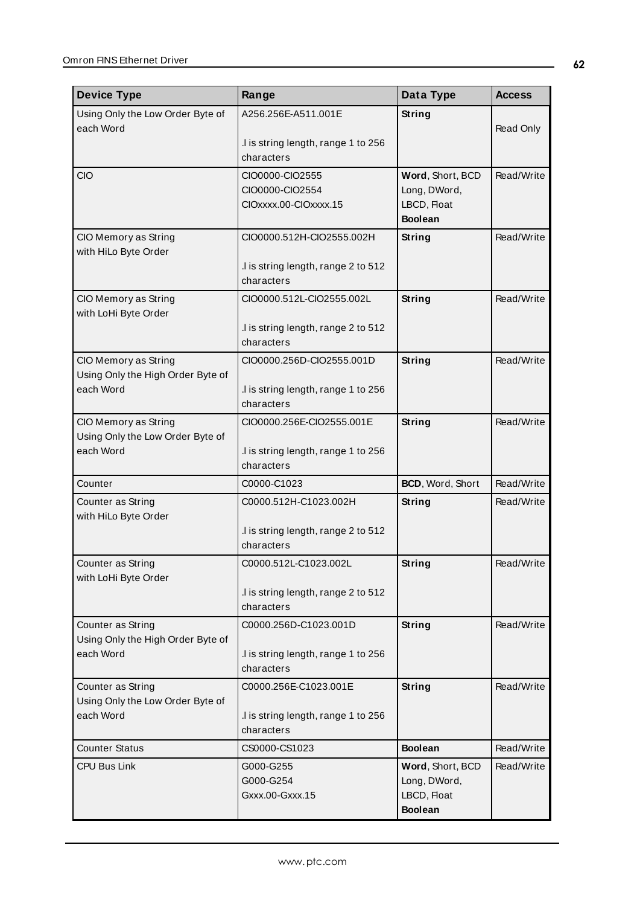| Device Type | Range | Data Type | Access |
|---|---|---|---|
| Using Only the Low Order Byte of each Word | A256.256E-A511.001E<br><br>.l is string length, range 1 to 256 characters | **String** | Read Only |
| CIO | CIO0000-CIO2555<br>CIO0000-CIO2554<br>CIOxxxx.00-CIOxxxx.15 | **Word**, Short, BCD<br>Long, DWord, LBCD, Float<br>**Boolean** | Read/Write |
| CIO Memory as String with HiLo Byte Order | CIO0000.512H-CIO2555.002H<br><br>.l is string length, range 2 to 512 characters | **String** | Read/Write |
| CIO Memory as String with LoHi Byte Order | CIO0000.512L-CIO2555.002L<br><br>.l is string length, range 2 to 512 characters | **String** | Read/Write |
| CIO Memory as String Using Only the High Order Byte of each Word | CIO0000.256D-CIO2555.001D<br><br>.l is string length, range 1 to 256 characters | **String** | Read/Write |
| CIO Memory as String Using Only the Low Order Byte of each Word | CIO0000.256E-CIO2555.001E<br><br>.l is string length, range 1 to 256 characters | **String** | Read/Write |
| Counter | C0000-C1023 | **BCD**, Word, Short | Read/Write |
| Counter as String with HiLo Byte Order | C0000.512H-C1023.002H<br><br>.l is string length, range 2 to 512 characters | **String** | Read/Write |
| Counter as String with LoHi Byte Order | C0000.512L-C1023.002L<br><br>.l is string length, range 2 to 512 characters | **String** | Read/Write |
| Counter as String Using Only the High Order Byte of each Word | C0000.256D-C1023.001D<br><br>.l is string length, range 1 to 256 characters | **String** | Read/Write |
| Counter as String Using Only the Low Order Byte of each Word | C0000.256E-C1023.001E<br><br>.l is string length, range 1 to 256 characters | **String** | Read/Write |
| Counter Status | CS0000-CS1023 | **Boolean** | Read/Write |
| CPU Bus Link | G000-G255<br>G000-G254<br>Gxxx.00-Gxxx.15 | **Word**, Short, BCD<br>Long, DWord, LBCD, Float<br>**Boolean** | Read/Write |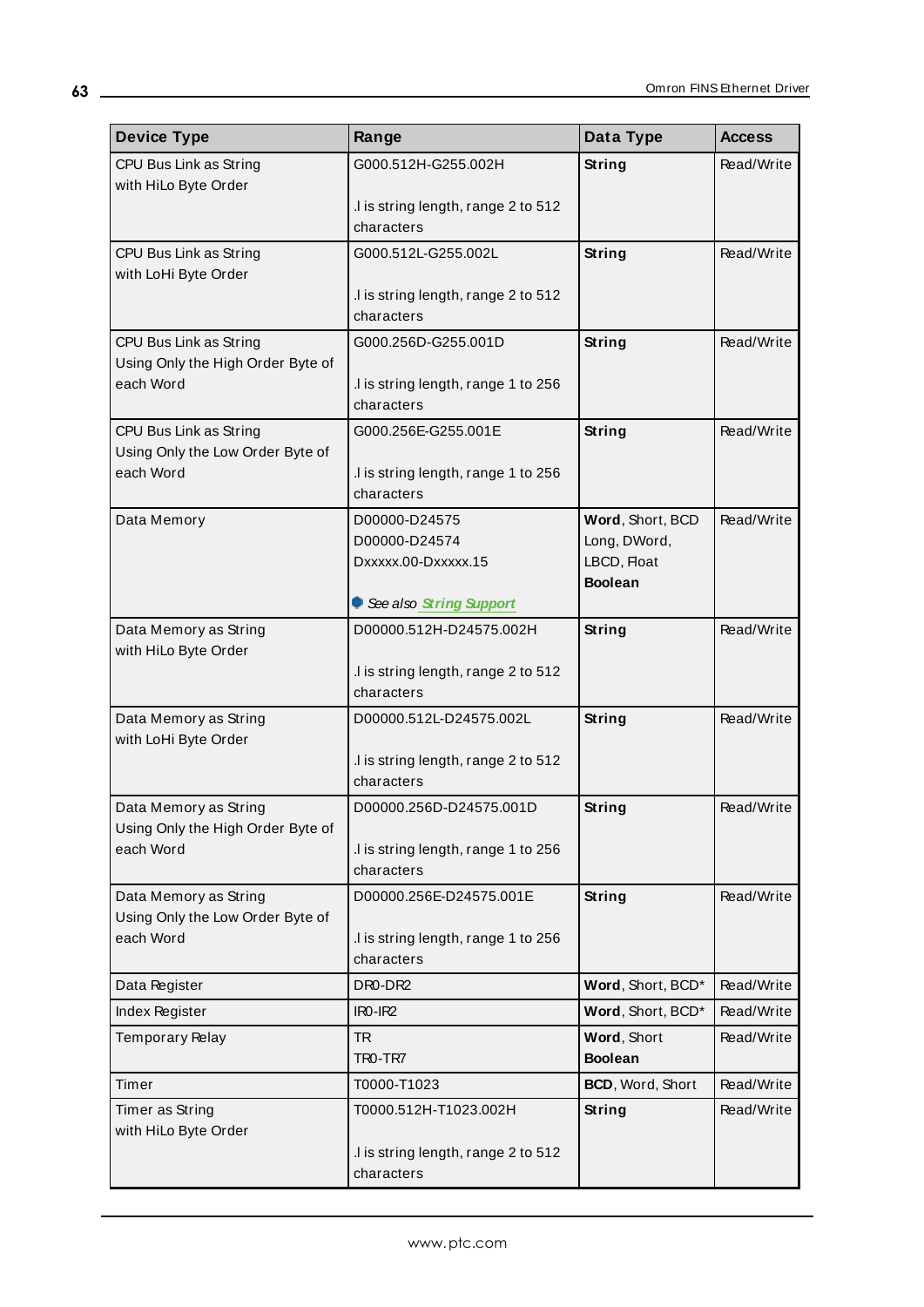| Device Type | Range | Data Type | Access |
|---|---|---|---|
| CPU Bus Link as String with HiLo Byte Order | G000.512H-G255.002H<br><br>.l is string length, range 2 to 512 characters | **String** | Read/Write |
| CPU Bus Link as String with LoHi Byte Order | G000.512L-G255.002L<br><br>.l is string length, range 2 to 512 characters | **String** | Read/Write |
| CPU Bus Link as String Using Only the High Order Byte of each Word | G000.256D-G255.001D<br><br>.l is string length, range 1 to 256 characters | **String** | Read/Write |
| CPU Bus Link as String Using Only the Low Order Byte of each Word | G000.256E-G255.001E<br><br>.l is string length, range 1 to 256 characters | **String** | Read/Write |
| Data Memory | D00000-D24575<br>D00000-D24574<br>Dxxxxx.00-Dxxxxx.15<br><br>*See also String Support* | **Word**, Short, BCD<br>Long, DWord, LBCD, Float<br>**Boolean** | Read/Write |
| Data Memory as String with HiLo Byte Order | D00000.512H-D24575.002H<br><br>.l is string length, range 2 to 512 characters | **String** | Read/Write |
| Data Memory as String with LoHi Byte Order | D00000.512L-D24575.002L<br><br>.l is string length, range 2 to 512 characters | **String** | Read/Write |
| Data Memory as String Using Only the High Order Byte of each Word | D00000.256D-D24575.001D<br><br>.l is string length, range 1 to 256 characters | **String** | Read/Write |
| Data Memory as String Using Only the Low Order Byte of each Word | D00000.256E-D24575.001E<br><br>.l is string length, range 1 to 256 characters | **String** | Read/Write |
| Data Register | DR0-DR2 | **Word**, Short, BCD* | Read/Write |
| Index Register | IR0-IR2 | **Word**, Short, BCD* | Read/Write |
| Temporary Relay | TR<br>TR0-TR7 | **Word**, Short<br>**Boolean** | Read/Write |
| Timer | T0000-T1023 | **BCD**, Word, Short | Read/Write |
| Timer as String with HiLo Byte Order | T0000.512H-T1023.002H<br><br>.l is string length, range 2 to 512 characters | **String** | Read/Write |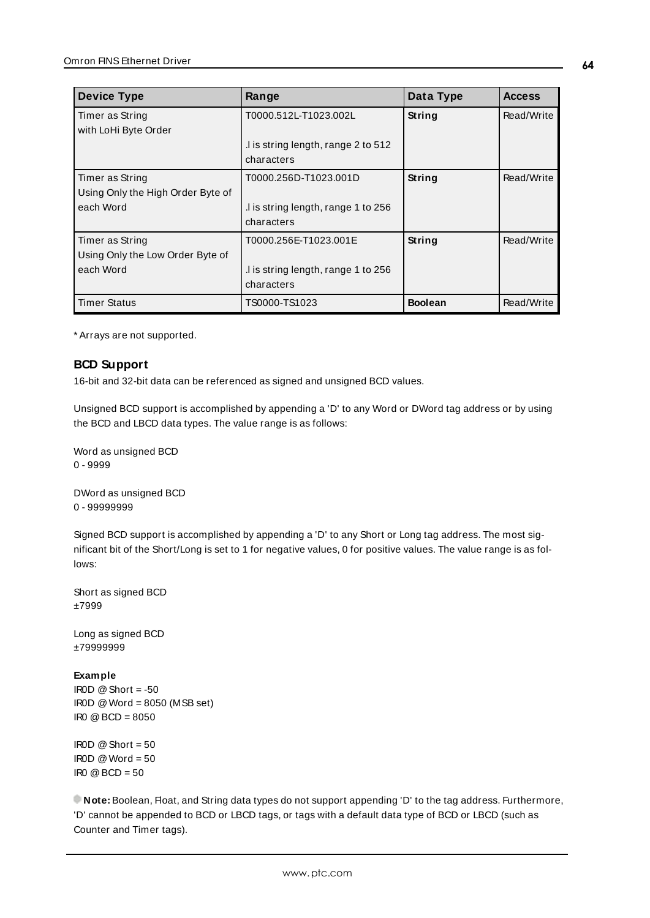| Device Type | Range | Data Type | Access |
|---|---|---|---|
| Timer as String with LoHi Byte Order | T0000.512L-T1023.002L<br><br>.l is string length, range 2 to 512 characters | **String** | Read/Write |
| Timer as String Using Only the High Order Byte of each Word | T0000.256D-T1023.001D<br><br>.l is string length, range 1 to 256 characters | **String** | Read/Write |
| Timer as String Using Only the Low Order Byte of each Word | T0000.256E-T1023.001E<br><br>.l is string length, range 1 to 256 characters | **String** | Read/Write |
| Timer Status | TS0000-TS1023 | **Boolean** | Read/Write |

* Arrays are not supported.

### BCD Support

16-bit and 32-bit data can be referenced as signed and unsigned BCD values.

Unsigned BCD support is accomplished by appending a 'D' to any Word or DWord tag address or by using the BCD and LBCD data types. The value range is as follows:

Word as unsigned BCD
0 - 9999

DWord as unsigned BCD
0 - 99999999

Signed BCD support is accomplished by appending a 'D' to any Short or Long tag address. The most significant bit of the Short/Long is set to 1 for negative values, 0 for positive values. The value range is as follows:

Short as signed BCD
±7999

Long as signed BCD
±79999999

**Example**
IR0D @ Short = -50
IR0D @ Word = 8050 (MSB set)
IR0 @ BCD = 8050

IR0D @ Short = 50
IR0D @ Word = 50
IR0 @ BCD = 50

**Note:** Boolean, Float, and String data types do not support appending 'D' to the tag address. Furthermore, 'D' cannot be appended to BCD or LBCD tags, or tags with a default data type of BCD or LBCD (such as Counter and Timer tags).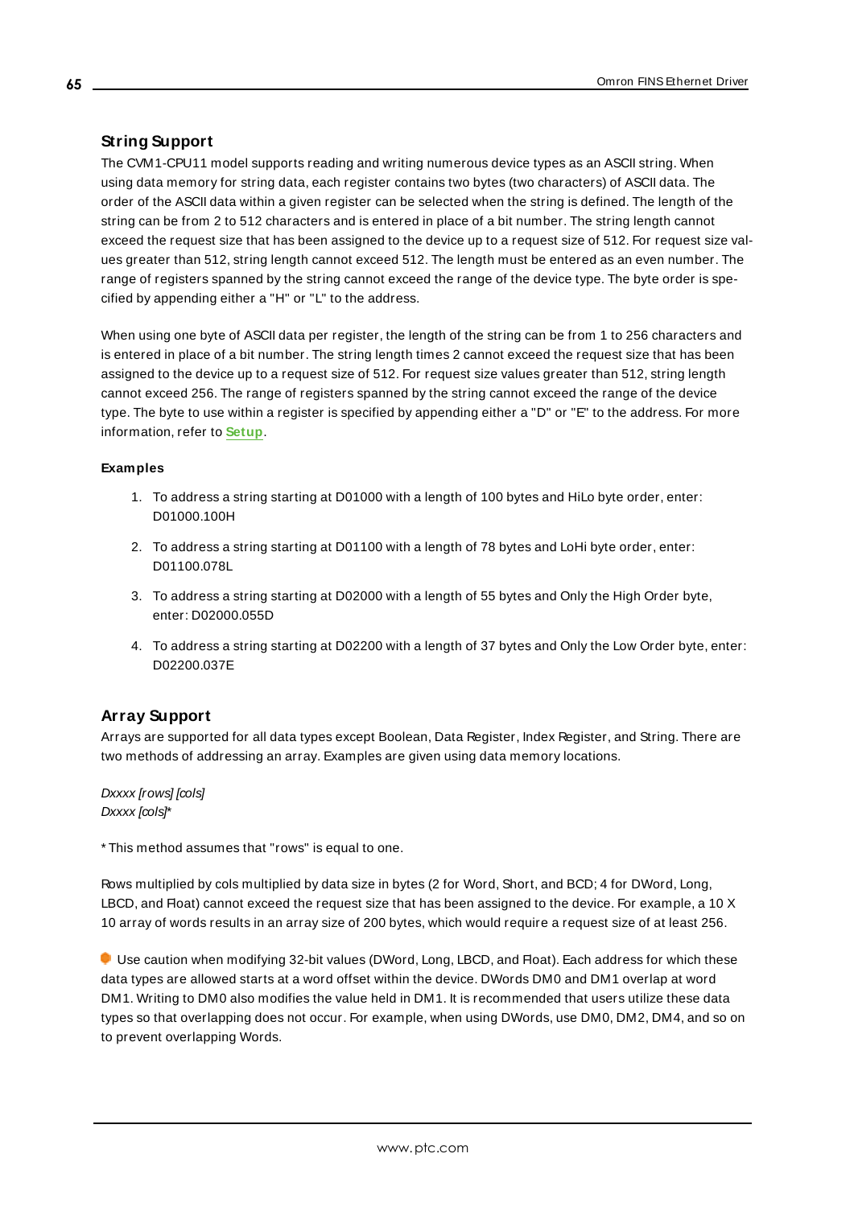## String Support

The CVM1-CPU11 model supports reading and writing numerous device types as an ASCII string. When using data memory for string data, each register contains two bytes (two characters) of ASCII data. The order of the ASCII data within a given register can be selected when the string is defined. The length of the string can be from 2 to 512 characters and is entered in place of a bit number. The string length cannot exceed the request size that has been assigned to the device up to a request size of 512. For request size values greater than 512, string length cannot exceed 512. The length must be entered as an even number. The range of registers spanned by the string cannot exceed the range of the device type. The byte order is specified by appending either a "H" or "L" to the address.

When using one byte of ASCII data per register, the length of the string can be from 1 to 256 characters and is entered in place of a bit number. The string length times 2 cannot exceed the request size that has been assigned to the device up to a request size of 512. For request size values greater than 512, string length cannot exceed 256. The range of registers spanned by the string cannot exceed the range of the device type. The byte to use within a register is specified by appending either a "D" or "E" to the address. For more information, refer to **Setup**.

### Examples

1. To address a string starting at D01000 with a length of 100 bytes and HiLo byte order, enter: D01000.100H
2. To address a string starting at D01100 with a length of 78 bytes and LoHi byte order, enter: D01100.078L
3. To address a string starting at D02000 with a length of 55 bytes and Only the High Order byte, enter: D02000.055D
4. To address a string starting at D02200 with a length of 37 bytes and Only the Low Order byte, enter: D02200.037E

## Array Support

Arrays are supported for all data types except Boolean, Data Register, Index Register, and String. There are two methods of addressing an array. Examples are given using data memory locations.

*Dxxxx [rows] [cols]*
*Dxxxx [cols]**

* This method assumes that "rows" is equal to one.

Rows multiplied by cols multiplied by data size in bytes (2 for Word, Short, and BCD; 4 for DWord, Long, LBCD, and Float) cannot exceed the request size that has been assigned to the device. For example, a 10 X 10 array of words results in an array size of 200 bytes, which would require a request size of at least 256.

Use caution when modifying 32-bit values (DWord, Long, LBCD, and Float). Each address for which these data types are allowed starts at a word offset within the device. DWords DM0 and DM1 overlap at word DM1. Writing to DM0 also modifies the value held in DM1. It is recommended that users utilize these data types so that overlapping does not occur. For example, when using DWords, use DM0, DM2, DM4, and so on to prevent overlapping Words.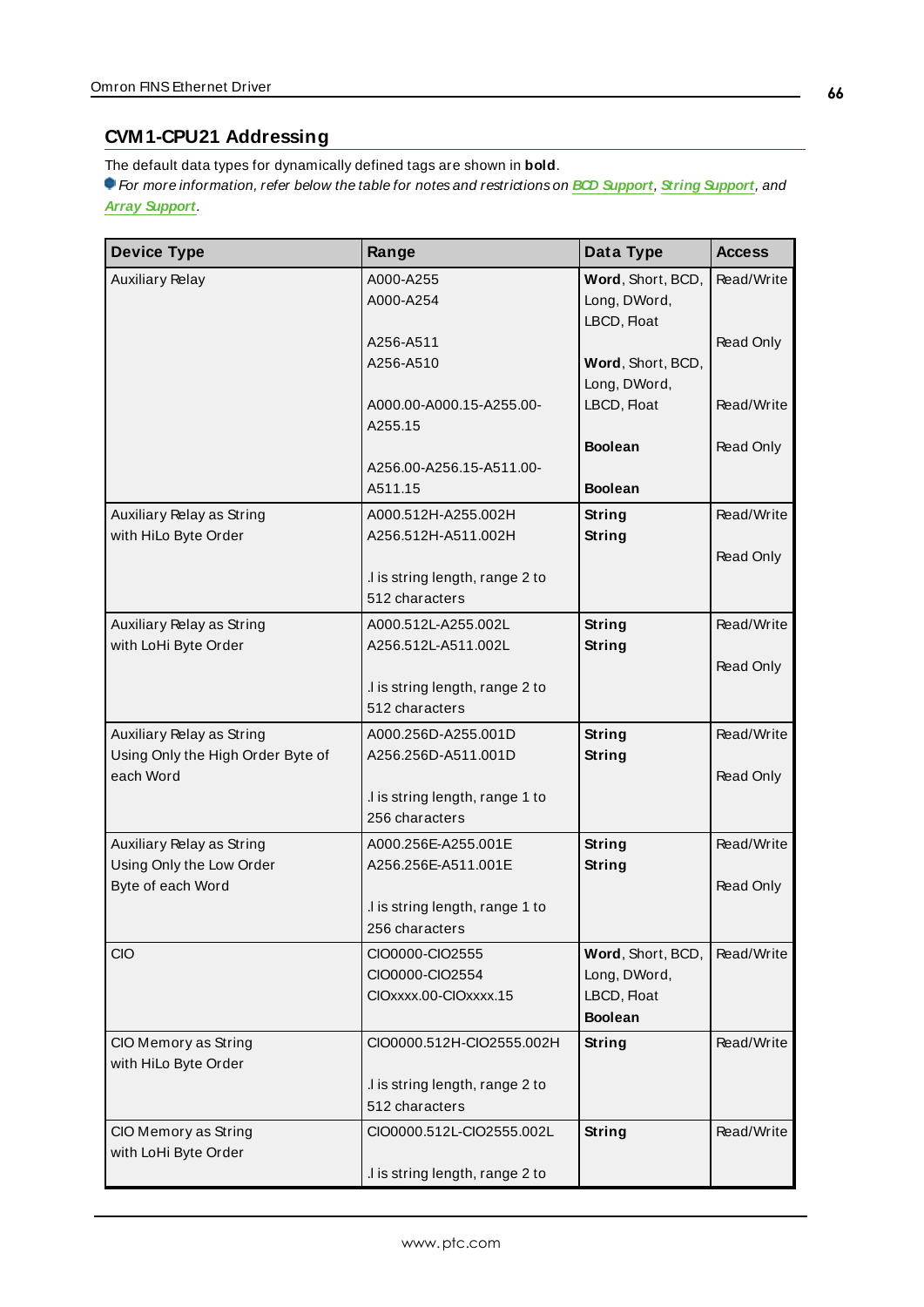## CVM1-CPU21 Addressing

The default data types for dynamically defined tags are shown in **bold**.

*For more information, refer below the table for notes and restrictions on* ***BCD Support****,* ***String Support****, and* ***Array Support****.*

| Device Type | Range | Data Type | Access |
|---|---|---|---|
| Auxiliary Relay | A000-A255<br>A000-A254<br><br>A256-A511<br>A256-A510<br><br>A000.00-A000.15-A255.00-A255.15<br><br>A256.00-A256.15-A511.00-A511.15 | **Word**, Short, BCD, Long, DWord, LBCD, Float<br><br>**Word**, Short, BCD, Long, DWord, LBCD, Float<br><br>**Boolean**<br><br>**Boolean** | Read/Write<br><br>Read Only<br><br>Read/Write<br><br>Read Only |
| Auxiliary Relay as String with HiLo Byte Order | A000.512H-A255.002H<br>A256.512H-A511.002H<br><br>.l is string length, range 2 to 512 characters | **String**<br>**String** | Read/Write<br><br>Read Only |
| Auxiliary Relay as String with LoHi Byte Order | A000.512L-A255.002L<br>A256.512L-A511.002L<br><br>.l is string length, range 2 to 512 characters | **String**<br>**String** | Read/Write<br><br>Read Only |
| Auxiliary Relay as String Using Only the High Order Byte of each Word | A000.256D-A255.001D<br>A256.256D-A511.001D<br><br>.l is string length, range 1 to 256 characters | **String**<br>**String** | Read/Write<br><br>Read Only |
| Auxiliary Relay as String Using Only the Low Order Byte of each Word | A000.256E-A255.001E<br>A256.256E-A511.001E<br><br>.l is string length, range 1 to 256 characters | **String**<br>**String** | Read/Write<br><br>Read Only |
| CIO | CIO0000-CIO2555<br>CIO0000-CIO2554<br>CIOxxxx.00-CIOxxxx.15 | **Word**, Short, BCD, Long, DWord, LBCD, Float<br>**Boolean** | Read/Write |
| CIO Memory as String with HiLo Byte Order | CIO0000.512H-CIO2555.002H<br><br>.l is string length, range 2 to 512 characters | **String** | Read/Write |
| CIO Memory as String with LoHi Byte Order | CIO0000.512L-CIO2555.002L<br><br>.l is string length, range 2 to | **String** | Read/Write |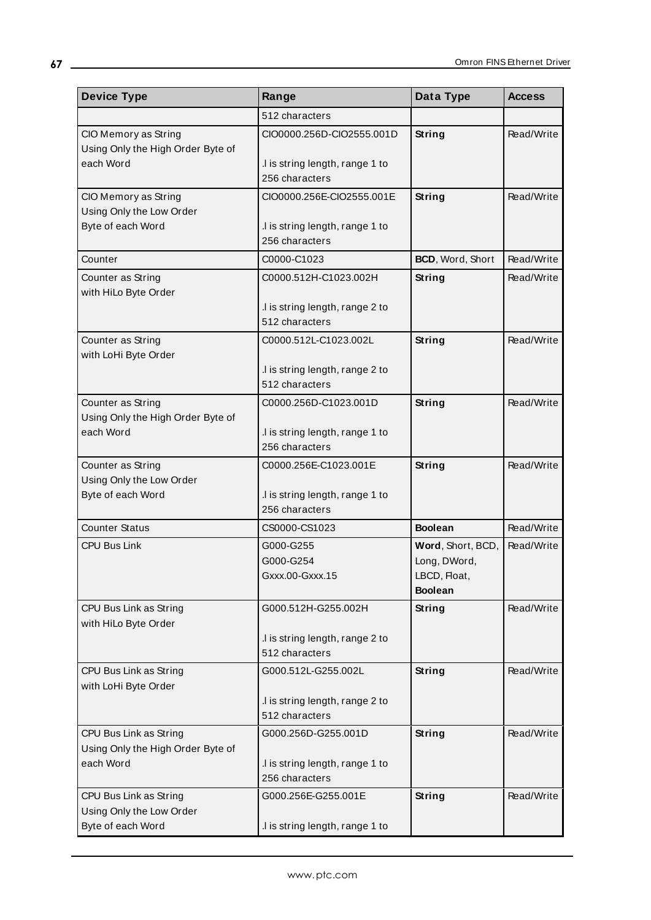| Device Type | Range | Data Type | Access |
|---|---|---|---|
| | 512 characters | | |
| CIO Memory as String Using Only the High Order Byte of each Word | CIO0000.256D-CIO2555.001D<br><br>.l is string length, range 1 to 256 characters | **String** | Read/Write |
| CIO Memory as String Using Only the Low Order Byte of each Word | CIO0000.256E-CIO2555.001E<br><br>.l is string length, range 1 to 256 characters | **String** | Read/Write |
| Counter | C0000-C1023 | **BCD**, Word, Short | Read/Write |
| Counter as String with HiLo Byte Order | C0000.512H-C1023.002H<br><br>.l is string length, range 2 to 512 characters | **String** | Read/Write |
| Counter as String with LoHi Byte Order | C0000.512L-C1023.002L<br><br>.l is string length, range 2 to 512 characters | **String** | Read/Write |
| Counter as String Using Only the High Order Byte of each Word | C0000.256D-C1023.001D<br><br>.l is string length, range 1 to 256 characters | **String** | Read/Write |
| Counter as String Using Only the Low Order Byte of each Word | C0000.256E-C1023.001E<br><br>.l is string length, range 1 to 256 characters | **String** | Read/Write |
| Counter Status | CS0000-CS1023 | **Boolean** | Read/Write |
| CPU Bus Link | G000-G255<br>G000-G254<br>Gxxx.00-Gxxx.15 | **Word**, Short, BCD, Long, DWord, LBCD, Float, **Boolean** | Read/Write |
| CPU Bus Link as String with HiLo Byte Order | G000.512H-G255.002H<br><br>.l is string length, range 2 to 512 characters | **String** | Read/Write |
| CPU Bus Link as String with LoHi Byte Order | G000.512L-G255.002L<br><br>.l is string length, range 2 to 512 characters | **String** | Read/Write |
| CPU Bus Link as String Using Only the High Order Byte of each Word | G000.256D-G255.001D<br><br>.l is string length, range 1 to 256 characters | **String** | Read/Write |
| CPU Bus Link as String Using Only the Low Order Byte of each Word | G000.256E-G255.001E<br><br>.l is string length, range 1 to | **String** | Read/Write |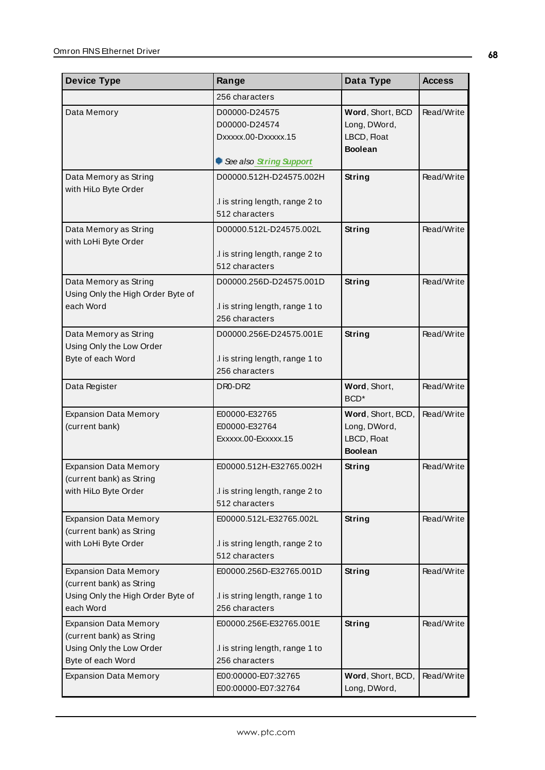| Device Type | Range | Data Type | Access |
|---|---|---|---|
| | 256 characters | | |
| Data Memory | D00000-D24575<br>D00000-D24574<br>Dxxxxx.00-Dxxxxx.15<br><br>*See also* ***String Support*** | **Word**, Short, BCD<br>Long, DWord,<br>LBCD, Float<br>**Boolean** | Read/Write |
| Data Memory as String with HiLo Byte Order | D00000.512H-D24575.002H<br><br>.l is string length, range 2 to 512 characters | **String** | Read/Write |
| Data Memory as String with LoHi Byte Order | D00000.512L-D24575.002L<br><br>.l is string length, range 2 to 512 characters | **String** | Read/Write |
| Data Memory as String Using Only the High Order Byte of each Word | D00000.256D-D24575.001D<br><br>.l is string length, range 1 to 256 characters | **String** | Read/Write |
| Data Memory as String Using Only the Low Order Byte of each Word | D00000.256E-D24575.001E<br><br>.l is string length, range 1 to 256 characters | **String** | Read/Write |
| Data Register | DR0-DR2 | **Word**, Short, BCD* | Read/Write |
| Expansion Data Memory (current bank) | E00000-E32765<br>E00000-E32764<br>Exxxxx.00-Exxxxx.15 | **Word**, Short, BCD,<br>Long, DWord,<br>LBCD, Float<br>**Boolean** | Read/Write |
| Expansion Data Memory (current bank) as String with HiLo Byte Order | E00000.512H-E32765.002H<br><br>.l is string length, range 2 to 512 characters | **String** | Read/Write |
| Expansion Data Memory (current bank) as String with LoHi Byte Order | E00000.512L-E32765.002L<br><br>.l is string length, range 2 to 512 characters | **String** | Read/Write |
| Expansion Data Memory (current bank) as String Using Only the High Order Byte of each Word | E00000.256D-E32765.001D<br><br>.l is string length, range 1 to 256 characters | **String** | Read/Write |
| Expansion Data Memory (current bank) as String Using Only the Low Order Byte of each Word | E00000.256E-E32765.001E<br><br>.l is string length, range 1 to 256 characters | **String** | Read/Write |
| Expansion Data Memory | E00:00000-E07:32765<br>E00:00000-E07:32764 | **Word**, Short, BCD,<br>Long, DWord, | Read/Write |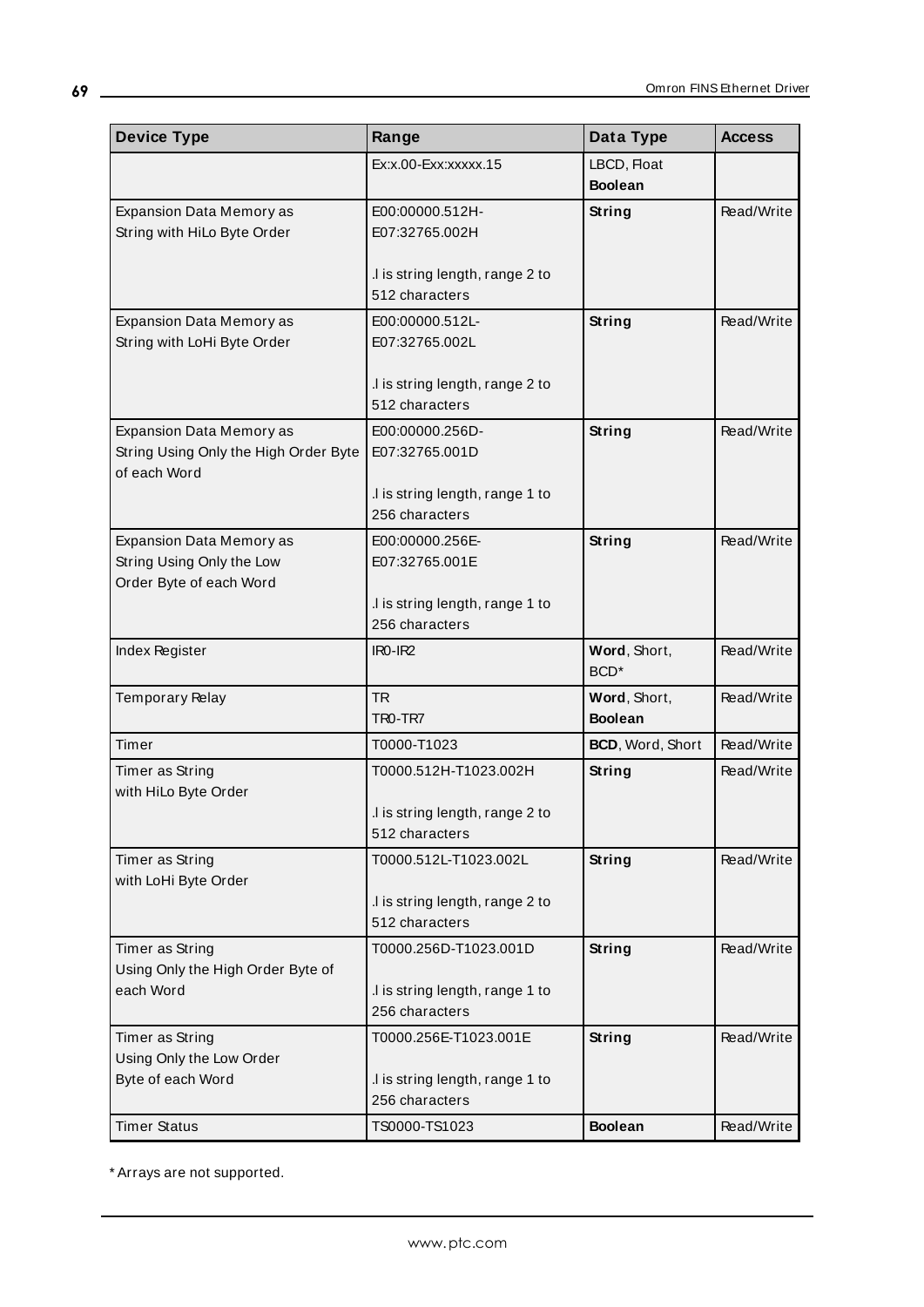| Device Type | Range | Data Type | Access |
|---|---|---|---|
| | Ex:x.00-Exx:xxxxx.15 | LBCD, Float **Boolean** | |
| Expansion Data Memory as String with HiLo Byte Order | E00:00000.512H-E07:32765.002H<br><br>.l is string length, range 2 to 512 characters | **String** | Read/Write |
| Expansion Data Memory as String with LoHi Byte Order | E00:00000.512L-E07:32765.002L<br><br>.l is string length, range 2 to 512 characters | **String** | Read/Write |
| Expansion Data Memory as String Using Only the High Order Byte of each Word | E00:00000.256D-E07:32765.001D<br><br>.l is string length, range 1 to 256 characters | **String** | Read/Write |
| Expansion Data Memory as String Using Only the Low Order Byte of each Word | E00:00000.256E-E07:32765.001E<br><br>.l is string length, range 1 to 256 characters | **String** | Read/Write |
| Index Register | IR0-IR2 | **Word**, Short, BCD* | Read/Write |
| Temporary Relay | TR<br>TR0-TR7 | **Word**, Short, **Boolean** | Read/Write |
| Timer | T0000-T1023 | **BCD**, Word, Short | Read/Write |
| Timer as String with HiLo Byte Order | T0000.512H-T1023.002H<br><br>.l is string length, range 2 to 512 characters | **String** | Read/Write |
| Timer as String with LoHi Byte Order | T0000.512L-T1023.002L<br><br>.l is string length, range 2 to 512 characters | **String** | Read/Write |
| Timer as String Using Only the High Order Byte of each Word | T0000.256D-T1023.001D<br><br>.l is string length, range 1 to 256 characters | **String** | Read/Write |
| Timer as String Using Only the Low Order Byte of each Word | T0000.256E-T1023.001E<br><br>.l is string length, range 1 to 256 characters | **String** | Read/Write |
| Timer Status | TS0000-TS1023 | **Boolean** | Read/Write |

* Arrays are not supported.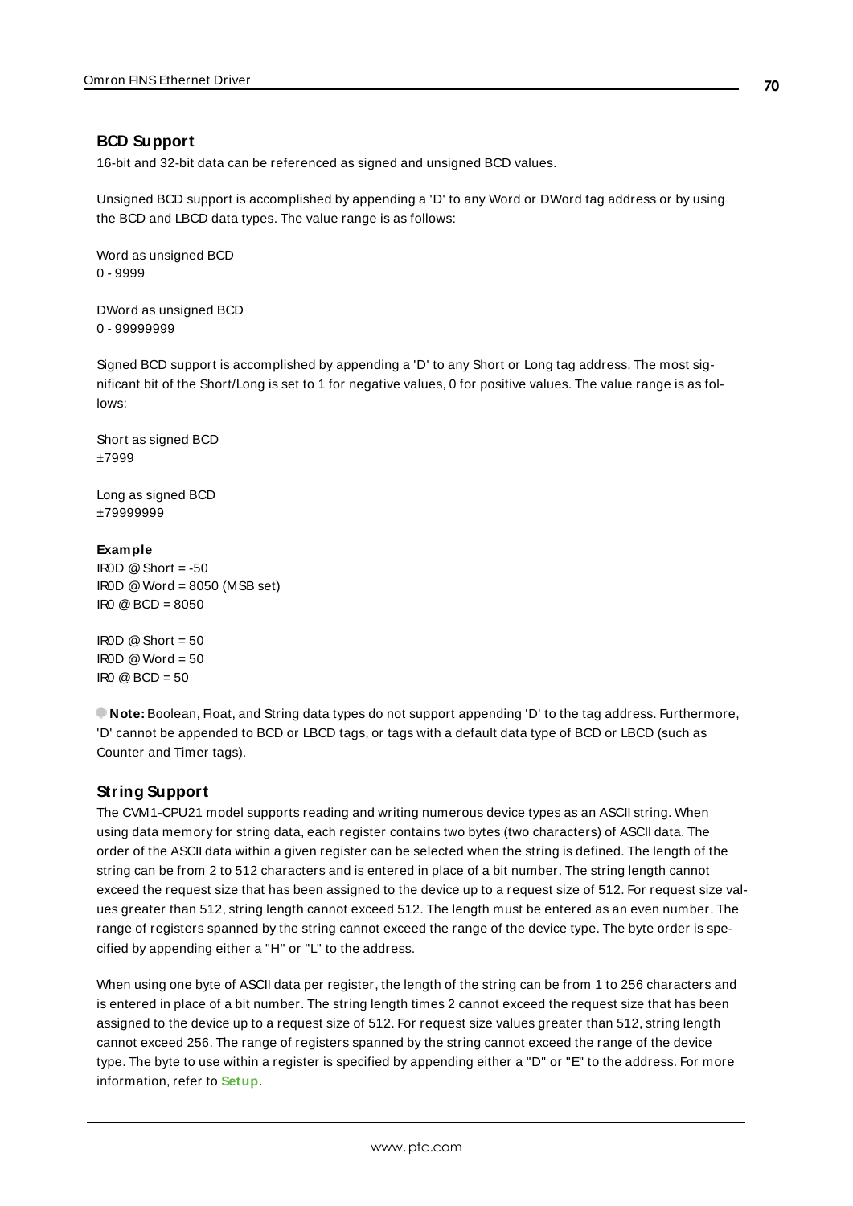## BCD Support

16-bit and 32-bit data can be referenced as signed and unsigned BCD values.

Unsigned BCD support is accomplished by appending a 'D' to any Word or DWord tag address or by using the BCD and LBCD data types. The value range is as follows:

Word as unsigned BCD
0 - 9999

DWord as unsigned BCD
0 - 99999999

Signed BCD support is accomplished by appending a 'D' to any Short or Long tag address. The most significant bit of the Short/Long is set to 1 for negative values, 0 for positive values. The value range is as follows:

Short as signed BCD
±7999

Long as signed BCD
±79999999

**Example**
IR0D @ Short = -50
IR0D @ Word = 8050 (MSB set)
IR0 @ BCD = 8050

IR0D @ Short = 50
IR0D @ Word = 50
IR0 @ BCD = 50

**Note:** Boolean, Float, and String data types do not support appending 'D' to the tag address. Furthermore, 'D' cannot be appended to BCD or LBCD tags, or tags with a default data type of BCD or LBCD (such as Counter and Timer tags).

## String Support

The CVM1-CPU21 model supports reading and writing numerous device types as an ASCII string. When using data memory for string data, each register contains two bytes (two characters) of ASCII data. The order of the ASCII data within a given register can be selected when the string is defined. The length of the string can be from 2 to 512 characters and is entered in place of a bit number. The string length cannot exceed the request size that has been assigned to the device up to a request size of 512. For request size values greater than 512, string length cannot exceed 512. The length must be entered as an even number. The range of registers spanned by the string cannot exceed the range of the device type. The byte order is specified by appending either a "H" or "L" to the address.

When using one byte of ASCII data per register, the length of the string can be from 1 to 256 characters and is entered in place of a bit number. The string length times 2 cannot exceed the request size that has been assigned to the device up to a request size of 512. For request size values greater than 512, string length cannot exceed 256. The range of registers spanned by the string cannot exceed the range of the device type. The byte to use within a register is specified by appending either a "D" or "E" to the address. For more information, refer to **Setup**.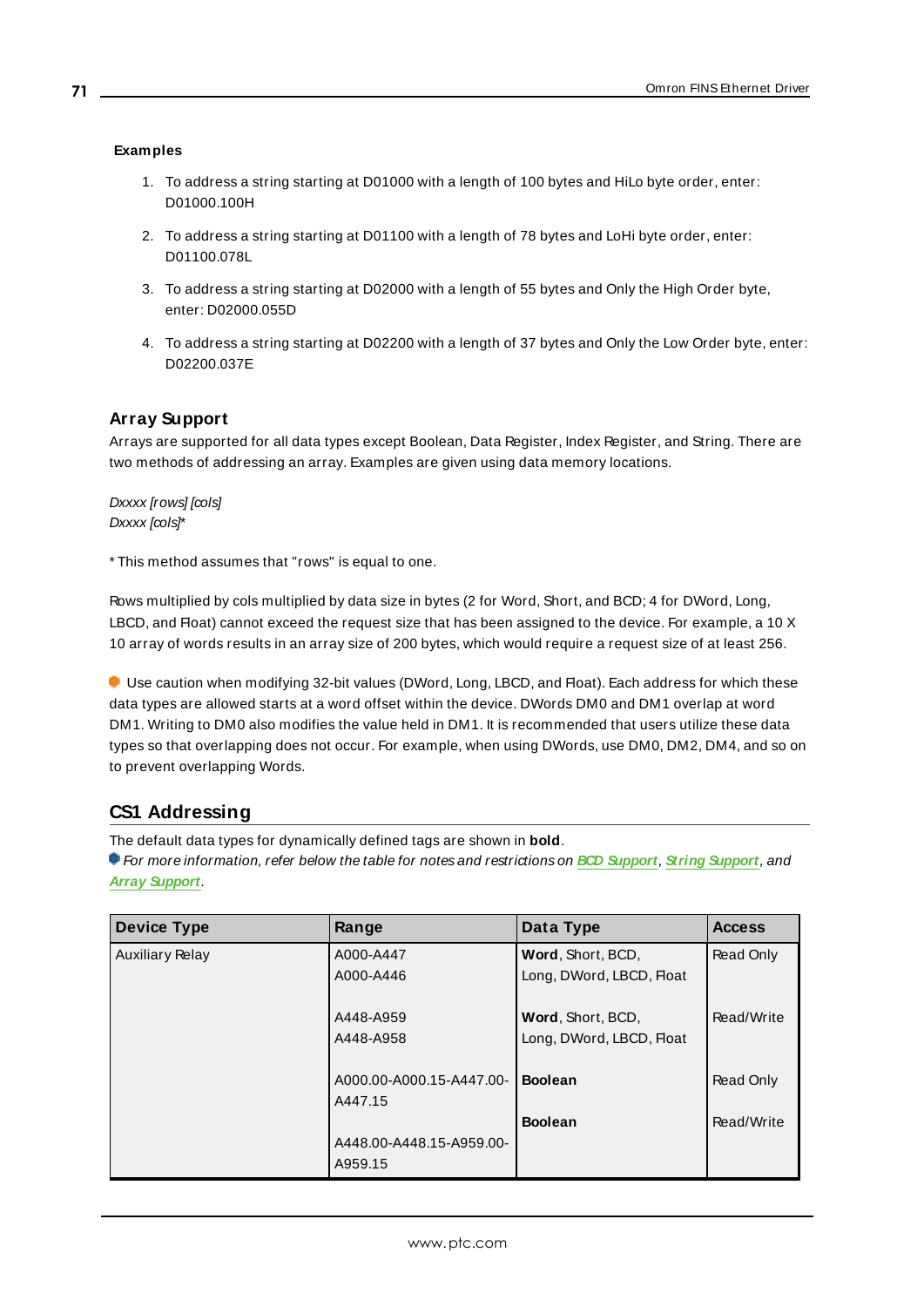**Examples**

1. To address a string starting at D01000 with a length of 100 bytes and HiLo byte order, enter: D01000.100H
2. To address a string starting at D01100 with a length of 78 bytes and LoHi byte order, enter: D01100.078L
3. To address a string starting at D02000 with a length of 55 bytes and Only the High Order byte, enter: D02000.055D
4. To address a string starting at D02200 with a length of 37 bytes and Only the Low Order byte, enter: D02200.037E

### Array Support

Arrays are supported for all data types except Boolean, Data Register, Index Register, and String. There are two methods of addressing an array. Examples are given using data memory locations.

*Dxxxx [rows] [cols]*
*Dxxxx [cols]**

* This method assumes that "rows" is equal to one.

Rows multiplied by cols multiplied by data size in bytes (2 for Word, Short, and BCD; 4 for DWord, Long, LBCD, and Float) cannot exceed the request size that has been assigned to the device. For example, a 10 X 10 array of words results in an array size of 200 bytes, which would require a request size of at least 256.

Use caution when modifying 32-bit values (DWord, Long, LBCD, and Float). Each address for which these data types are allowed starts at a word offset within the device. DWords DM0 and DM1 overlap at word DM1. Writing to DM0 also modifies the value held in DM1. It is recommended that users utilize these data types so that overlapping does not occur. For example, when using DWords, use DM0, DM2, DM4, and so on to prevent overlapping Words.

## CS1 Addressing

The default data types for dynamically defined tags are shown in **bold**.
*For more information, refer below the table for notes and restrictions on **BCD Support**, **String Support**, and **Array Support**.*

| Device Type | Range | Data Type | Access |
|---|---|---|---|
| Auxiliary Relay | A000-A447<br>A000-A446 | **Word**, Short, BCD,<br>Long, DWord, LBCD, Float | Read Only |
| | A448-A959<br>A448-A958 | **Word**, Short, BCD,<br>Long, DWord, LBCD, Float | Read/Write |
| | A000.00-A000.15-A447.00-A447.15 | **Boolean** | Read Only |
| | A448.00-A448.15-A959.00-A959.15 | **Boolean** | Read/Write |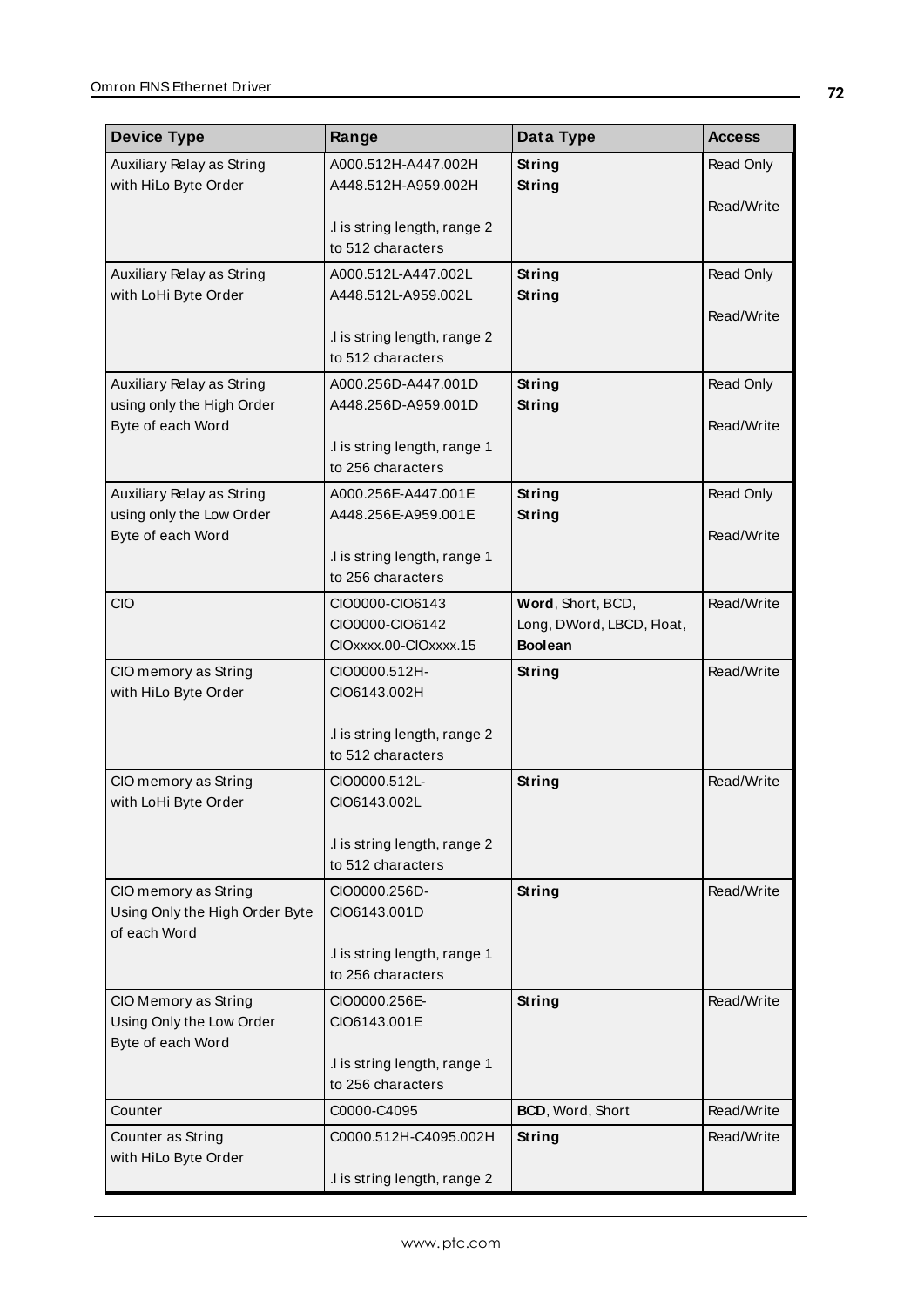| Device Type | Range | Data Type | Access |
|---|---|---|---|
| Auxiliary Relay as String with HiLo Byte Order | A000.512H-A447.002H<br>A448.512H-A959.002H<br><br>.l is string length, range 2 to 512 characters | **String**<br>**String** | Read Only<br><br>Read/Write |
| Auxiliary Relay as String with LoHi Byte Order | A000.512L-A447.002L<br>A448.512L-A959.002L<br><br>.l is string length, range 2 to 512 characters | **String**<br>**String** | Read Only<br><br>Read/Write |
| Auxiliary Relay as String using only the High Order Byte of each Word | A000.256D-A447.001D<br>A448.256D-A959.001D<br><br>.l is string length, range 1 to 256 characters | **String**<br>**String** | Read Only<br><br>Read/Write |
| Auxiliary Relay as String using only the Low Order Byte of each Word | A000.256E-A447.001E<br>A448.256E-A959.001E<br><br>.l is string length, range 1 to 256 characters | **String**<br>**String** | Read Only<br><br>Read/Write |
| CIO | CIO0000-CIO6143<br>CIO0000-CIO6142<br>CIOxxxx.00-CIOxxxx.15 | **Word**, Short, BCD,<br>Long, DWord, LBCD, Float,<br>**Boolean** | Read/Write |
| CIO memory as String with HiLo Byte Order | CIO0000.512H-CIO6143.002H<br><br>.l is string length, range 2 to 512 characters | **String** | Read/Write |
| CIO memory as String with LoHi Byte Order | CIO0000.512L-CIO6143.002L<br><br>.l is string length, range 2 to 512 characters | **String** | Read/Write |
| CIO memory as String Using Only the High Order Byte of each Word | CIO0000.256D-CIO6143.001D<br><br>.l is string length, range 1 to 256 characters | **String** | Read/Write |
| CIO Memory as String Using Only the Low Order Byte of each Word | CIO0000.256E-CIO6143.001E<br><br>.l is string length, range 1 to 256 characters | **String** | Read/Write |
| Counter | C0000-C4095 | **BCD**, Word, Short | Read/Write |
| Counter as String with HiLo Byte Order | C0000.512H-C4095.002H<br><br>.l is string length, range 2 | **String** | Read/Write |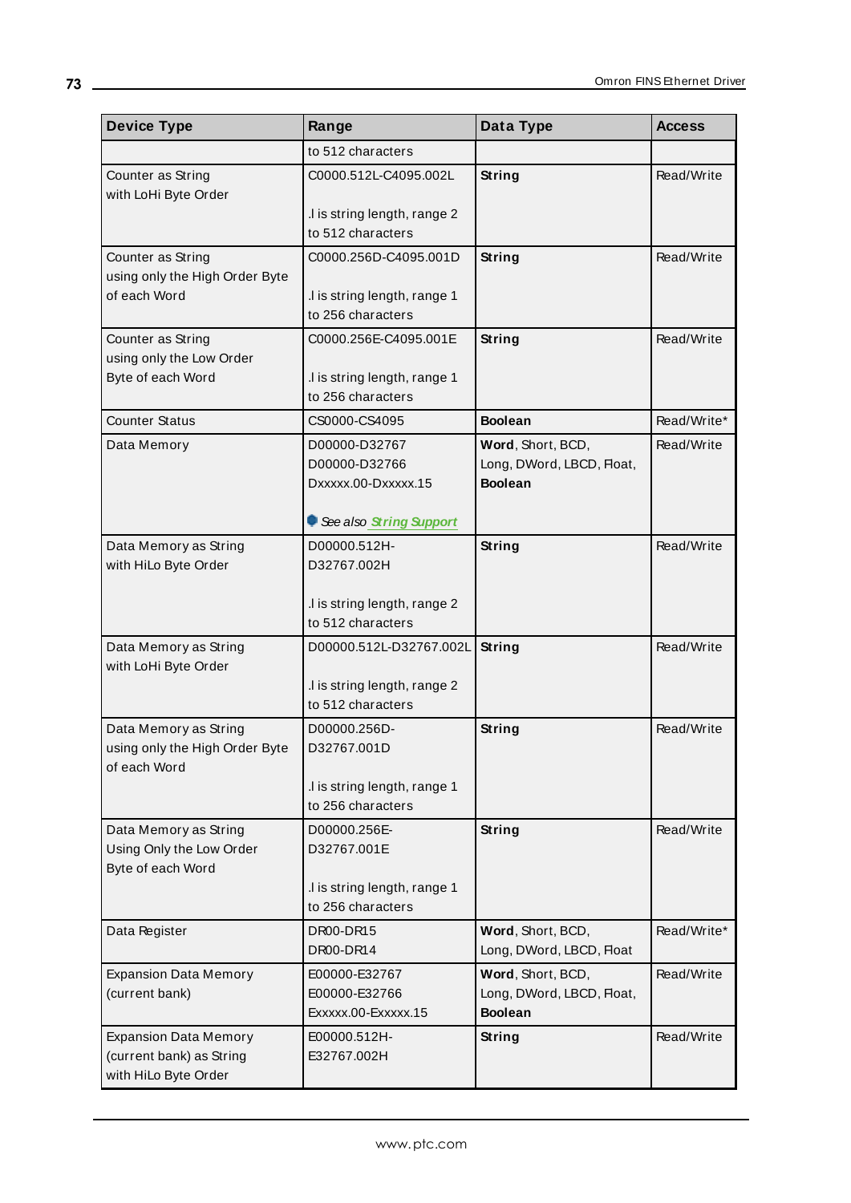| Device Type | Range | Data Type | Access |
|---|---|---|---|
| | to 512 characters | | |
| Counter as String with LoHi Byte Order | C0000.512L-C4095.002L<br><br>.l is string length, range 2 to 512 characters | **String** | Read/Write |
| Counter as String using only the High Order Byte of each Word | C0000.256D-C4095.001D<br><br>.l is string length, range 1 to 256 characters | **String** | Read/Write |
| Counter as String using only the Low Order Byte of each Word | C0000.256E-C4095.001E<br><br>.l is string length, range 1 to 256 characters | **String** | Read/Write |
| Counter Status | CS0000-CS4095 | **Boolean** | Read/Write* |
| Data Memory | D00000-D32767<br>D00000-D32766<br>Dxxxxx.00-Dxxxxx.15<br><br>*See also String Support* | **Word**, Short, BCD, Long, DWord, LBCD, Float, **Boolean** | Read/Write |
| Data Memory as String with HiLo Byte Order | D00000.512H-D32767.002H<br><br>.l is string length, range 2 to 512 characters | **String** | Read/Write |
| Data Memory as String with LoHi Byte Order | D00000.512L-D32767.002L<br><br>.l is string length, range 2 to 512 characters | **String** | Read/Write |
| Data Memory as String using only the High Order Byte of each Word | D00000.256D-D32767.001D<br><br>.l is string length, range 1 to 256 characters | **String** | Read/Write |
| Data Memory as String Using Only the Low Order Byte of each Word | D00000.256E-D32767.001E<br><br>.l is string length, range 1 to 256 characters | **String** | Read/Write |
| Data Register | DR00-DR15<br>DR00-DR14 | **Word**, Short, BCD, Long, DWord, LBCD, Float | Read/Write* |
| Expansion Data Memory (current bank) | E00000-E32767<br>E00000-E32766<br>Exxxxx.00-Exxxxx.15 | **Word**, Short, BCD, Long, DWord, LBCD, Float, **Boolean** | Read/Write |
| Expansion Data Memory (current bank) as String with HiLo Byte Order | E00000.512H-E32767.002H | **String** | Read/Write |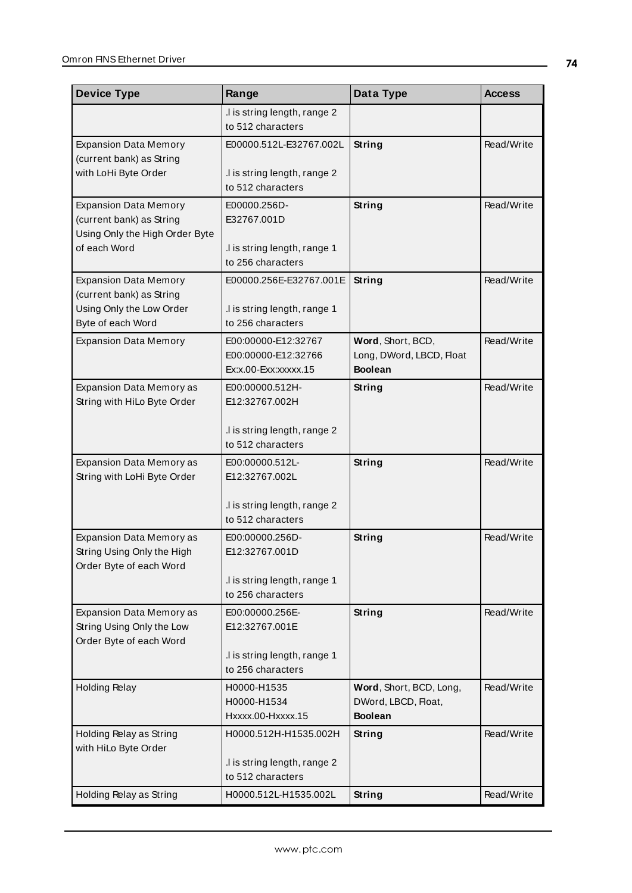| Device Type | Range | Data Type | Access |
|---|---|---|---|
| | .l is string length, range 2 to 512 characters | | |
| Expansion Data Memory (current bank) as String with LoHi Byte Order | E00000.512L-E32767.002L<br><br>.l is string length, range 2 to 512 characters | **String** | Read/Write |
| Expansion Data Memory (current bank) as String Using Only the High Order Byte of each Word | E00000.256D-E32767.001D<br><br>.l is string length, range 1 to 256 characters | **String** | Read/Write |
| Expansion Data Memory (current bank) as String Using Only the Low Order Byte of each Word | E00000.256E-E32767.001E<br><br>.l is string length, range 1 to 256 characters | **String** | Read/Write |
| Expansion Data Memory | E00:00000-E12:32767<br>E00:00000-E12:32766<br>Ex:x.00-Exx:xxxxx.15 | **Word**, Short, BCD,<br>Long, DWord, LBCD, Float<br>**Boolean** | Read/Write |
| Expansion Data Memory as String with HiLo Byte Order | E00:00000.512H-E12:32767.002H<br><br>.l is string length, range 2 to 512 characters | **String** | Read/Write |
| Expansion Data Memory as String with LoHi Byte Order | E00:00000.512L-E12:32767.002L<br><br>.l is string length, range 2 to 512 characters | **String** | Read/Write |
| Expansion Data Memory as String Using Only the High Order Byte of each Word | E00:00000.256D-E12:32767.001D<br><br>.l is string length, range 1 to 256 characters | **String** | Read/Write |
| Expansion Data Memory as String Using Only the Low Order Byte of each Word | E00:00000.256E-E12:32767.001E<br><br>.l is string length, range 1 to 256 characters | **String** | Read/Write |
| Holding Relay | H0000-H1535<br>H0000-H1534<br>Hxxxx.00-Hxxxx.15 | **Word**, Short, BCD, Long,<br>DWord, LBCD, Float,<br>**Boolean** | Read/Write |
| Holding Relay as String with HiLo Byte Order | H0000.512H-H1535.002H<br><br>.l is string length, range 2 to 512 characters | **String** | Read/Write |
| Holding Relay as String | H0000.512L-H1535.002L | **String** | Read/Write |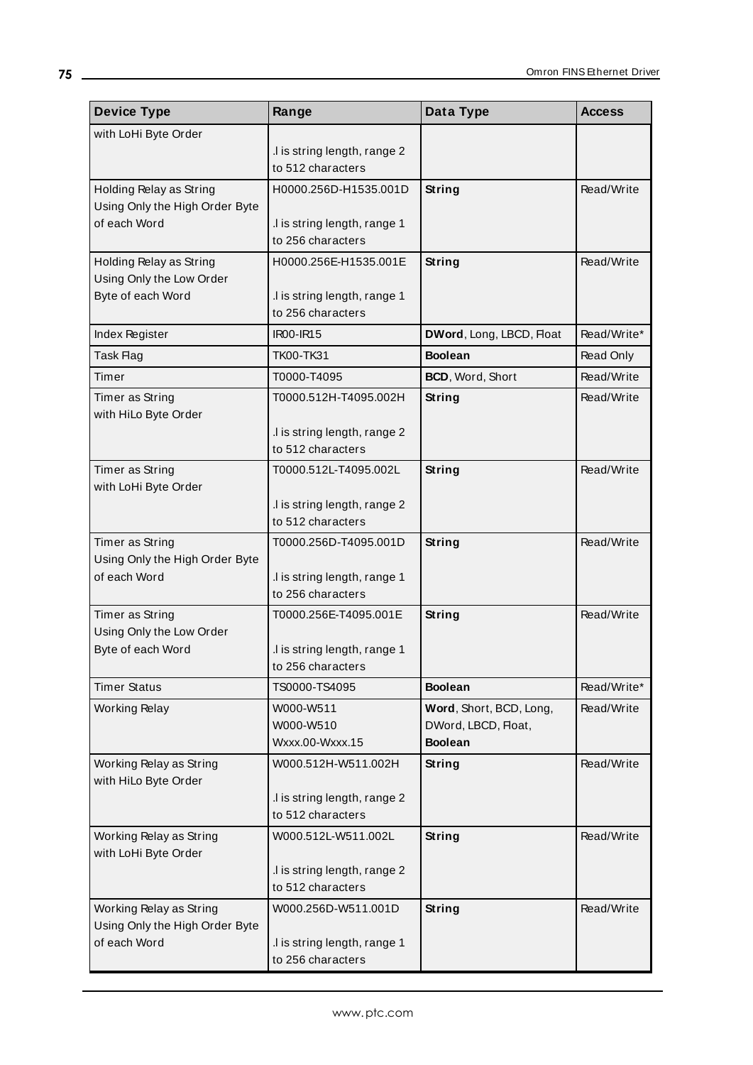| Device Type | Range | Data Type | Access |
|---|---|---|---|
| with LoHi Byte Order | .l is string length, range 2 to 512 characters | | |
| Holding Relay as String Using Only the High Order Byte of each Word | H0000.256D-H1535.001D<br><br>.l is string length, range 1 to 256 characters | **String** | Read/Write |
| Holding Relay as String Using Only the Low Order Byte of each Word | H0000.256E-H1535.001E<br><br>.l is string length, range 1 to 256 characters | **String** | Read/Write |
| Index Register | IR00-IR15 | **DWord**, Long, LBCD, Float | Read/Write* |
| Task Flag | TK00-TK31 | **Boolean** | Read Only |
| Timer | T0000-T4095 | **BCD**, Word, Short | Read/Write |
| Timer as String with HiLo Byte Order | T0000.512H-T4095.002H<br><br>.l is string length, range 2 to 512 characters | **String** | Read/Write |
| Timer as String with LoHi Byte Order | T0000.512L-T4095.002L<br><br>.l is string length, range 2 to 512 characters | **String** | Read/Write |
| Timer as String Using Only the High Order Byte of each Word | T0000.256D-T4095.001D<br><br>.l is string length, range 1 to 256 characters | **String** | Read/Write |
| Timer as String Using Only the Low Order Byte of each Word | T0000.256E-T4095.001E<br><br>.l is string length, range 1 to 256 characters | **String** | Read/Write |
| Timer Status | TS0000-TS4095 | **Boolean** | Read/Write* |
| Working Relay | W000-W511<br>W000-W510<br>Wxxx.00-Wxxx.15 | **Word**, Short, BCD, Long, DWord, LBCD, Float, **Boolean** | Read/Write |
| Working Relay as String with HiLo Byte Order | W000.512H-W511.002H<br><br>.l is string length, range 2 to 512 characters | **String** | Read/Write |
| Working Relay as String with LoHi Byte Order | W000.512L-W511.002L<br><br>.l is string length, range 2 to 512 characters | **String** | Read/Write |
| Working Relay as String Using Only the High Order Byte of each Word | W000.256D-W511.001D<br><br>.l is string length, range 1 to 256 characters | **String** | Read/Write |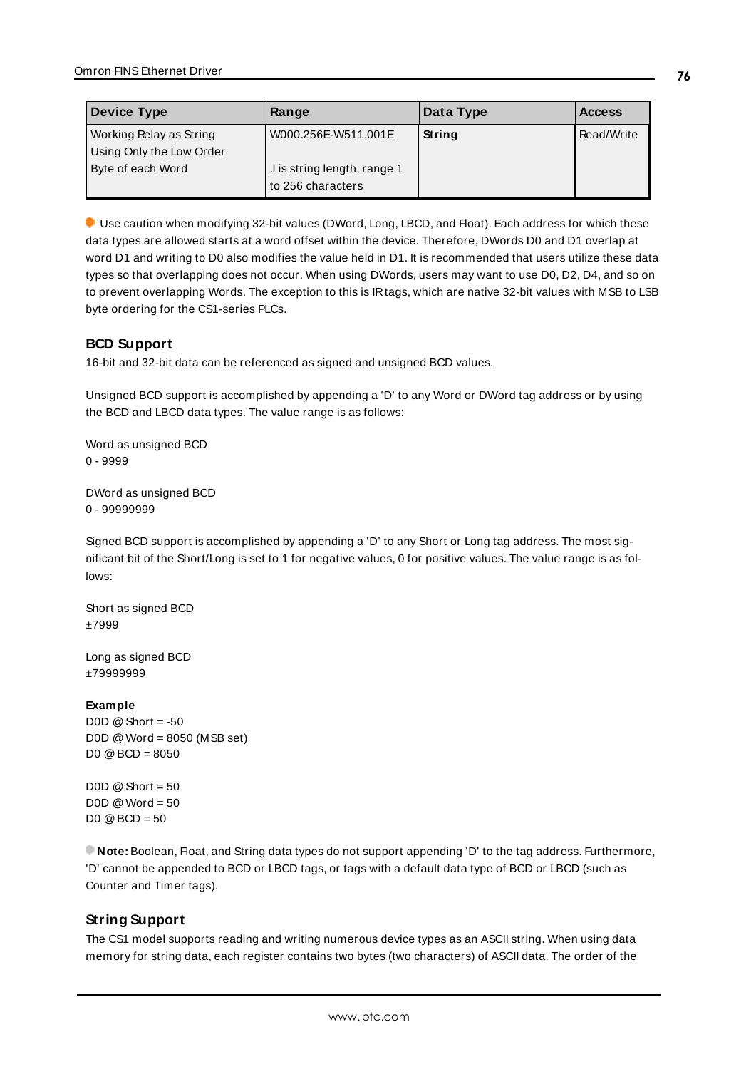| Device Type | Range | Data Type | Access |
|---|---|---|---|
| Working Relay as String Using Only the Low Order Byte of each Word | W000.256E-W511.001E<br><br>.l is string length, range 1 to 256 characters | **String** | Read/Write |

Use caution when modifying 32-bit values (DWord, Long, LBCD, and Float). Each address for which these data types are allowed starts at a word offset within the device. Therefore, DWords D0 and D1 overlap at word D1 and writing to D0 also modifies the value held in D1. It is recommended that users utilize these data types so that overlapping does not occur. When using DWords, users may want to use D0, D2, D4, and so on to prevent overlapping Words. The exception to this is IR tags, which are native 32-bit values with MSB to LSB byte ordering for the CS1-series PLCs.

## BCD Support

16-bit and 32-bit data can be referenced as signed and unsigned BCD values.

Unsigned BCD support is accomplished by appending a 'D' to any Word or DWord tag address or by using the BCD and LBCD data types. The value range is as follows:

Word as unsigned BCD
0 - 9999

DWord as unsigned BCD
0 - 99999999

Signed BCD support is accomplished by appending a 'D' to any Short or Long tag address. The most significant bit of the Short/Long is set to 1 for negative values, 0 for positive values. The value range is as follows:

Short as signed BCD
±7999

Long as signed BCD
±79999999

**Example**
D0D @ Short = -50
D0D @ Word = 8050 (MSB set)
D0 @ BCD = 8050

D0D @ Short = 50
D0D @ Word = 50
D0 @ BCD = 50

**Note:** Boolean, Float, and String data types do not support appending 'D' to the tag address. Furthermore, 'D' cannot be appended to BCD or LBCD tags, or tags with a default data type of BCD or LBCD (such as Counter and Timer tags).

## String Support

The CS1 model supports reading and writing numerous device types as an ASCII string. When using data memory for string data, each register contains two bytes (two characters) of ASCII data. The order of the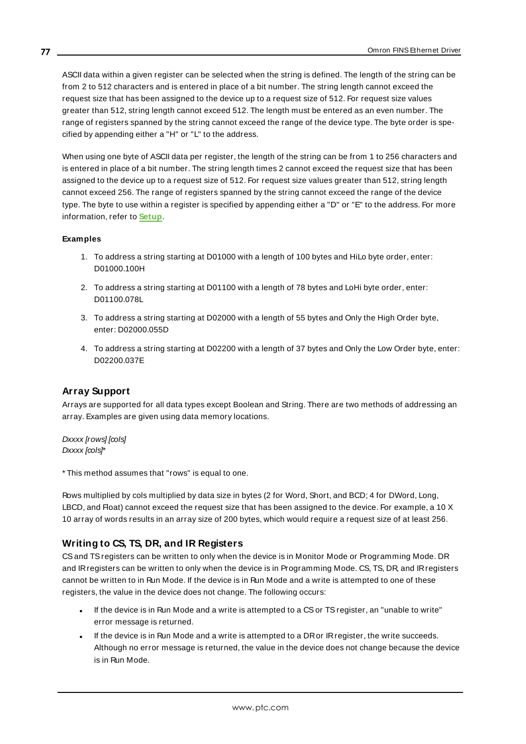ASCII data within a given register can be selected when the string is defined. The length of the string can be from 2 to 512 characters and is entered in place of a bit number. The string length cannot exceed the request size that has been assigned to the device up to a request size of 512. For request size values greater than 512, string length cannot exceed 512. The length must be entered as an even number. The range of registers spanned by the string cannot exceed the range of the device type. The byte order is specified by appending either a "H" or "L" to the address.

When using one byte of ASCII data per register, the length of the string can be from 1 to 256 characters and is entered in place of a bit number. The string length times 2 cannot exceed the request size that has been assigned to the device up to a request size of 512. For request size values greater than 512, string length cannot exceed 256. The range of registers spanned by the string cannot exceed the range of the device type. The byte to use within a register is specified by appending either a "D" or "E" to the address. For more information, refer to **Setup**.

**Examples**

1. To address a string starting at D01000 with a length of 100 bytes and HiLo byte order, enter: D01000.100H
2. To address a string starting at D01100 with a length of 78 bytes and LoHi byte order, enter: D01100.078L
3. To address a string starting at D02000 with a length of 55 bytes and Only the High Order byte, enter: D02000.055D
4. To address a string starting at D02200 with a length of 37 bytes and Only the Low Order byte, enter: D02200.037E

## Array Support

Arrays are supported for all data types except Boolean and String. There are two methods of addressing an array. Examples are given using data memory locations.

*Dxxxx [rows] [cols]*
*Dxxxx [cols]**

* This method assumes that "rows" is equal to one.

Rows multiplied by cols multiplied by data size in bytes (2 for Word, Short, and BCD; 4 for DWord, Long, LBCD, and Float) cannot exceed the request size that has been assigned to the device. For example, a 10 X 10 array of words results in an array size of 200 bytes, which would require a request size of at least 256.

## Writing to CS, TS, DR, and IR Registers

CS and TS registers can be written to only when the device is in Monitor Mode or Programming Mode. DR and IR registers can be written to only when the device is in Programming Mode. CS, TS, DR, and IR registers cannot be written to in Run Mode. If the device is in Run Mode and a write is attempted to one of these registers, the value in the device does not change. The following occurs:

- If the device is in Run Mode and a write is attempted to a CS or TS register, an "unable to write" error message is returned.
- If the device is in Run Mode and a write is attempted to a DR or IR register, the write succeeds. Although no error message is returned, the value in the device does not change because the device is in Run Mode.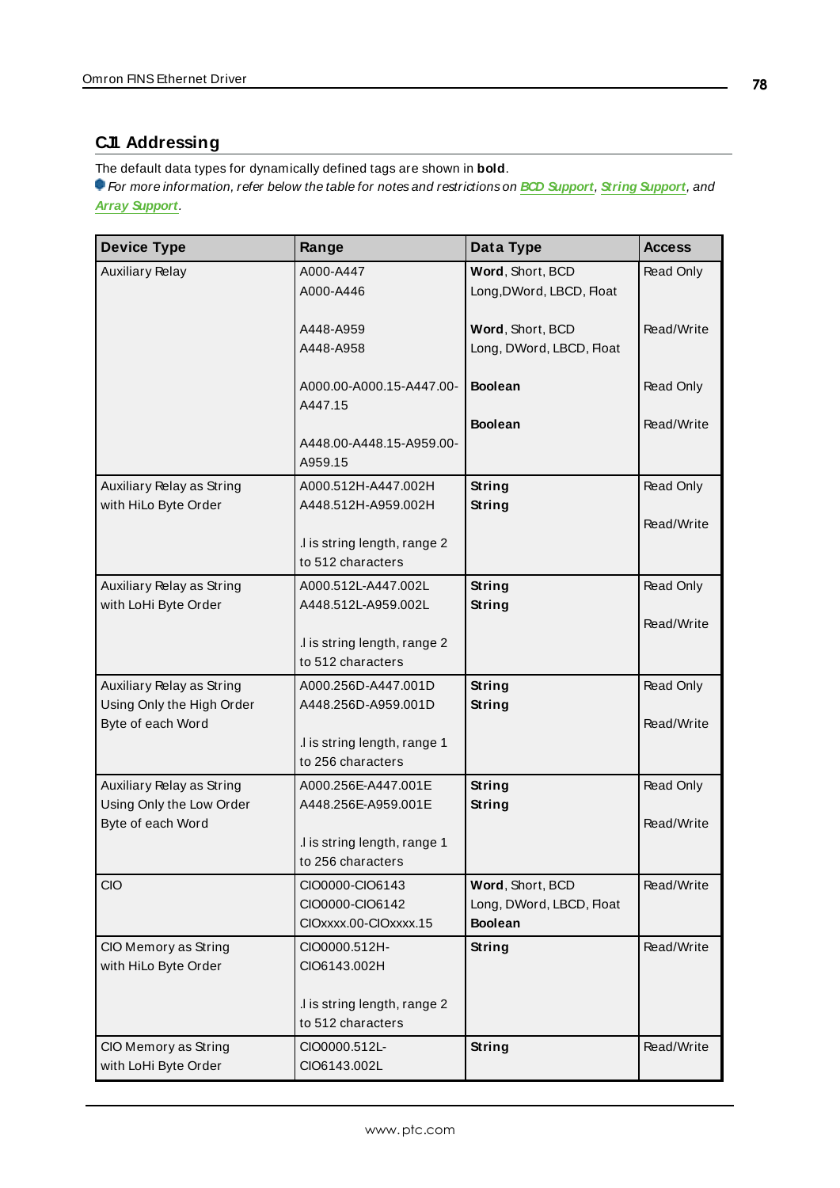### C.11 Addressing

The default data types for dynamically defined tags are shown in **bold**.

*For more information, refer below the table for notes and restrictions on* ***BCD Support***, ***String Support***, *and* ***Array Support***.

| Device Type | Range | Data Type | Access |
|---|---|---|---|
| Auxiliary Relay | A000-A447<br>A000-A446<br><br>A448-A959<br>A448-A958<br><br>A000.00-A000.15-A447.00-A447.15<br><br>A448.00-A448.15-A959.00-A959.15 | **Word**, Short, BCD<br>Long,DWord, LBCD, Float<br><br>**Word**, Short, BCD<br>Long, DWord, LBCD, Float<br><br>**Boolean**<br><br>**Boolean** | Read Only<br><br><br>Read/Write<br><br><br>Read Only<br><br>Read/Write |
| Auxiliary Relay as String with HiLo Byte Order | A000.512H-A447.002H<br>A448.512H-A959.002H<br><br>.l is string length, range 2 to 512 characters | **String**<br>**String** | Read Only<br><br>Read/Write |
| Auxiliary Relay as String with LoHi Byte Order | A000.512L-A447.002L<br>A448.512L-A959.002L<br><br>.l is string length, range 2 to 512 characters | **String**<br>**String** | Read Only<br><br>Read/Write |
| Auxiliary Relay as String Using Only the High Order Byte of each Word | A000.256D-A447.001D<br>A448.256D-A959.001D<br><br>.l is string length, range 1 to 256 characters | **String**<br>**String** | Read Only<br><br>Read/Write |
| Auxiliary Relay as String Using Only the Low Order Byte of each Word | A000.256E-A447.001E<br>A448.256E-A959.001E<br><br>.l is string length, range 1 to 256 characters | **String**<br>**String** | Read Only<br><br>Read/Write |
| CIO | CIO0000-CIO6143<br>CIO0000-CIO6142<br>CIOxxxx.00-CIOxxxx.15 | **Word**, Short, BCD<br>Long, DWord, LBCD, Float<br>**Boolean** | Read/Write |
| CIO Memory as String with HiLo Byte Order | CIO0000.512H-CIO6143.002H<br><br>.l is string length, range 2 to 512 characters | **String** | Read/Write |
| CIO Memory as String with LoHi Byte Order | CIO0000.512L-CIO6143.002L | **String** | Read/Write |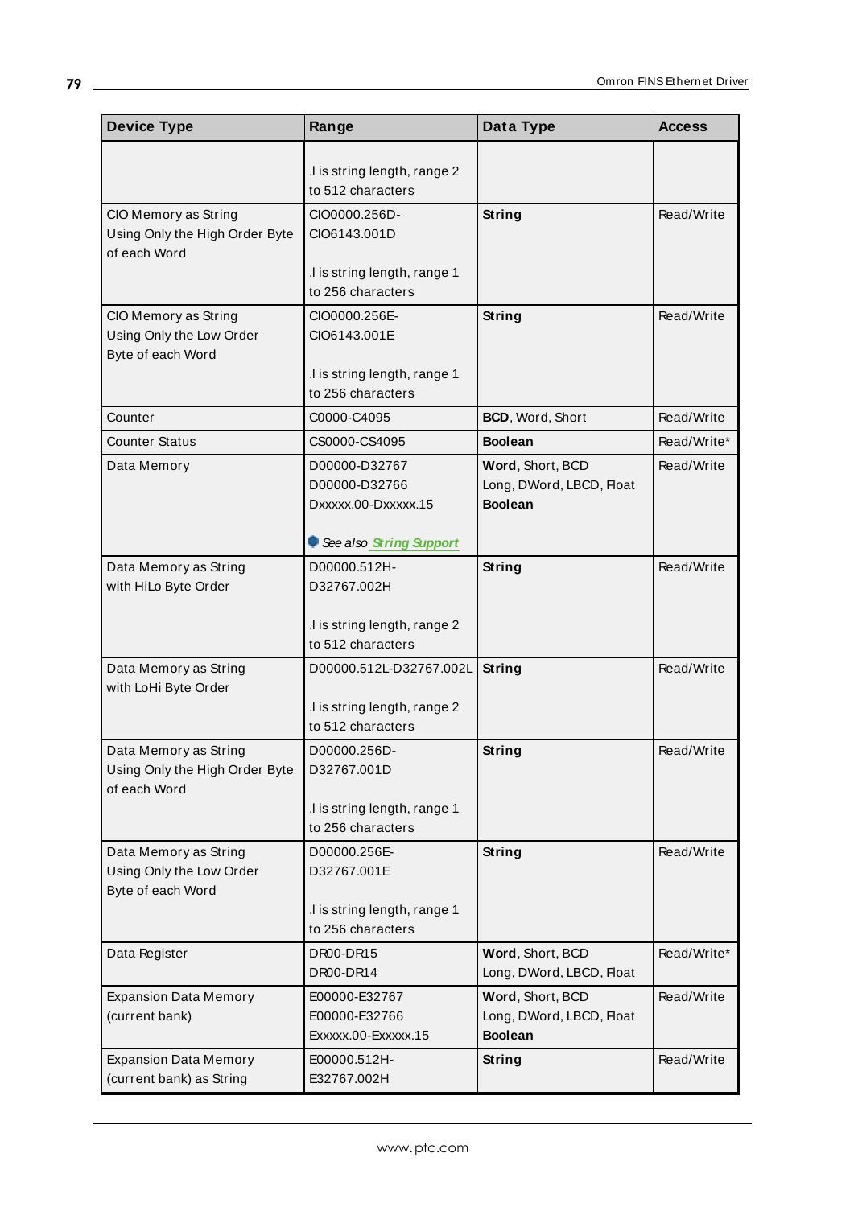| Device Type | Range | Data Type | Access |
|---|---|---|---|
| | .l is string length, range 2 to 512 characters | | |
| CIO Memory as String Using Only the High Order Byte of each Word | CIO0000.256D-CIO6143.001D<br><br>.l is string length, range 1 to 256 characters | **String** | Read/Write |
| CIO Memory as String Using Only the Low Order Byte of each Word | CIO0000.256E-CIO6143.001E<br><br>.l is string length, range 1 to 256 characters | **String** | Read/Write |
| Counter | C0000-C4095 | **BCD**, Word, Short | Read/Write |
| Counter Status | CS0000-CS4095 | **Boolean** | Read/Write* |
| Data Memory | D00000-D32767<br>D00000-D32766<br>Dxxxxx.00-Dxxxxx.15<br><br>*See also String Support* | **Word**, Short, BCD<br>Long, DWord, LBCD, Float<br>**Boolean** | Read/Write |
| Data Memory as String with HiLo Byte Order | D00000.512H-D32767.002H<br><br>.l is string length, range 2 to 512 characters | **String** | Read/Write |
| Data Memory as String with LoHi Byte Order | D00000.512L-D32767.002L<br><br>.l is string length, range 2 to 512 characters | **String** | Read/Write |
| Data Memory as String Using Only the High Order Byte of each Word | D00000.256D-D32767.001D<br><br>.l is string length, range 1 to 256 characters | **String** | Read/Write |
| Data Memory as String Using Only the Low Order Byte of each Word | D00000.256E-D32767.001E<br><br>.l is string length, range 1 to 256 characters | **String** | Read/Write |
| Data Register | DR00-DR15<br>DR00-DR14 | **Word**, Short, BCD<br>Long, DWord, LBCD, Float | Read/Write* |
| Expansion Data Memory (current bank) | E00000-E32767<br>E00000-E32766<br>Exxxxx.00-Exxxxx.15 | **Word**, Short, BCD<br>Long, DWord, LBCD, Float<br>**Boolean** | Read/Write |
| Expansion Data Memory (current bank) as String | E00000.512H-E32767.002H | **String** | Read/Write |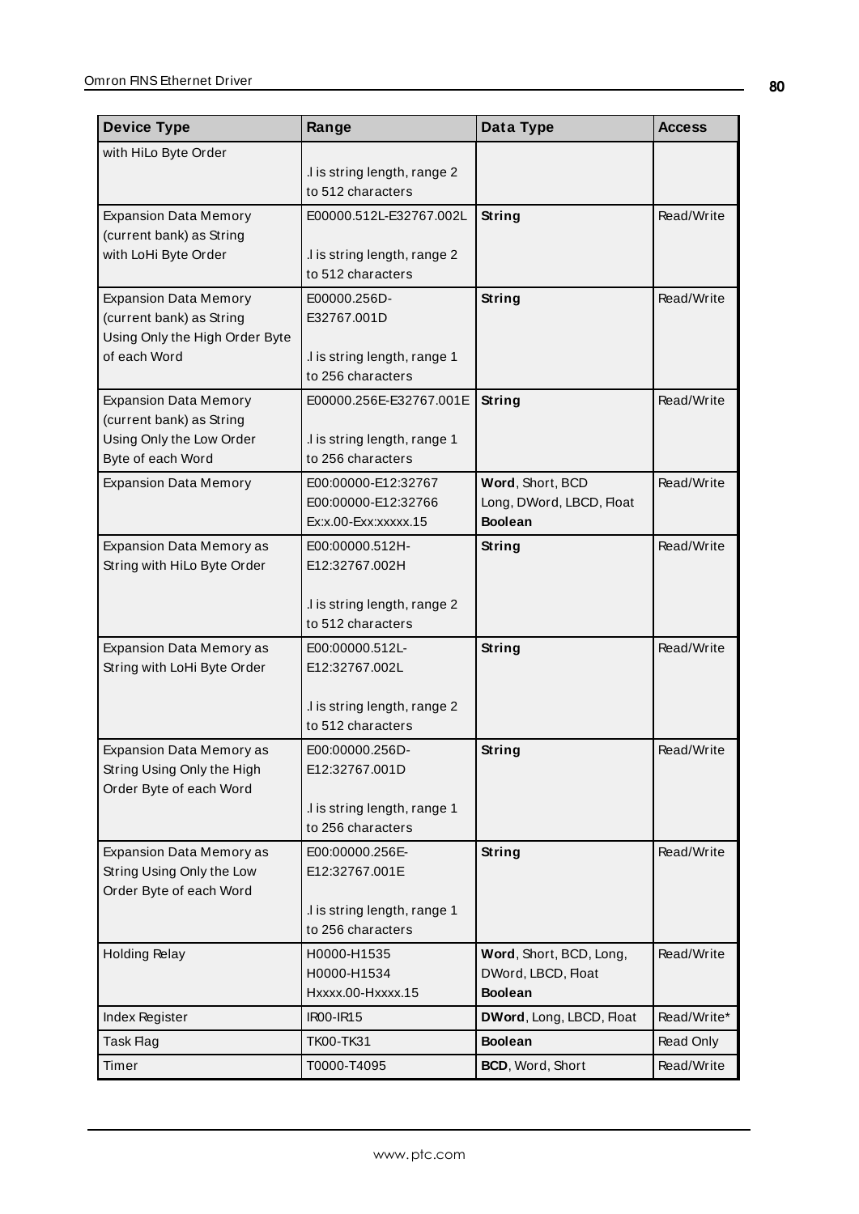| Device Type | Range | Data Type | Access |
|---|---|---|---|
| with HiLo Byte Order | .l is string length, range 2 to 512 characters | | |
| Expansion Data Memory (current bank) as String with LoHi Byte Order | E00000.512L-E32767.002L<br><br>.l is string length, range 2 to 512 characters | **String** | Read/Write |
| Expansion Data Memory (current bank) as String Using Only the High Order Byte of each Word | E00000.256D-E32767.001D<br><br>.l is string length, range 1 to 256 characters | **String** | Read/Write |
| Expansion Data Memory (current bank) as String Using Only the Low Order Byte of each Word | E00000.256E-E32767.001E<br><br>.l is string length, range 1 to 256 characters | **String** | Read/Write |
| Expansion Data Memory | E00:00000-E12:32767<br>E00:00000-E12:32766<br>Ex:x.00-Exx:xxxxx.15 | **Word**, Short, BCD<br>Long, DWord, LBCD, Float<br>**Boolean** | Read/Write |
| Expansion Data Memory as String with HiLo Byte Order | E00:00000.512H-E12:32767.002H<br><br>.l is string length, range 2 to 512 characters | **String** | Read/Write |
| Expansion Data Memory as String with LoHi Byte Order | E00:00000.512L-E12:32767.002L<br><br>.l is string length, range 2 to 512 characters | **String** | Read/Write |
| Expansion Data Memory as String Using Only the High Order Byte of each Word | E00:00000.256D-E12:32767.001D<br><br>.l is string length, range 1 to 256 characters | **String** | Read/Write |
| Expansion Data Memory as String Using Only the Low Order Byte of each Word | E00:00000.256E-E12:32767.001E<br><br>.l is string length, range 1 to 256 characters | **String** | Read/Write |
| Holding Relay | H0000-H1535<br>H0000-H1534<br>Hxxxx.00-Hxxxx.15 | **Word**, Short, BCD, Long, DWord, LBCD, Float<br>**Boolean** | Read/Write |
| Index Register | IR00-IR15 | **DWord**, Long, LBCD, Float | Read/Write* |
| Task Flag | TK00-TK31 | **Boolean** | Read Only |
| Timer | T0000-T4095 | **BCD**, Word, Short | Read/Write |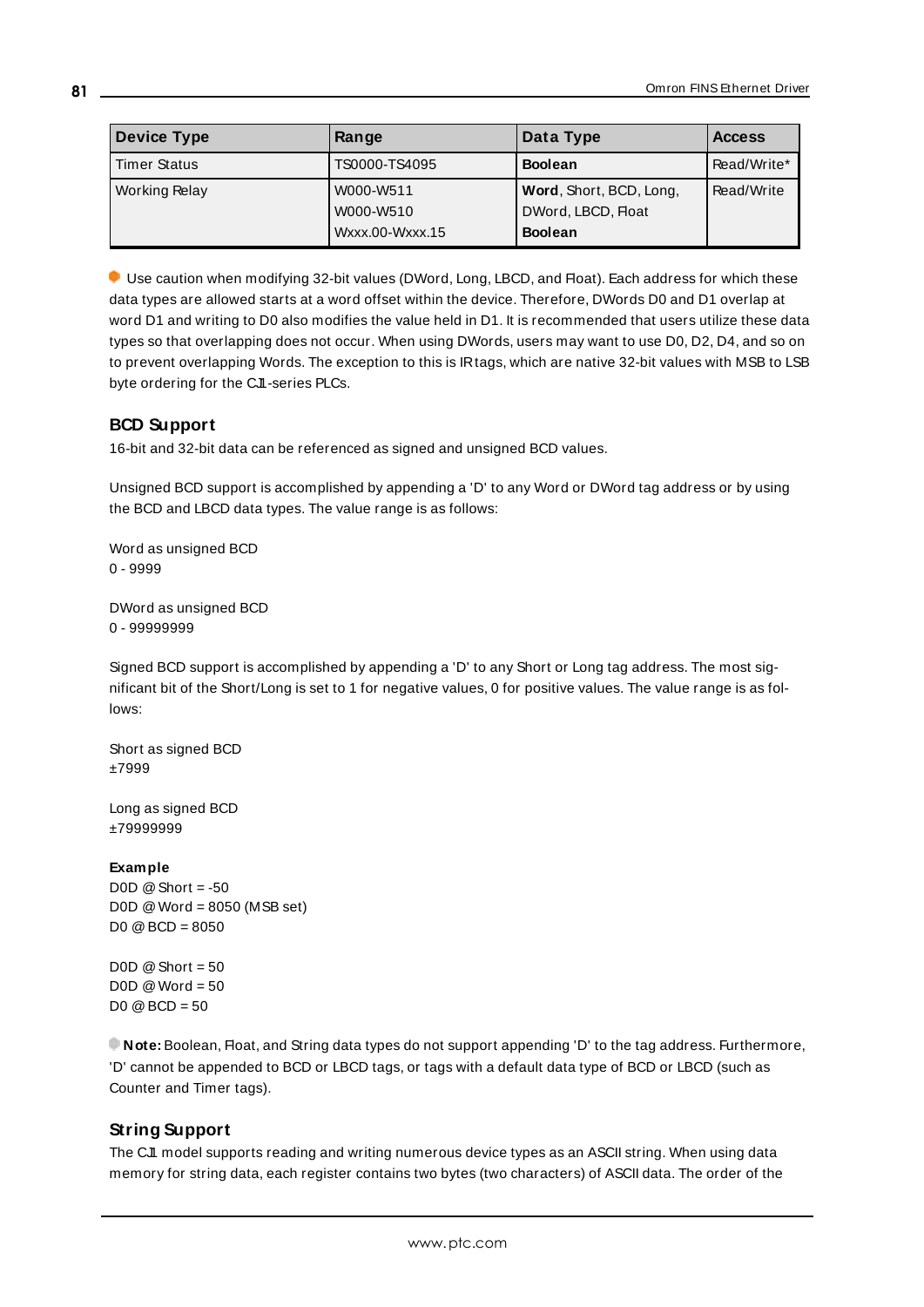| Device Type | Range | Data Type | Access |
| --- | --- | --- | --- |
| Timer Status | TS0000-TS4095 | **Boolean** | Read/Write* |
| Working Relay | W000-W511<br>W000-W510<br>Wxxx.00-Wxxx.15 | **Word**, Short, BCD, Long,<br>DWord, LBCD, Float<br>**Boolean** | Read/Write |

Use caution when modifying 32-bit values (DWord, Long, LBCD, and Float). Each address for which these data types are allowed starts at a word offset within the device. Therefore, DWords D0 and D1 overlap at word D1 and writing to D0 also modifies the value held in D1. It is recommended that users utilize these data types so that overlapping does not occur. When using DWords, users may want to use D0, D2, D4, and so on to prevent overlapping Words. The exception to this is IR tags, which are native 32-bit values with MSB to LSB byte ordering for the CJ1-series PLCs.

## BCD Support

16-bit and 32-bit data can be referenced as signed and unsigned BCD values.

Unsigned BCD support is accomplished by appending a 'D' to any Word or DWord tag address or by using the BCD and LBCD data types. The value range is as follows:

Word as unsigned BCD
0 - 9999

DWord as unsigned BCD
0 - 99999999

Signed BCD support is accomplished by appending a 'D' to any Short or Long tag address. The most significant bit of the Short/Long is set to 1 for negative values, 0 for positive values. The value range is as follows:

Short as signed BCD
±7999

Long as signed BCD
±79999999

**Example**
D0D @ Short = -50
D0D @ Word = 8050 (MSB set)
D0 @ BCD = 8050

D0D @ Short = 50
D0D @ Word = 50
D0 @ BCD = 50

**Note:** Boolean, Float, and String data types do not support appending 'D' to the tag address. Furthermore, 'D' cannot be appended to BCD or LBCD tags, or tags with a default data type of BCD or LBCD (such as Counter and Timer tags).

## String Support

The CJ1 model supports reading and writing numerous device types as an ASCII string. When using data memory for string data, each register contains two bytes (two characters) of ASCII data. The order of the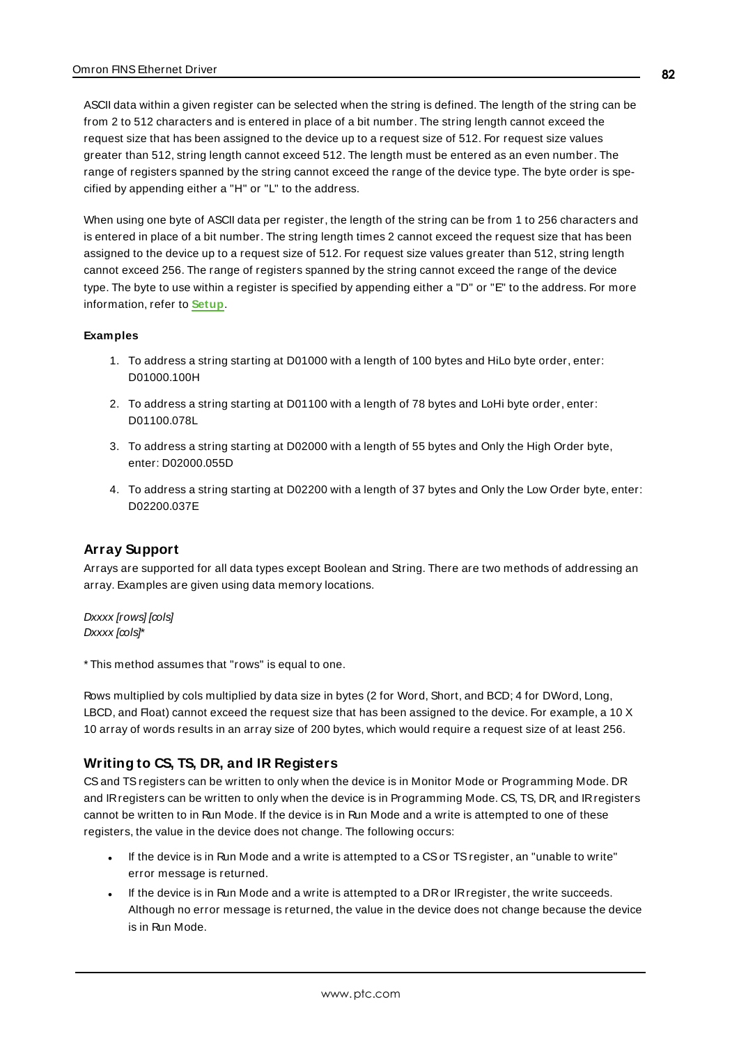ASCII data within a given register can be selected when the string is defined. The length of the string can be from 2 to 512 characters and is entered in place of a bit number. The string length cannot exceed the request size that has been assigned to the device up to a request size of 512. For request size values greater than 512, string length cannot exceed 512. The length must be entered as an even number. The range of registers spanned by the string cannot exceed the range of the device type. The byte order is specified by appending either a "H" or "L" to the address.

When using one byte of ASCII data per register, the length of the string can be from 1 to 256 characters and is entered in place of a bit number. The string length times 2 cannot exceed the request size that has been assigned to the device up to a request size of 512. For request size values greater than 512, string length cannot exceed 256. The range of registers spanned by the string cannot exceed the range of the device type. The byte to use within a register is specified by appending either a "D" or "E" to the address. For more information, refer to **Setup**.

**Examples**

1. To address a string starting at D01000 with a length of 100 bytes and HiLo byte order, enter: D01000.100H
2. To address a string starting at D01100 with a length of 78 bytes and LoHi byte order, enter: D01100.078L
3. To address a string starting at D02000 with a length of 55 bytes and Only the High Order byte, enter: D02000.055D
4. To address a string starting at D02200 with a length of 37 bytes and Only the Low Order byte, enter: D02200.037E

## Array Support

Arrays are supported for all data types except Boolean and String. There are two methods of addressing an array. Examples are given using data memory locations.

*Dxxxx [rows] [cols]*
*Dxxxx [cols]**

* This method assumes that "rows" is equal to one.

Rows multiplied by cols multiplied by data size in bytes (2 for Word, Short, and BCD; 4 for DWord, Long, LBCD, and Float) cannot exceed the request size that has been assigned to the device. For example, a 10 X 10 array of words results in an array size of 200 bytes, which would require a request size of at least 256.

## Writing to CS, TS, DR, and IR Registers

CS and TS registers can be written to only when the device is in Monitor Mode or Programming Mode. DR and IR registers can be written to only when the device is in Programming Mode. CS, TS, DR, and IR registers cannot be written to in Run Mode. If the device is in Run Mode and a write is attempted to one of these registers, the value in the device does not change. The following occurs:

- If the device is in Run Mode and a write is attempted to a CS or TS register, an "unable to write" error message is returned.
- If the device is in Run Mode and a write is attempted to a DR or IR register, the write succeeds. Although no error message is returned, the value in the device does not change because the device is in Run Mode.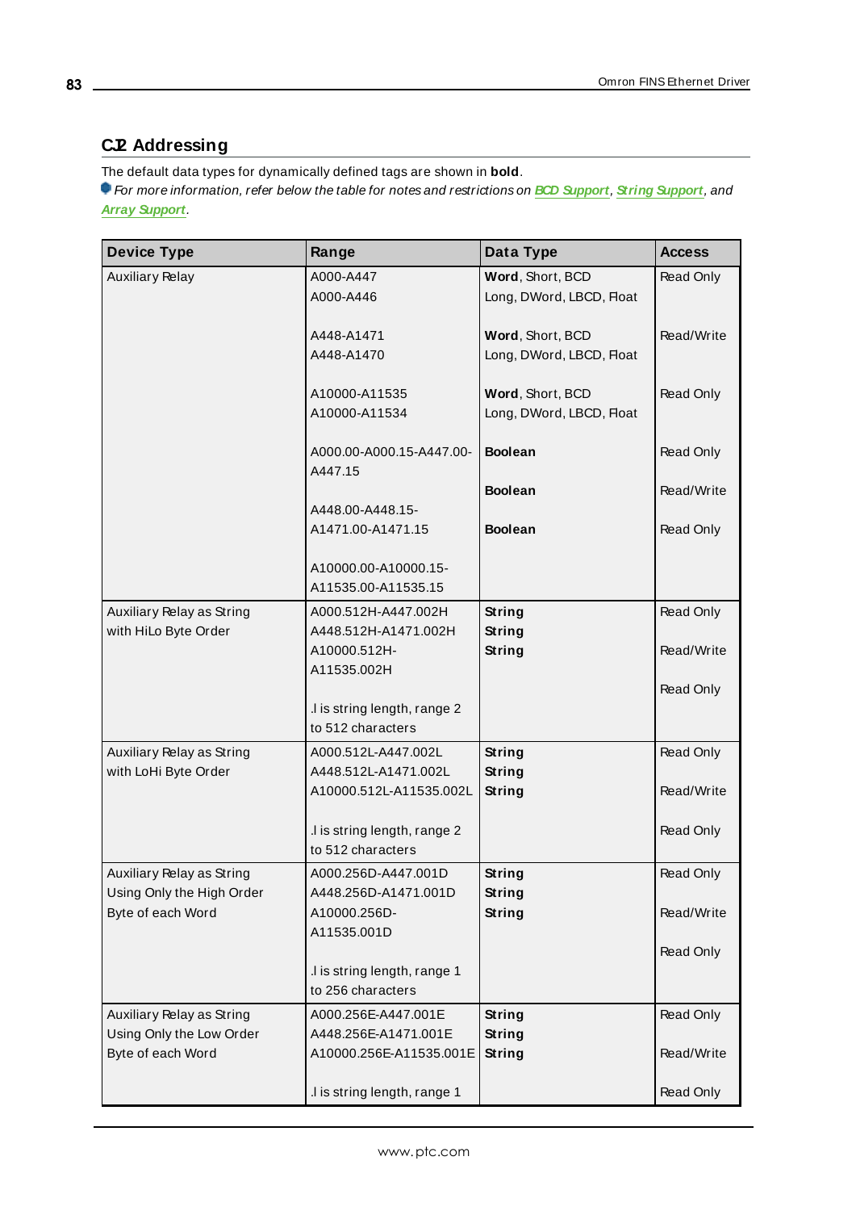## CJ2 Addressing

The default data types for dynamically defined tags are shown in **bold**.

*For more information, refer below the table for notes and restrictions on* ***BCD Support****,* ***String Support****, and* ***Array Support****.*

| Device Type | Range | Data Type | Access |
|---|---|---|---|
| Auxiliary Relay | A000-A447<br>A000-A446<br><br>A448-A1471<br>A448-A1470<br><br>A10000-A11535<br>A10000-A11534<br><br>A000.00-A000.15-A447.00-A447.15<br><br>A448.00-A448.15-A1471.00-A1471.15<br><br>A10000.00-A10000.15-A11535.00-A11535.15 | **Word**, Short, BCD<br>Long, DWord, LBCD, Float<br><br>**Word**, Short, BCD<br>Long, DWord, LBCD, Float<br><br>**Word**, Short, BCD<br>Long, DWord, LBCD, Float<br><br>**Boolean**<br><br>**Boolean**<br><br>**Boolean** | Read Only<br><br><br>Read/Write<br><br><br>Read Only<br><br><br>Read Only<br><br>Read/Write<br><br>Read Only |
| Auxiliary Relay as String with HiLo Byte Order | A000.512H-A447.002H<br>A448.512H-A1471.002H<br>A10000.512H-A11535.002H<br><br>.l is string length, range 2 to 512 characters | **String**<br>**String**<br>**String** | Read Only<br>Read/Write<br>Read Only |
| Auxiliary Relay as String with LoHi Byte Order | A000.512L-A447.002L<br>A448.512L-A1471.002L<br>A10000.512L-A11535.002L<br><br>.l is string length, range 2 to 512 characters | **String**<br>**String**<br>**String** | Read Only<br>Read/Write<br>Read Only |
| Auxiliary Relay as String Using Only the High Order Byte of each Word | A000.256D-A447.001D<br>A448.256D-A1471.001D<br>A10000.256D-A11535.001D<br><br>.l is string length, range 1 to 256 characters | **String**<br>**String**<br>**String** | Read Only<br>Read/Write<br>Read Only |
| Auxiliary Relay as String Using Only the Low Order Byte of each Word | A000.256E-A447.001E<br>A448.256E-A1471.001E<br>A10000.256E-A11535.001E<br><br>.l is string length, range 1 | **String**<br>**String**<br>**String** | Read Only<br>Read/Write<br>Read Only |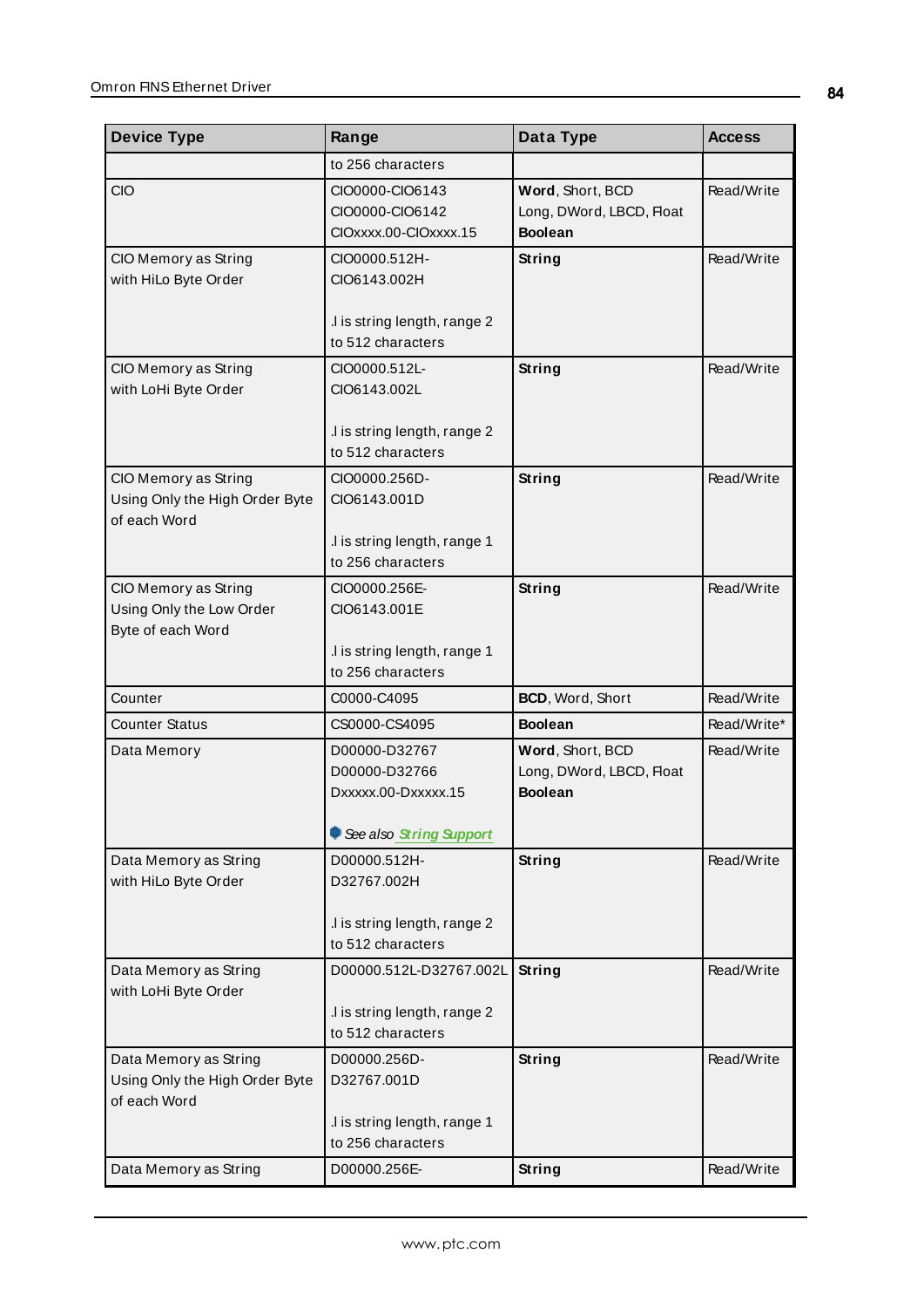| Device Type | Range | Data Type | Access |
|---|---|---|---|
| | to 256 characters | | |
| CIO | CIO0000-CIO6143<br>CIO0000-CIO6142<br>CIOxxxx.00-CIOxxxx.15 | **Word**, Short, BCD<br>Long, DWord, LBCD, Float<br>**Boolean** | Read/Write |
| CIO Memory as String with HiLo Byte Order | CIO0000.512H-CIO6143.002H<br><br>.l is string length, range 2 to 512 characters | **String** | Read/Write |
| CIO Memory as String with LoHi Byte Order | CIO0000.512L-CIO6143.002L<br><br>.l is string length, range 2 to 512 characters | **String** | Read/Write |
| CIO Memory as String Using Only the High Order Byte of each Word | CIO0000.256D-CIO6143.001D<br><br>.l is string length, range 1 to 256 characters | **String** | Read/Write |
| CIO Memory as String Using Only the Low Order Byte of each Word | CIO0000.256E-CIO6143.001E<br><br>.l is string length, range 1 to 256 characters | **String** | Read/Write |
| Counter | C0000-C4095 | **BCD**, Word, Short | Read/Write |
| Counter Status | CS0000-CS4095 | **Boolean** | Read/Write* |
| Data Memory | D00000-D32767<br>D00000-D32766<br>Dxxxxx.00-Dxxxxx.15<br><br>*See also String Support* | **Word**, Short, BCD<br>Long, DWord, LBCD, Float<br>**Boolean** | Read/Write |
| Data Memory as String with HiLo Byte Order | D00000.512H-D32767.002H<br><br>.l is string length, range 2 to 512 characters | **String** | Read/Write |
| Data Memory as String with LoHi Byte Order | D00000.512L-D32767.002L<br><br>.l is string length, range 2 to 512 characters | **String** | Read/Write |
| Data Memory as String Using Only the High Order Byte of each Word | D00000.256D-D32767.001D<br><br>.l is string length, range 1 to 256 characters | **String** | Read/Write |
| Data Memory as String | D00000.256E- | **String** | Read/Write |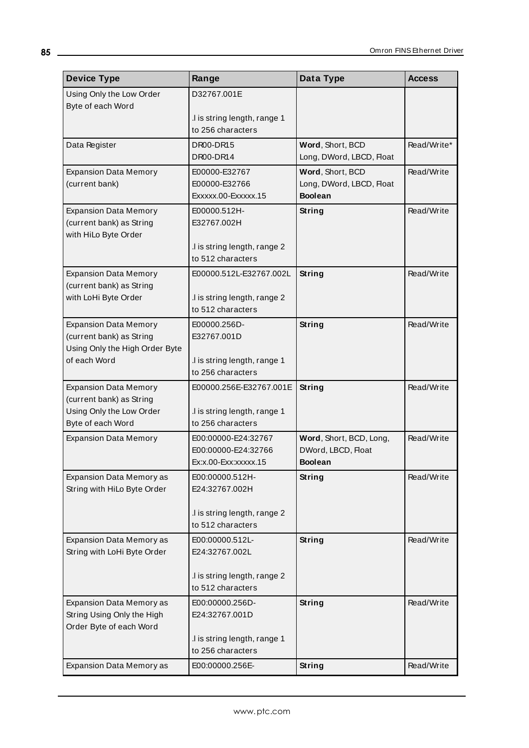| Device Type | Range | Data Type | Access |
|---|---|---|---|
| Using Only the Low Order Byte of each Word | D32767.001E<br><br>.l is string length, range 1 to 256 characters | | |
| Data Register | DR00-DR15<br>DR00-DR14 | **Word**, Short, BCD<br>Long, DWord, LBCD, Float | Read/Write* |
| Expansion Data Memory (current bank) | E00000-E32767<br>E00000-E32766<br>Exxxxx.00-Exxxxx.15 | **Word**, Short, BCD<br>Long, DWord, LBCD, Float<br>**Boolean** | Read/Write |
| Expansion Data Memory (current bank) as String with HiLo Byte Order | E00000.512H-E32767.002H<br><br>.l is string length, range 2 to 512 characters | **String** | Read/Write |
| Expansion Data Memory (current bank) as String with LoHi Byte Order | E00000.512L-E32767.002L<br><br>.l is string length, range 2 to 512 characters | **String** | Read/Write |
| Expansion Data Memory (current bank) as String Using Only the High Order Byte of each Word | E00000.256D-E32767.001D<br><br>.l is string length, range 1 to 256 characters | **String** | Read/Write |
| Expansion Data Memory (current bank) as String Using Only the Low Order Byte of each Word | E00000.256E-E32767.001E<br><br>.l is string length, range 1 to 256 characters | **String** | Read/Write |
| Expansion Data Memory | E00:00000-E24:32767<br>E00:00000-E24:32766<br>Ex:x.00-Exx:xxxxx.15 | **Word**, Short, BCD, Long, DWord, LBCD, Float<br>**Boolean** | Read/Write |
| Expansion Data Memory as String with HiLo Byte Order | E00:00000.512H-E24:32767.002H<br><br>.l is string length, range 2 to 512 characters | **String** | Read/Write |
| Expansion Data Memory as String with LoHi Byte Order | E00:00000.512L-E24:32767.002L<br><br>.l is string length, range 2 to 512 characters | **String** | Read/Write |
| Expansion Data Memory as String Using Only the High Order Byte of each Word | E00:00000.256D-E24:32767.001D<br><br>.l is string length, range 1 to 256 characters | **String** | Read/Write |
| Expansion Data Memory as | E00:00000.256E- | **String** | Read/Write |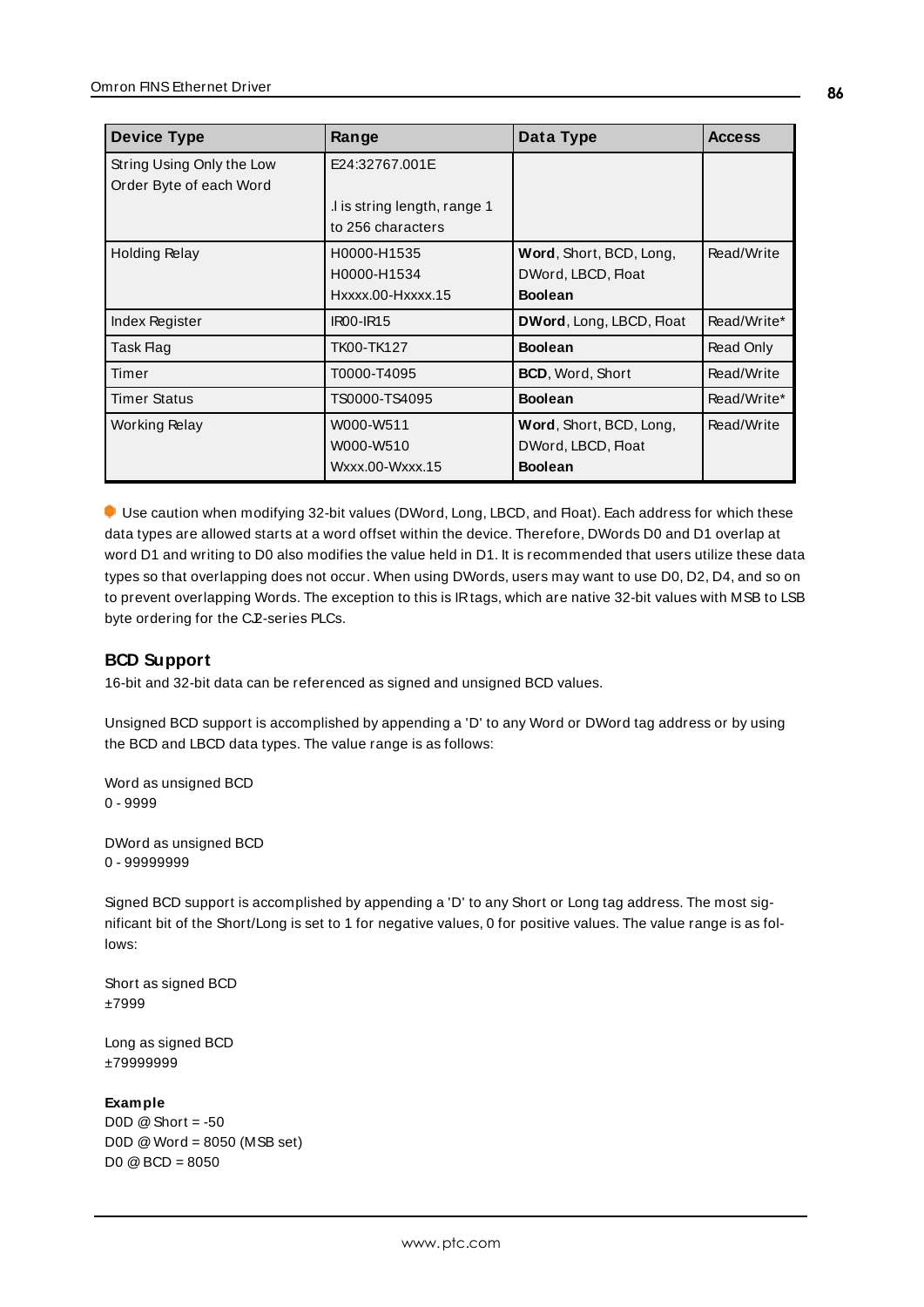| Device Type | Range | Data Type | Access |
|---|---|---|---|
| String Using Only the Low Order Byte of each Word | E24:32767.001E<br><br>.l is string length, range 1 to 256 characters | | |
| Holding Relay | H0000-H1535<br>H0000-H1534<br>Hxxxx.00-Hxxxx.15 | **Word**, Short, BCD, Long, DWord, LBCD, Float<br>**Boolean** | Read/Write |
| Index Register | IR00-IR15 | **DWord**, Long, LBCD, Float | Read/Write* |
| Task Flag | TK00-TK127 | **Boolean** | Read Only |
| Timer | T0000-T4095 | **BCD**, Word, Short | Read/Write |
| Timer Status | TS0000-TS4095 | **Boolean** | Read/Write* |
| Working Relay | W000-W511<br>W000-W510<br>Wxxx.00-Wxxx.15 | **Word**, Short, BCD, Long, DWord, LBCD, Float<br>**Boolean** | Read/Write |

Use caution when modifying 32-bit values (DWord, Long, LBCD, and Float). Each address for which these data types are allowed starts at a word offset within the device. Therefore, DWords D0 and D1 overlap at word D1 and writing to D0 also modifies the value held in D1. It is recommended that users utilize these data types so that overlapping does not occur. When using DWords, users may want to use D0, D2, D4, and so on to prevent overlapping Words. The exception to this is IR tags, which are native 32-bit values with MSB to LSB byte ordering for the CJ2-series PLCs.

### BCD Support

16-bit and 32-bit data can be referenced as signed and unsigned BCD values.

Unsigned BCD support is accomplished by appending a 'D' to any Word or DWord tag address or by using the BCD and LBCD data types. The value range is as follows:

Word as unsigned BCD
0 - 9999

DWord as unsigned BCD
0 - 99999999

Signed BCD support is accomplished by appending a 'D' to any Short or Long tag address. The most significant bit of the Short/Long is set to 1 for negative values, 0 for positive values. The value range is as follows:

Short as signed BCD
±7999

Long as signed BCD
±79999999

**Example**
D0D @ Short = -50
D0D @ Word = 8050 (MSB set)
D0 @ BCD = 8050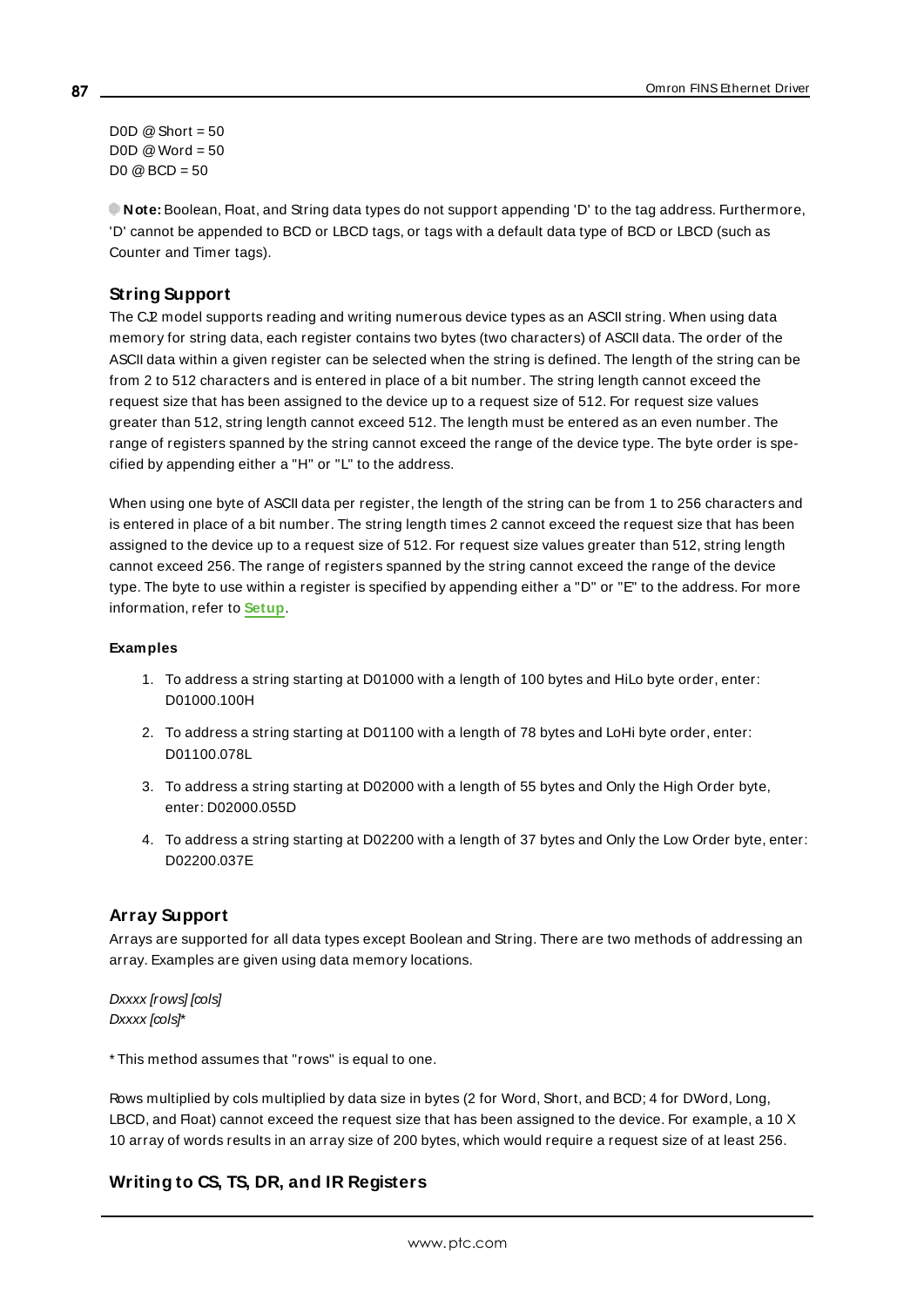D0D @ Short = 50
D0D @ Word = 50
D0 @ BCD = 50

**Note:** Boolean, Float, and String data types do not support appending 'D' to the tag address. Furthermore, 'D' cannot be appended to BCD or LBCD tags, or tags with a default data type of BCD or LBCD (such as Counter and Timer tags).

## String Support

The CJ2 model supports reading and writing numerous device types as an ASCII string. When using data memory for string data, each register contains two bytes (two characters) of ASCII data. The order of the ASCII data within a given register can be selected when the string is defined. The length of the string can be from 2 to 512 characters and is entered in place of a bit number. The string length cannot exceed the request size that has been assigned to the device up to a request size of 512. For request size values greater than 512, string length cannot exceed 512. The length must be entered as an even number. The range of registers spanned by the string cannot exceed the range of the device type. The byte order is specified by appending either a "H" or "L" to the address.

When using one byte of ASCII data per register, the length of the string can be from 1 to 256 characters and is entered in place of a bit number. The string length times 2 cannot exceed the request size that has been assigned to the device up to a request size of 512. For request size values greater than 512, string length cannot exceed 256. The range of registers spanned by the string cannot exceed the range of the device type. The byte to use within a register is specified by appending either a "D" or "E" to the address. For more information, refer to **Setup**.

#### Examples

1. To address a string starting at D01000 with a length of 100 bytes and HiLo byte order, enter: D01000.100H
2. To address a string starting at D01100 with a length of 78 bytes and LoHi byte order, enter: D01100.078L
3. To address a string starting at D02000 with a length of 55 bytes and Only the High Order byte, enter: D02000.055D
4. To address a string starting at D02200 with a length of 37 bytes and Only the Low Order byte, enter: D02200.037E

## Array Support

Arrays are supported for all data types except Boolean and String. There are two methods of addressing an array. Examples are given using data memory locations.

*Dxxxx [rows] [cols]*
*Dxxxx [cols]**

* This method assumes that "rows" is equal to one.

Rows multiplied by cols multiplied by data size in bytes (2 for Word, Short, and BCD; 4 for DWord, Long, LBCD, and Float) cannot exceed the request size that has been assigned to the device. For example, a 10 X 10 array of words results in an array size of 200 bytes, which would require a request size of at least 256.

## Writing to CS, TS, DR, and IR Registers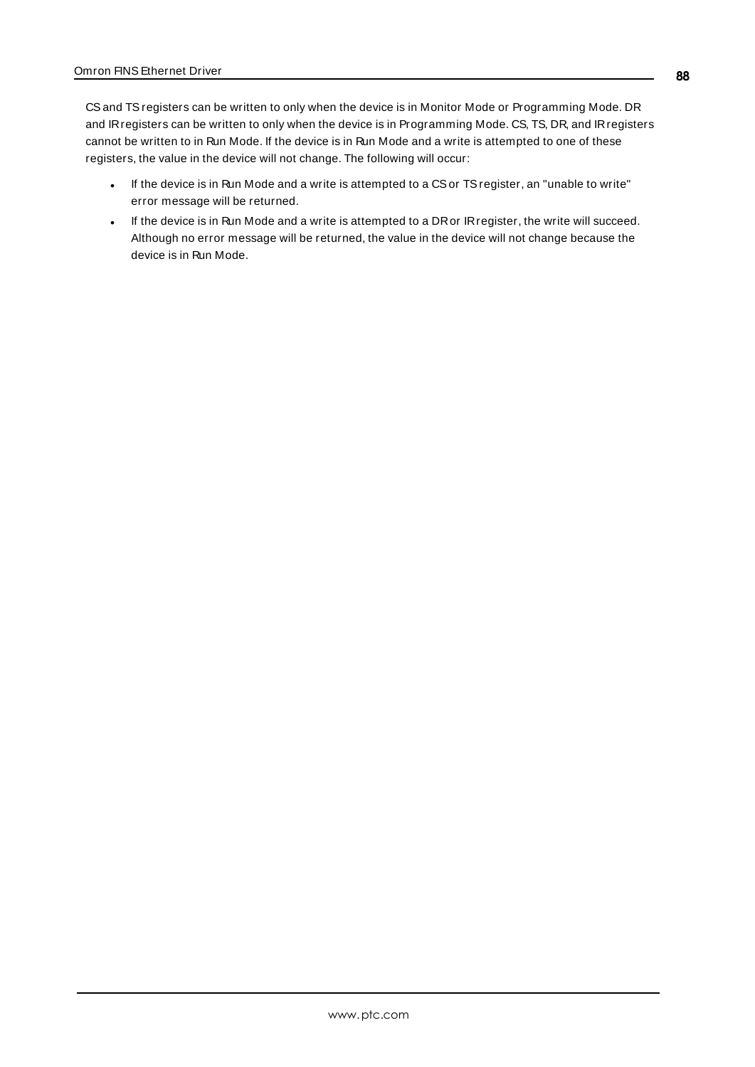CS and TS registers can be written to only when the device is in Monitor Mode or Programming Mode. DR and IR registers can be written to only when the device is in Programming Mode. CS, TS, DR, and IR registers cannot be written to in Run Mode. If the device is in Run Mode and a write is attempted to one of these registers, the value in the device will not change. The following will occur:

- If the device is in Run Mode and a write is attempted to a CS or TS register, an "unable to write" error message will be returned.
- If the device is in Run Mode and a write is attempted to a DR or IR register, the write will succeed. Although no error message will be returned, the value in the device will not change because the device is in Run Mode.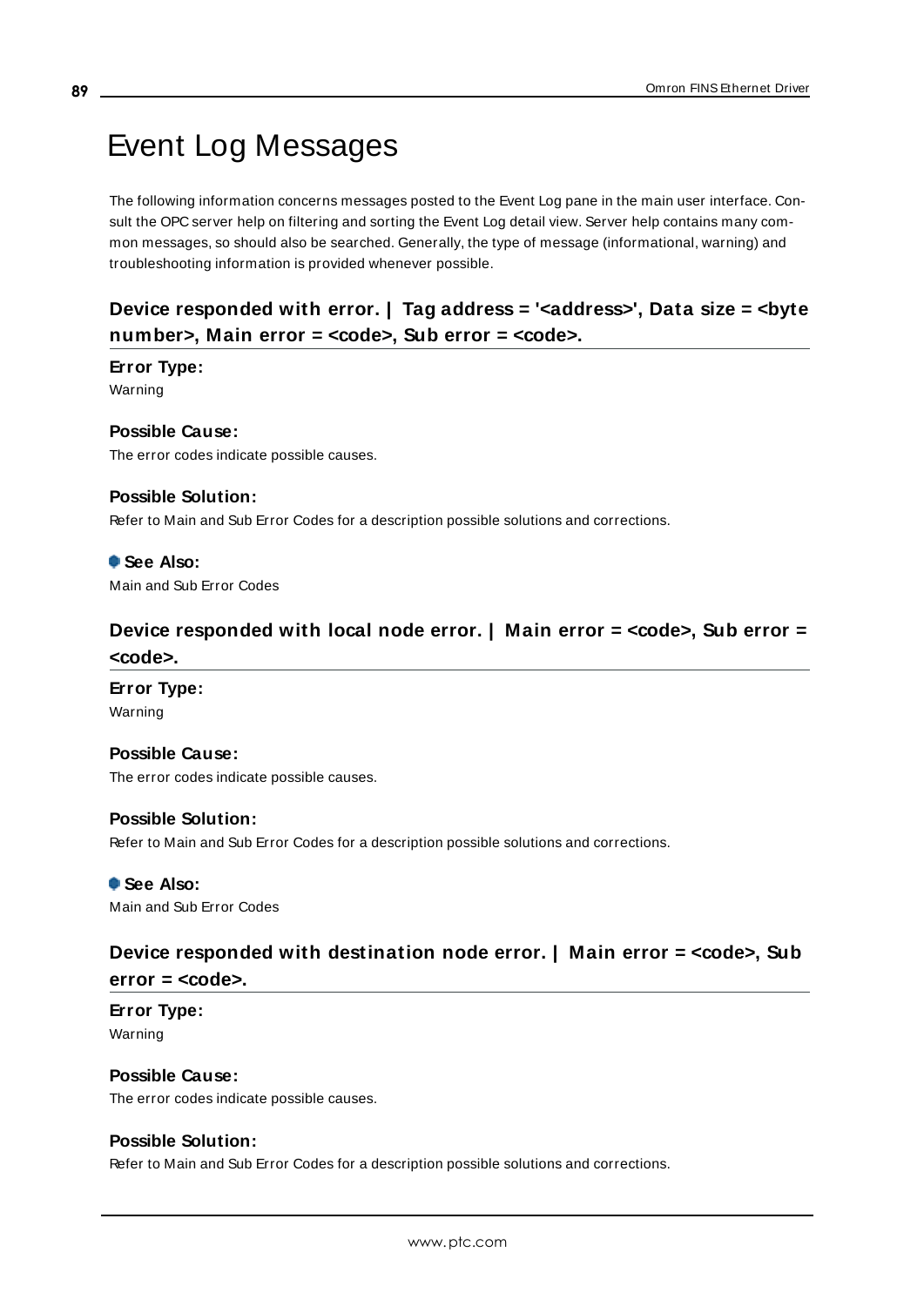# Event Log Messages

The following information concerns messages posted to the Event Log pane in the main user interface. Consult the OPC server help on filtering and sorting the Event Log detail view. Server help contains many common messages, so should also be searched. Generally, the type of message (informational, warning) and troubleshooting information is provided whenever possible.

## Device responded with error. | Tag address = '<address>', Data size = <byte number>, Main error = <code>, Sub error = <code>.

**Error Type:**
Warning

**Possible Cause:**
The error codes indicate possible causes.

**Possible Solution:**
Refer to Main and Sub Error Codes for a description possible solutions and corrections.

**See Also:**
Main and Sub Error Codes

## Device responded with local node error. | Main error = <code>, Sub error = <code>.

**Error Type:**
Warning

**Possible Cause:**
The error codes indicate possible causes.

**Possible Solution:**
Refer to Main and Sub Error Codes for a description possible solutions and corrections.

**See Also:**
Main and Sub Error Codes

## Device responded with destination node error. | Main error = <code>, Sub error = <code>.

**Error Type:**
Warning

**Possible Cause:**
The error codes indicate possible causes.

**Possible Solution:**
Refer to Main and Sub Error Codes for a description possible solutions and corrections.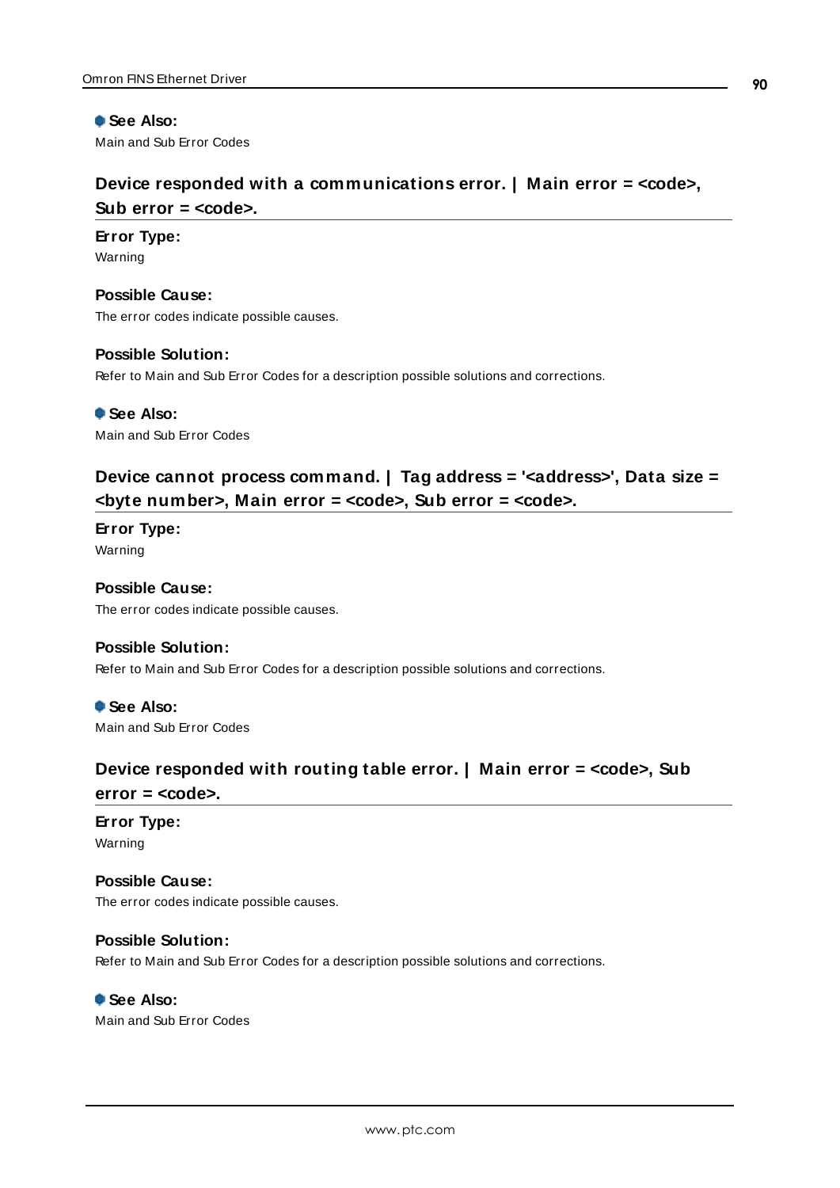**See Also:**
Main and Sub Error Codes

## Device responded with a communications error. | Main error = <code>, Sub error = <code>.

**Error Type:**
Warning

**Possible Cause:**
The error codes indicate possible causes.

**Possible Solution:**
Refer to Main and Sub Error Codes for a description possible solutions and corrections.

**See Also:**
Main and Sub Error Codes

## Device cannot process command. | Tag address = '<address>', Data size = <byte number>, Main error = <code>, Sub error = <code>.

**Error Type:**
Warning

**Possible Cause:**
The error codes indicate possible causes.

**Possible Solution:**
Refer to Main and Sub Error Codes for a description possible solutions and corrections.

**See Also:**
Main and Sub Error Codes

## Device responded with routing table error. | Main error = <code>, Sub error = <code>.

**Error Type:**
Warning

**Possible Cause:**
The error codes indicate possible causes.

**Possible Solution:**
Refer to Main and Sub Error Codes for a description possible solutions and corrections.

**See Also:**
Main and Sub Error Codes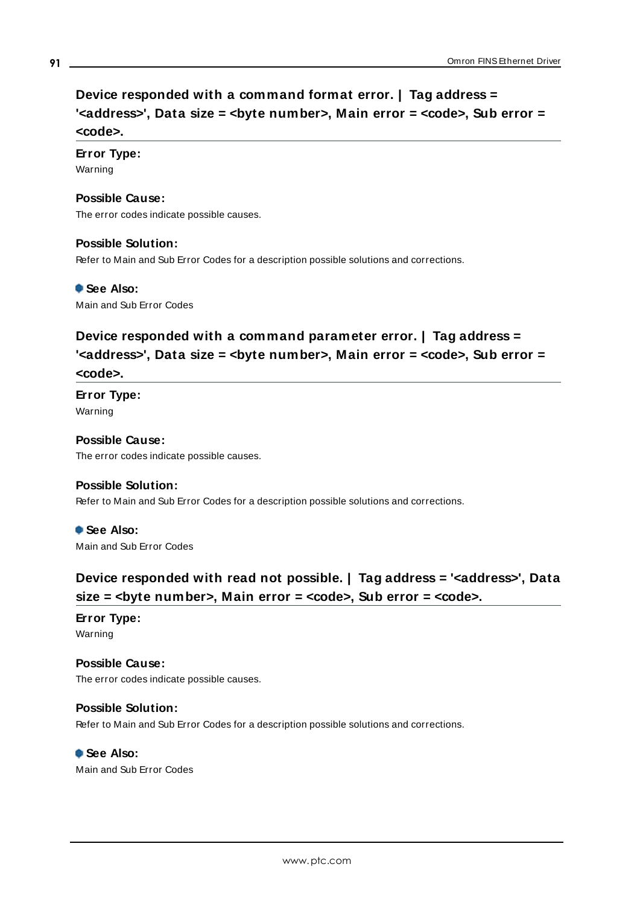## Device responded with a command format error. | Tag address = '<address>', Data size = <byte number>, Main error = <code>, Sub error = <code>.

**Error Type:**
Warning

**Possible Cause:**
The error codes indicate possible causes.

**Possible Solution:**
Refer to Main and Sub Error Codes for a description possible solutions and corrections.

**See Also:**
Main and Sub Error Codes

## Device responded with a command parameter error. | Tag address = '<address>', Data size = <byte number>, Main error = <code>, Sub error = <code>.

**Error Type:**
Warning

**Possible Cause:**
The error codes indicate possible causes.

**Possible Solution:**
Refer to Main and Sub Error Codes for a description possible solutions and corrections.

**See Also:**
Main and Sub Error Codes

## Device responded with read not possible. | Tag address = '<address>', Data size = <byte number>, Main error = <code>, Sub error = <code>.

**Error Type:**
Warning

**Possible Cause:**
The error codes indicate possible causes.

**Possible Solution:**
Refer to Main and Sub Error Codes for a description possible solutions and corrections.

**See Also:**
Main and Sub Error Codes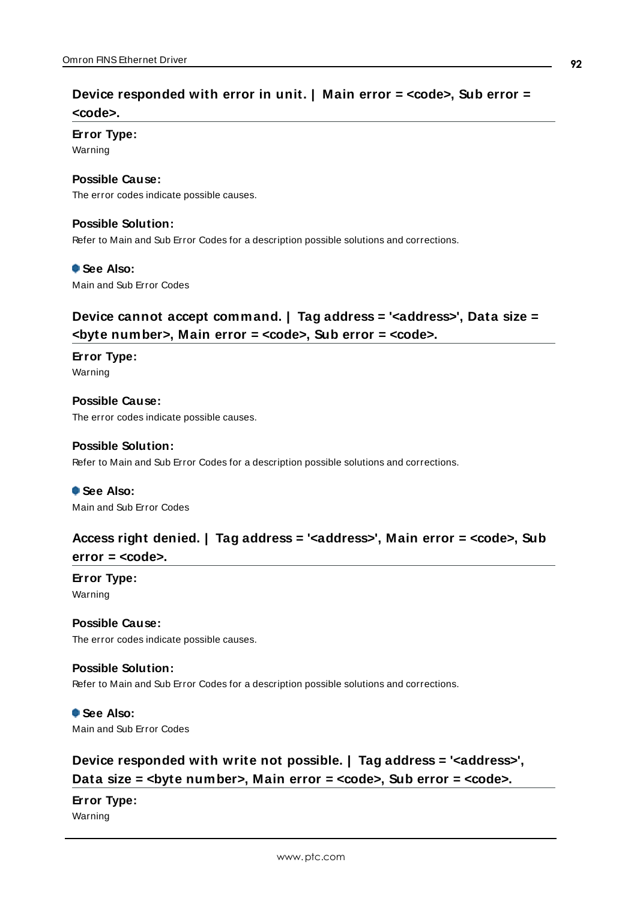### Device responded with error in unit. | Main error = <code>, Sub error = <code>.

**Error Type:**
Warning

**Possible Cause:**
The error codes indicate possible causes.

**Possible Solution:**
Refer to Main and Sub Error Codes for a description possible solutions and corrections.

**See Also:**
Main and Sub Error Codes

### Device cannot accept command. | Tag address = '<address>', Data size = <byte number>, Main error = <code>, Sub error = <code>.

**Error Type:**
Warning

**Possible Cause:**
The error codes indicate possible causes.

**Possible Solution:**
Refer to Main and Sub Error Codes for a description possible solutions and corrections.

**See Also:**
Main and Sub Error Codes

### Access right denied. | Tag address = '<address>', Main error = <code>, Sub error = <code>.

**Error Type:**
Warning

**Possible Cause:**
The error codes indicate possible causes.

**Possible Solution:**
Refer to Main and Sub Error Codes for a description possible solutions and corrections.

**See Also:**
Main and Sub Error Codes

### Device responded with write not possible. | Tag address = '<address>', Data size = <byte number>, Main error = <code>, Sub error = <code>.

**Error Type:**
Warning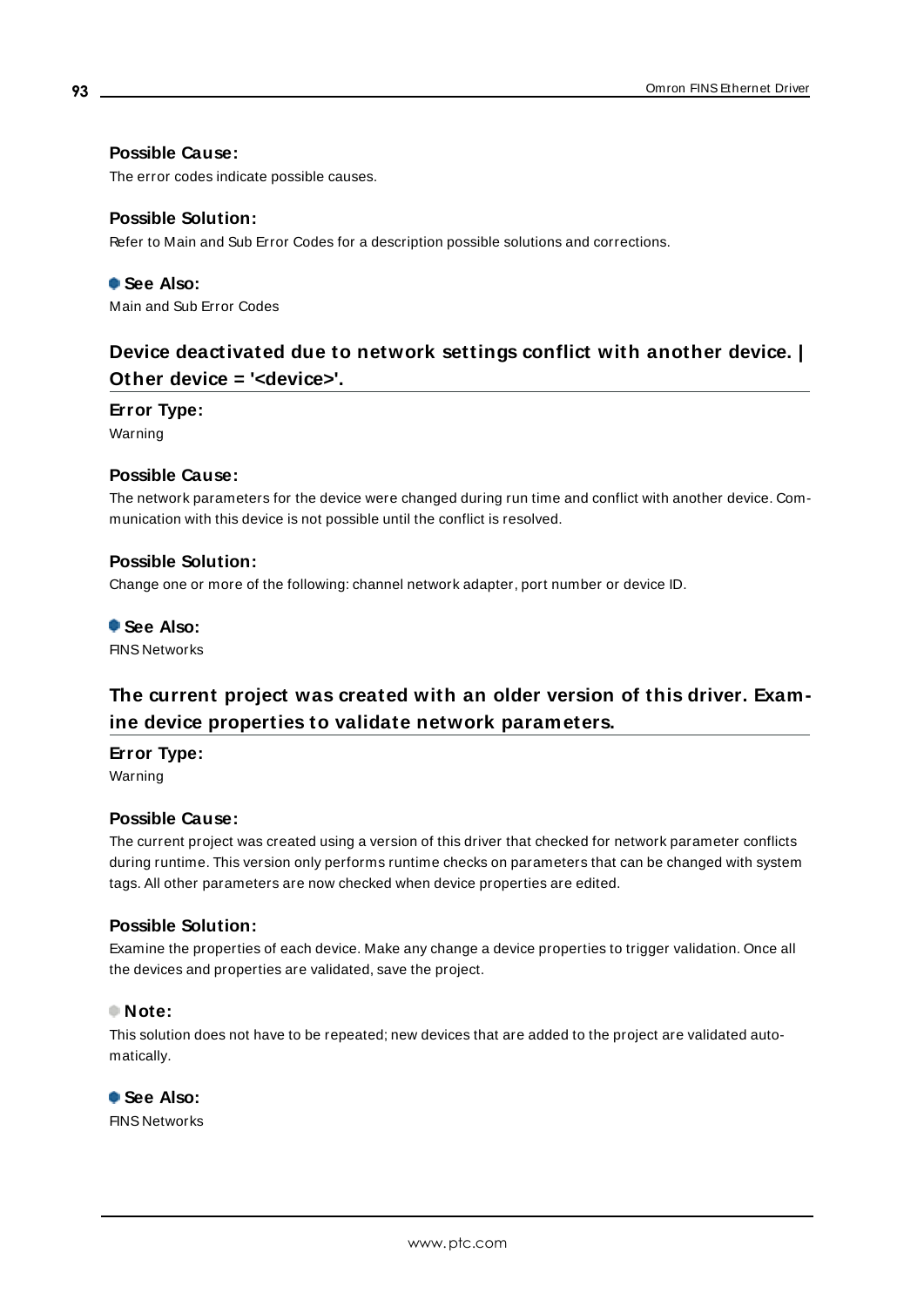#### Possible Cause:

The error codes indicate possible causes.

#### Possible Solution:

Refer to Main and Sub Error Codes for a description possible solutions and corrections.

#### See Also:

Main and Sub Error Codes

### Device deactivated due to network settings conflict with another device. | Other device = '<device>'.

#### Error Type:

Warning

#### Possible Cause:

The network parameters for the device were changed during run time and conflict with another device. Communication with this device is not possible until the conflict is resolved.

#### Possible Solution:

Change one or more of the following: channel network adapter, port number or device ID.

#### See Also:

FINS Networks

### The current project was created with an older version of this driver. Examine device properties to validate network parameters.

#### Error Type:

Warning

#### Possible Cause:

The current project was created using a version of this driver that checked for network parameter conflicts during runtime. This version only performs runtime checks on parameters that can be changed with system tags. All other parameters are now checked when device properties are edited.

#### Possible Solution:

Examine the properties of each device. Make any change a device properties to trigger validation. Once all the devices and properties are validated, save the project.

#### Note:

This solution does not have to be repeated; new devices that are added to the project are validated automatically.

#### See Also:

FINS Networks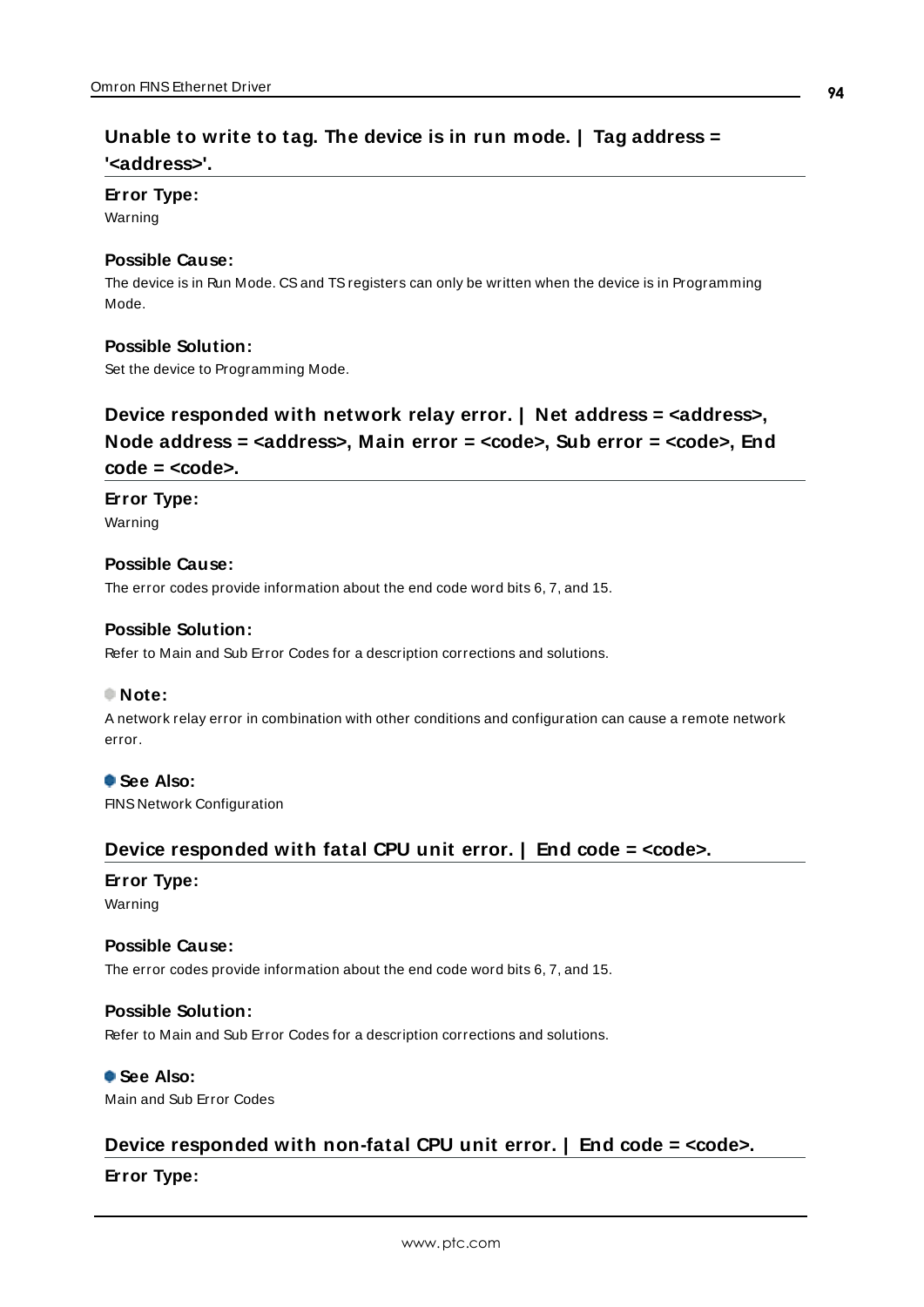## Unable to write to tag. The device is in run mode. | Tag address = '<address>'.

**Error Type:**

Warning

**Possible Cause:**

The device is in Run Mode. CS and TS registers can only be written when the device is in Programming Mode.

**Possible Solution:**

Set the device to Programming Mode.

## Device responded with network relay error. | Net address = <address>, Node address = <address>, Main error = <code>, Sub error = <code>, End code = <code>.

**Error Type:**

Warning

**Possible Cause:**

The error codes provide information about the end code word bits 6, 7, and 15.

**Possible Solution:**

Refer to Main and Sub Error Codes for a description corrections and solutions.

**Note:**

A network relay error in combination with other conditions and configuration can cause a remote network error.

**See Also:**

FINS Network Configuration

## Device responded with fatal CPU unit error. | End code = <code>.

**Error Type:**

Warning

**Possible Cause:**

The error codes provide information about the end code word bits 6, 7, and 15.

**Possible Solution:**

Refer to Main and Sub Error Codes for a description corrections and solutions.

**See Also:**

Main and Sub Error Codes

## Device responded with non-fatal CPU unit error. | End code = <code>.

**Error Type:**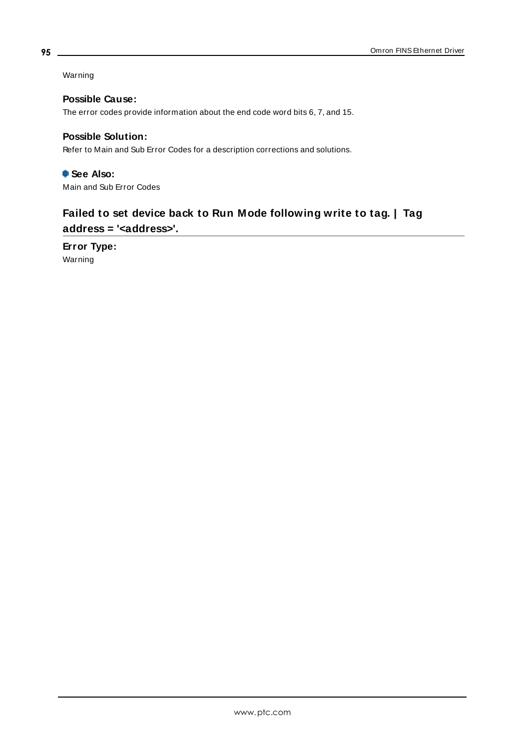Warning

**Possible Cause:**

The error codes provide information about the end code word bits 6, 7, and 15.

**Possible Solution:**

Refer to Main and Sub Error Codes for a description corrections and solutions.

**See Also:**

Main and Sub Error Codes

## Failed to set device back to Run Mode following write to tag. | Tag address = '<address>'.

**Error Type:**

Warning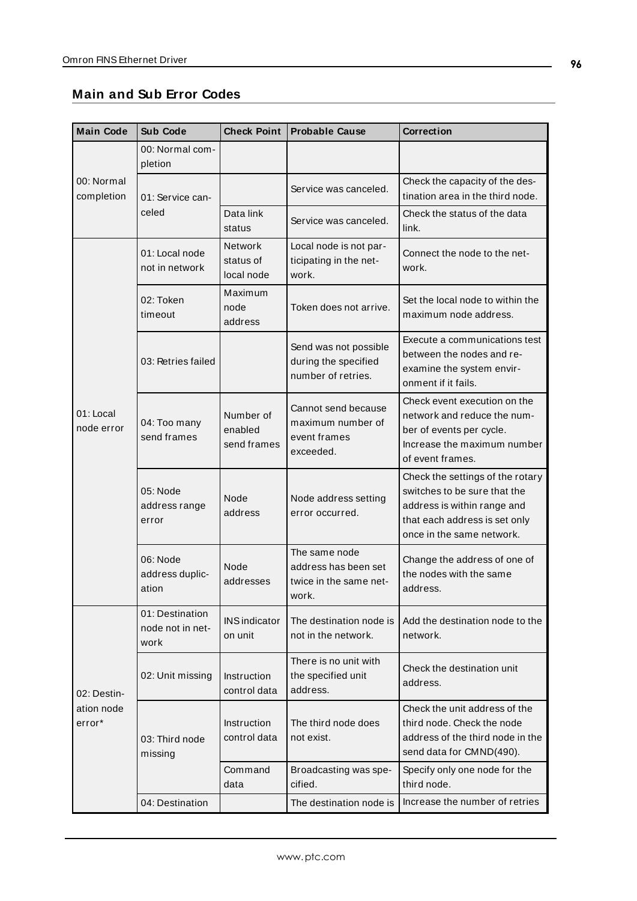## Main and Sub Error Codes

| Main Code | Sub Code | Check Point | Probable Cause | Correction |
|---|---|---|---|---|
| 00: Normal completion | 00: Normal completion | | | |
| | 01: Service canceled | | Service was canceled. | Check the capacity of the destination area in the third node. |
| | | Data link status | Service was canceled. | Check the status of the data link. |
| 01: Local node error | 01: Local node not in network | Network status of local node | Local node is not participating in the network. | Connect the node to the network. |
| | 02: Token timeout | Maximum node address | Token does not arrive. | Set the local node to within the maximum node address. |
| | 03: Retries failed | | Send was not possible during the specified number of retries. | Execute a communications test between the nodes and re-examine the system environment if it fails. |
| | 04: Too many send frames | Number of enabled send frames | Cannot send because maximum number of event frames exceeded. | Check event execution on the network and reduce the number of events per cycle. Increase the maximum number of event frames. |
| | 05: Node address range error | Node address | Node address setting error occurred. | Check the settings of the rotary switches to be sure that the address is within range and that each address is set only once in the same network. |
| | 06: Node address duplication | Node addresses | The same node address has been set twice in the same network. | Change the address of one of the nodes with the same address. |
| 02: Destination node error* | 01: Destination node not in network | INS indicator on unit | The destination node is not in the network. | Add the destination node to the network. |
| | 02: Unit missing | Instruction control data | There is no unit with the specified unit address. | Check the destination unit address. |
| | 03: Third node missing | Instruction control data | The third node does not exist. | Check the unit address of the third node. Check the node address of the third node in the send data for CMND(490). |
| | | Command data | Broadcasting was specified. | Specify only one node for the third node. |
| | 04: Destination | | The destination node is | Increase the number of retries |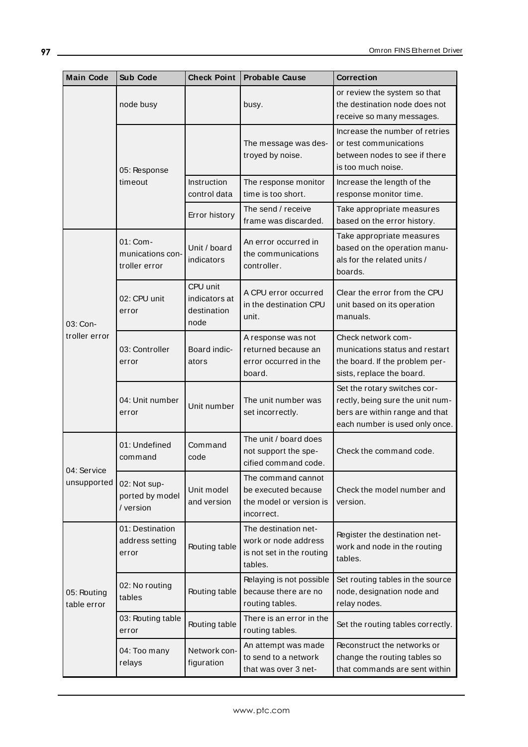| Main Code | Sub Code | Check Point | Probable Cause | Correction |
|---|---|---|---|---|
| | node busy | | busy. | or review the system so that the destination node does not receive so many messages. |
| | 05: Response timeout | | The message was destroyed by noise. | Increase the number of retries or test communications between nodes to see if there is too much noise. |
| | | Instruction control data | The response monitor time is too short. | Increase the length of the response monitor time. |
| | | Error history | The send / receive frame was discarded. | Take appropriate measures based on the error history. |
| 03: Controller error | 01: Communications controller error | Unit / board indicators | An error occurred in the communications controller. | Take appropriate measures based on the operation manuals for the related units / boards. |
| | 02: CPU unit error | CPU unit indicators at destination node | A CPU error occurred in the destination CPU unit. | Clear the error from the CPU unit based on its operation manuals. |
| | 03: Controller error | Board indicators | A response was not returned because an error occurred in the board. | Check network communications status and restart the board. If the problem persists, replace the board. |
| | 04: Unit number error | Unit number | The unit number was set incorrectly. | Set the rotary switches correctly, being sure the unit numbers are within range and that each number is used only once. |
| 04: Service unsupported | 01: Undefined command | Command code | The unit / board does not support the specified command code. | Check the command code. |
| | 02: Not supported by model / version | Unit model and version | The command cannot be executed because the model or version is incorrect. | Check the model number and version. |
| 05: Routing table error | 01: Destination address setting error | Routing table | The destination network or node address is not set in the routing tables. | Register the destination network and node in the routing tables. |
| | 02: No routing tables | Routing table | Relaying is not possible because there are no routing tables. | Set routing tables in the source node, designation node and relay nodes. |
| | 03: Routing table error | Routing table | There is an error in the routing tables. | Set the routing tables correctly. |
| | 04: Too many relays | Network configuration | An attempt was made to send to a network that was over 3 net- | Reconstruct the networks or change the routing tables so that commands are sent within |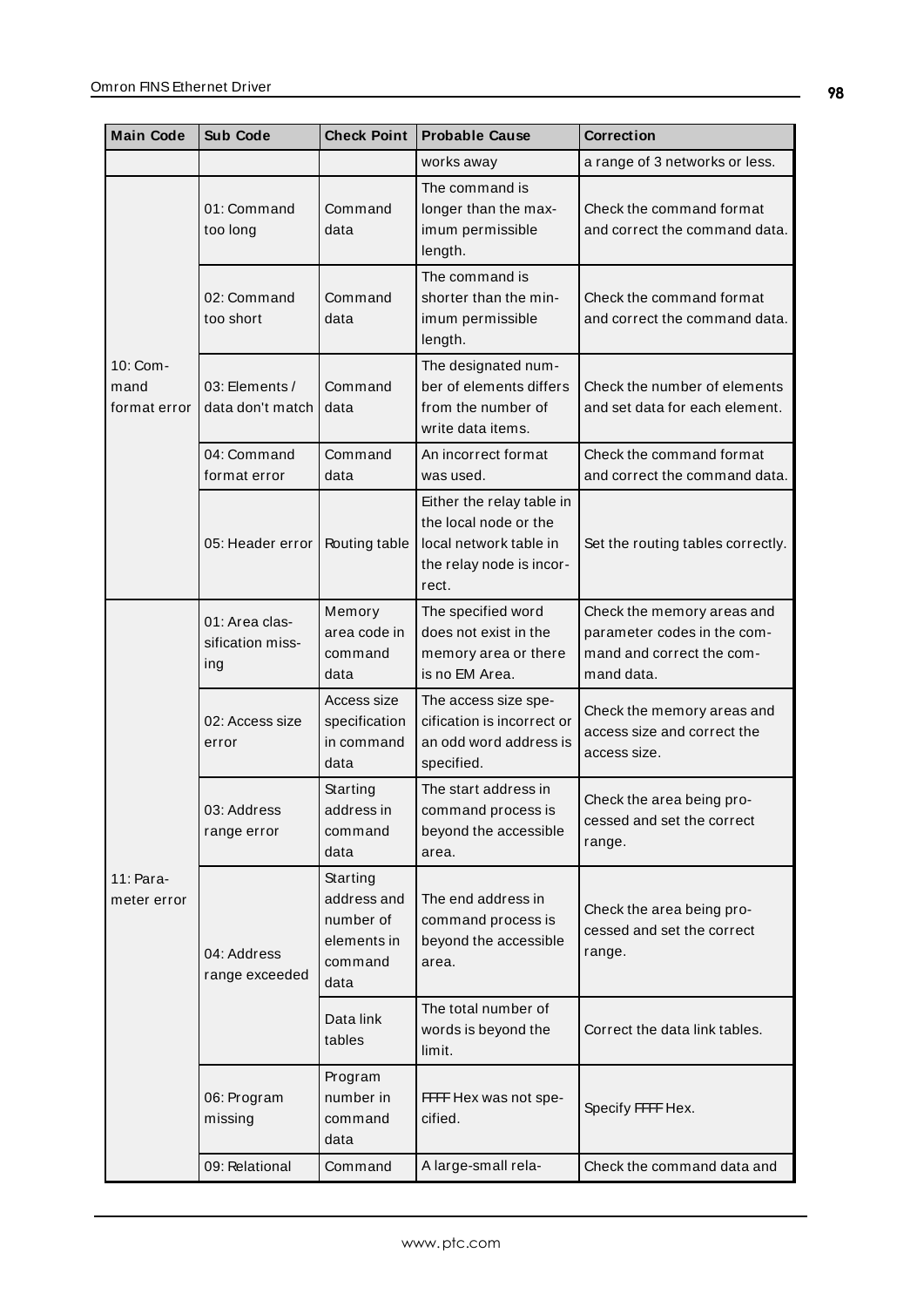| Main Code | Sub Code | Check Point | Probable Cause | Correction |
|---|---|---|---|---|
| | | | works away | a range of 3 networks or less. |
| 10: Command format error | 01: Command too long | Command data | The command is longer than the maximum permissible length. | Check the command format and correct the command data. |
| | 02: Command too short | Command data | The command is shorter than the minimum permissible length. | Check the command format and correct the command data. |
| | 03: Elements / data don't match | Command data | The designated number of elements differs from the number of write data items. | Check the number of elements and set data for each element. |
| | 04: Command format error | Command data | An incorrect format was used. | Check the command format and correct the command data. |
| | 05: Header error | Routing table | Either the relay table in the local node or the local network table in the relay node is incorrect. | Set the routing tables correctly. |
| 11: Parameter error | 01: Area classification missing | Memory area code in command data | The specified word does not exist in the memory area or there is no EM Area. | Check the memory areas and parameter codes in the command and correct the command data. |
| | 02: Access size error | Access size specification in command data | The access size specification is incorrect or an odd word address is specified. | Check the memory areas and access size and correct the access size. |
| | 03: Address range error | Starting address in command data | The start address in command process is beyond the accessible area. | Check the area being processed and set the correct range. |
| | 04: Address range exceeded | Starting address and number of elements in command data | The end address in command process is beyond the accessible area. | Check the area being processed and set the correct range. |
| | | Data link tables | The total number of words is beyond the limit. | Correct the data link tables. |
| | 06: Program missing | Program number in command data | FFFF Hex was not specified. | Specify FFFF Hex. |
| | 09: Relational | Command | A large-small rela- | Check the command data and |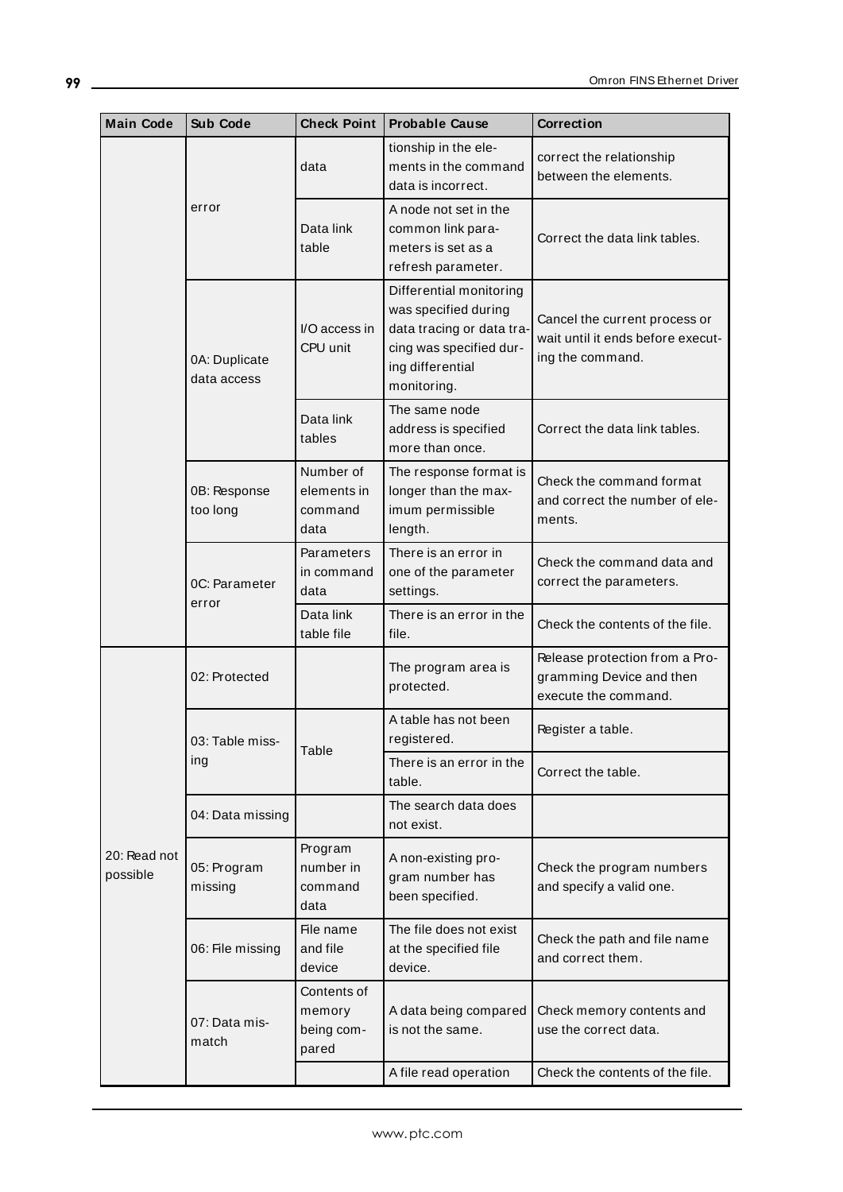| Main Code | Sub Code | Check Point | Probable Cause | Correction |
|---|---|---|---|---|
| | error | data | tionship in the elements in the command data is incorrect. | correct the relationship between the elements. |
| | | Data link table | A node not set in the common link parameters is set as a refresh parameter. | Correct the data link tables. |
| | 0A: Duplicate data access | I/O access in CPU unit | Differential monitoring was specified during data tracing or data tracing was specified during differential monitoring. | Cancel the current process or wait until it ends before executing the command. |
| | | Data link tables | The same node address is specified more than once. | Correct the data link tables. |
| | 0B: Response too long | Number of elements in command data | The response format is longer than the maximum permissible length. | Check the command format and correct the number of elements. |
| | 0C: Parameter error | Parameters in command data | There is an error in one of the parameter settings. | Check the command data and correct the parameters. |
| | | Data link table file | There is an error in the file. | Check the contents of the file. |
| 20: Read not possible | 02: Protected | | The program area is protected. | Release protection from a Programming Device and then execute the command. |
| | 03: Table missing | Table | A table has not been registered. | Register a table. |
| | | | There is an error in the table. | Correct the table. |
| | 04: Data missing | | The search data does not exist. | |
| | 05: Program missing | Program number in command data | A non-existing program number has been specified. | Check the program numbers and specify a valid one. |
| | 06: File missing | File name and file device | The file does not exist at the specified file device. | Check the path and file name and correct them. |
| | 07: Data mismatch | Contents of memory being compared | A data being compared is not the same. | Check memory contents and use the correct data. |
| | | | A file read operation | Check the contents of the file. |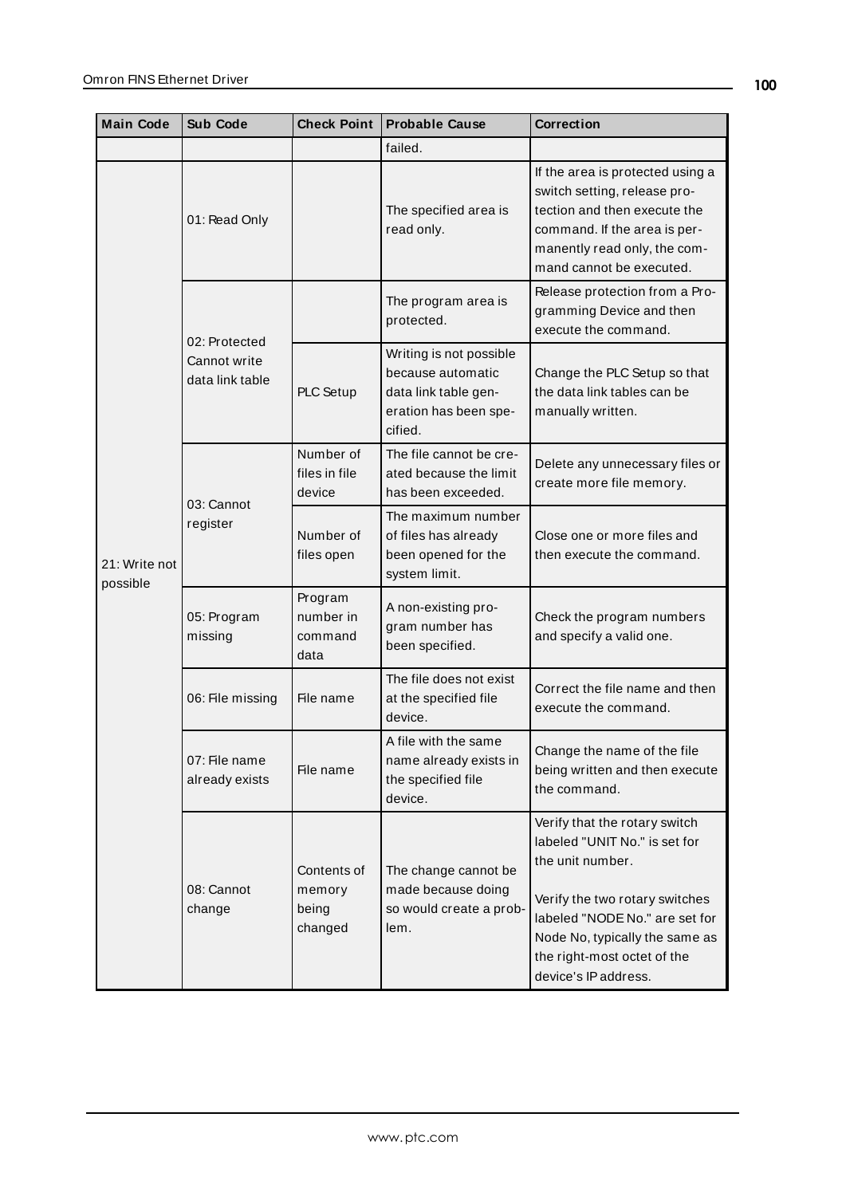| Main Code | Sub Code | Check Point | Probable Cause | Correction |
|---|---|---|---|---|
| | | | failed. | |
| 21: Write not possible | 01: Read Only | | The specified area is read only. | If the area is protected using a switch setting, release protection and then execute the command. If the area is permanently read only, the command cannot be executed. |
| | 02: Protected Cannot write data link table | | The program area is protected. | Release protection from a Programming Device and then execute the command. |
| | | PLC Setup | Writing is not possible because automatic data link table generation has been specified. | Change the PLC Setup so that the data link tables can be manually written. |
| | 03: Cannot register | Number of files in file device | The file cannot be created because the limit has been exceeded. | Delete any unnecessary files or create more file memory. |
| | | Number of files open | The maximum number of files has already been opened for the system limit. | Close one or more files and then execute the command. |
| | 05: Program missing | Program number in command data | A non-existing program number has been specified. | Check the program numbers and specify a valid one. |
| | 06: File missing | File name | The file does not exist at the specified file device. | Correct the file name and then execute the command. |
| | 07: File name already exists | File name | A file with the same name already exists in the specified file device. | Change the name of the file being written and then execute the command. |
| | 08: Cannot change | Contents of memory being changed | The change cannot be made because doing so would create a problem. | Verify that the rotary switch labeled "UNIT No." is set for the unit number.<br><br>Verify the two rotary switches labeled "NODE No." are set for Node No, typically the same as the right-most octet of the device's IP address. |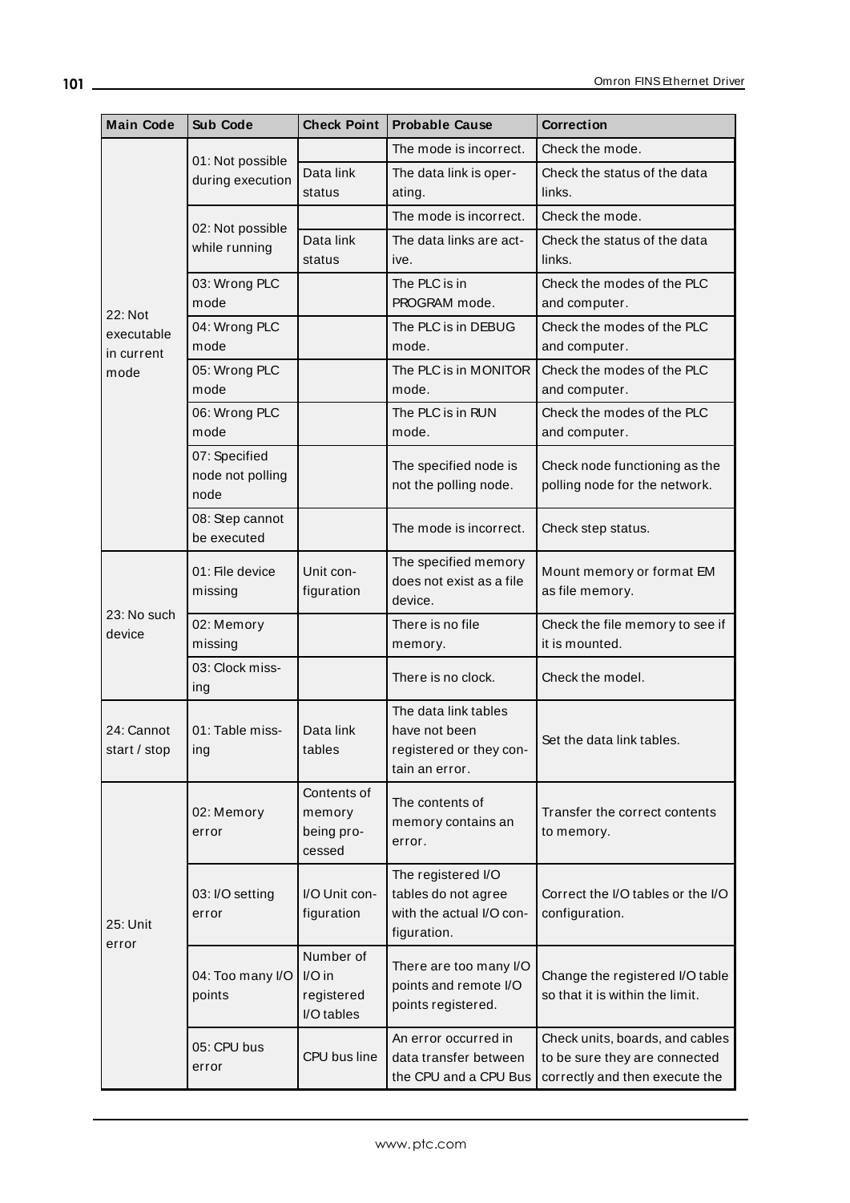| Main Code | Sub Code | Check Point | Probable Cause | Correction |
|---|---|---|---|---|
| 22: Not executable in current mode | 01: Not possible during execution | | The mode is incorrect. | Check the mode. |
| | | Data link status | The data link is operating. | Check the status of the data links. |
| | 02: Not possible while running | | The mode is incorrect. | Check the mode. |
| | | Data link status | The data links are active. | Check the status of the data links. |
| | 03: Wrong PLC mode | | The PLC is in PROGRAM mode. | Check the modes of the PLC and computer. |
| | 04: Wrong PLC mode | | The PLC is in DEBUG mode. | Check the modes of the PLC and computer. |
| | 05: Wrong PLC mode | | The PLC is in MONITOR mode. | Check the modes of the PLC and computer. |
| | 06: Wrong PLC mode | | The PLC is in RUN mode. | Check the modes of the PLC and computer. |
| | 07: Specified node not polling node | | The specified node is not the polling node. | Check node functioning as the polling node for the network. |
| | 08: Step cannot be executed | | The mode is incorrect. | Check step status. |
| 23: No such device | 01: File device missing | Unit configuration | The specified memory does not exist as a file device. | Mount memory or format EM as file memory. |
| | 02: Memory missing | | There is no file memory. | Check the file memory to see if it is mounted. |
| | 03: Clock missing | | There is no clock. | Check the model. |
| 24: Cannot start / stop | 01: Table missing | Data link tables | The data link tables have not been registered or they contain an error. | Set the data link tables. |
| 25: Unit error | 02: Memory error | Contents of memory being processed | The contents of memory contains an error. | Transfer the correct contents to memory. |
| | 03: I/O setting error | I/O Unit configuration | The registered I/O tables do not agree with the actual I/O configuration. | Correct the I/O tables or the I/O configuration. |
| | 04: Too many I/O points | Number of I/O in registered I/O tables | There are too many I/O points and remote I/O points registered. | Change the registered I/O table so that it is within the limit. |
| | 05: CPU bus error | CPU bus line | An error occurred in data transfer between the CPU and a CPU Bus | Check units, boards, and cables to be sure they are connected correctly and then execute the |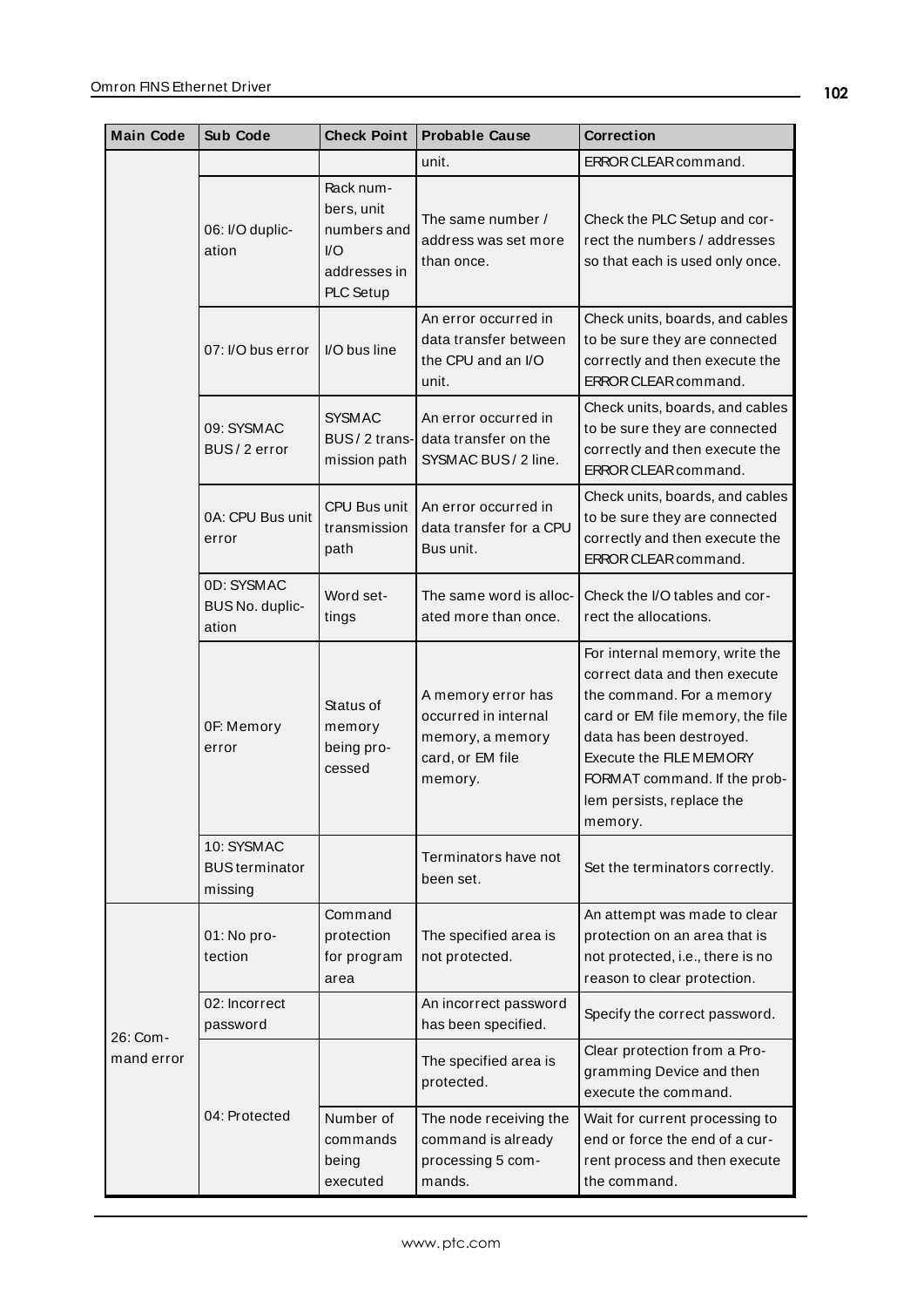| Main Code | Sub Code | Check Point | Probable Cause | Correction |
|---|---|---|---|---|
| | | | unit. | ERROR CLEAR command. |
| | 06: I/O duplication | Rack numbers, unit numbers and I/O addresses in PLC Setup | The same number / address was set more than once. | Check the PLC Setup and correct the numbers / addresses so that each is used only once. |
| | 07: I/O bus error | I/O bus line | An error occurred in data transfer between the CPU and an I/O unit. | Check units, boards, and cables to be sure they are connected correctly and then execute the ERROR CLEAR command. |
| | 09: SYSMAC BUS / 2 error | SYSMAC BUS / 2 transmission path | An error occurred in data transfer on the SYSMAC BUS / 2 line. | Check units, boards, and cables to be sure they are connected correctly and then execute the ERROR CLEAR command. |
| | 0A: CPU Bus unit error | CPU Bus unit transmission path | An error occurred in data transfer for a CPU Bus unit. | Check units, boards, and cables to be sure they are connected correctly and then execute the ERROR CLEAR command. |
| | 0D: SYSMAC BUS No. duplication | Word settings | The same word is allocated more than once. | Check the I/O tables and correct the allocations. |
| | 0F: Memory error | Status of memory being processed | A memory error has occurred in internal memory, a memory card, or EM file memory. | For internal memory, write the correct data and then execute the command. For a memory card or EM file memory, the file data has been destroyed. Execute the FILE MEMORY FORMAT command. If the problem persists, replace the memory. |
| | 10: SYSMAC BUS terminator missing | | Terminators have not been set. | Set the terminators correctly. |
| 26: Command error | 01: No protection | Command protection for program area | The specified area is not protected. | An attempt was made to clear protection on an area that is not protected, i.e., there is no reason to clear protection. |
| | 02: Incorrect password | | An incorrect password has been specified. | Specify the correct password. |
| | 04: Protected | | The specified area is protected. | Clear protection from a Programming Device and then execute the command. |
| | | Number of commands being executed | The node receiving the command is already processing 5 commands. | Wait for current processing to end or force the end of a current process and then execute the command. |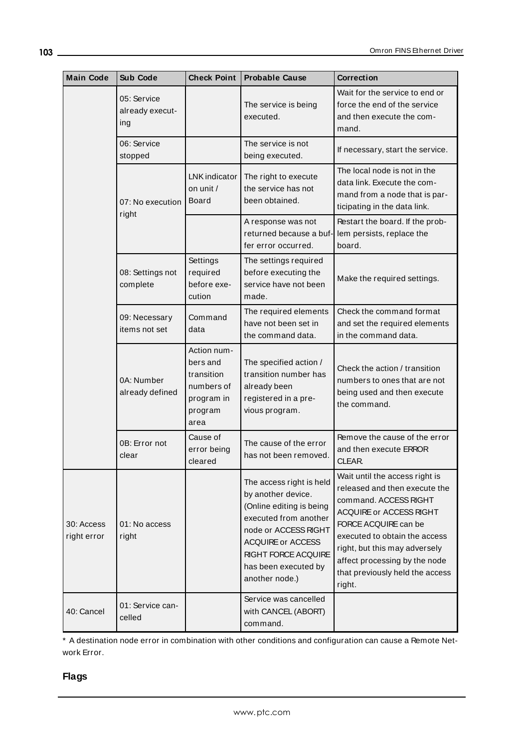| Main Code | Sub Code | Check Point | Probable Cause | Correction |
|---|---|---|---|---|
| | 05: Service already executing | | The service is being executed. | Wait for the service to end or force the end of the service and then execute the command. |
| | 06: Service stopped | | The service is not being executed. | If necessary, start the service. |
| | 07: No execution right | LNK indicator on unit / Board | The right to execute the service has not been obtained. | The local node is not in the data link. Execute the command from a node that is participating in the data link. |
| | | | A response was not returned because a buffer error occurred. | Restart the board. If the problem persists, replace the board. |
| | 08: Settings not complete | Settings required before execution | The settings required before executing the service have not been made. | Make the required settings. |
| | 09: Necessary items not set | Command data | The required elements have not been set in the command data. | Check the command format and set the required elements in the command data. |
| | 0A: Number already defined | Action numbers and transition numbers of program in program area | The specified action / transition number has already been registered in a previous program. | Check the action / transition numbers to ones that are not being used and then execute the command. |
| | 0B: Error not clear | Cause of error being cleared | The cause of the error has not been removed. | Remove the cause of the error and then execute ERROR CLEAR. |
| 30: Access right error | 01: No access right | | The access right is held by another device. (Online editing is being executed from another node or ACCESS RIGHT ACQUIRE or ACCESS RIGHT FORCE ACQUIRE has been executed by another node.) | Wait until the access right is released and then execute the command. ACCESS RIGHT ACQUIRE or ACCESS RIGHT FORCE ACQUIRE can be executed to obtain the access right, but this may adversely affect processing by the node that previously held the access right. |
| 40: Cancel | 01: Service cancelled | | Service was cancelled with CANCEL (ABORT) command. | |

* A destination node error in combination with other conditions and configuration can cause a Remote Network Error.

**Flags**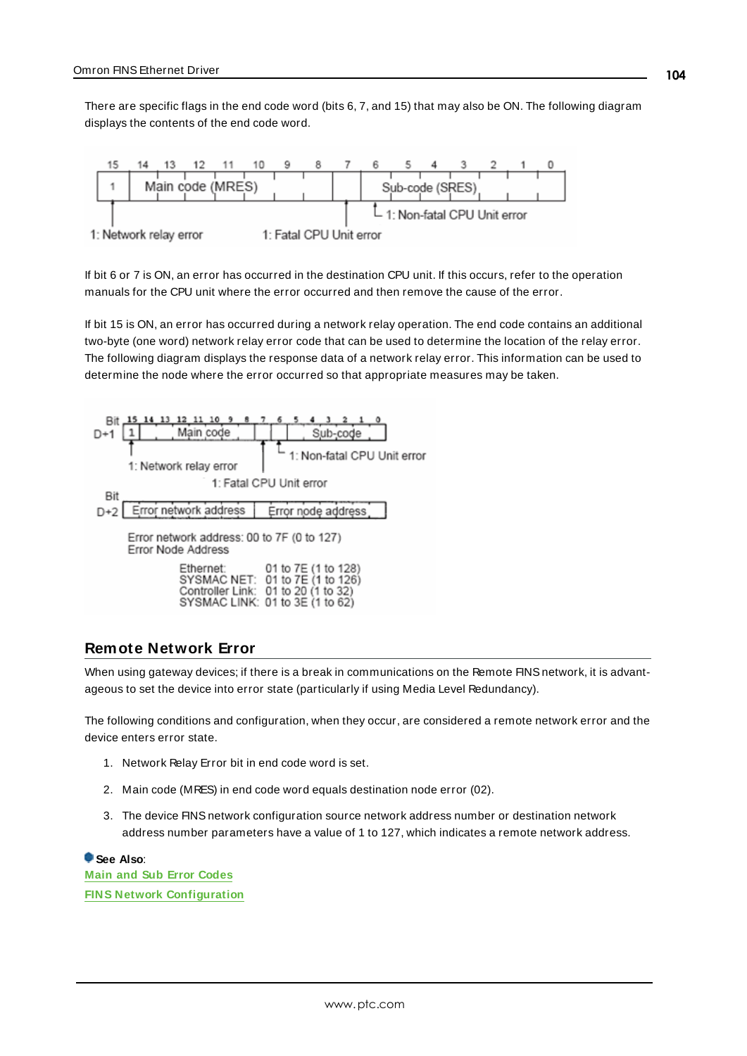There are specific flags in the end code word (bits 6, 7, and 15) that may also be ON. The following diagram displays the contents of the end code word.

| 15 | 14 | 13 | 12 | 11 | 10 | 9 | 8 | 7 | 6 | 5 | 4 | 3 | 2 | 1 | 0 |
|---|---|---|---|---|---|---|---|---|---|---|---|---|---|---|---|
| 1 | Main code (MRES) | | | | | | | | Sub-code (SRES) | | | | | | |

- Bit 15 — 1: Network relay error
- Bit 7 — 1: Fatal CPU Unit error
- Bit 6 — 1: Non-fatal CPU Unit error

If bit 6 or 7 is ON, an error has occurred in the destination CPU unit. If this occurs, refer to the operation manuals for the CPU unit where the error occurred and then remove the cause of the error.

If bit 15 is ON, an error has occurred during a network relay operation. The end code contains an additional two-byte (one word) network relay error code that can be used to determine the location of the relay error. The following diagram displays the response data of a network relay operation. This information can be used to determine the node where the error occurred so that appropriate measures may be taken.

| Bit | 15 | 14 | 13 | 12 | 11 | 10 | 9 | 8 | 7 | 6 | 5 | 4 | 3 | 2 | 1 | 0 |
|---|---|---|---|---|---|---|---|---|---|---|---|---|---|---|---|---|
| D+1 | 1 | Main code | | | | | | | | | Sub-code | | | | | |
| D+2 | Error network address | | | | | | | | Error node address | | | | | | | |

- 1: Network relay error
- 1: Fatal CPU Unit error
- 1: Non-fatal CPU Unit error

Error network address: 00 to 7F (0 to 127)
Error Node Address

| | |
|---|---|
| Ethernet: | 01 to 7E (1 to 128) |
| SYSMAC NET: | 01 to 7E (1 to 126) |
| Controller Link: | 01 to 20 (1 to 32) |
| SYSMAC LINK: | 01 to 3E (1 to 62) |

## Remote Network Error

When using gateway devices; if there is a break in communications on the Remote FINS network, it is advantageous to set the device into error state (particularly if using Media Level Redundancy).

The following conditions and configuration, when they occur, are considered a remote network error and the device enters error state.

1. Network Relay Error bit in end code word is set.
2. Main code (MRES) in end code word equals destination node error (02).
3. The device FINS network configuration source network address number or destination network address number parameters have a value of 1 to 127, which indicates a remote network address.

**See Also**:
Main and Sub Error Codes
FINS Network Configuration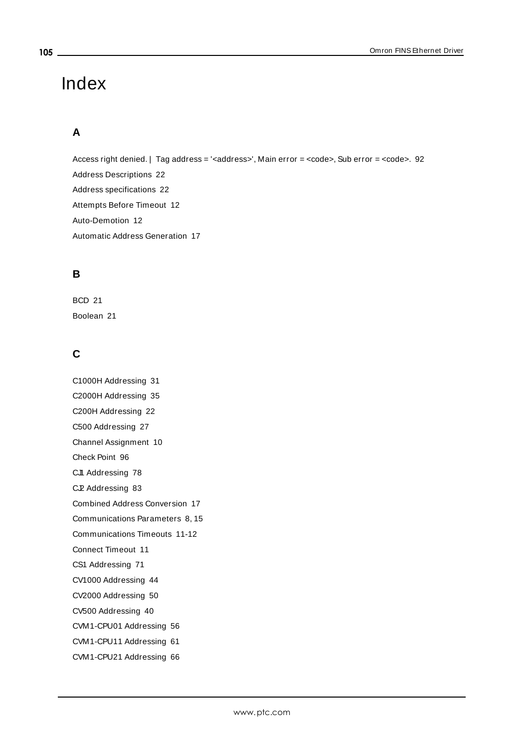# Index

## A

Access right denied. | Tag address = '<address>', Main error = <code>, Sub error = <code>. 92

Address Descriptions 22

Address specifications 22

Attempts Before Timeout 12

Auto-Demotion 12

Automatic Address Generation 17

## B

BCD 21

Boolean 21

## C

C1000H Addressing 31

C2000H Addressing 35

C200H Addressing 22

C500 Addressing 27

Channel Assignment 10

Check Point 96

CJ1 Addressing 78

CJ2 Addressing 83

Combined Address Conversion 17

Communications Parameters 8, 15

Communications Timeouts 11-12

Connect Timeout 11

CS1 Addressing 71

CV1000 Addressing 44

CV2000 Addressing 50

CV500 Addressing 40

CVM1-CPU01 Addressing 56

CVM1-CPU11 Addressing 61

CVM1-CPU21 Addressing 66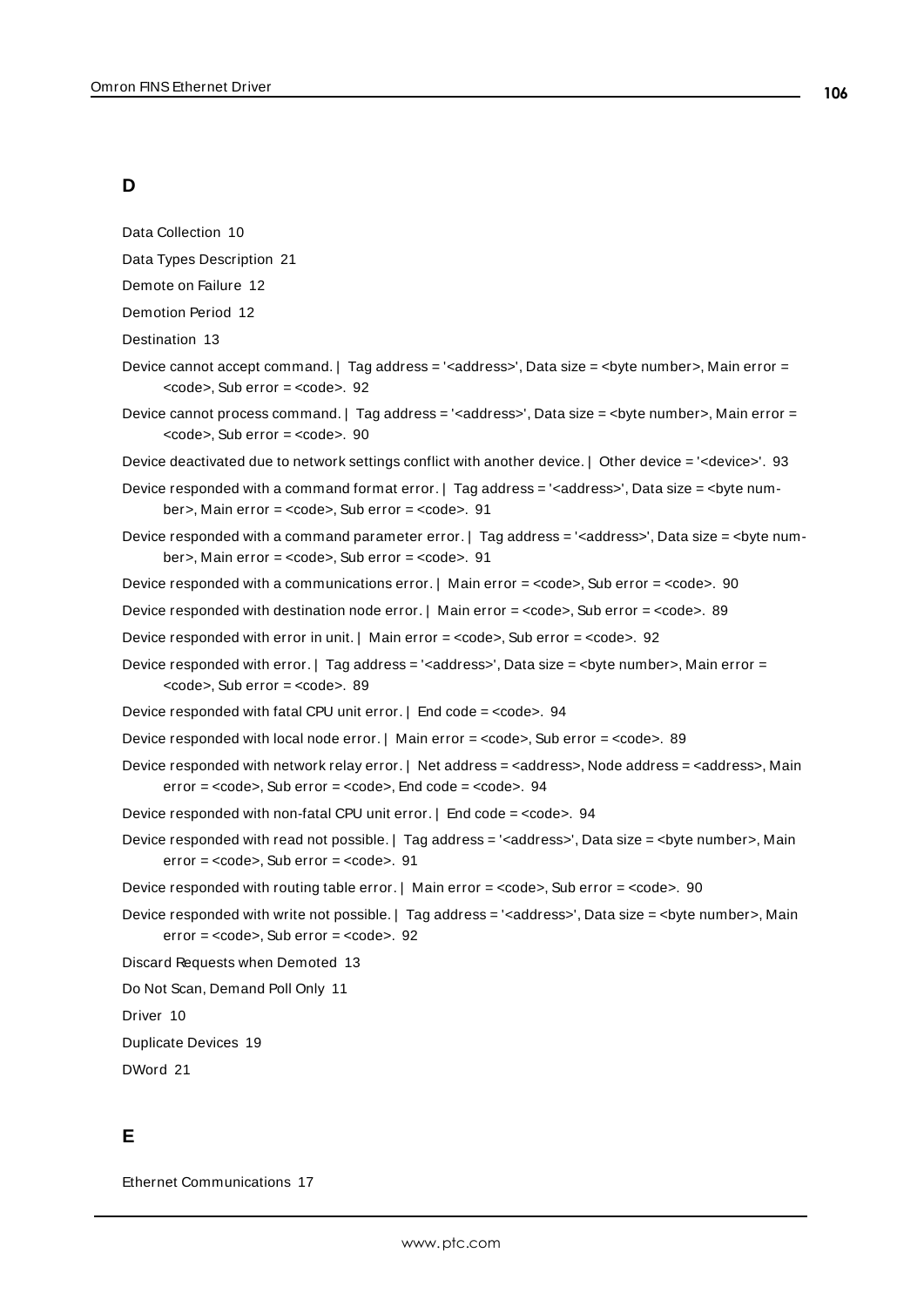## D

Data Collection 10

Data Types Description 21

Demote on Failure 12

Demotion Period 12

Destination 13

Device cannot accept command. | Tag address = '<address>', Data size = <byte number>, Main error = <code>, Sub error = <code>. 92

Device cannot process command. | Tag address = '<address>', Data size = <byte number>, Main error = <code>, Sub error = <code>. 90

Device deactivated due to network settings conflict with another device. | Other device = '<device>'. 93

Device responded with a command format error. | Tag address = '<address>', Data size = <byte number>, Main error = <code>, Sub error = <code>. 91

Device responded with a command parameter error. | Tag address = '<address>', Data size = <byte number>, Main error = <code>, Sub error = <code>. 91

Device responded with a communications error. | Main error = <code>, Sub error = <code>. 90

Device responded with destination node error. | Main error = <code>, Sub error = <code>. 89

Device responded with error in unit. | Main error = <code>, Sub error = <code>. 92

Device responded with error. | Tag address = '<address>', Data size = <byte number>, Main error = <code>, Sub error = <code>. 89

Device responded with fatal CPU unit error. | End code = <code>. 94

Device responded with local node error. | Main error = <code>, Sub error = <code>. 89

Device responded with network relay error. | Net address = <address>, Node address = <address>, Main error = <code>, Sub error = <code>, End code = <code>. 94

Device responded with non-fatal CPU unit error. | End code = <code>. 94

Device responded with read not possible. | Tag address = '<address>', Data size = <byte number>, Main error = <code>, Sub error = <code>. 91

Device responded with routing table error. | Main error = <code>, Sub error = <code>. 90

Device responded with write not possible. | Tag address = '<address>', Data size = <byte number>, Main error = <code>, Sub error = <code>. 92

Discard Requests when Demoted 13

Do Not Scan, Demand Poll Only 11

Driver 10

Duplicate Devices 19

DWord 21

## E

Ethernet Communications 17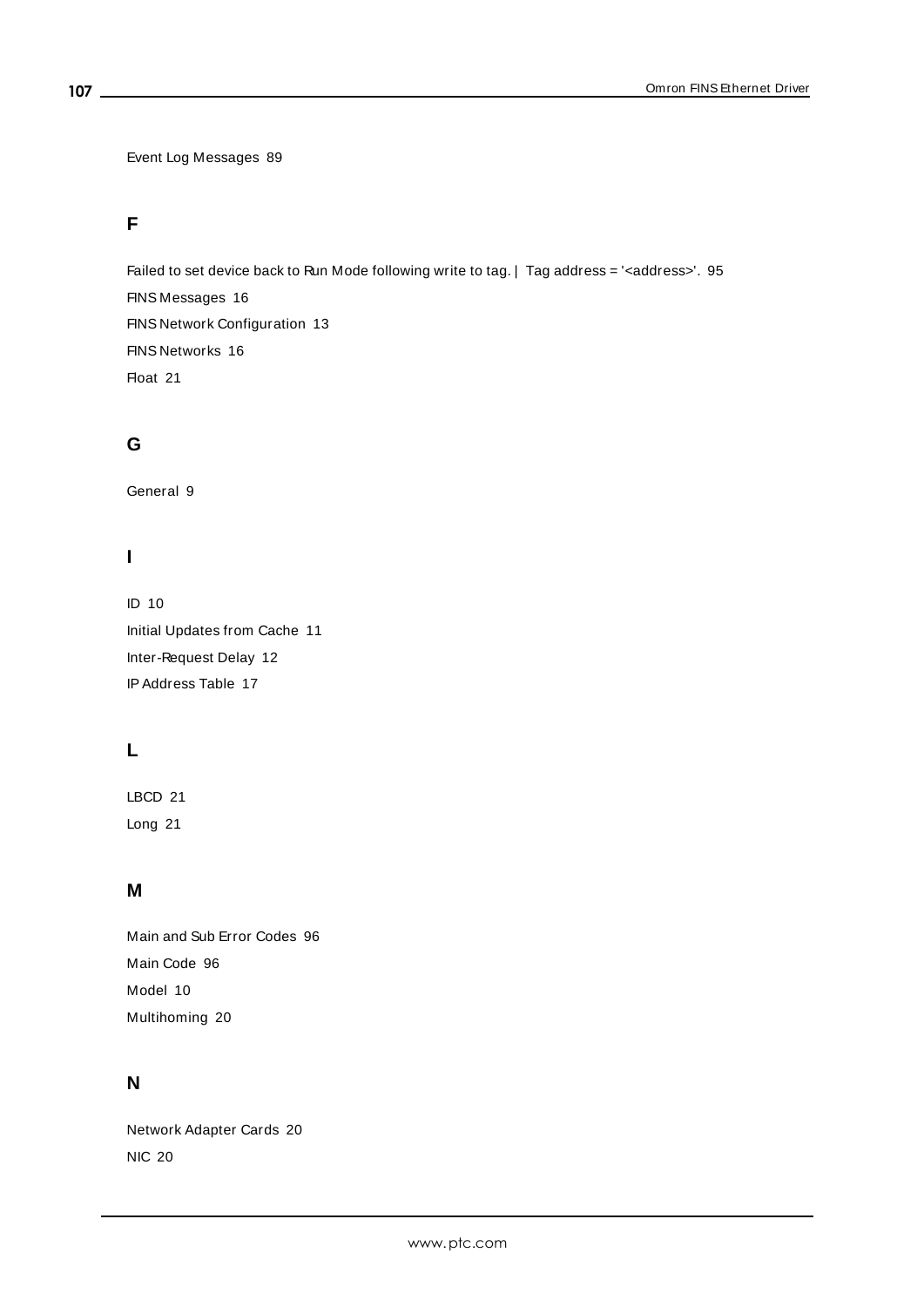Event Log Messages 89

## F

Failed to set device back to Run Mode following write to tag. | Tag address = '<address>'. 95

FINS Messages 16

FINS Network Configuration 13

FINS Networks 16

Float 21

## G

General 9

## I

ID 10

Initial Updates from Cache 11

Inter-Request Delay 12

IP Address Table 17

## L

LBCD 21

Long 21

## M

Main and Sub Error Codes 96

Main Code 96

Model 10

Multihoming 20

## N

Network Adapter Cards 20

NIC 20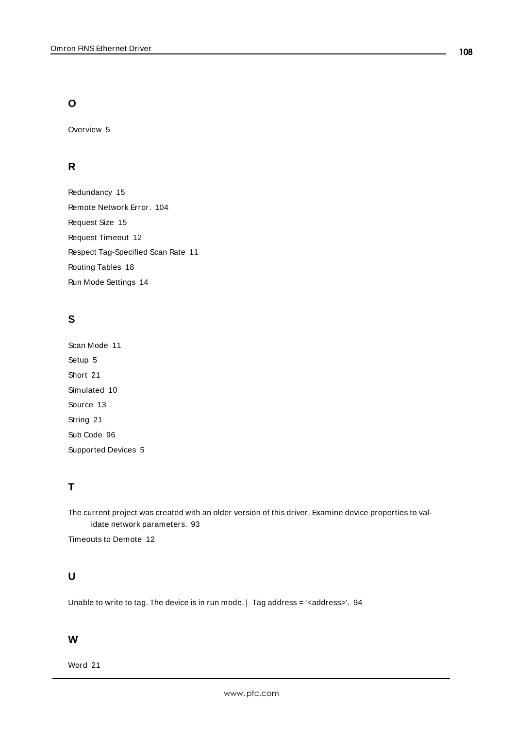## O

Overview 5

## R

Redundancy 15

Remote Network Error. 104

Request Size 15

Request Timeout 12

Respect Tag-Specified Scan Rate 11

Routing Tables 18

Run Mode Settings 14

## S

Scan Mode 11

Setup 5

Short 21

Simulated 10

Source 13

String 21

Sub Code 96

Supported Devices 5

## T

The current project was created with an older version of this driver. Examine device properties to validate network parameters. 93

Timeouts to Demote 12

## U

Unable to write to tag. The device is in run mode. | Tag address = '<address>'. 94

## W

Word 21